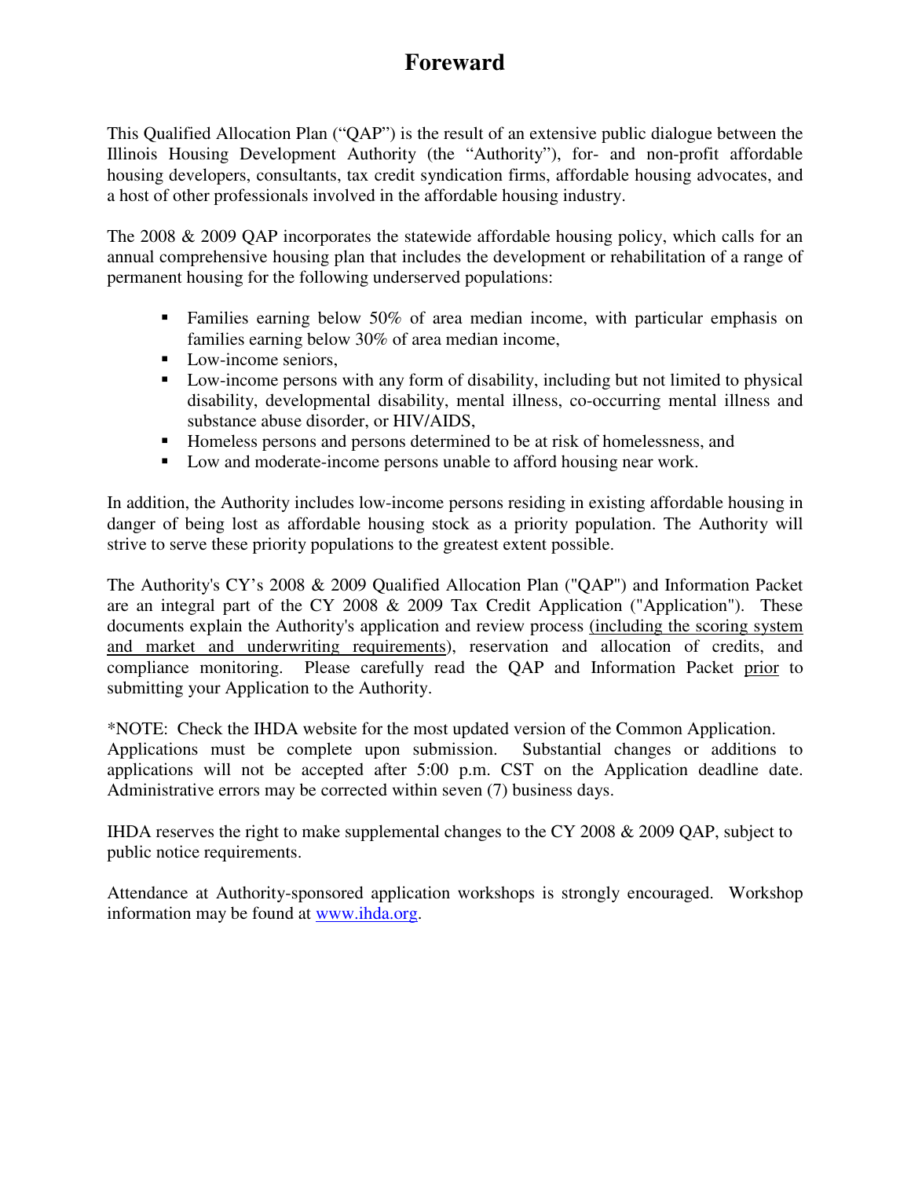# Foreward

This Qualified Allocation Plan ("QAP") is the result of an extensive public dialogue between the Illinois Housing Development Authority (the "Authority"), for- and non-profit affordable housing developers, consultants, tax credit syndication firms, affordable housing advocates, and a host of other professionals involved in the affordable housing industry.

The 2008 & 2009 QAP incorporates the statewide affordable housing policy, which calls for an annual comprehensive housing plan that includes the development or rehabilitation of a range of permanent housing for the following underserved populations:

- Families earning below 50% of area median income, with particular emphasis on families earning below 30% of area median income,
- Low-income seniors,
- Low-income persons with any form of disability, including but not limited to physical disability, developmental disability, mental illness, co-occurring mental illness and substance abuse disorder, or HIV/AIDS,
- Homeless persons and persons determined to be at risk of homelessness, and
- Low and moderate-income persons unable to afford housing near work.

In addition, the Authority includes low-income persons residing in existing affordable housing in danger of being lost as affordable housing stock as a priority population. The Authority will strive to serve these priority populations to the greatest extent possible.

The Authority's CY's 2008 & 2009 Qualified Allocation Plan ("QAP") and Information Packet are an integral part of the CY 2008 & 2009 Tax Credit Application ("Application"). These documents explain the Authority's application and review process <u>(including the scoring system and market and underwriting requirements</u>), reservation and allocation of credits, and compliance monitoring. Please carefully read the QAP and Information Packet <u>prior</u> to submitting your Application to the Authority.

*NOTE: Check the IHDA website for the most updated version of the Common Application. Applications must be complete upon submission. Substantial changes or additions to applications will not be accepted after 5:00 p.m. CST on the Application deadline date. Administrative errors may be corrected within seven (7) business days.

IHDA reserves the right to make supplemental changes to the CY 2008 & 2009 QAP, subject to public notice requirements.

Attendance at Authority-sponsored application workshops is strongly encouraged. Workshop information may be found at [www.ihda.org](http://www.ihda.org).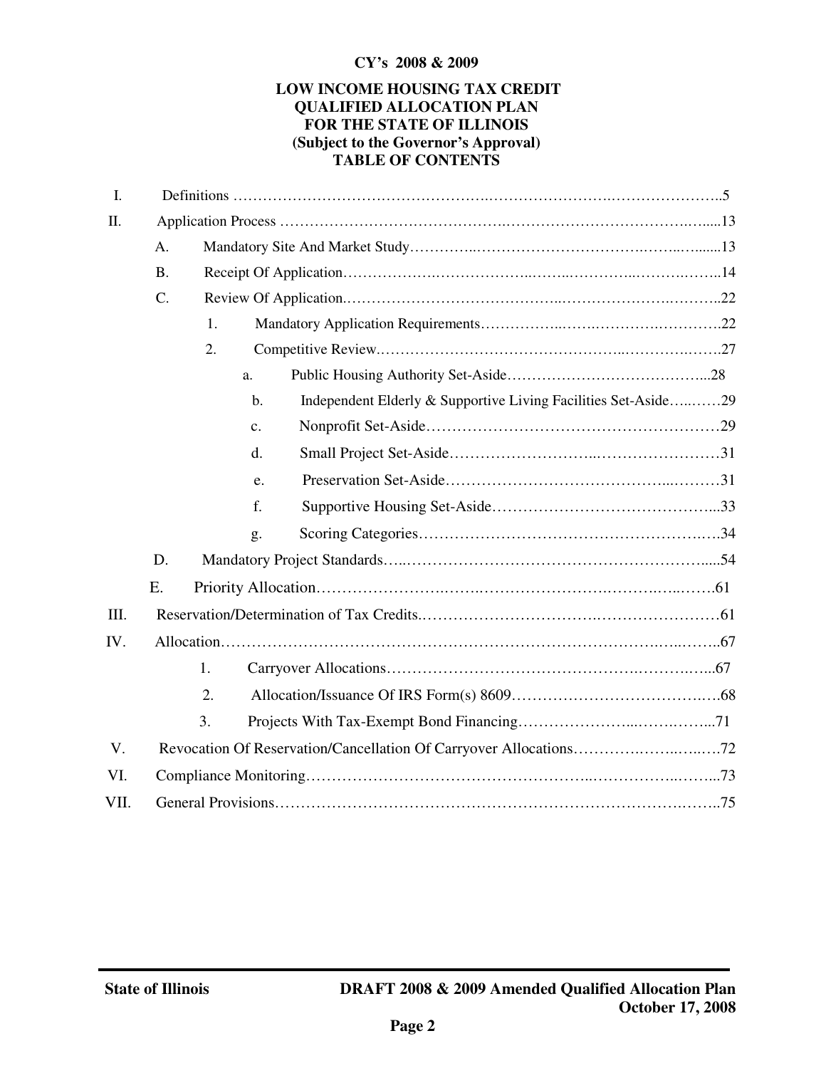**CY's 2008 & 2009**

**LOW INCOME HOUSING TAX CREDIT**
**QUALIFIED ALLOCATION PLAN**
**FOR THE STATE OF ILLINOIS**
**(Subject to the Governor's Approval)**
**TABLE OF CONTENTS**

I. Definitions ........................................................................................5

II. Application Process ........................................................................13

- A. Mandatory Site And Market Study ..................................................13
- B. Receipt Of Application ....................................................................14
- C. Review Of Application.....................................................................22
  - 1. Mandatory Application Requirements ........................................22
  - 2. Competitive Review.......................................................................27
    - a. Public Housing Authority Set-Aside ..........................................28
    - b. Independent Elderly & Supportive Living Facilities Set-Aside ........29
    - c. Nonprofit Set-Aside ..................................................................29
    - d. Small Project Set-Aside ............................................................31
    - e. Preservation Set-Aside .............................................................31
    - f. Supportive Housing Set-Aside ...................................................33
    - g. Scoring Categories ...................................................................34
- D. Mandatory Project Standards ..........................................................54
- E. Priority Allocation ..........................................................................61

III. Reservation/Determination of Tax Credits...........................................61

IV. Allocation.........................................................................................67

- 1. Carryover Allocations ....................................................................67
- 2. Allocation/Issuance Of IRS Form(s) 8609 .......................................68
- 3. Projects With Tax-Exempt Bond Financing ......................................71

V. Revocation Of Reservation/Cancellation Of Carryover Allocations .............72

VI. Compliance Monitoring ......................................................................73

VII. General Provisions............................................................................75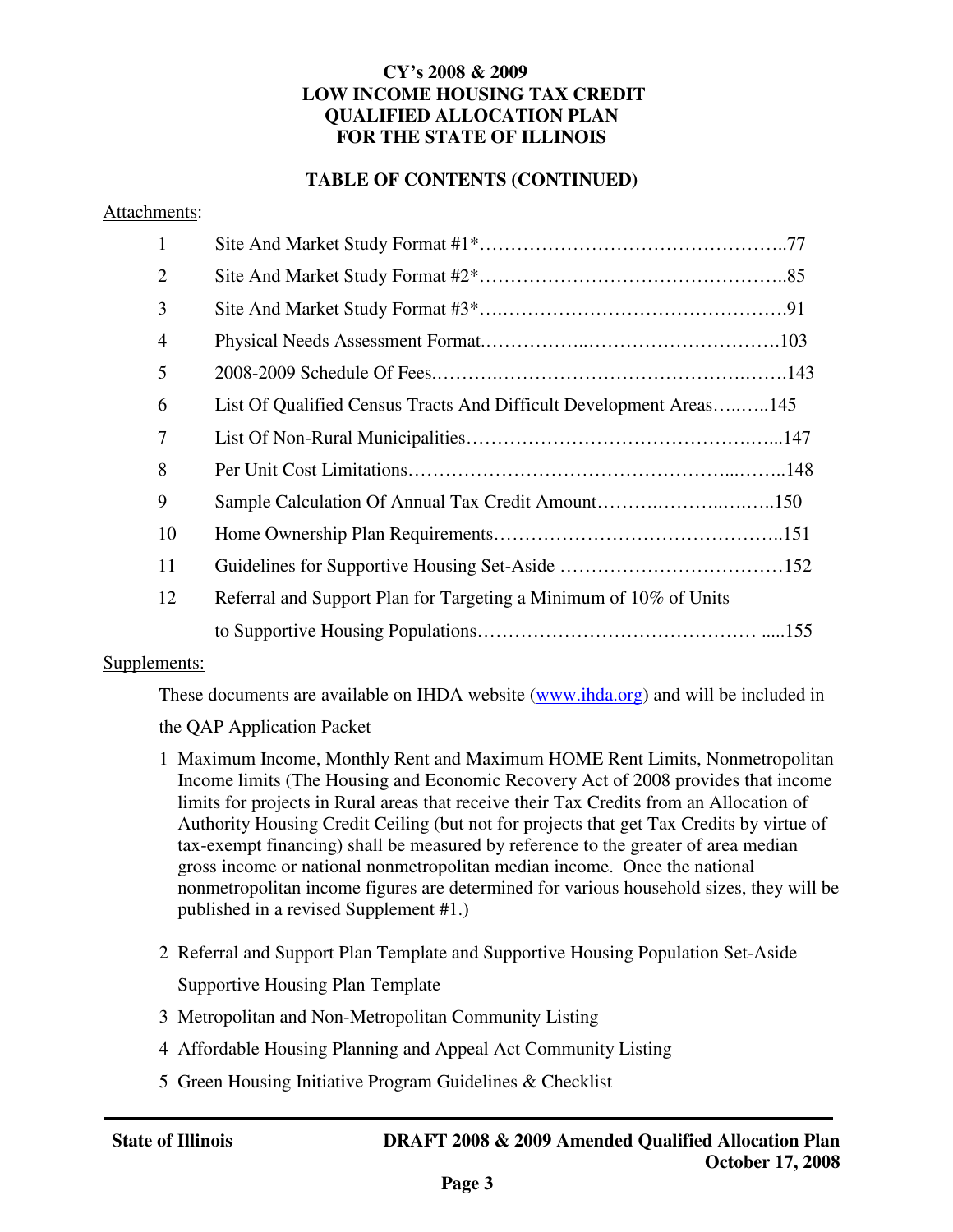**CY's 2008 & 2009**
**LOW INCOME HOUSING TAX CREDIT**
**QUALIFIED ALLOCATION PLAN**
**FOR THE STATE OF ILLINOIS**

**TABLE OF CONTENTS (CONTINUED)**

Attachments:

| | | |
|---|---|---|
| 1 | Site And Market Study Format #1* | 77 |
| 2 | Site And Market Study Format #2* | 85 |
| 3 | Site And Market Study Format #3* | 91 |
| 4 | Physical Needs Assessment Format | 103 |
| 5 | 2008-2009 Schedule Of Fees | 143 |
| 6 | List Of Qualified Census Tracts And Difficult Development Areas | 145 |
| 7 | List Of Non-Rural Municipalities | 147 |
| 8 | Per Unit Cost Limitations | 148 |
| 9 | Sample Calculation Of Annual Tax Credit Amount | 150 |
| 10 | Home Ownership Plan Requirements | 151 |
| 11 | Guidelines for Supportive Housing Set-Aside | 152 |
| 12 | Referral and Support Plan for Targeting a Minimum of 10% of Units to Supportive Housing Populations | 155 |

Supplements:

These documents are available on IHDA website (www.ihda.org) and will be included in the QAP Application Packet

1. Maximum Income, Monthly Rent and Maximum HOME Rent Limits, Nonmetropolitan Income limits (The Housing and Economic Recovery Act of 2008 provides that income limits for projects in Rural areas that receive their Tax Credits from an Allocation of Authority Housing Credit Ceiling (but not for projects that get Tax Credits by virtue of tax-exempt financing) shall be measured by reference to the greater of area median gross income or national nonmetropolitan median income. Once the national nonmetropolitan income figures are determined for various household sizes, they will be published in a revised Supplement #1.)
2. Referral and Support Plan Template and Supportive Housing Population Set-Aside Supportive Housing Plan Template
3. Metropolitan and Non-Metropolitan Community Listing
4. Affordable Housing Planning and Appeal Act Community Listing
5. Green Housing Initiative Program Guidelines & Checklist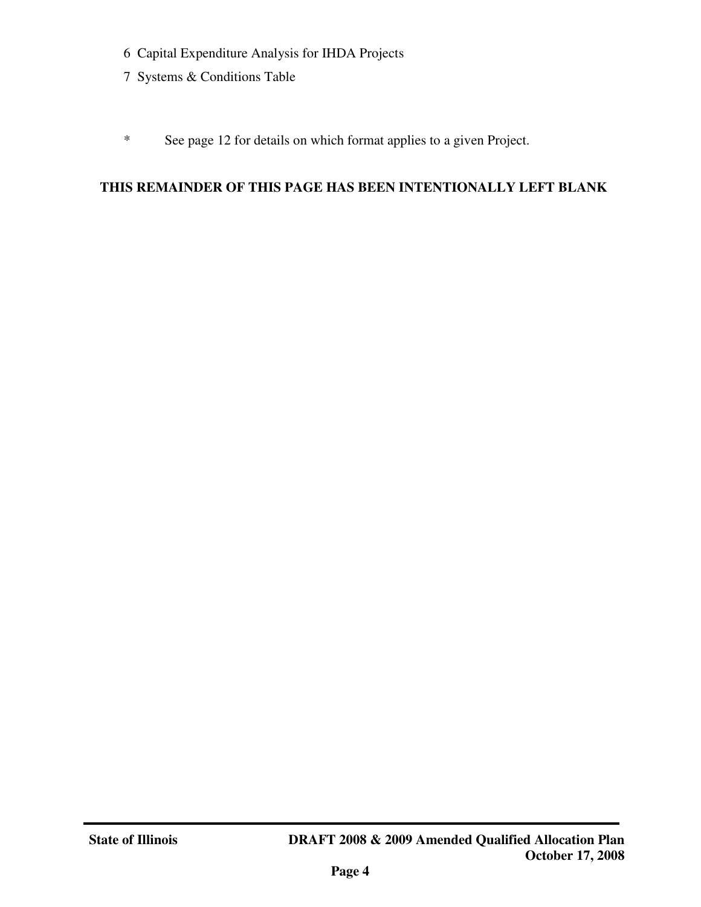6 Capital Expenditure Analysis for IHDA Projects

7 Systems & Conditions Table

\* See page 12 for details on which format applies to a given Project.

**THIS REMAINDER OF THIS PAGE HAS BEEN INTENTIONALLY LEFT BLANK**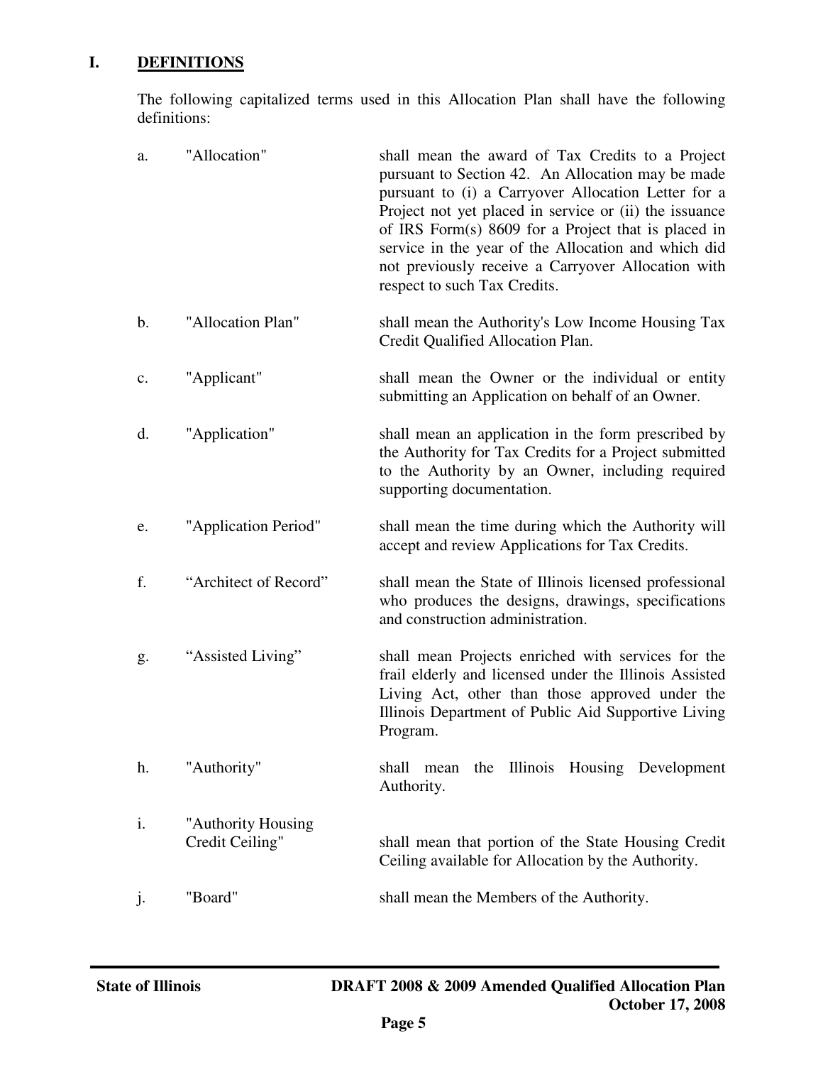# I. DEFINITIONS

The following capitalized terms used in this Allocation Plan shall have the following definitions:

a. "Allocation" shall mean the award of Tax Credits to a Project pursuant to Section 42. An Allocation may be made pursuant to (i) a Carryover Allocation Letter for a Project not yet placed in service or (ii) the issuance of IRS Form(s) 8609 for a Project that is placed in service in the year of the Allocation and which did not previously receive a Carryover Allocation with respect to such Tax Credits.

b. "Allocation Plan" shall mean the Authority's Low Income Housing Tax Credit Qualified Allocation Plan.

c. "Applicant" shall mean the Owner or the individual or entity submitting an Application on behalf of an Owner.

d. "Application" shall mean an application in the form prescribed by the Authority for Tax Credits for a Project submitted to the Authority by an Owner, including required supporting documentation.

e. "Application Period" shall mean the time during which the Authority will accept and review Applications for Tax Credits.

f. "Architect of Record" shall mean the State of Illinois licensed professional who produces the designs, drawings, specifications and construction administration.

g. "Assisted Living" shall mean Projects enriched with services for the frail elderly and licensed under the Illinois Assisted Living Act, other than those approved under the Illinois Department of Public Aid Supportive Living Program.

h. "Authority" shall mean the Illinois Housing Development Authority.

i. "Authority Housing Credit Ceiling" shall mean that portion of the State Housing Credit Ceiling available for Allocation by the Authority.

j. "Board" shall mean the Members of the Authority.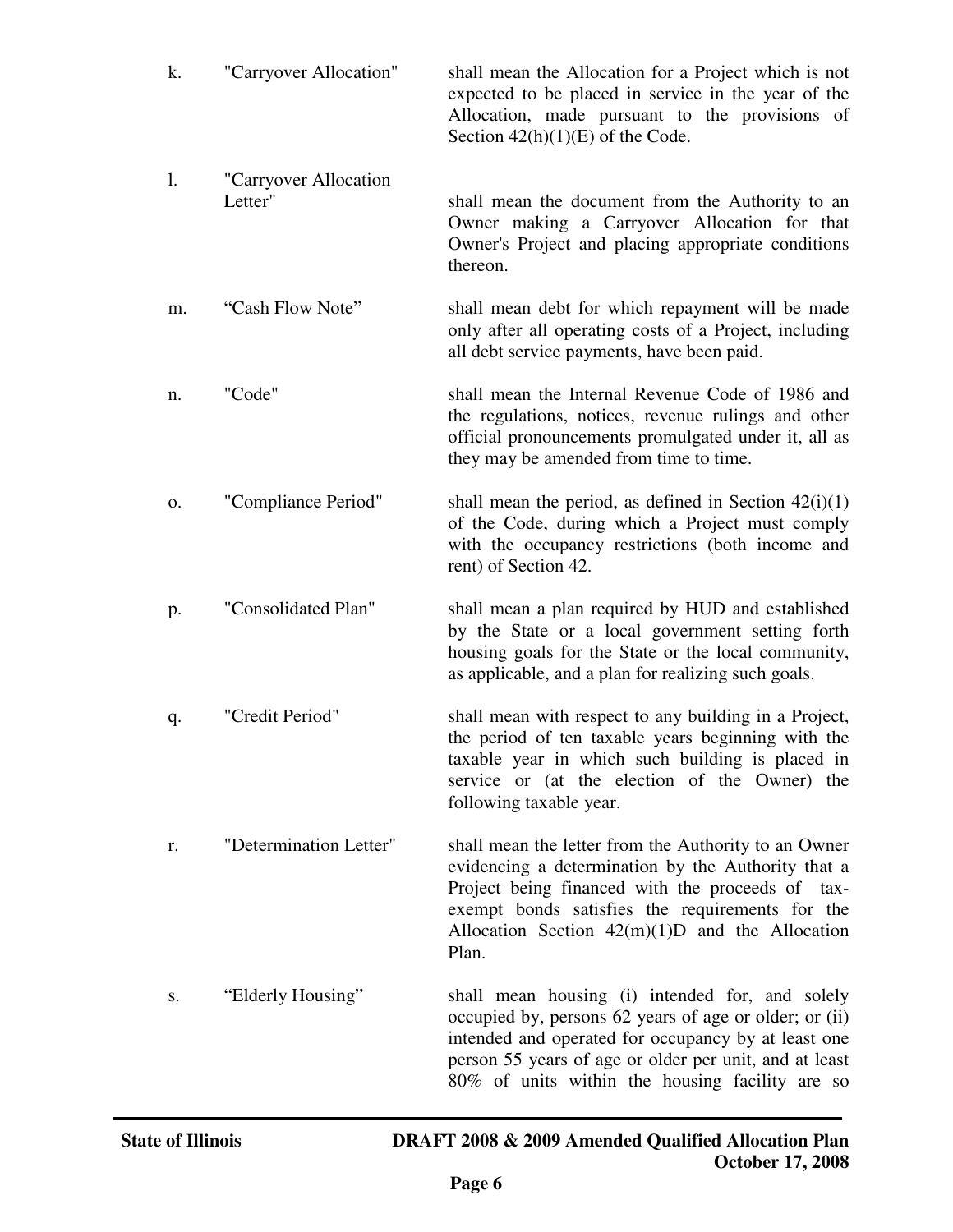k. "Carryover Allocation" shall mean the Allocation for a Project which is not expected to be placed in service in the year of the Allocation, made pursuant to the provisions of Section 42(h)(1)(E) of the Code.

l. "Carryover Allocation Letter" shall mean the document from the Authority to an Owner making a Carryover Allocation for that Owner's Project and placing appropriate conditions thereon.

m. "Cash Flow Note" shall mean debt for which repayment will be made only after all operating costs of a Project, including all debt service payments, have been paid.

n. "Code" shall mean the Internal Revenue Code of 1986 and the regulations, notices, revenue rulings and other official pronouncements promulgated under it, all as they may be amended from time to time.

o. "Compliance Period" shall mean the period, as defined in Section 42(i)(1) of the Code, during which a Project must comply with the occupancy restrictions (both income and rent) of Section 42.

p. "Consolidated Plan" shall mean a plan required by HUD and established by the State or a local government setting forth housing goals for the State or the local community, as applicable, and a plan for realizing such goals.

q. "Credit Period" shall mean with respect to any building in a Project, the period of ten taxable years beginning with the taxable year in which such building is placed in service or (at the election of the Owner) the following taxable year.

r. "Determination Letter" shall mean the letter from the Authority to an Owner evidencing a determination by the Authority that a Project being financed with the proceeds of tax-exempt bonds satisfies the requirements for the Allocation Section 42(m)(1)D and the Allocation Plan.

s. "Elderly Housing" shall mean housing (i) intended for, and solely occupied by, persons 62 years of age or older; or (ii) intended and operated for occupancy by at least one person 55 years of age or older per unit, and at least 80% of units within the housing facility are so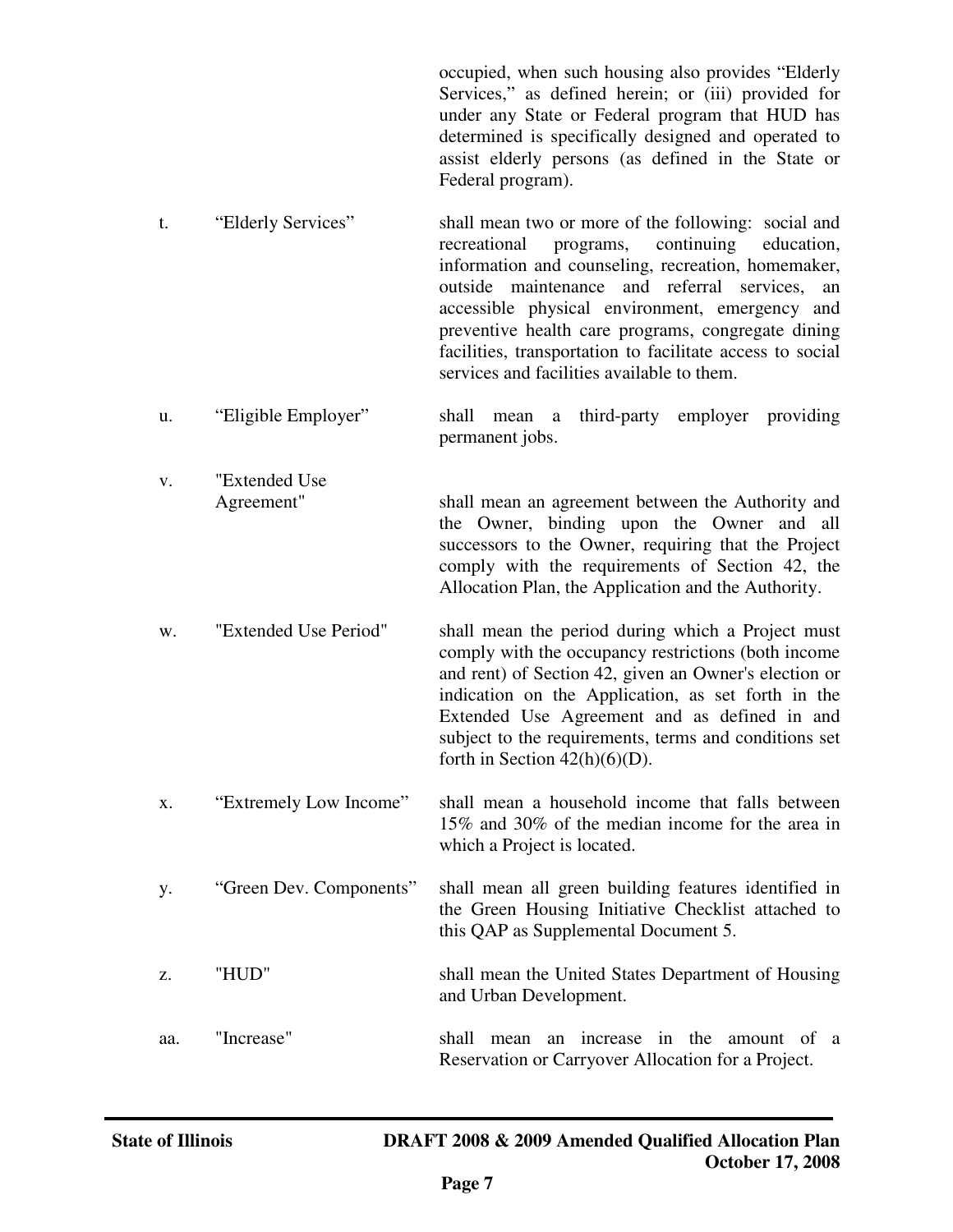occupied, when such housing also provides "Elderly Services," as defined herein; or (iii) provided for under any State or Federal program that HUD has determined is specifically designed and operated to assist elderly persons (as defined in the State or Federal program).

t. "Elderly Services" shall mean two or more of the following: social and recreational programs, continuing education, information and counseling, recreation, homemaker, outside maintenance and referral services, an accessible physical environment, emergency and preventive health care programs, congregate dining facilities, transportation to facilitate access to social services and facilities available to them.

u. "Eligible Employer" shall mean a third-party employer providing permanent jobs.

v. "Extended Use Agreement" shall mean an agreement between the Authority and the Owner, binding upon the Owner and all successors to the Owner, requiring that the Project comply with the requirements of Section 42, the Allocation Plan, the Application and the Authority.

w. "Extended Use Period" shall mean the period during which a Project must comply with the occupancy restrictions (both income and rent) of Section 42, given an Owner's election or indication on the Application, as set forth in the Extended Use Agreement and as defined in and subject to the requirements, terms and conditions set forth in Section 42(h)(6)(D).

x. "Extremely Low Income" shall mean a household income that falls between 15% and 30% of the median income for the area in which a Project is located.

y. "Green Dev. Components" shall mean all green building features identified in the Green Housing Initiative Checklist attached to this QAP as Supplemental Document 5.

z. "HUD" shall mean the United States Department of Housing and Urban Development.

aa. "Increase" shall mean an increase in the amount of a Reservation or Carryover Allocation for a Project.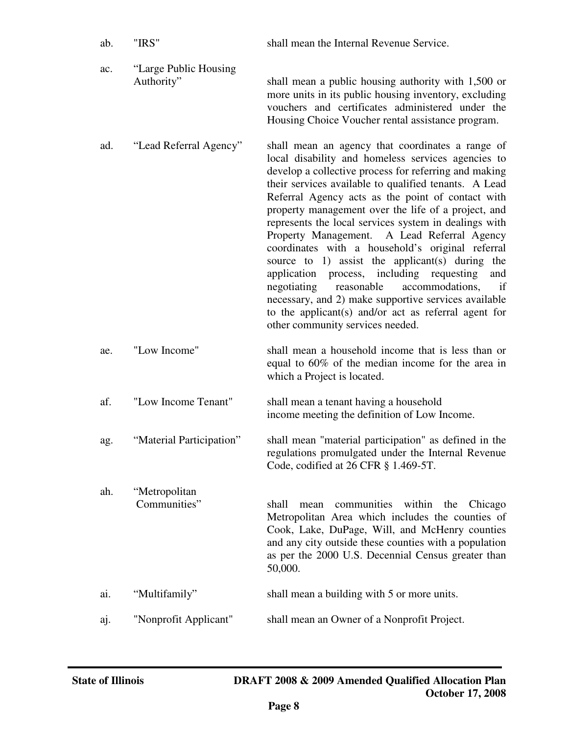| | | |
|---|---|---|
| ab. | "IRS" | shall mean the Internal Revenue Service. |
| ac. | "Large Public Housing Authority" | shall mean a public housing authority with 1,500 or more units in its public housing inventory, excluding vouchers and certificates administered under the Housing Choice Voucher rental assistance program. |
| ad. | "Lead Referral Agency" | shall mean an agency that coordinates a range of local disability and homeless services agencies to develop a collective process for referring and making their services available to qualified tenants. A Lead Referral Agency acts as the point of contact with property management over the life of a project, and represents the local services system in dealings with Property Management. A Lead Referral Agency coordinates with a household's original referral source to 1) assist the applicant(s) during the application process, including requesting and negotiating reasonable accommodations, if necessary, and 2) make supportive services available to the applicant(s) and/or act as referral agent for other community services needed. |
| ae. | "Low Income" | shall mean a household income that is less than or equal to 60% of the median income for the area in which a Project is located. |
| af. | "Low Income Tenant" | shall mean a tenant having a household income meeting the definition of Low Income. |
| ag. | "Material Participation" | shall mean "material participation" as defined in the regulations promulgated under the Internal Revenue Code, codified at 26 CFR § 1.469-5T. |
| ah. | "Metropolitan Communities" | shall mean communities within the Chicago Metropolitan Area which includes the counties of Cook, Lake, DuPage, Will, and McHenry counties and any city outside these counties with a population as per the 2000 U.S. Decennial Census greater than 50,000. |
| ai. | "Multifamily" | shall mean a building with 5 or more units. |
| aj. | "Nonprofit Applicant" | shall mean an Owner of a Nonprofit Project. |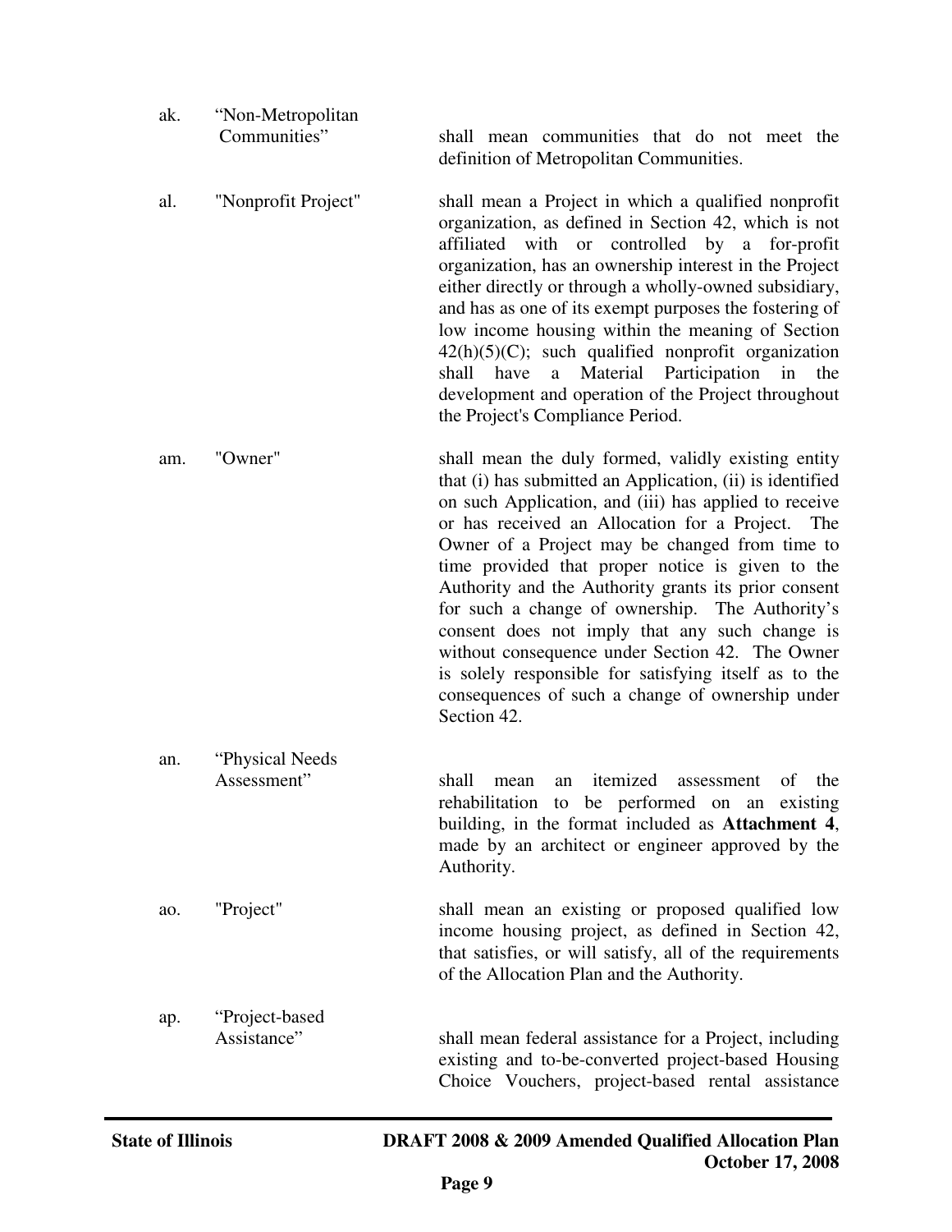ak. "Non-Metropolitan Communities" shall mean communities that do not meet the definition of Metropolitan Communities.

al. "Nonprofit Project" shall mean a Project in which a qualified nonprofit organization, as defined in Section 42, which is not affiliated with or controlled by a for-profit organization, has an ownership interest in the Project either directly or through a wholly-owned subsidiary, and has as one of its exempt purposes the fostering of low income housing within the meaning of Section 42(h)(5)(C); such qualified nonprofit organization shall have a Material Participation in the development and operation of the Project throughout the Project's Compliance Period.

am. "Owner" shall mean the duly formed, validly existing entity that (i) has submitted an Application, (ii) is identified on such Application, and (iii) has applied to receive or has received an Allocation for a Project. The Owner of a Project may be changed from time to time provided that proper notice is given to the Authority and the Authority grants its prior consent for such a change of ownership. The Authority's consent does not imply that any such change is without consequence under Section 42. The Owner is solely responsible for satisfying itself as to the consequences of such a change of ownership under Section 42.

an. "Physical Needs Assessment" shall mean an itemized assessment of the rehabilitation to be performed on an existing building, in the format included as **Attachment 4**, made by an architect or engineer approved by the Authority.

ao. "Project" shall mean an existing or proposed qualified low income housing project, as defined in Section 42, that satisfies, or will satisfy, all of the requirements of the Allocation Plan and the Authority.

ap. "Project-based Assistance" shall mean federal assistance for a Project, including existing and to-be-converted project-based Housing Choice Vouchers, project-based rental assistance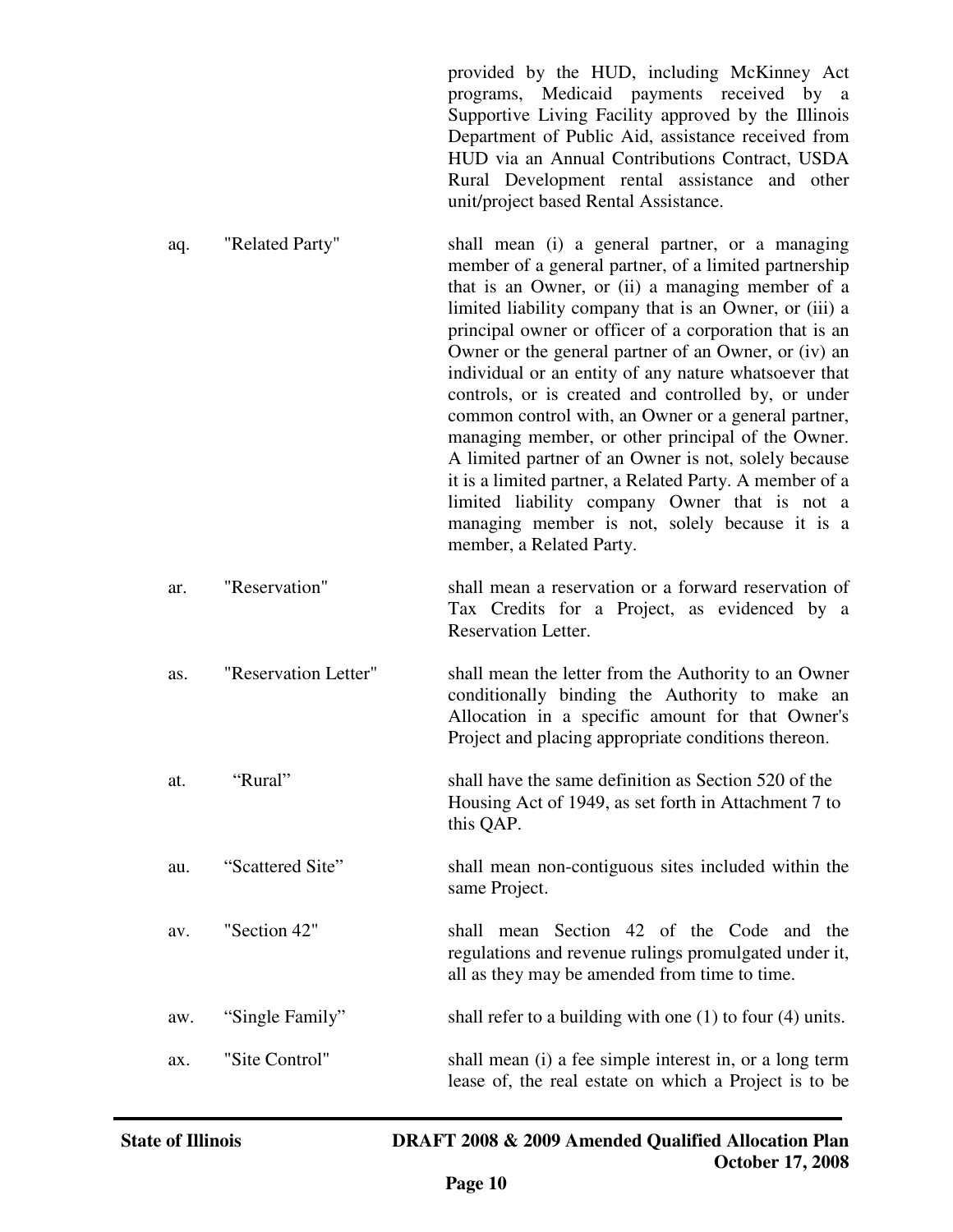provided by the HUD, including McKinney Act programs, Medicaid payments received by a Supportive Living Facility approved by the Illinois Department of Public Aid, assistance received from HUD via an Annual Contributions Contract, USDA Rural Development rental assistance and other unit/project based Rental Assistance.

aq. "Related Party" shall mean (i) a general partner, or a managing member of a general partner, of a limited partnership that is an Owner, or (ii) a managing member of a limited liability company that is an Owner, or (iii) a principal owner or officer of a corporation that is an Owner or the general partner of an Owner, or (iv) an individual or an entity of any nature whatsoever that controls, or is created and controlled by, or under common control with, an Owner or a general partner, managing member, or other principal of the Owner. A limited partner of an Owner is not, solely because it is a limited partner, a Related Party. A member of a limited liability company Owner that is not a managing member is not, solely because it is a member, a Related Party.

ar. "Reservation" shall mean a reservation or a forward reservation of Tax Credits for a Project, as evidenced by a Reservation Letter.

as. "Reservation Letter" shall mean the letter from the Authority to an Owner conditionally binding the Authority to make an Allocation in a specific amount for that Owner's Project and placing appropriate conditions thereon.

at. "Rural" shall have the same definition as Section 520 of the Housing Act of 1949, as set forth in Attachment 7 to this QAP.

au. "Scattered Site" shall mean non-contiguous sites included within the same Project.

av. "Section 42" shall mean Section 42 of the Code and the regulations and revenue rulings promulgated under it, all as they may be amended from time to time.

aw. "Single Family" shall refer to a building with one (1) to four (4) units.

ax. "Site Control" shall mean (i) a fee simple interest in, or a long term lease of, the real estate on which a Project is to be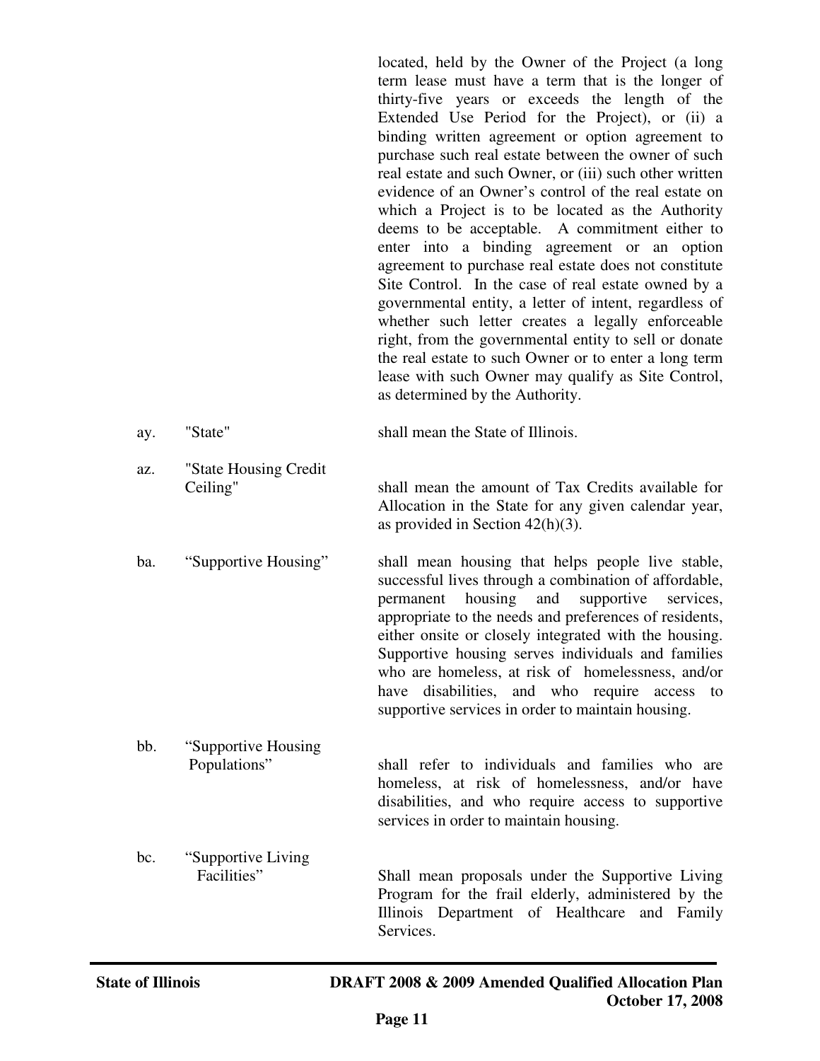located, held by the Owner of the Project (a long term lease must have a term that is the longer of thirty-five years or exceeds the length of the Extended Use Period for the Project), or (ii) a binding written agreement or option agreement to purchase such real estate between the owner of such real estate and such Owner, or (iii) such other written evidence of an Owner's control of the real estate on which a Project is to be located as the Authority deems to be acceptable. A commitment either to enter into a binding agreement or an option agreement to purchase real estate does not constitute Site Control. In the case of real estate owned by a governmental entity, a letter of intent, regardless of whether such letter creates a legally enforceable right, from the governmental entity to sell or donate the real estate to such Owner or to enter a long term lease with such Owner may qualify as Site Control, as determined by the Authority.

ay. "State" shall mean the State of Illinois.

az. "State Housing Credit Ceiling" shall mean the amount of Tax Credits available for Allocation in the State for any given calendar year, as provided in Section 42(h)(3).

ba. "Supportive Housing" shall mean housing that helps people live stable, successful lives through a combination of affordable, permanent housing and supportive services, appropriate to the needs and preferences of residents, either onsite or closely integrated with the housing. Supportive housing serves individuals and families who are homeless, at risk of homelessness, and/or have disabilities, and who require access to supportive services in order to maintain housing.

bb. "Supportive Housing Populations" shall refer to individuals and families who are homeless, at risk of homelessness, and/or have disabilities, and who require access to supportive services in order to maintain housing.

bc. "Supportive Living Facilities" Shall mean proposals under the Supportive Living Program for the frail elderly, administered by the Illinois Department of Healthcare and Family Services.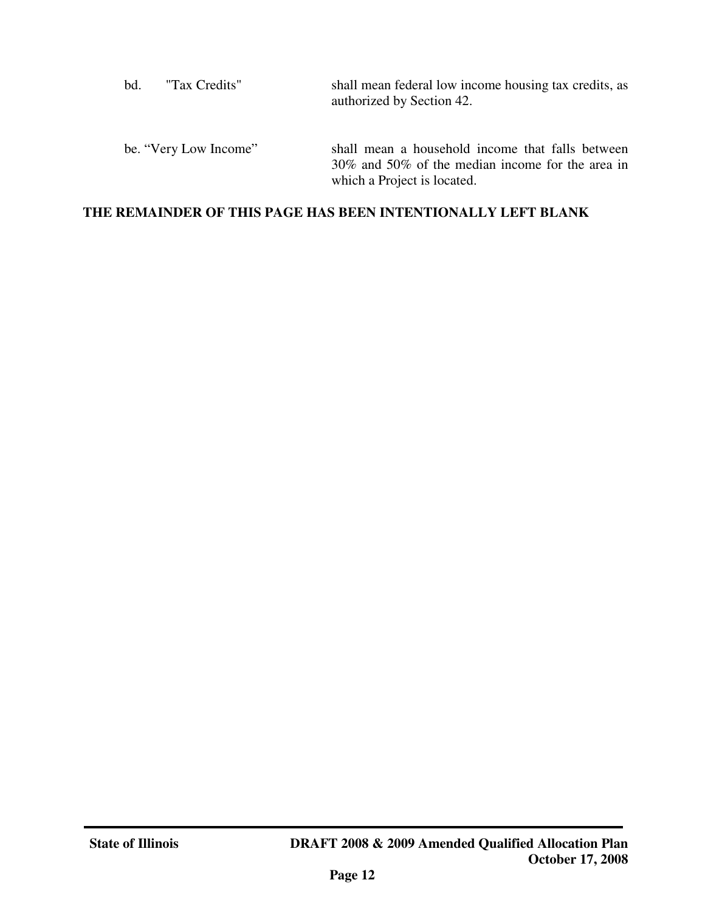bd. "Tax Credits" shall mean federal low income housing tax credits, as authorized by Section 42.

be. "Very Low Income" shall mean a household income that falls between 30% and 50% of the median income for the area in which a Project is located.

**THE REMAINDER OF THIS PAGE HAS BEEN INTENTIONALLY LEFT BLANK**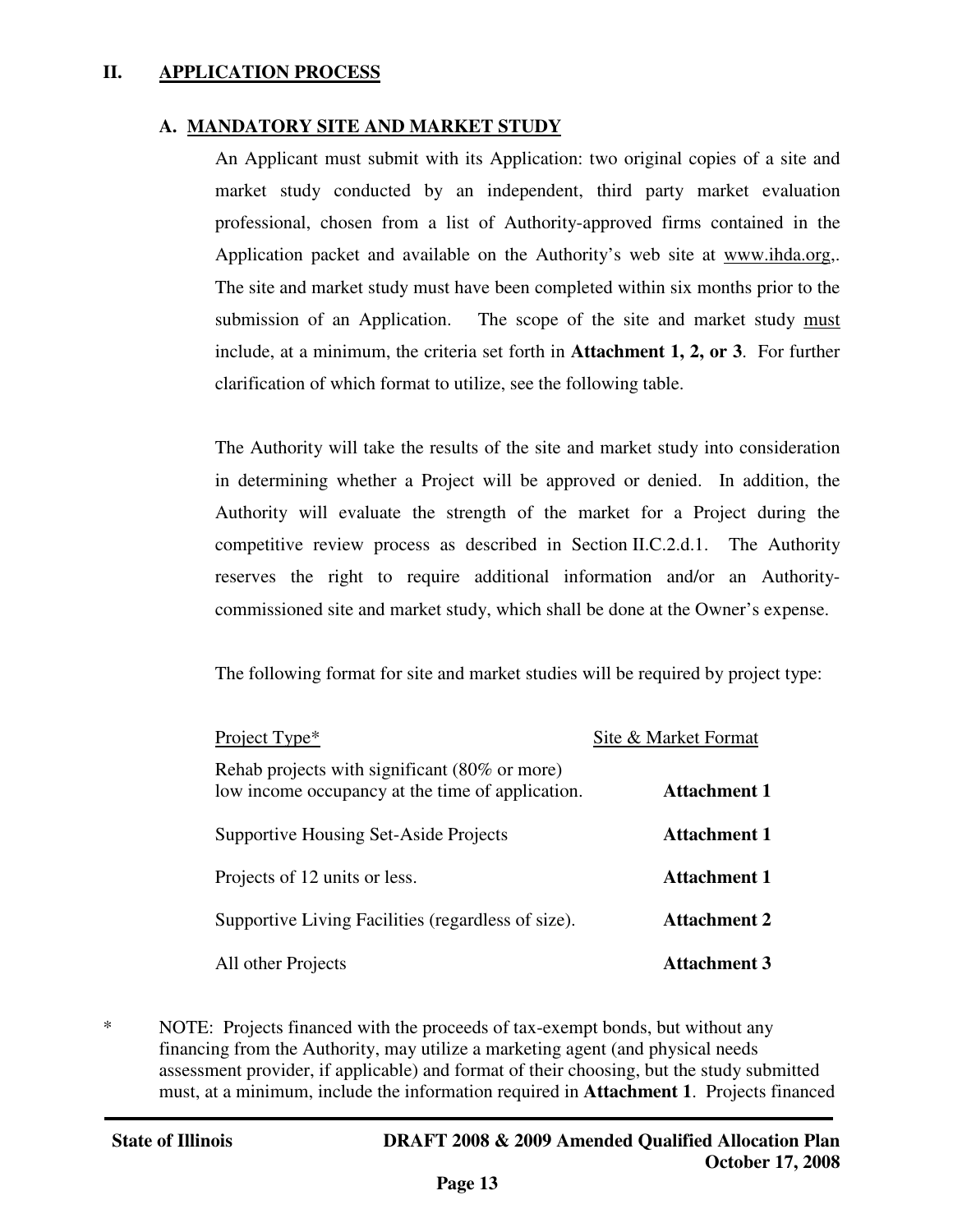## II. APPLICATION PROCESS

### A. MANDATORY SITE AND MARKET STUDY

An Applicant must submit with its Application: two original copies of a site and market study conducted by an independent, third party market evaluation professional, chosen from a list of Authority-approved firms contained in the Application packet and available on the Authority's web site at www.ihda.org,. The site and market study must have been completed within six months prior to the submission of an Application. The scope of the site and market study must include, at a minimum, the criteria set forth in **Attachment 1, 2, or 3**. For further clarification of which format to utilize, see the following table.

The Authority will take the results of the site and market study into consideration in determining whether a Project will be approved or denied. In addition, the Authority will evaluate the strength of the market for a Project during the competitive review process as described in Section II.C.2.d.1. The Authority reserves the right to require additional information and/or an Authority-commissioned site and market study, which shall be done at the Owner's expense.

The following format for site and market studies will be required by project type:

| Project Type* | Site & Market Format |
|---|---|
| Rehab projects with significant (80% or more) low income occupancy at the time of application. | **Attachment 1** |
| Supportive Housing Set-Aside Projects | **Attachment 1** |
| Projects of 12 units or less. | **Attachment 1** |
| Supportive Living Facilities (regardless of size). | **Attachment 2** |
| All other Projects | **Attachment 3** |

\* NOTE: Projects financed with the proceeds of tax-exempt bonds, but without any financing from the Authority, may utilize a marketing agent (and physical needs assessment provider, if applicable) and format of their choosing, but the study submitted must, at a minimum, include the information required in **Attachment 1**. Projects financed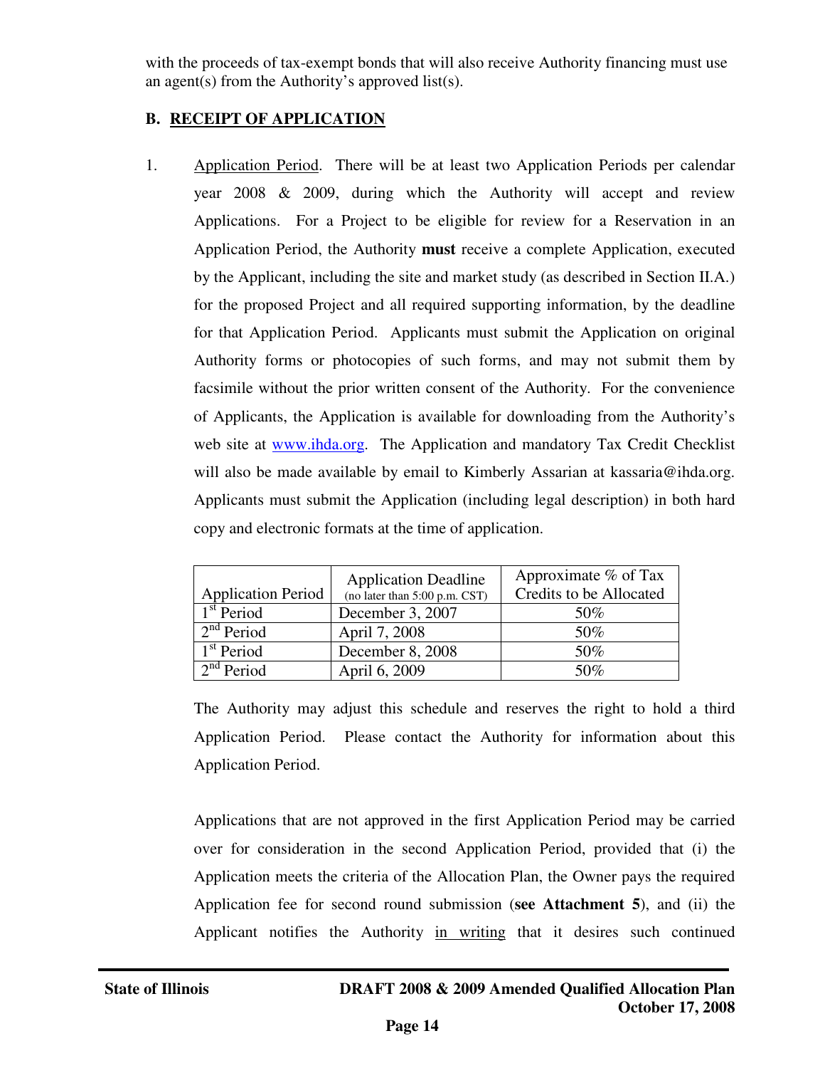with the proceeds of tax-exempt bonds that will also receive Authority financing must use an agent(s) from the Authority's approved list(s).

## B. RECEIPT OF APPLICATION

1. Application Period. There will be at least two Application Periods per calendar year 2008 & 2009, during which the Authority will accept and review Applications. For a Project to be eligible for review for a Reservation in an Application Period, the Authority **must** receive a complete Application, executed by the Applicant, including the site and market study (as described in Section II.A.) for the proposed Project and all required supporting information, by the deadline for that Application Period. Applicants must submit the Application on original Authority forms or photocopies of such forms, and may not submit them by facsimile without the prior written consent of the Authority. For the convenience of Applicants, the Application is available for downloading from the Authority's web site at www.ihda.org. The Application and mandatory Tax Credit Checklist will also be made available by email to Kimberly Assarian at kassaria@ihda.org. Applicants must submit the Application (including legal description) in both hard copy and electronic formats at the time of application.

| Application Period | Application Deadline (no later than 5:00 p.m. CST) | Approximate % of Tax Credits to be Allocated |
|---|---|---|
| 1st Period | December 3, 2007 | 50% |
| 2nd Period | April 7, 2008 | 50% |
| 1st Period | December 8, 2008 | 50% |
| 2nd Period | April 6, 2009 | 50% |

The Authority may adjust this schedule and reserves the right to hold a third Application Period. Please contact the Authority for information about this Application Period.

Applications that are not approved in the first Application Period may be carried over for consideration in the second Application Period, provided that (i) the Application meets the criteria of the Allocation Plan, the Owner pays the required Application fee for second round submission (**see Attachment 5**), and (ii) the Applicant notifies the Authority in writing that it desires such continued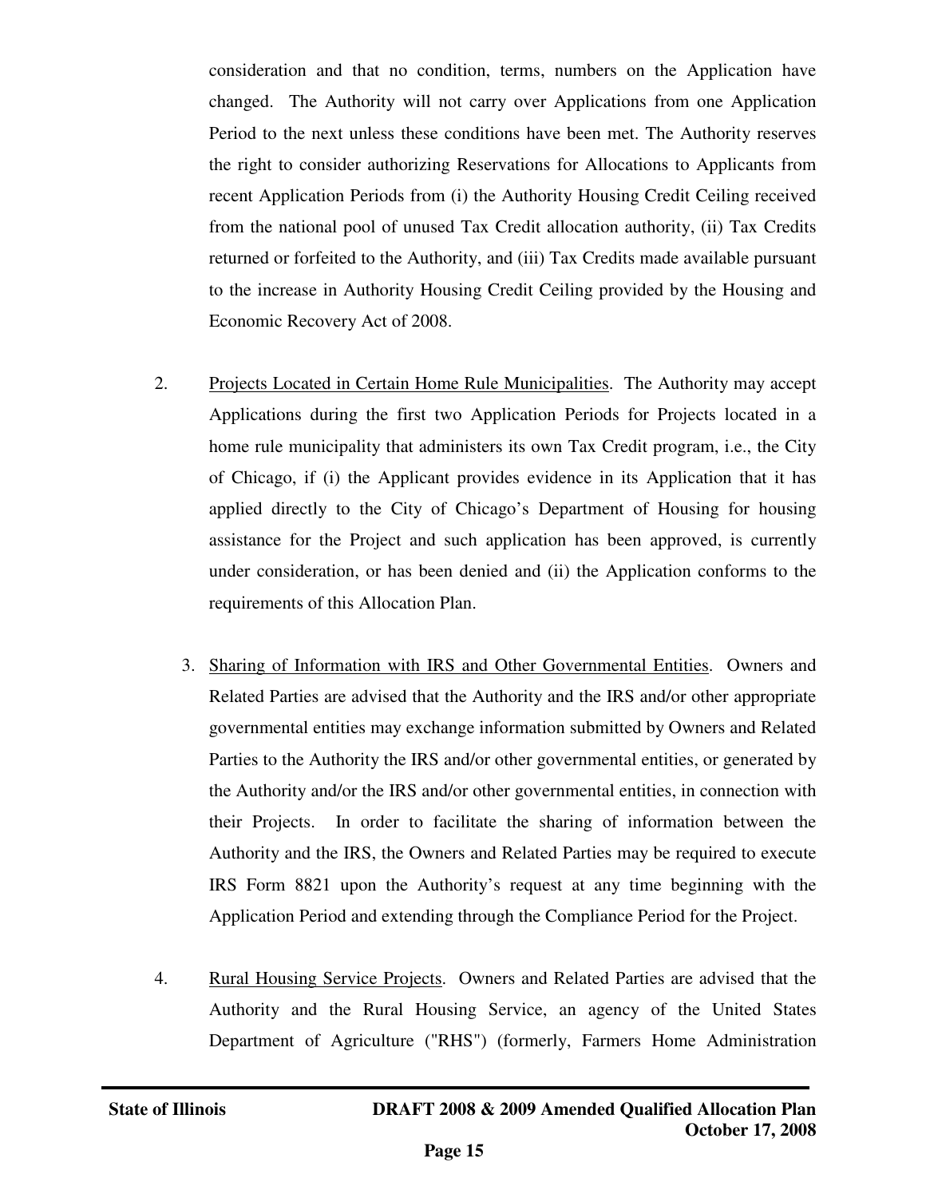consideration and that no condition, terms, numbers on the Application have changed. The Authority will not carry over Applications from one Application Period to the next unless these conditions have been met. The Authority reserves the right to consider authorizing Reservations for Allocations to Applicants from recent Application Periods from (i) the Authority Housing Credit Ceiling received from the national pool of unused Tax Credit allocation authority, (ii) Tax Credits returned or forfeited to the Authority, and (iii) Tax Credits made available pursuant to the increase in Authority Housing Credit Ceiling provided by the Housing and Economic Recovery Act of 2008.

2. Projects Located in Certain Home Rule Municipalities. The Authority may accept Applications during the first two Application Periods for Projects located in a home rule municipality that administers its own Tax Credit program, i.e., the City of Chicago, if (i) the Applicant provides evidence in its Application that it has applied directly to the City of Chicago's Department of Housing for housing assistance for the Project and such application has been approved, is currently under consideration, or has been denied and (ii) the Application conforms to the requirements of this Allocation Plan.

3. Sharing of Information with IRS and Other Governmental Entities. Owners and Related Parties are advised that the Authority and the IRS and/or other appropriate governmental entities may exchange information submitted by Owners and Related Parties to the Authority the IRS and/or other governmental entities, or generated by the Authority and/or the IRS and/or other governmental entities, in connection with their Projects. In order to facilitate the sharing of information between the Authority and the IRS, the Owners and Related Parties may be required to execute IRS Form 8821 upon the Authority's request at any time beginning with the Application Period and extending through the Compliance Period for the Project.

4. Rural Housing Service Projects. Owners and Related Parties are advised that the Authority and the Rural Housing Service, an agency of the United States Department of Agriculture ("RHS") (formerly, Farmers Home Administration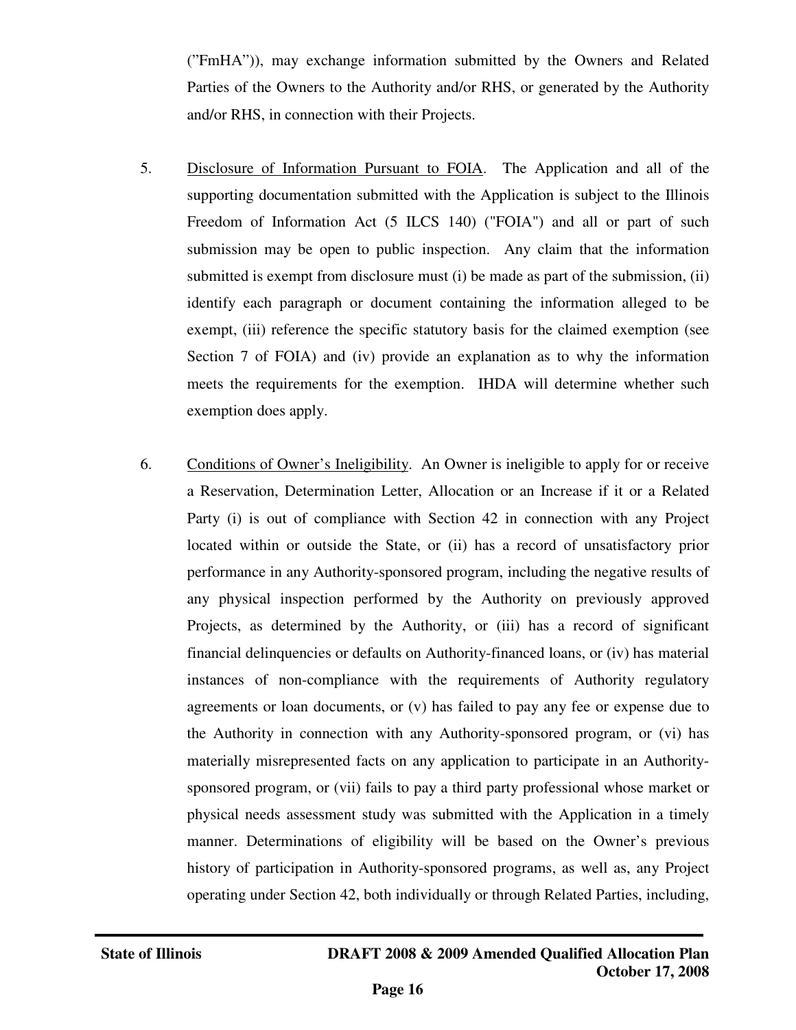("FmHA")), may exchange information submitted by the Owners and Related Parties of the Owners to the Authority and/or RHS, or generated by the Authority and/or RHS, in connection with their Projects.

5. Disclosure of Information Pursuant to FOIA. The Application and all of the supporting documentation submitted with the Application is subject to the Illinois Freedom of Information Act (5 ILCS 140) ("FOIA") and all or part of such submission may be open to public inspection. Any claim that the information submitted is exempt from disclosure must (i) be made as part of the submission, (ii) identify each paragraph or document containing the information alleged to be exempt, (iii) reference the specific statutory basis for the claimed exemption (see Section 7 of FOIA) and (iv) provide an explanation as to why the information meets the requirements for the exemption. IHDA will determine whether such exemption does apply.

6. Conditions of Owner's Ineligibility. An Owner is ineligible to apply for or receive a Reservation, Determination Letter, Allocation or an Increase if it or a Related Party (i) is out of compliance with Section 42 in connection with any Project located within or outside the State, or (ii) has a record of unsatisfactory prior performance in any Authority-sponsored program, including the negative results of any physical inspection performed by the Authority on previously approved Projects, as determined by the Authority, or (iii) has a record of significant financial delinquencies or defaults on Authority-financed loans, or (iv) has material instances of non-compliance with the requirements of Authority regulatory agreements or loan documents, or (v) has failed to pay any fee or expense due to the Authority in connection with any Authority-sponsored program, or (vi) has materially misrepresented facts on any application to participate in an Authority-sponsored program, or (vii) fails to pay a third party professional whose market or physical needs assessment study was submitted with the Application in a timely manner. Determinations of eligibility will be based on the Owner's previous history of participation in Authority-sponsored programs, as well as, any Project operating under Section 42, both individually or through Related Parties, including,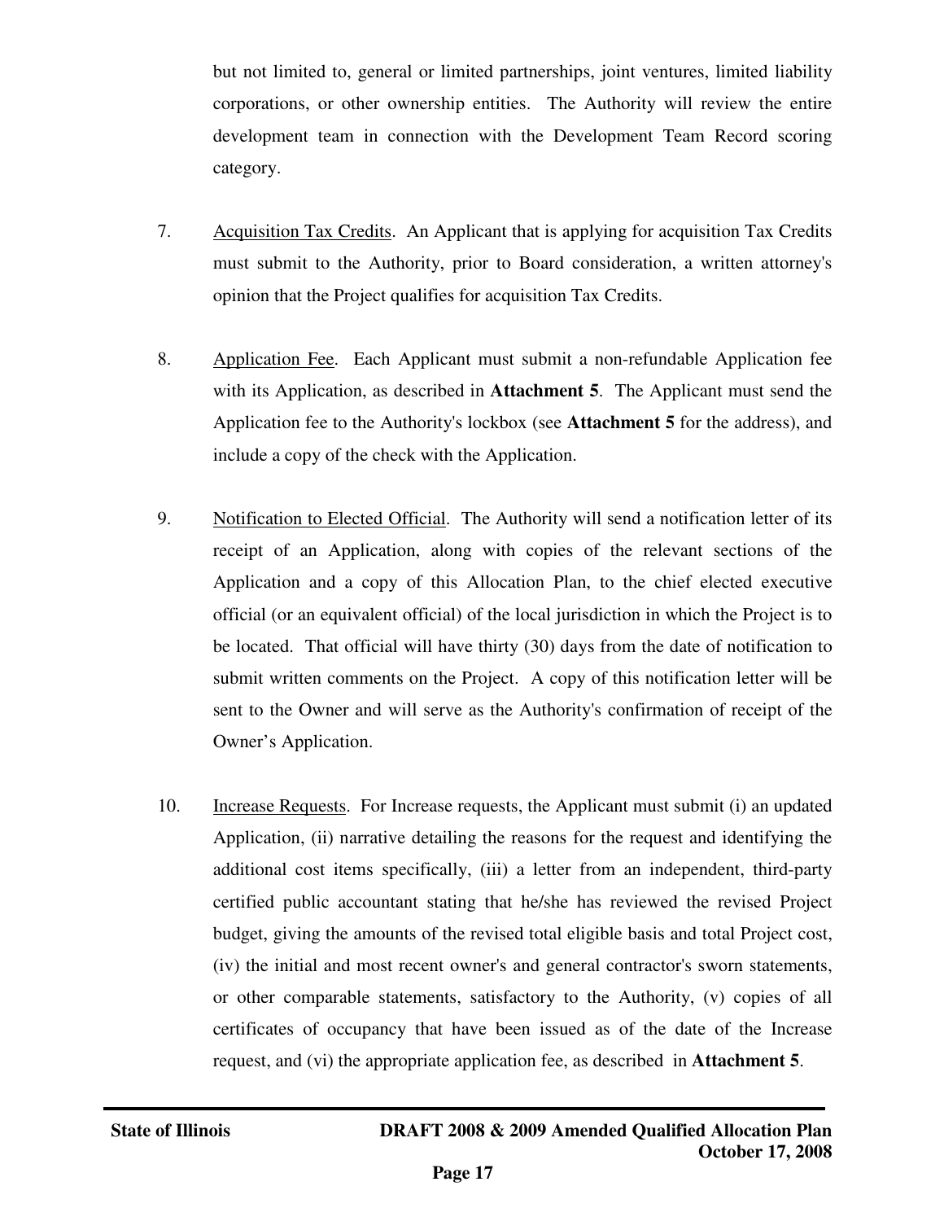but not limited to, general or limited partnerships, joint ventures, limited liability corporations, or other ownership entities. The Authority will review the entire development team in connection with the Development Team Record scoring category.

7. Acquisition Tax Credits. An Applicant that is applying for acquisition Tax Credits must submit to the Authority, prior to Board consideration, a written attorney's opinion that the Project qualifies for acquisition Tax Credits.

8. Application Fee. Each Applicant must submit a non-refundable Application fee with its Application, as described in **Attachment 5**. The Applicant must send the Application fee to the Authority's lockbox (see **Attachment 5** for the address), and include a copy of the check with the Application.

9. Notification to Elected Official. The Authority will send a notification letter of its receipt of an Application, along with copies of the relevant sections of the Application and a copy of this Allocation Plan, to the chief elected executive official (or an equivalent official) of the local jurisdiction in which the Project is to be located. That official will have thirty (30) days from the date of notification to submit written comments on the Project. A copy of this notification letter will be sent to the Owner and will serve as the Authority's confirmation of receipt of the Owner's Application.

10. Increase Requests. For Increase requests, the Applicant must submit (i) an updated Application, (ii) narrative detailing the reasons for the request and identifying the additional cost items specifically, (iii) a letter from an independent, third-party certified public accountant stating that he/she has reviewed the revised Project budget, giving the amounts of the revised total eligible basis and total Project cost, (iv) the initial and most recent owner's and general contractor's sworn statements, or other comparable statements, satisfactory to the Authority, (v) copies of all certificates of occupancy that have been issued as of the date of the Increase request, and (vi) the appropriate application fee, as described in **Attachment 5**.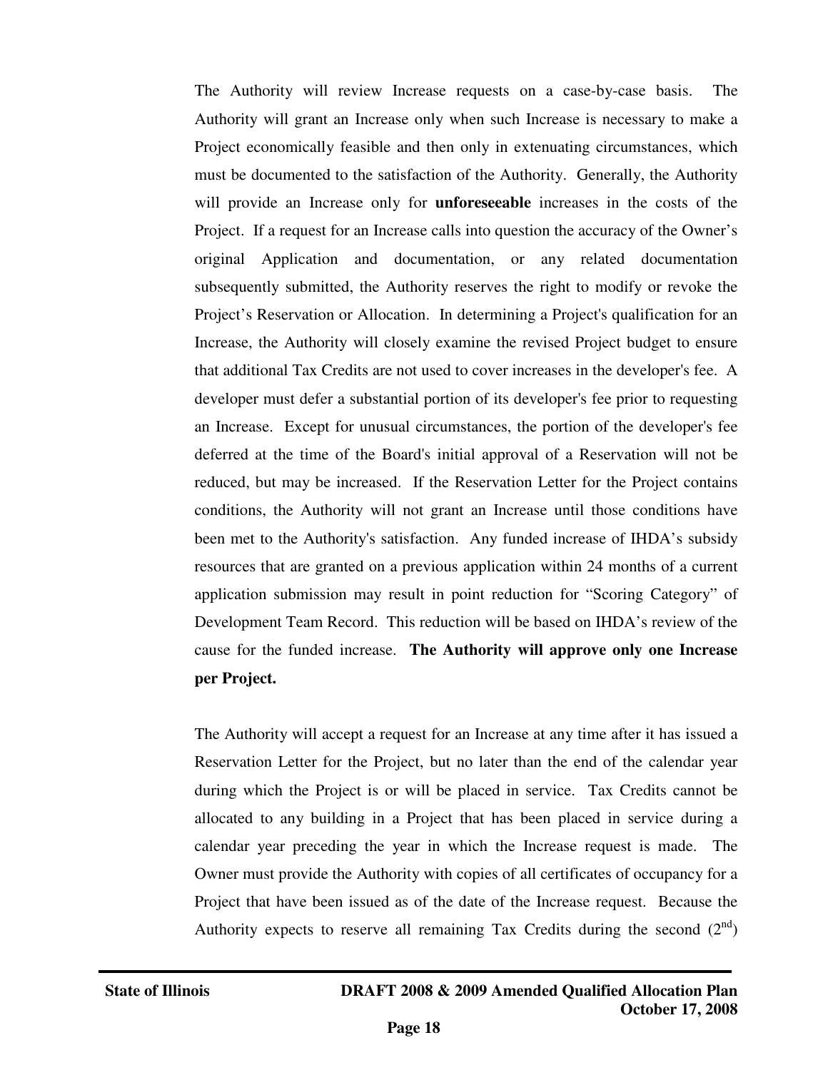The Authority will review Increase requests on a case-by-case basis. The Authority will grant an Increase only when such Increase is necessary to make a Project economically feasible and then only in extenuating circumstances, which must be documented to the satisfaction of the Authority. Generally, the Authority will provide an Increase only for **unforeseeable** increases in the costs of the Project. If a request for an Increase calls into question the accuracy of the Owner's original Application and documentation, or any related documentation subsequently submitted, the Authority reserves the right to modify or revoke the Project's Reservation or Allocation. In determining a Project's qualification for an Increase, the Authority will closely examine the revised Project budget to ensure that additional Tax Credits are not used to cover increases in the developer's fee. A developer must defer a substantial portion of its developer's fee prior to requesting an Increase. Except for unusual circumstances, the portion of the developer's fee deferred at the time of the Board's initial approval of a Reservation will not be reduced, but may be increased. If the Reservation Letter for the Project contains conditions, the Authority will not grant an Increase until those conditions have been met to the Authority's satisfaction. Any funded increase of IHDA's subsidy resources that are granted on a previous application within 24 months of a current application submission may result in point reduction for "Scoring Category" of Development Team Record. This reduction will be based on IHDA's review of the cause for the funded increase. **The Authority will approve only one Increase per Project.**

The Authority will accept a request for an Increase at any time after it has issued a Reservation Letter for the Project, but no later than the end of the calendar year during which the Project is or will be placed in service. Tax Credits cannot be allocated to any building in a Project that has been placed in service during a calendar year preceding the year in which the Increase request is made. The Owner must provide the Authority with copies of all certificates of occupancy for a Project that have been issued as of the date of the Increase request. Because the Authority expects to reserve all remaining Tax Credits during the second (2nd)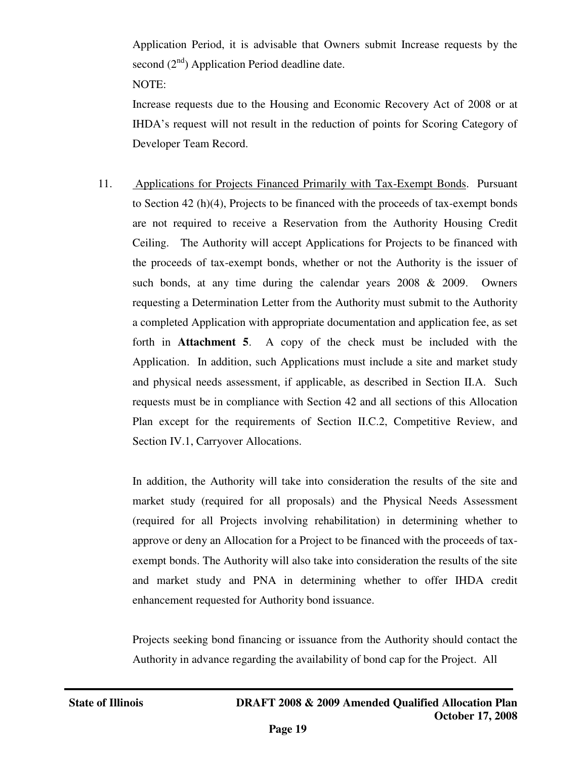Application Period, it is advisable that Owners submit Increase requests by the second (2nd) Application Period deadline date.

NOTE:

Increase requests due to the Housing and Economic Recovery Act of 2008 or at IHDA's request will not result in the reduction of points for Scoring Category of Developer Team Record.

11. Applications for Projects Financed Primarily with Tax-Exempt Bonds. Pursuant to Section 42 (h)(4), Projects to be financed with the proceeds of tax-exempt bonds are not required to receive a Reservation from the Authority Housing Credit Ceiling. The Authority will accept Applications for Projects to be financed with the proceeds of tax-exempt bonds, whether or not the Authority is the issuer of such bonds, at any time during the calendar years 2008 & 2009. Owners requesting a Determination Letter from the Authority must submit to the Authority a completed Application with appropriate documentation and application fee, as set forth in **Attachment 5**. A copy of the check must be included with the Application. In addition, such Applications must include a site and market study and physical needs assessment, if applicable, as described in Section II.A. Such requests must be in compliance with Section 42 and all sections of this Allocation Plan except for the requirements of Section II.C.2, Competitive Review, and Section IV.1, Carryover Allocations.

    In addition, the Authority will take into consideration the results of the site and market study (required for all proposals) and the Physical Needs Assessment (required for all Projects involving rehabilitation) in determining whether to approve or deny an Allocation for a Project to be financed with the proceeds of tax-exempt bonds. The Authority will also take into consideration the results of the site and market study and PNA in determining whether to offer IHDA credit enhancement requested for Authority bond issuance.

    Projects seeking bond financing or issuance from the Authority should contact the Authority in advance regarding the availability of bond cap for the Project. All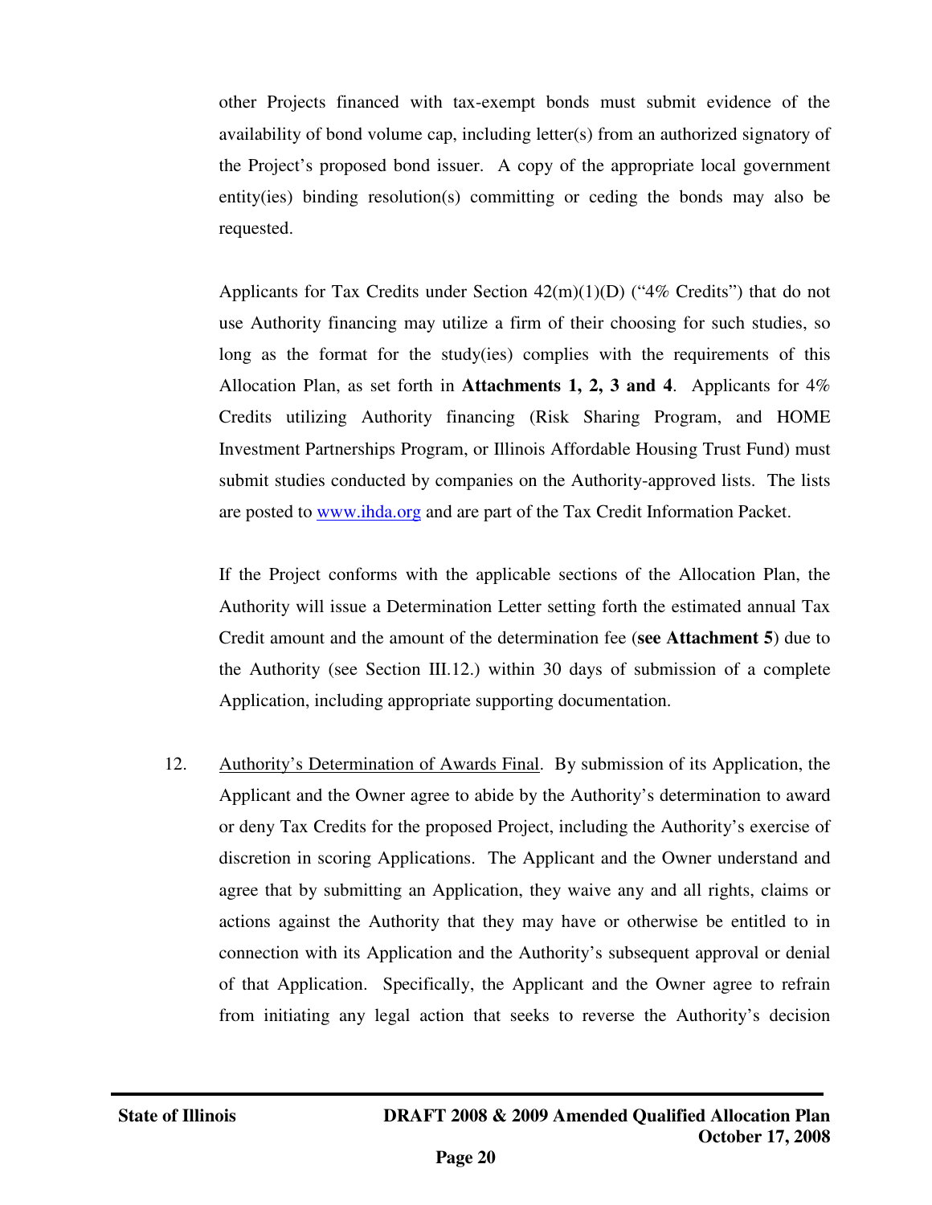other Projects financed with tax-exempt bonds must submit evidence of the availability of bond volume cap, including letter(s) from an authorized signatory of the Project's proposed bond issuer. A copy of the appropriate local government entity(ies) binding resolution(s) committing or ceding the bonds may also be requested.

Applicants for Tax Credits under Section 42(m)(1)(D) ("4% Credits") that do not use Authority financing may utilize a firm of their choosing for such studies, so long as the format for the study(ies) complies with the requirements of this Allocation Plan, as set forth in **Attachments 1, 2, 3 and 4**. Applicants for 4% Credits utilizing Authority financing (Risk Sharing Program, and HOME Investment Partnerships Program, or Illinois Affordable Housing Trust Fund) must submit studies conducted by companies on the Authority-approved lists. The lists are posted to [www.ihda.org](http://www.ihda.org) and are part of the Tax Credit Information Packet.

If the Project conforms with the applicable sections of the Allocation Plan, the Authority will issue a Determination Letter setting forth the estimated annual Tax Credit amount and the amount of the determination fee (**see Attachment 5**) due to the Authority (see Section III.12.) within 30 days of submission of a complete Application, including appropriate supporting documentation.

12. Authority's Determination of Awards Final. By submission of its Application, the Applicant and the Owner agree to abide by the Authority's determination to award or deny Tax Credits for the proposed Project, including the Authority's exercise of discretion in scoring Applications. The Applicant and the Owner understand and agree that by submitting an Application, they waive any and all rights, claims or actions against the Authority that they may have or otherwise be entitled to in connection with its Application and the Authority's subsequent approval or denial of that Application. Specifically, the Applicant and the Owner agree to refrain from initiating any legal action that seeks to reverse the Authority's decision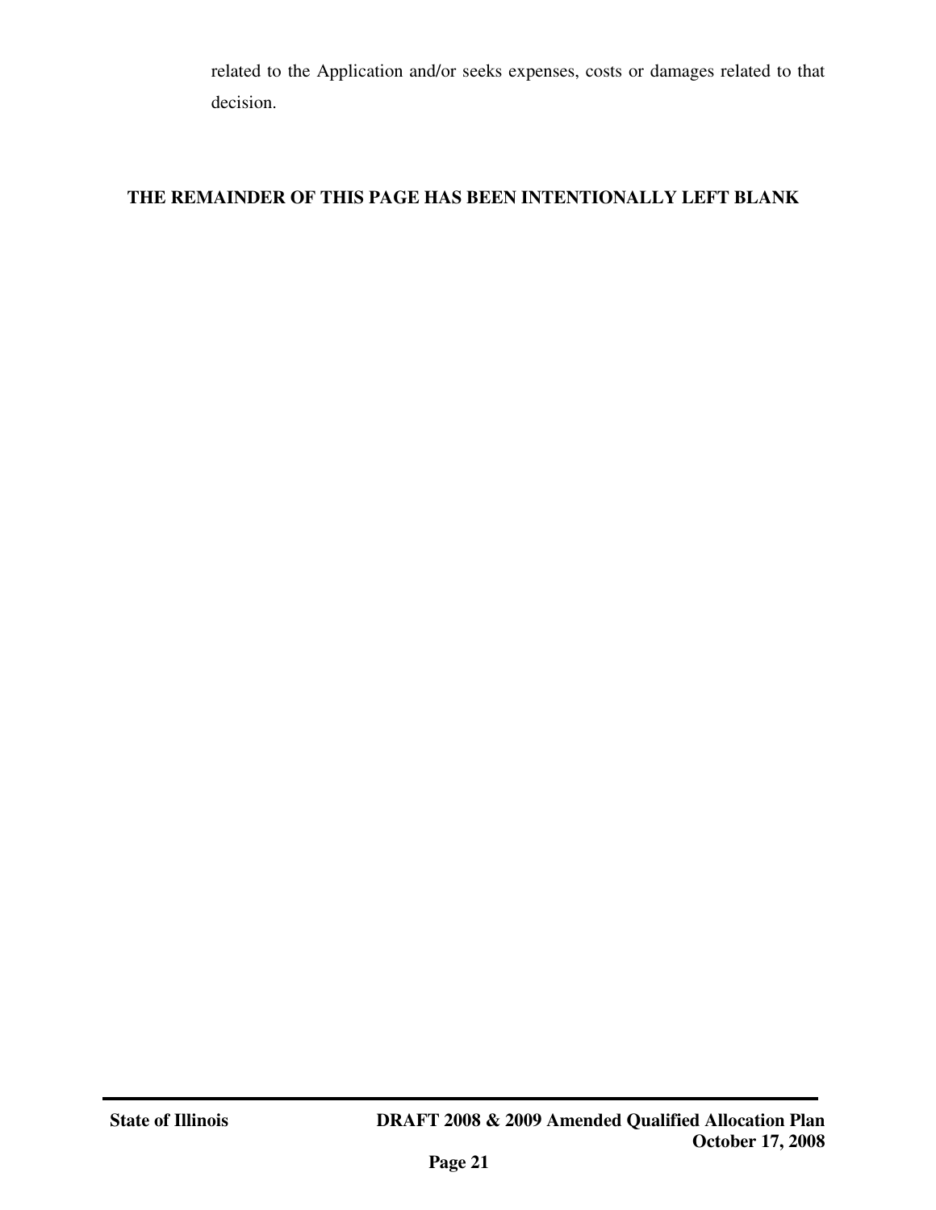related to the Application and/or seeks expenses, costs or damages related to that decision.

**THE REMAINDER OF THIS PAGE HAS BEEN INTENTIONALLY LEFT BLANK**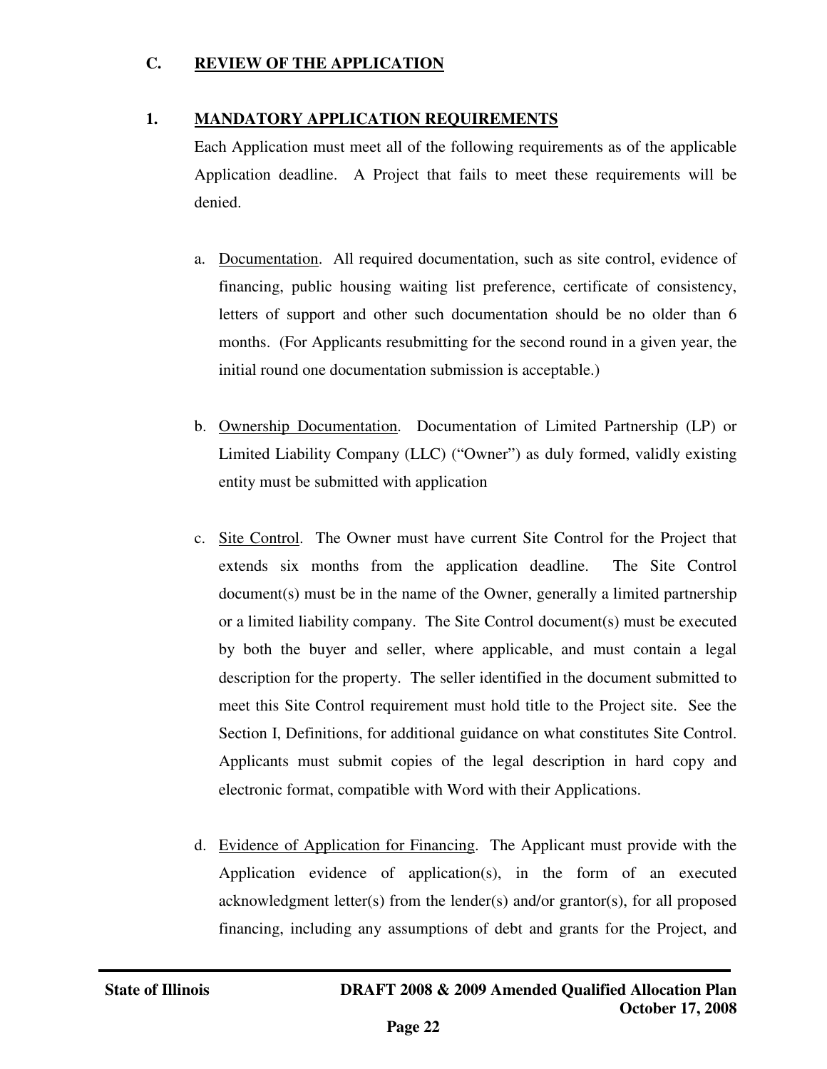## C. REVIEW OF THE APPLICATION

### 1. MANDATORY APPLICATION REQUIREMENTS

Each Application must meet all of the following requirements as of the applicable Application deadline. A Project that fails to meet these requirements will be denied.

a. Documentation. All required documentation, such as site control, evidence of financing, public housing waiting list preference, certificate of consistency, letters of support and other such documentation should be no older than 6 months. (For Applicants resubmitting for the second round in a given year, the initial round one documentation submission is acceptable.)

b. Ownership Documentation. Documentation of Limited Partnership (LP) or Limited Liability Company (LLC) ("Owner") as duly formed, validly existing entity must be submitted with application

c. Site Control. The Owner must have current Site Control for the Project that extends six months from the application deadline. The Site Control document(s) must be in the name of the Owner, generally a limited partnership or a limited liability company. The Site Control document(s) must be executed by both the buyer and seller, where applicable, and must contain a legal description for the property. The seller identified in the document submitted to meet this Site Control requirement must hold title to the Project site. See the Section I, Definitions, for additional guidance on what constitutes Site Control. Applicants must submit copies of the legal description in hard copy and electronic format, compatible with Word with their Applications.

d. Evidence of Application for Financing. The Applicant must provide with the Application evidence of application(s), in the form of an executed acknowledgment letter(s) from the lender(s) and/or grantor(s), for all proposed financing, including any assumptions of debt and grants for the Project, and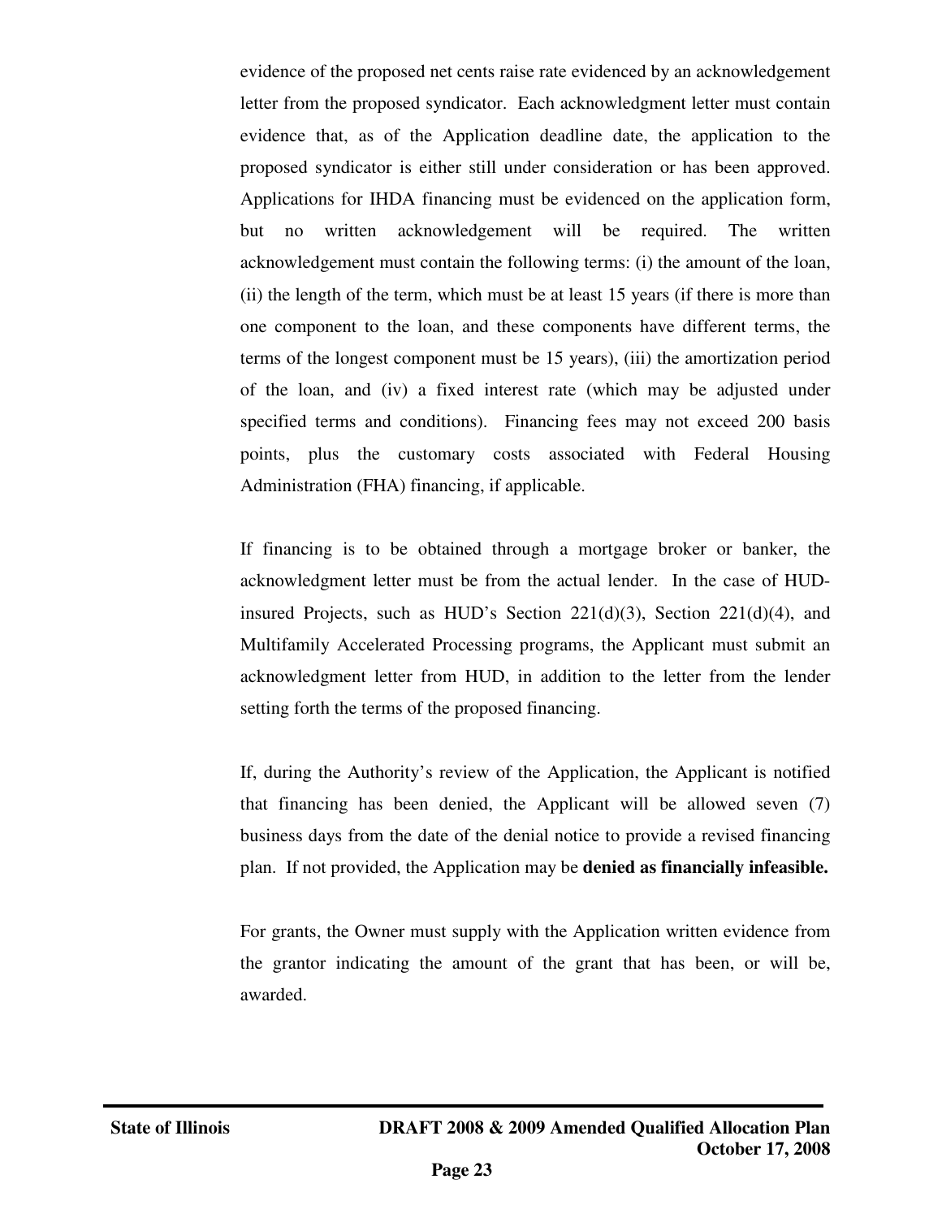evidence of the proposed net cents raise rate evidenced by an acknowledgement letter from the proposed syndicator. Each acknowledgment letter must contain evidence that, as of the Application deadline date, the application to the proposed syndicator is either still under consideration or has been approved. Applications for IHDA financing must be evidenced on the application form, but no written acknowledgement will be required. The written acknowledgement must contain the following terms: (i) the amount of the loan, (ii) the length of the term, which must be at least 15 years (if there is more than one component to the loan, and these components have different terms, the terms of the longest component must be 15 years), (iii) the amortization period of the loan, and (iv) a fixed interest rate (which may be adjusted under specified terms and conditions). Financing fees may not exceed 200 basis points, plus the customary costs associated with Federal Housing Administration (FHA) financing, if applicable.

If financing is to be obtained through a mortgage broker or banker, the acknowledgment letter must be from the actual lender. In the case of HUD-insured Projects, such as HUD's Section 221(d)(3), Section 221(d)(4), and Multifamily Accelerated Processing programs, the Applicant must submit an acknowledgment letter from HUD, in addition to the letter from the lender setting forth the terms of the proposed financing.

If, during the Authority's review of the Application, the Applicant is notified that financing has been denied, the Applicant will be allowed seven (7) business days from the date of the denial notice to provide a revised financing plan. If not provided, the Application may be **denied as financially infeasible.**

For grants, the Owner must supply with the Application written evidence from the grantor indicating the amount of the grant that has been, or will be, awarded.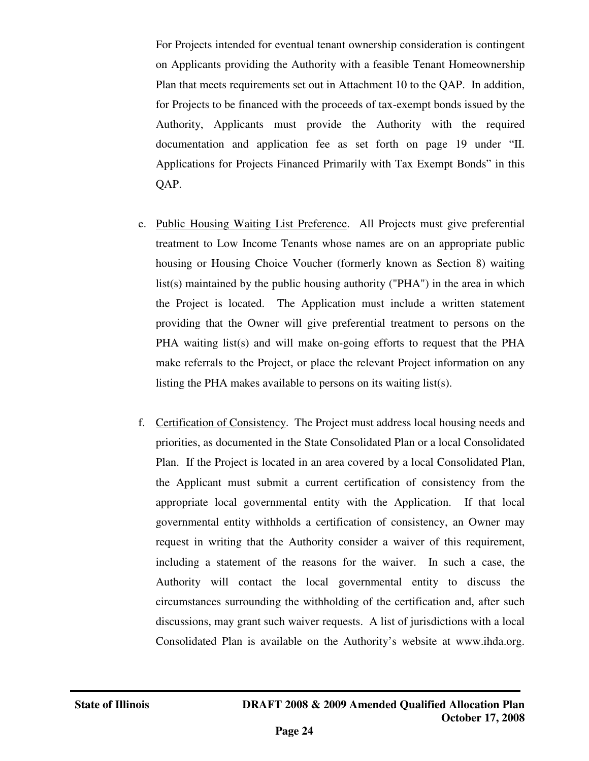For Projects intended for eventual tenant ownership consideration is contingent on Applicants providing the Authority with a feasible Tenant Homeownership Plan that meets requirements set out in Attachment 10 to the QAP. In addition, for Projects to be financed with the proceeds of tax-exempt bonds issued by the Authority, Applicants must provide the Authority with the required documentation and application fee as set forth on page 19 under "II. Applications for Projects Financed Primarily with Tax Exempt Bonds" in this QAP.

e. Public Housing Waiting List Preference. All Projects must give preferential treatment to Low Income Tenants whose names are on an appropriate public housing or Housing Choice Voucher (formerly known as Section 8) waiting list(s) maintained by the public housing authority ("PHA") in the area in which the Project is located. The Application must include a written statement providing that the Owner will give preferential treatment to persons on the PHA waiting list(s) and will make on-going efforts to request that the PHA make referrals to the Project, or place the relevant Project information on any listing the PHA makes available to persons on its waiting list(s).

f. Certification of Consistency. The Project must address local housing needs and priorities, as documented in the State Consolidated Plan or a local Consolidated Plan. If the Project is located in an area covered by a local Consolidated Plan, the Applicant must submit a current certification of consistency from the appropriate local governmental entity with the Application. If that local governmental entity withholds a certification of consistency, an Owner may request in writing that the Authority consider a waiver of this requirement, including a statement of the reasons for the waiver. In such a case, the Authority will contact the local governmental entity to discuss the circumstances surrounding the withholding of the certification and, after such discussions, may grant such waiver requests. A list of jurisdictions with a local Consolidated Plan is available on the Authority's website at www.ihda.org.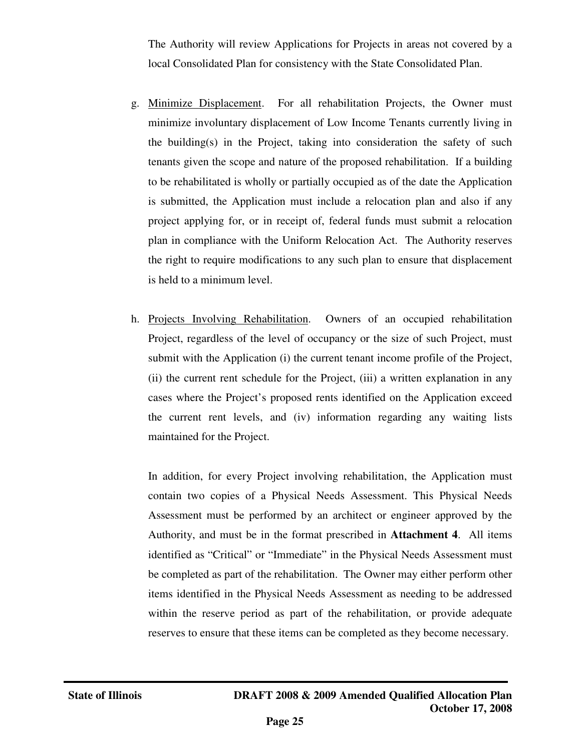The Authority will review Applications for Projects in areas not covered by a local Consolidated Plan for consistency with the State Consolidated Plan.

g. Minimize Displacement. For all rehabilitation Projects, the Owner must minimize involuntary displacement of Low Income Tenants currently living in the building(s) in the Project, taking into consideration the safety of such tenants given the scope and nature of the proposed rehabilitation. If a building to be rehabilitated is wholly or partially occupied as of the date the Application is submitted, the Application must include a relocation plan and also if any project applying for, or in receipt of, federal funds must submit a relocation plan in compliance with the Uniform Relocation Act. The Authority reserves the right to require modifications to any such plan to ensure that displacement is held to a minimum level.

h. Projects Involving Rehabilitation. Owners of an occupied rehabilitation Project, regardless of the level of occupancy or the size of such Project, must submit with the Application (i) the current tenant income profile of the Project, (ii) the current rent schedule for the Project, (iii) a written explanation in any cases where the Project's proposed rents identified on the Application exceed the current rent levels, and (iv) information regarding any waiting lists maintained for the Project.

   In addition, for every Project involving rehabilitation, the Application must contain two copies of a Physical Needs Assessment. This Physical Needs Assessment must be performed by an architect or engineer approved by the Authority, and must be in the format prescribed in **Attachment 4**. All items identified as "Critical" or "Immediate" in the Physical Needs Assessment must be completed as part of the rehabilitation. The Owner may either perform other items identified in the Physical Needs Assessment as needing to be addressed within the reserve period as part of the rehabilitation, or provide adequate reserves to ensure that these items can be completed as they become necessary.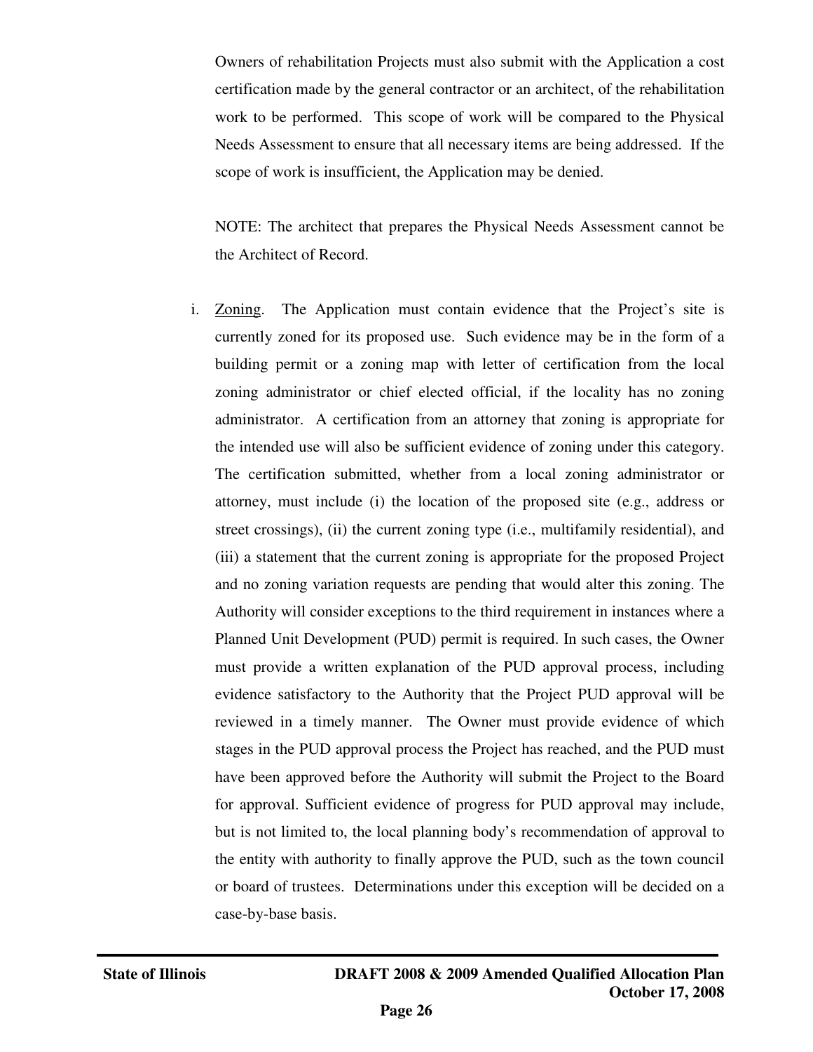Owners of rehabilitation Projects must also submit with the Application a cost certification made by the general contractor or an architect, of the rehabilitation work to be performed. This scope of work will be compared to the Physical Needs Assessment to ensure that all necessary items are being addressed. If the scope of work is insufficient, the Application may be denied.

NOTE: The architect that prepares the Physical Needs Assessment cannot be the Architect of Record.

i. Zoning. The Application must contain evidence that the Project's site is currently zoned for its proposed use. Such evidence may be in the form of a building permit or a zoning map with letter of certification from the local zoning administrator or chief elected official, if the locality has no zoning administrator. A certification from an attorney that zoning is appropriate for the intended use will also be sufficient evidence of zoning under this category. The certification submitted, whether from a local zoning administrator or attorney, must include (i) the location of the proposed site (e.g., address or street crossings), (ii) the current zoning type (i.e., multifamily residential), and (iii) a statement that the current zoning is appropriate for the proposed Project and no zoning variation requests are pending that would alter this zoning. The Authority will consider exceptions to the third requirement in instances where a Planned Unit Development (PUD) permit is required. In such cases, the Owner must provide a written explanation of the PUD approval process, including evidence satisfactory to the Authority that the Project PUD approval will be reviewed in a timely manner. The Owner must provide evidence of which stages in the PUD approval process the Project has reached, and the PUD must have been approved before the Authority will submit the Project to the Board for approval. Sufficient evidence of progress for PUD approval may include, but is not limited to, the local planning body's recommendation of approval to the entity with authority to finally approve the PUD, such as the town council or board of trustees. Determinations under this exception will be decided on a case-by-base basis.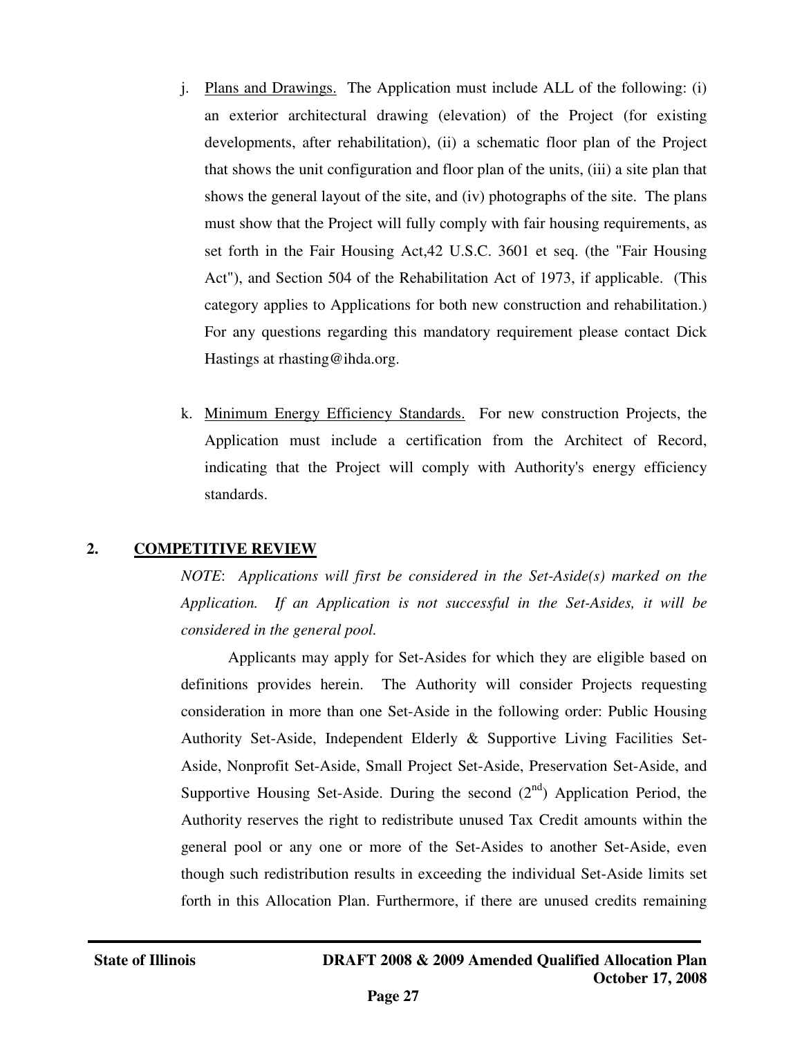j. Plans and Drawings. The Application must include ALL of the following: (i) an exterior architectural drawing (elevation) of the Project (for existing developments, after rehabilitation), (ii) a schematic floor plan of the Project that shows the unit configuration and floor plan of the units, (iii) a site plan that shows the general layout of the site, and (iv) photographs of the site. The plans must show that the Project will fully comply with fair housing requirements, as set forth in the Fair Housing Act,42 U.S.C. 3601 et seq. (the "Fair Housing Act"), and Section 504 of the Rehabilitation Act of 1973, if applicable. (This category applies to Applications for both new construction and rehabilitation.) For any questions regarding this mandatory requirement please contact Dick Hastings at rhasting@ihda.org.

k. Minimum Energy Efficiency Standards. For new construction Projects, the Application must include a certification from the Architect of Record, indicating that the Project will comply with Authority's energy efficiency standards.

## 2. COMPETITIVE REVIEW

*NOTE*: *Applications will first be considered in the Set-Aside(s) marked on the Application. If an Application is not successful in the Set-Asides, it will be considered in the general pool.*

Applicants may apply for Set-Asides for which they are eligible based on definitions provides herein. The Authority will consider Projects requesting consideration in more than one Set-Aside in the following order: Public Housing Authority Set-Aside, Independent Elderly & Supportive Living Facilities Set-Aside, Nonprofit Set-Aside, Small Project Set-Aside, Preservation Set-Aside, and Supportive Housing Set-Aside. During the second (2nd) Application Period, the Authority reserves the right to redistribute unused Tax Credit amounts within the general pool or any one or more of the Set-Asides to another Set-Aside, even though such redistribution results in exceeding the individual Set-Aside limits set forth in this Allocation Plan. Furthermore, if there are unused credits remaining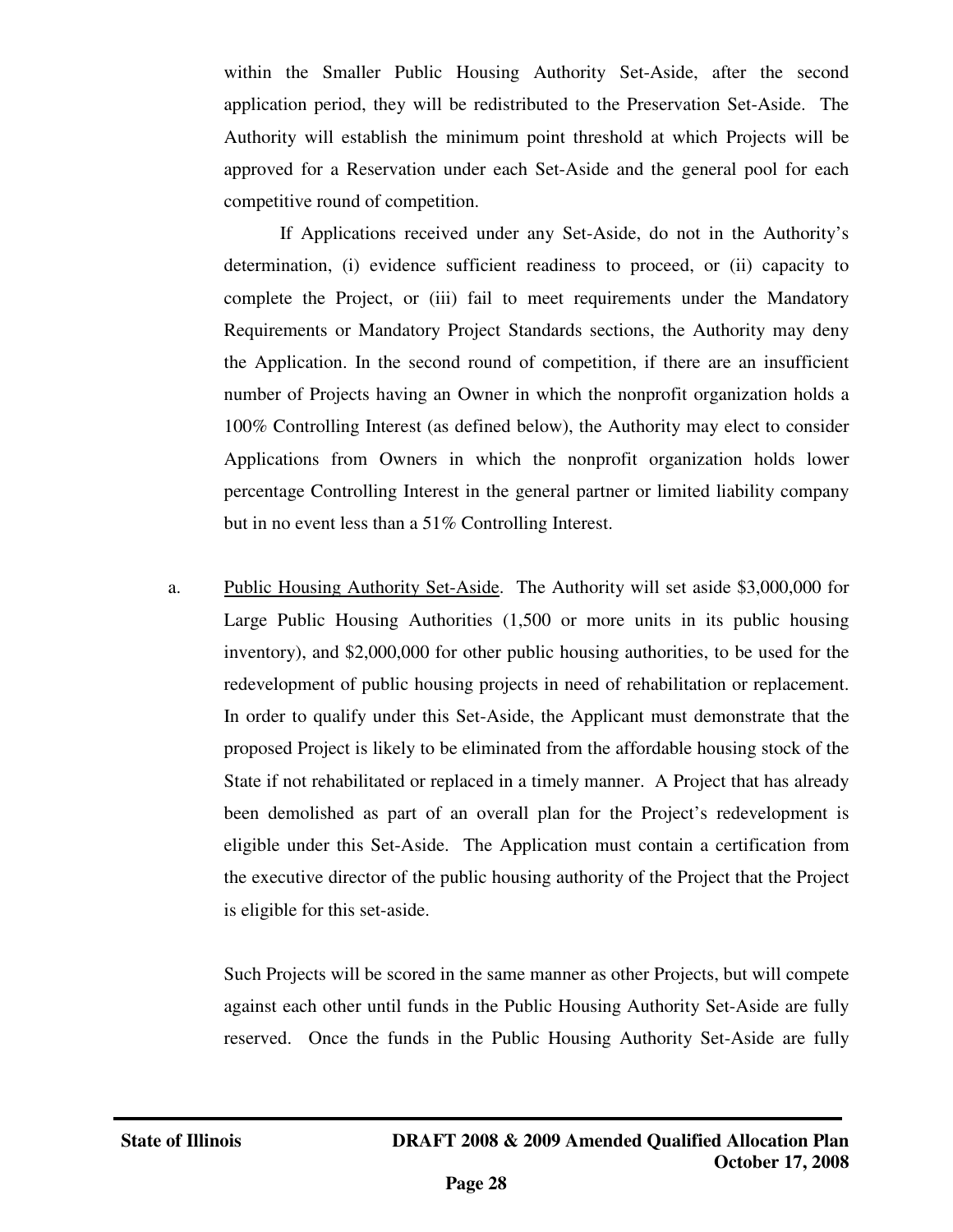within the Smaller Public Housing Authority Set-Aside, after the second application period, they will be redistributed to the Preservation Set-Aside. The Authority will establish the minimum point threshold at which Projects will be approved for a Reservation under each Set-Aside and the general pool for each competitive round of competition.

If Applications received under any Set-Aside, do not in the Authority's determination, (i) evidence sufficient readiness to proceed, or (ii) capacity to complete the Project, or (iii) fail to meet requirements under the Mandatory Requirements or Mandatory Project Standards sections, the Authority may deny the Application. In the second round of competition, if there are an insufficient number of Projects having an Owner in which the nonprofit organization holds a 100% Controlling Interest (as defined below), the Authority may elect to consider Applications from Owners in which the nonprofit organization holds lower percentage Controlling Interest in the general partner or limited liability company but in no event less than a 51% Controlling Interest.

a. Public Housing Authority Set-Aside. The Authority will set aside $3,000,000 for Large Public Housing Authorities (1,500 or more units in its public housing inventory), and $2,000,000 for other public housing authorities, to be used for the redevelopment of public housing projects in need of rehabilitation or replacement. In order to qualify under this Set-Aside, the Applicant must demonstrate that the proposed Project is likely to be eliminated from the affordable housing stock of the State if not rehabilitated or replaced in a timely manner. A Project that has already been demolished as part of an overall plan for the Project's redevelopment is eligible under this Set-Aside. The Application must contain a certification from the executive director of the public housing authority of the Project that the Project is eligible for this set-aside.

Such Projects will be scored in the same manner as other Projects, but will compete against each other until funds in the Public Housing Authority Set-Aside are fully reserved. Once the funds in the Public Housing Authority Set-Aside are fully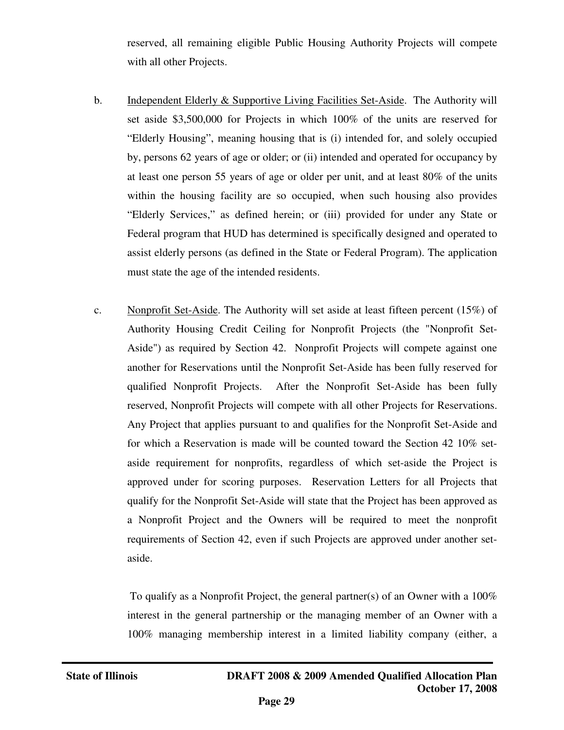reserved, all remaining eligible Public Housing Authority Projects will compete with all other Projects.

b. Independent Elderly & Supportive Living Facilities Set-Aside. The Authority will set aside $3,500,000 for Projects in which 100% of the units are reserved for "Elderly Housing", meaning housing that is (i) intended for, and solely occupied by, persons 62 years of age or older; or (ii) intended and operated for occupancy by at least one person 55 years of age or older per unit, and at least 80% of the units within the housing facility are so occupied, when such housing also provides "Elderly Services," as defined herein; or (iii) provided for under any State or Federal program that HUD has determined is specifically designed and operated to assist elderly persons (as defined in the State or Federal Program). The application must state the age of the intended residents.

c. Nonprofit Set-Aside. The Authority will set aside at least fifteen percent (15%) of Authority Housing Credit Ceiling for Nonprofit Projects (the "Nonprofit Set-Aside") as required by Section 42. Nonprofit Projects will compete against one another for Reservations until the Nonprofit Set-Aside has been fully reserved for qualified Nonprofit Projects. After the Nonprofit Set-Aside has been fully reserved, Nonprofit Projects will compete with all other Projects for Reservations. Any Project that applies pursuant to and qualifies for the Nonprofit Set-Aside and for which a Reservation is made will be counted toward the Section 42 10% set-aside requirement for nonprofits, regardless of which set-aside the Project is approved under for scoring purposes. Reservation Letters for all Projects that qualify for the Nonprofit Set-Aside will state that the Project has been approved as a Nonprofit Project and the Owners will be required to meet the nonprofit requirements of Section 42, even if such Projects are approved under another set-aside.

To qualify as a Nonprofit Project, the general partner(s) of an Owner with a 100% interest in the general partnership or the managing member of an Owner with a 100% managing membership interest in a limited liability company (either, a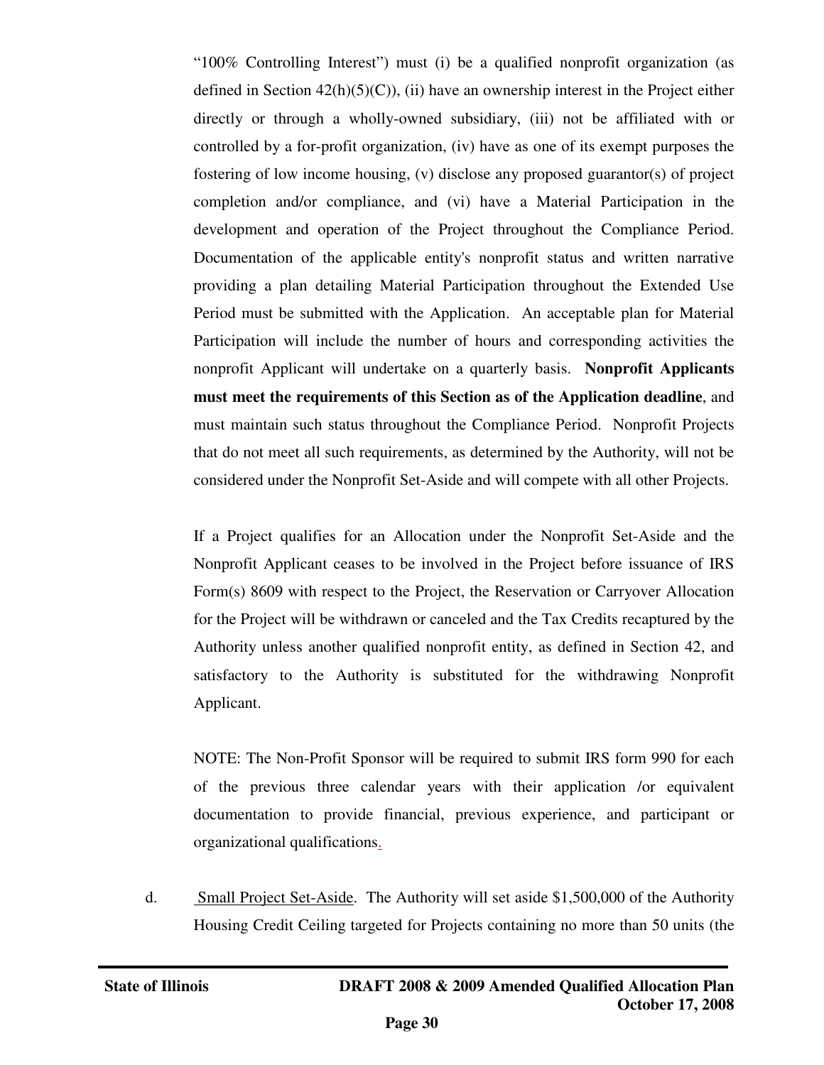"100% Controlling Interest") must (i) be a qualified nonprofit organization (as defined in Section 42(h)(5)(C)), (ii) have an ownership interest in the Project either directly or through a wholly-owned subsidiary, (iii) not be affiliated with or controlled by a for-profit organization, (iv) have as one of its exempt purposes the fostering of low income housing, (v) disclose any proposed guarantor(s) of project completion and/or compliance, and (vi) have a Material Participation in the development and operation of the Project throughout the Compliance Period. Documentation of the applicable entity's nonprofit status and written narrative providing a plan detailing Material Participation throughout the Extended Use Period must be submitted with the Application. An acceptable plan for Material Participation will include the number of hours and corresponding activities the nonprofit Applicant will undertake on a quarterly basis. **Nonprofit Applicants must meet the requirements of this Section as of the Application deadline**, and must maintain such status throughout the Compliance Period. Nonprofit Projects that do not meet all such requirements, as determined by the Authority, will not be considered under the Nonprofit Set-Aside and will compete with all other Projects.

If a Project qualifies for an Allocation under the Nonprofit Set-Aside and the Nonprofit Applicant ceases to be involved in the Project before issuance of IRS Form(s) 8609 with respect to the Project, the Reservation or Carryover Allocation for the Project will be withdrawn or canceled and the Tax Credits recaptured by the Authority unless another qualified nonprofit entity, as defined in Section 42, and satisfactory to the Authority is substituted for the withdrawing Nonprofit Applicant.

NOTE: The Non-Profit Sponsor will be required to submit IRS form 990 for each of the previous three calendar years with their application /or equivalent documentation to provide financial, previous experience, and participant or organizational qualifications.

d. Small Project Set-Aside. The Authority will set aside $1,500,000 of the Authority Housing Credit Ceiling targeted for Projects containing no more than 50 units (the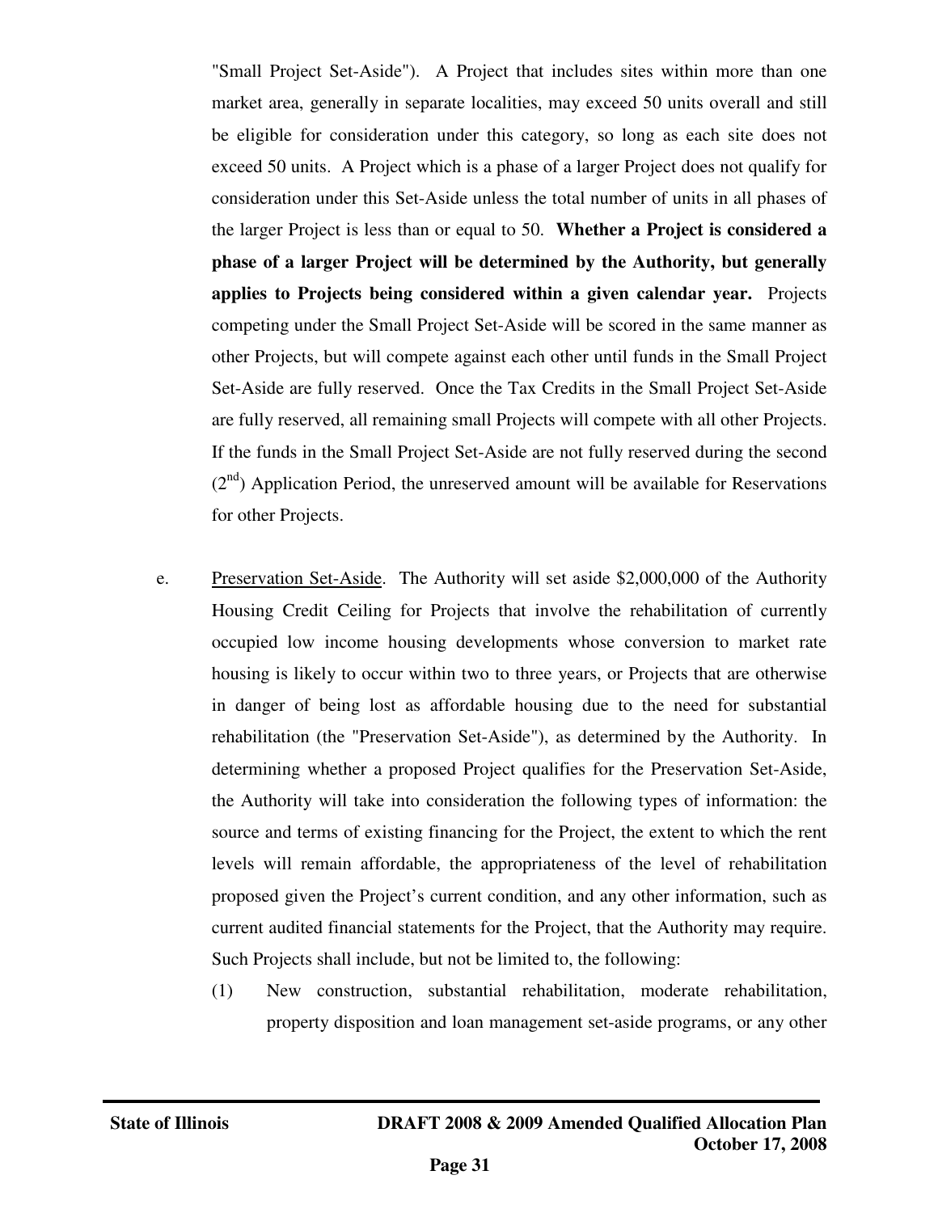"Small Project Set-Aside"). A Project that includes sites within more than one market area, generally in separate localities, may exceed 50 units overall and still be eligible for consideration under this category, so long as each site does not exceed 50 units. A Project which is a phase of a larger Project does not qualify for consideration under this Set-Aside unless the total number of units in all phases of the larger Project is less than or equal to 50. **Whether a Project is considered a phase of a larger Project will be determined by the Authority, but generally applies to Projects being considered within a given calendar year.** Projects competing under the Small Project Set-Aside will be scored in the same manner as other Projects, but will compete against each other until funds in the Small Project Set-Aside are fully reserved. Once the Tax Credits in the Small Project Set-Aside are fully reserved, all remaining small Projects will compete with all other Projects. If the funds in the Small Project Set-Aside are not fully reserved during the second (2nd) Application Period, the unreserved amount will be available for Reservations for other Projects.

e. Preservation Set-Aside. The Authority will set aside $2,000,000 of the Authority Housing Credit Ceiling for Projects that involve the rehabilitation of currently occupied low income housing developments whose conversion to market rate housing is likely to occur within two to three years, or Projects that are otherwise in danger of being lost as affordable housing due to the need for substantial rehabilitation (the "Preservation Set-Aside"), as determined by the Authority. In determining whether a proposed Project qualifies for the Preservation Set-Aside, the Authority will take into consideration the following types of information: the source and terms of existing financing for the Project, the extent to which the rent levels will remain affordable, the appropriateness of the level of rehabilitation proposed given the Project's current condition, and any other information, such as current audited financial statements for the Project, that the Authority may require. Such Projects shall include, but not be limited to, the following:

(1) New construction, substantial rehabilitation, moderate rehabilitation, property disposition and loan management set-aside programs, or any other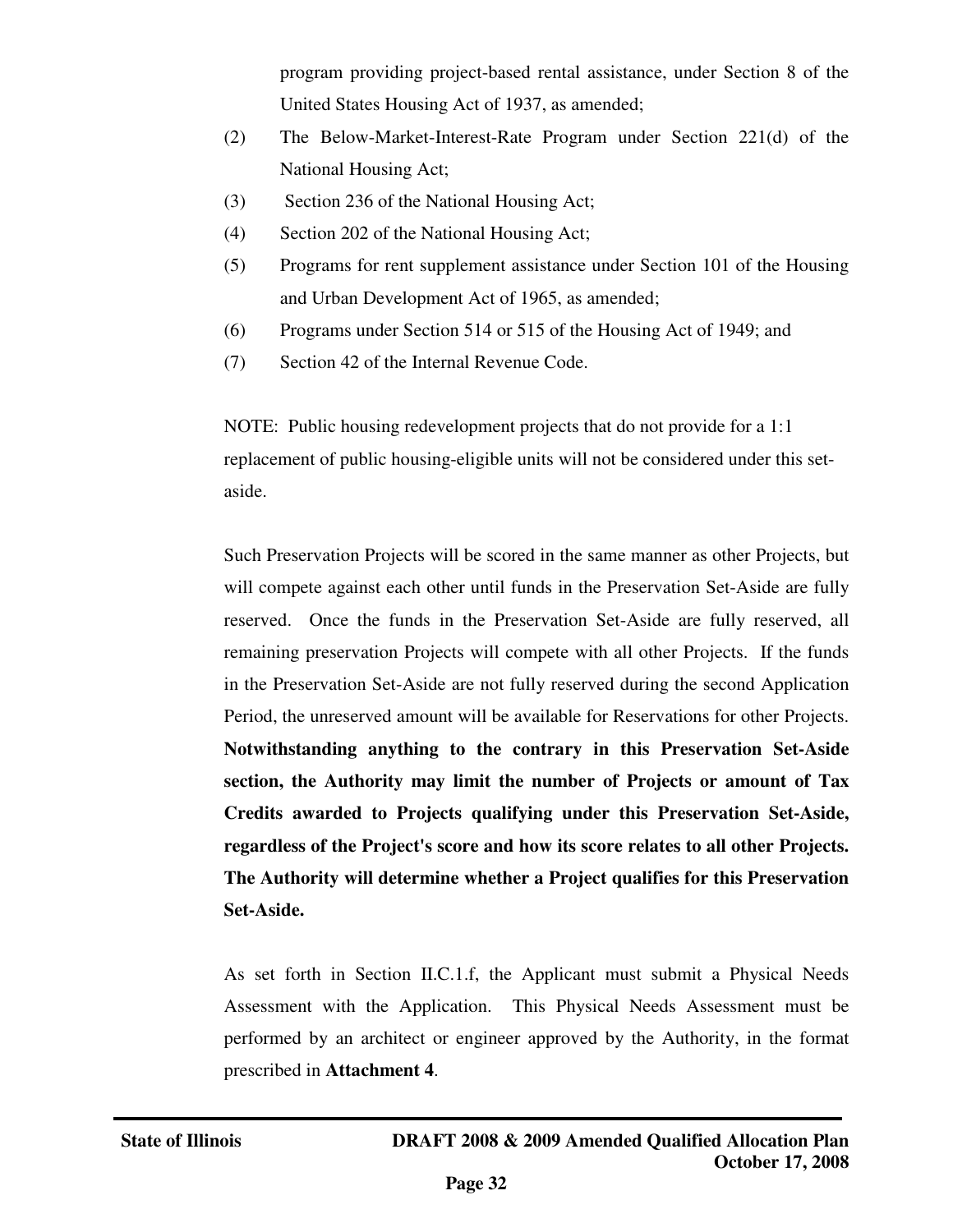program providing project-based rental assistance, under Section 8 of the United States Housing Act of 1937, as amended;

(2) The Below-Market-Interest-Rate Program under Section 221(d) of the National Housing Act;

(3) Section 236 of the National Housing Act;

(4) Section 202 of the National Housing Act;

(5) Programs for rent supplement assistance under Section 101 of the Housing and Urban Development Act of 1965, as amended;

(6) Programs under Section 514 or 515 of the Housing Act of 1949; and

(7) Section 42 of the Internal Revenue Code.

NOTE: Public housing redevelopment projects that do not provide for a 1:1 replacement of public housing-eligible units will not be considered under this set-aside.

Such Preservation Projects will be scored in the same manner as other Projects, but will compete against each other until funds in the Preservation Set-Aside are fully reserved. Once the funds in the Preservation Set-Aside are fully reserved, all remaining preservation Projects will compete with all other Projects. If the funds in the Preservation Set-Aside are not fully reserved during the second Application Period, the unreserved amount will be available for Reservations for other Projects. **Notwithstanding anything to the contrary in this Preservation Set-Aside section, the Authority may limit the number of Projects or amount of Tax Credits awarded to Projects qualifying under this Preservation Set-Aside, regardless of the Project's score and how its score relates to all other Projects. The Authority will determine whether a Project qualifies for this Preservation Set-Aside.**

As set forth in Section II.C.1.f, the Applicant must submit a Physical Needs Assessment with the Application. This Physical Needs Assessment must be performed by an architect or engineer approved by the Authority, in the format prescribed in **Attachment 4**.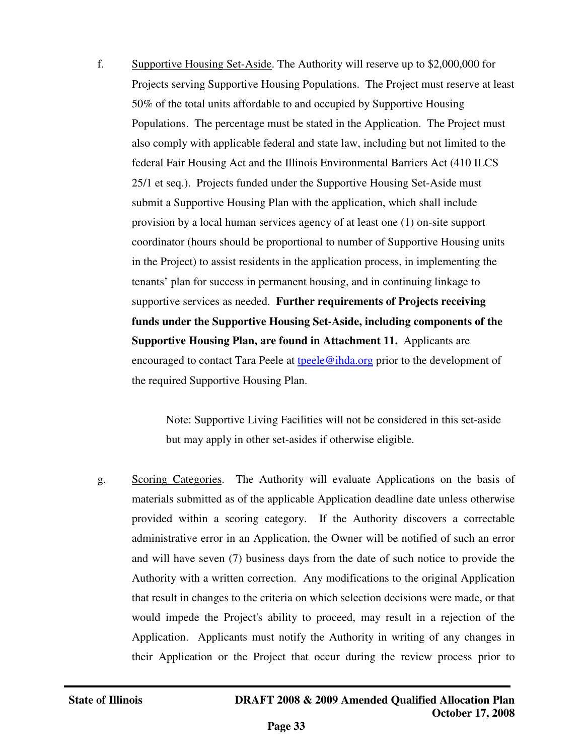f. Supportive Housing Set-Aside. The Authority will reserve up to $2,000,000 for Projects serving Supportive Housing Populations. The Project must reserve at least 50% of the total units affordable to and occupied by Supportive Housing Populations. The percentage must be stated in the Application. The Project must also comply with applicable federal and state law, including but not limited to the federal Fair Housing Act and the Illinois Environmental Barriers Act (410 ILCS 25/1 et seq.). Projects funded under the Supportive Housing Set-Aside must submit a Supportive Housing Plan with the application, which shall include provision by a local human services agency of at least one (1) on-site support coordinator (hours should be proportional to number of Supportive Housing units in the Project) to assist residents in the application process, in implementing the tenants' plan for success in permanent housing, and in continuing linkage to supportive services as needed. **Further requirements of Projects receiving funds under the Supportive Housing Set-Aside, including components of the Supportive Housing Plan, are found in Attachment 11.** Applicants are encouraged to contact Tara Peele at [tpeele@ihda.org](mailto:tpeele@ihda.org) prior to the development of the required Supportive Housing Plan.

> Note: Supportive Living Facilities will not be considered in this set-aside but may apply in other set-asides if otherwise eligible.

g. Scoring Categories. The Authority will evaluate Applications on the basis of materials submitted as of the applicable Application deadline date unless otherwise provided within a scoring category. If the Authority discovers a correctable administrative error in an Application, the Owner will be notified of such an error and will have seven (7) business days from the date of such notice to provide the Authority with a written correction. Any modifications to the original Application that result in changes to the criteria on which selection decisions were made, or that would impede the Project's ability to proceed, may result in a rejection of the Application. Applicants must notify the Authority in writing of any changes in their Application or the Project that occur during the review process prior to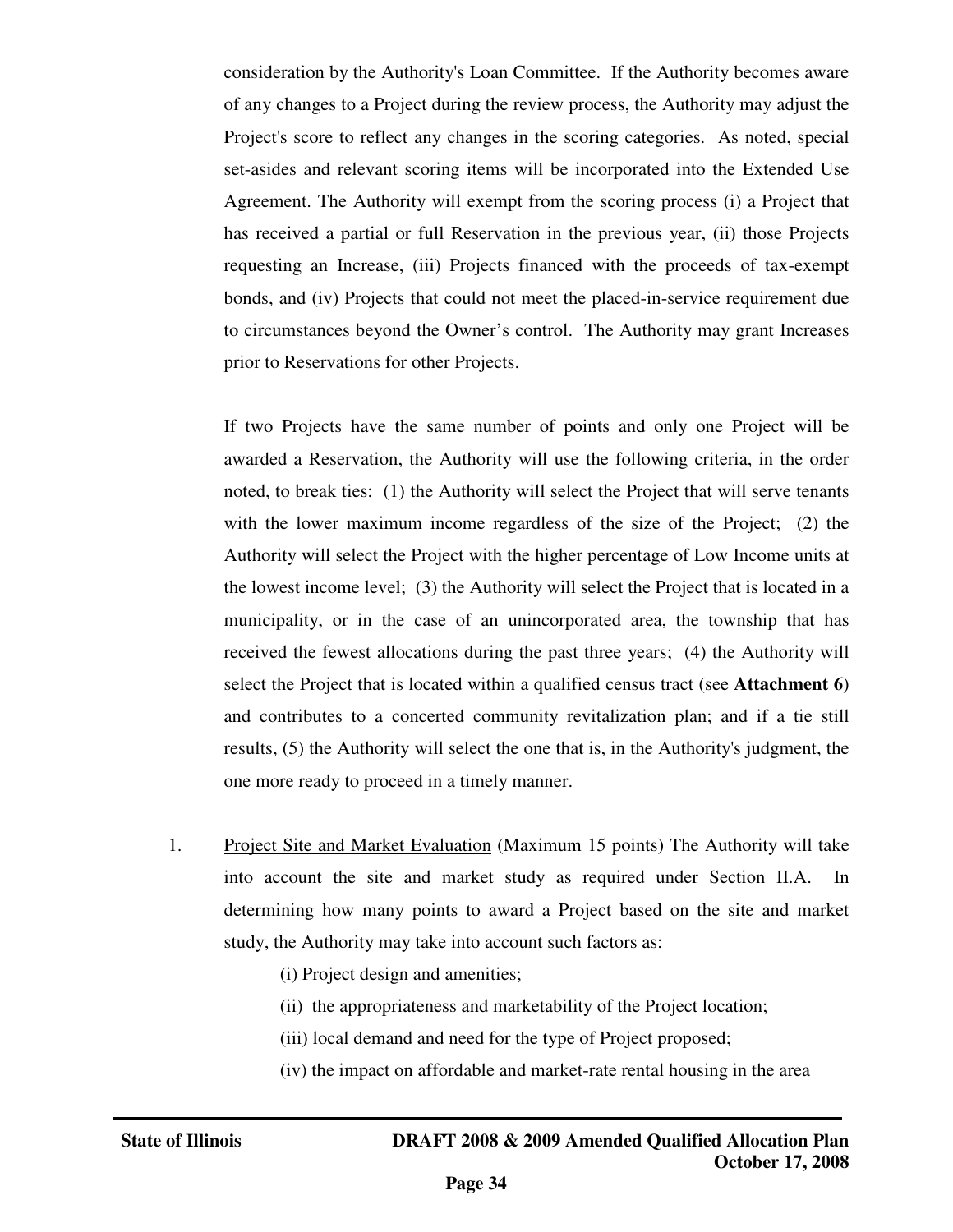consideration by the Authority's Loan Committee. If the Authority becomes aware of any changes to a Project during the review process, the Authority may adjust the Project's score to reflect any changes in the scoring categories. As noted, special set-asides and relevant scoring items will be incorporated into the Extended Use Agreement. The Authority will exempt from the scoring process (i) a Project that has received a partial or full Reservation in the previous year, (ii) those Projects requesting an Increase, (iii) Projects financed with the proceeds of tax-exempt bonds, and (iv) Projects that could not meet the placed-in-service requirement due to circumstances beyond the Owner's control. The Authority may grant Increases prior to Reservations for other Projects.

If two Projects have the same number of points and only one Project will be awarded a Reservation, the Authority will use the following criteria, in the order noted, to break ties: (1) the Authority will select the Project that will serve tenants with the lower maximum income regardless of the size of the Project; (2) the Authority will select the Project with the higher percentage of Low Income units at the lowest income level; (3) the Authority will select the Project that is located in a municipality, or in the case of an unincorporated area, the township that has received the fewest allocations during the past three years; (4) the Authority will select the Project that is located within a qualified census tract (see **Attachment 6**) and contributes to a concerted community revitalization plan; and if a tie still results, (5) the Authority will select the one that is, in the Authority's judgment, the one more ready to proceed in a timely manner.

1. Project Site and Market Evaluation (Maximum 15 points) The Authority will take into account the site and market study as required under Section II.A. In determining how many points to award a Project based on the site and market study, the Authority may take into account such factors as:

   (i) Project design and amenities;

   (ii) the appropriateness and marketability of the Project location;

   (iii) local demand and need for the type of Project proposed;

   (iv) the impact on affordable and market-rate rental housing in the area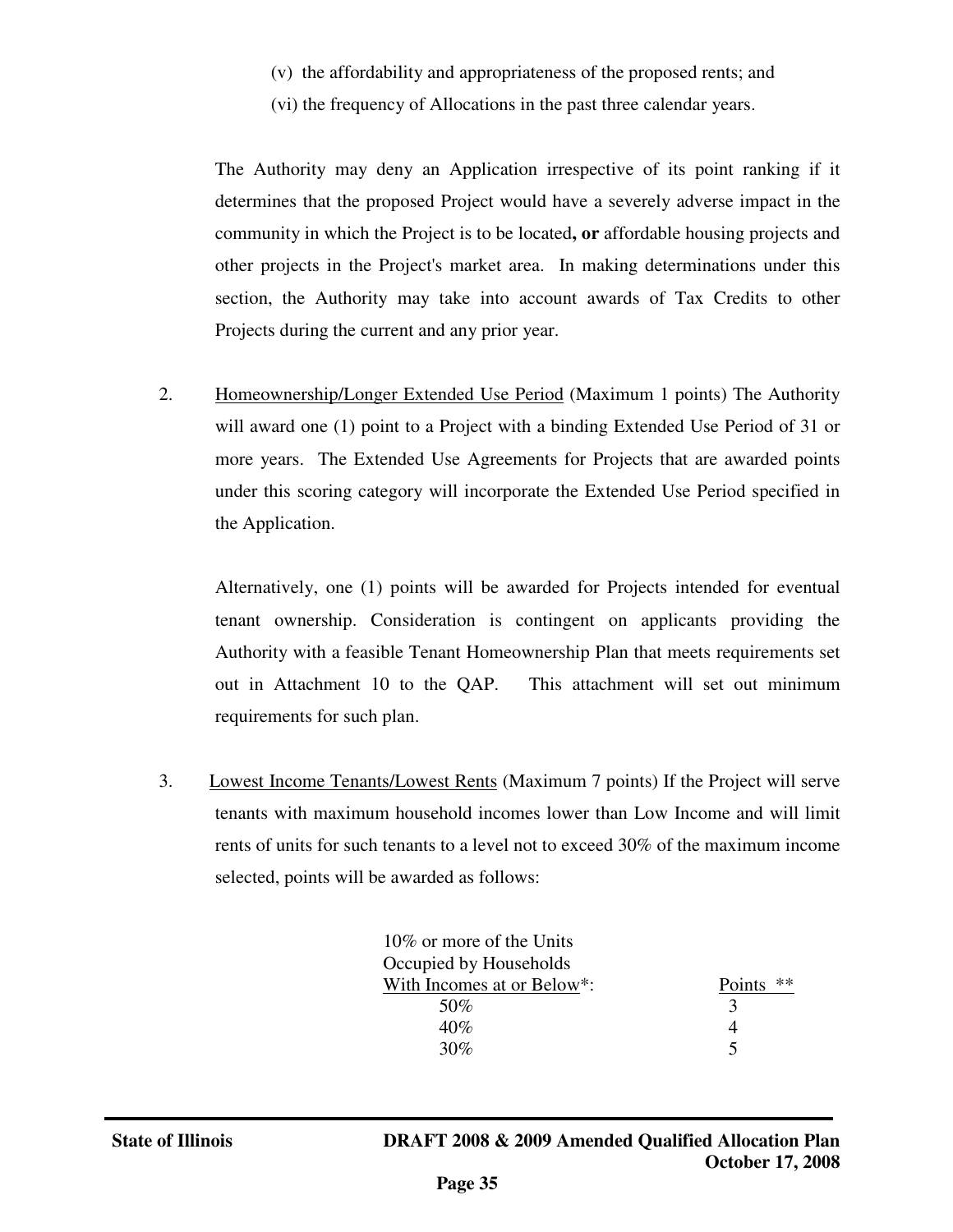(v) the affordability and appropriateness of the proposed rents; and

(vi) the frequency of Allocations in the past three calendar years.

The Authority may deny an Application irrespective of its point ranking if it determines that the proposed Project would have a severely adverse impact in the community in which the Project is to be located**, or** affordable housing projects and other projects in the Project's market area. In making determinations under this section, the Authority may take into account awards of Tax Credits to other Projects during the current and any prior year.

2. Homeownership/Longer Extended Use Period (Maximum 1 points) The Authority will award one (1) point to a Project with a binding Extended Use Period of 31 or more years. The Extended Use Agreements for Projects that are awarded points under this scoring category will incorporate the Extended Use Period specified in the Application.

   Alternatively, one (1) points will be awarded for Projects intended for eventual tenant ownership. Consideration is contingent on applicants providing the Authority with a feasible Tenant Homeownership Plan that meets requirements set out in Attachment 10 to the QAP. This attachment will set out minimum requirements for such plan.

3. Lowest Income Tenants/Lowest Rents (Maximum 7 points) If the Project will serve tenants with maximum household incomes lower than Low Income and will limit rents of units for such tenants to a level not to exceed 30% of the maximum income selected, points will be awarded as follows:

| 10% or more of the Units Occupied by Households With Incomes at or Below*: | Points ** |
|---|---|
| 50% | 3 |
| 40% | 4 |
| 30% | 5 |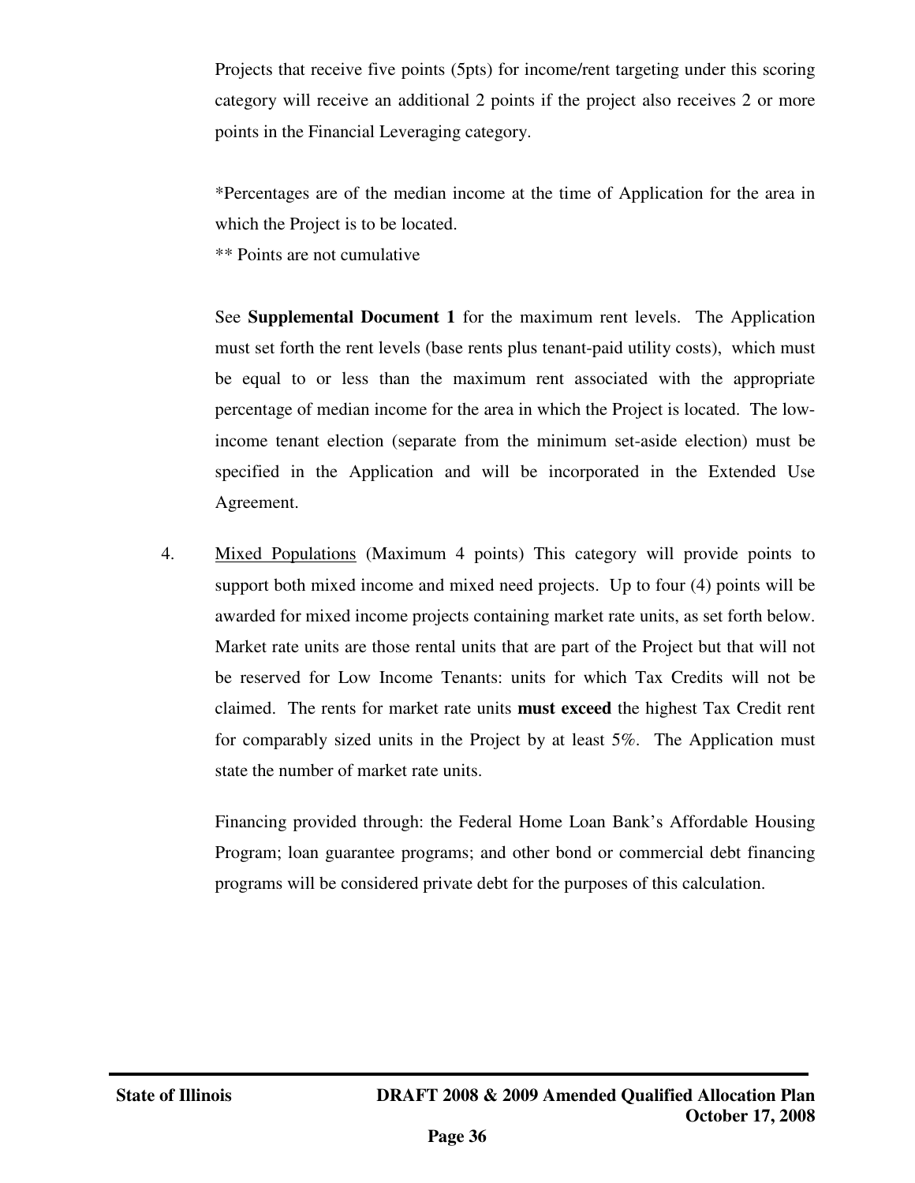Projects that receive five points (5pts) for income/rent targeting under this scoring category will receive an additional 2 points if the project also receives 2 or more points in the Financial Leveraging category.

*Percentages are of the median income at the time of Application for the area in which the Project is to be located.

** Points are not cumulative

See **Supplemental Document 1** for the maximum rent levels. The Application must set forth the rent levels (base rents plus tenant-paid utility costs), which must be equal to or less than the maximum rent associated with the appropriate percentage of median income for the area in which the Project is located. The low-income tenant election (separate from the minimum set-aside election) must be specified in the Application and will be incorporated in the Extended Use Agreement.

4. Mixed Populations (Maximum 4 points) This category will provide points to support both mixed income and mixed need projects. Up to four (4) points will be awarded for mixed income projects containing market rate units, as set forth below. Market rate units are those rental units that are part of the Project but that will not be reserved for Low Income Tenants: units for which Tax Credits will not be claimed. The rents for market rate units **must exceed** the highest Tax Credit rent for comparably sized units in the Project by at least 5%. The Application must state the number of market rate units.

   Financing provided through: the Federal Home Loan Bank's Affordable Housing Program; loan guarantee programs; and other bond or commercial debt financing programs will be considered private debt for the purposes of this calculation.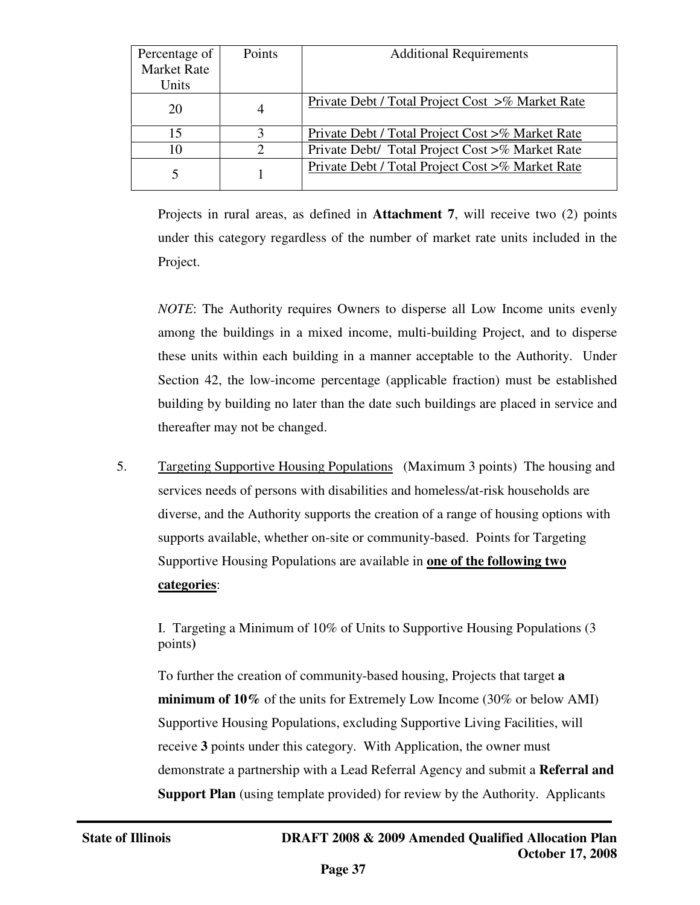| Percentage of Market Rate Units | Points | Additional Requirements |
|---|---|---|
| 20 | 4 | Private Debt / Total Project Cost >% Market Rate |
| 15 | 3 | Private Debt / Total Project Cost >% Market Rate |
| 10 | 2 | Private Debt/ Total Project Cost >% Market Rate |
| 5 | 1 | Private Debt / Total Project Cost >% Market Rate |

Projects in rural areas, as defined in **Attachment 7**, will receive two (2) points under this category regardless of the number of market rate units included in the Project.

*NOTE*: The Authority requires Owners to disperse all Low Income units evenly among the buildings in a mixed income, multi-building Project, and to disperse these units within each building in a manner acceptable to the Authority. Under Section 42, the low-income percentage (applicable fraction) must be established building by building no later than the date such buildings are placed in service and thereafter may not be changed.

5. Targeting Supportive Housing Populations (Maximum 3 points) The housing and services needs of persons with disabilities and homeless/at-risk households are diverse, and the Authority supports the creation of a range of housing options with supports available, whether on-site or community-based. Points for Targeting Supportive Housing Populations are available in **one of the following two categories**:

I. Targeting a Minimum of 10% of Units to Supportive Housing Populations (3 points)

To further the creation of community-based housing, Projects that target **a minimum of 10%** of the units for Extremely Low Income (30% or below AMI) Supportive Housing Populations, excluding Supportive Living Facilities, will receive **3** points under this category. With Application, the owner must demonstrate a partnership with a Lead Referral Agency and submit a **Referral and Support Plan** (using template provided) for review by the Authority. Applicants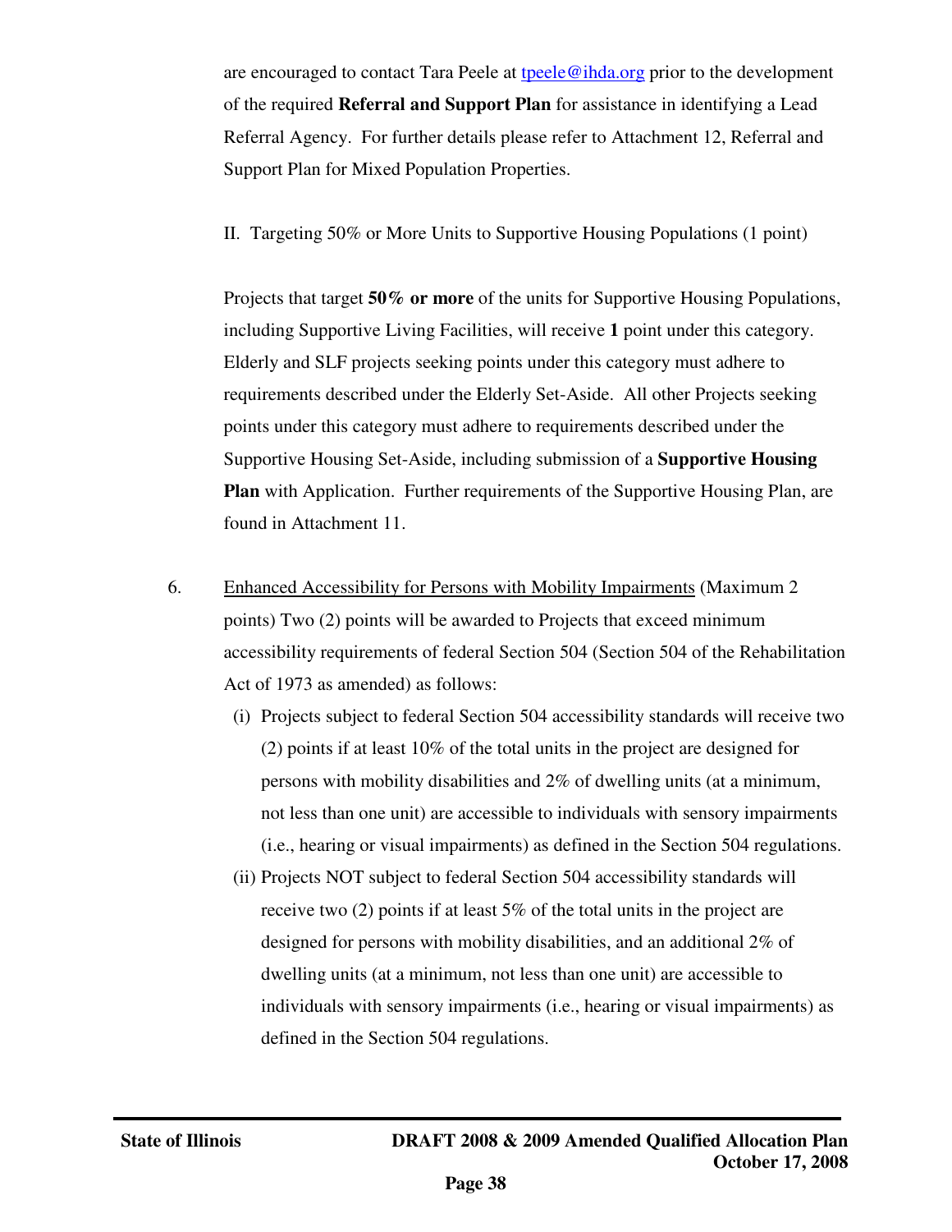are encouraged to contact Tara Peele at [tpeele@ihda.org](mailto:tpeele@ihda.org) prior to the development of the required **Referral and Support Plan** for assistance in identifying a Lead Referral Agency. For further details please refer to Attachment 12, Referral and Support Plan for Mixed Population Properties.

II. Targeting 50% or More Units to Supportive Housing Populations (1 point)

Projects that target **50% or more** of the units for Supportive Housing Populations, including Supportive Living Facilities, will receive **1** point under this category. Elderly and SLF projects seeking points under this category must adhere to requirements described under the Elderly Set-Aside. All other Projects seeking points under this category must adhere to requirements described under the Supportive Housing Set-Aside, including submission of a **Supportive Housing Plan** with Application. Further requirements of the Supportive Housing Plan, are found in Attachment 11.

6. <u>Enhanced Accessibility for Persons with Mobility Impairments</u> (Maximum 2 points) Two (2) points will be awarded to Projects that exceed minimum accessibility requirements of federal Section 504 (Section 504 of the Rehabilitation Act of 1973 as amended) as follows:

   (i) Projects subject to federal Section 504 accessibility standards will receive two (2) points if at least 10% of the total units in the project are designed for persons with mobility disabilities and 2% of dwelling units (at a minimum, not less than one unit) are accessible to individuals with sensory impairments (i.e., hearing or visual impairments) as defined in the Section 504 regulations.

   (ii) Projects NOT subject to federal Section 504 accessibility standards will receive two (2) points if at least 5% of the total units in the project are designed for persons with mobility disabilities, and an additional 2% of dwelling units (at a minimum, not less than one unit) are accessible to individuals with sensory impairments (i.e., hearing or visual impairments) as defined in the Section 504 regulations.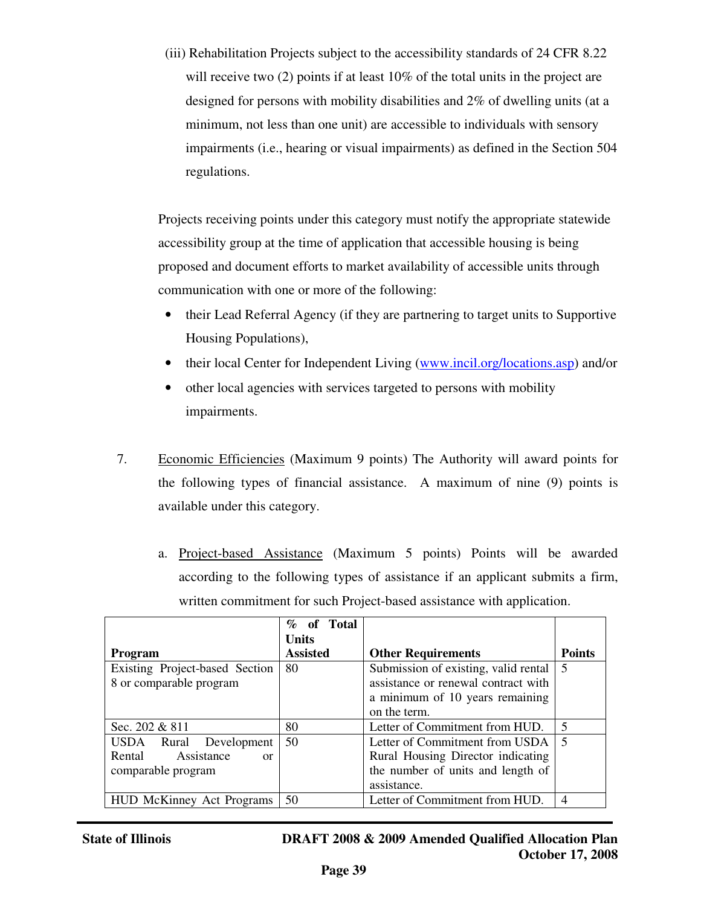(iii) Rehabilitation Projects subject to the accessibility standards of 24 CFR 8.22 will receive two (2) points if at least 10% of the total units in the project are designed for persons with mobility disabilities and 2% of dwelling units (at a minimum, not less than one unit) are accessible to individuals with sensory impairments (i.e., hearing or visual impairments) as defined in the Section 504 regulations.

Projects receiving points under this category must notify the appropriate statewide accessibility group at the time of application that accessible housing is being proposed and document efforts to market availability of accessible units through communication with one or more of the following:

- their Lead Referral Agency (if they are partnering to target units to Supportive Housing Populations),
- their local Center for Independent Living (www.incil.org/locations.asp) and/or
- other local agencies with services targeted to persons with mobility impairments.

7. Economic Efficiencies (Maximum 9 points) The Authority will award points for the following types of financial assistance. A maximum of nine (9) points is available under this category.

   a. Project-based Assistance (Maximum 5 points) Points will be awarded according to the following types of assistance if an applicant submits a firm, written commitment for such Project-based assistance with application.

| Program | % of Total Units Assisted | Other Requirements | Points |
|---|---|---|---|
| Existing Project-based Section 8 or comparable program | 80 | Submission of existing, valid rental assistance or renewal contract with a minimum of 10 years remaining on the term. | 5 |
| Sec. 202 & 811 | 80 | Letter of Commitment from HUD. | 5 |
| USDA Rural Development Rental Assistance or comparable program | 50 | Letter of Commitment from USDA Rural Housing Director indicating the number of units and length of assistance. | 5 |
| HUD McKinney Act Programs | 50 | Letter of Commitment from HUD. | 4 |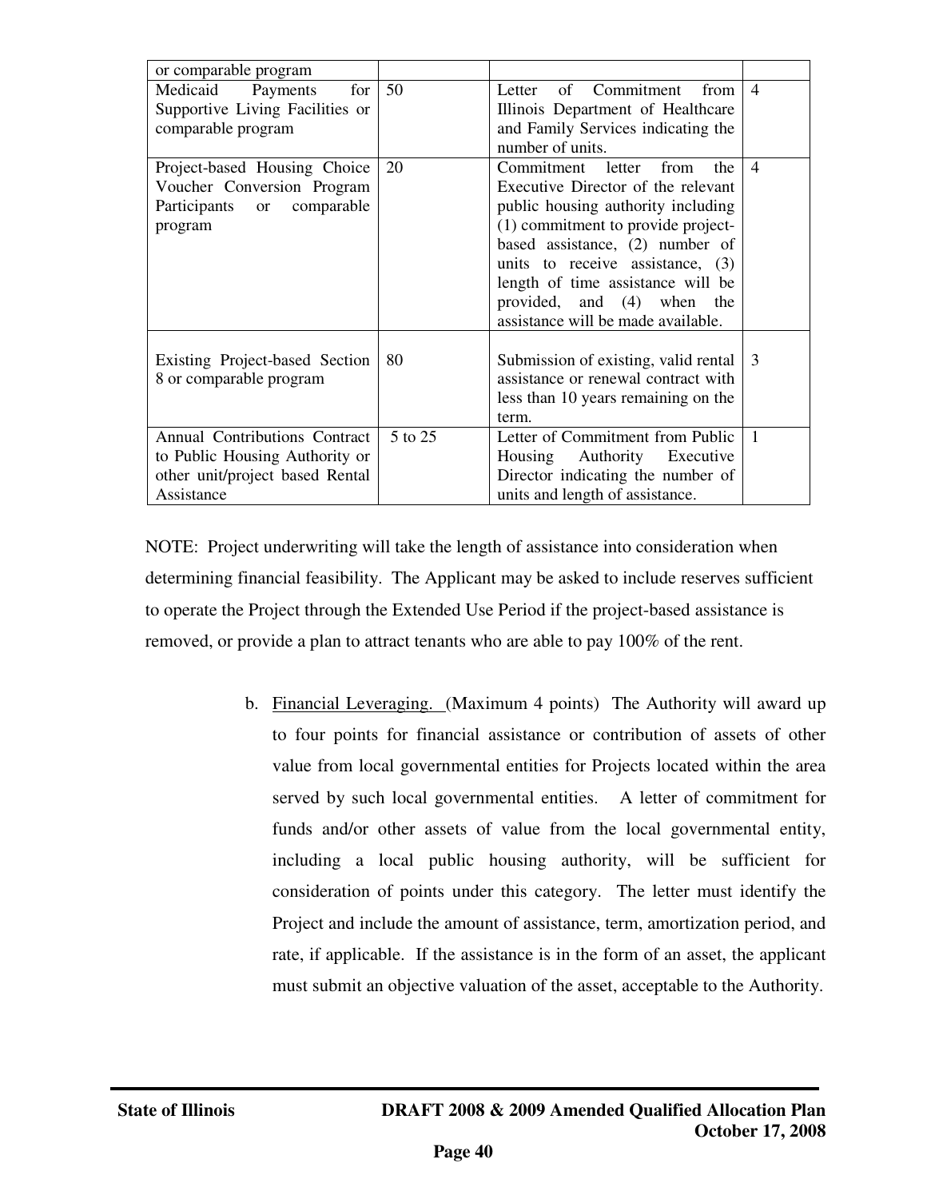| | | | |
|---|---|---|---|
| or comparable program | | | |
| Medicaid Payments for Supportive Living Facilities or comparable program | 50 | Letter of Commitment from Illinois Department of Healthcare and Family Services indicating the number of units. | 4 |
| Project-based Housing Choice Voucher Conversion Program Participants or comparable program | 20 | Commitment letter from the Executive Director of the relevant public housing authority including (1) commitment to provide project-based assistance, (2) number of units to receive assistance, (3) length of time assistance will be provided, and (4) when the assistance will be made available. | 4 |
| Existing Project-based Section 8 or comparable program | 80 | Submission of existing, valid rental assistance or renewal contract with less than 10 years remaining on the term. | 3 |
| Annual Contributions Contract to Public Housing Authority or other unit/project based Rental Assistance | 5 to 25 | Letter of Commitment from Public Housing Authority Executive Director indicating the number of units and length of assistance. | 1 |

NOTE: Project underwriting will take the length of assistance into consideration when determining financial feasibility. The Applicant may be asked to include reserves sufficient to operate the Project through the Extended Use Period if the project-based assistance is removed, or provide a plan to attract tenants who are able to pay 100% of the rent.

b. Financial Leveraging. (Maximum 4 points) The Authority will award up to four points for financial assistance or contribution of assets of other value from local governmental entities for Projects located within the area served by such local governmental entities. A letter of commitment for funds and/or other assets of value from the local governmental entity, including a local public housing authority, will be sufficient for consideration of points under this category. The letter must identify the Project and include the amount of assistance, term, amortization period, and rate, if applicable. If the assistance is in the form of an asset, the applicant must submit an objective valuation of the asset, acceptable to the Authority.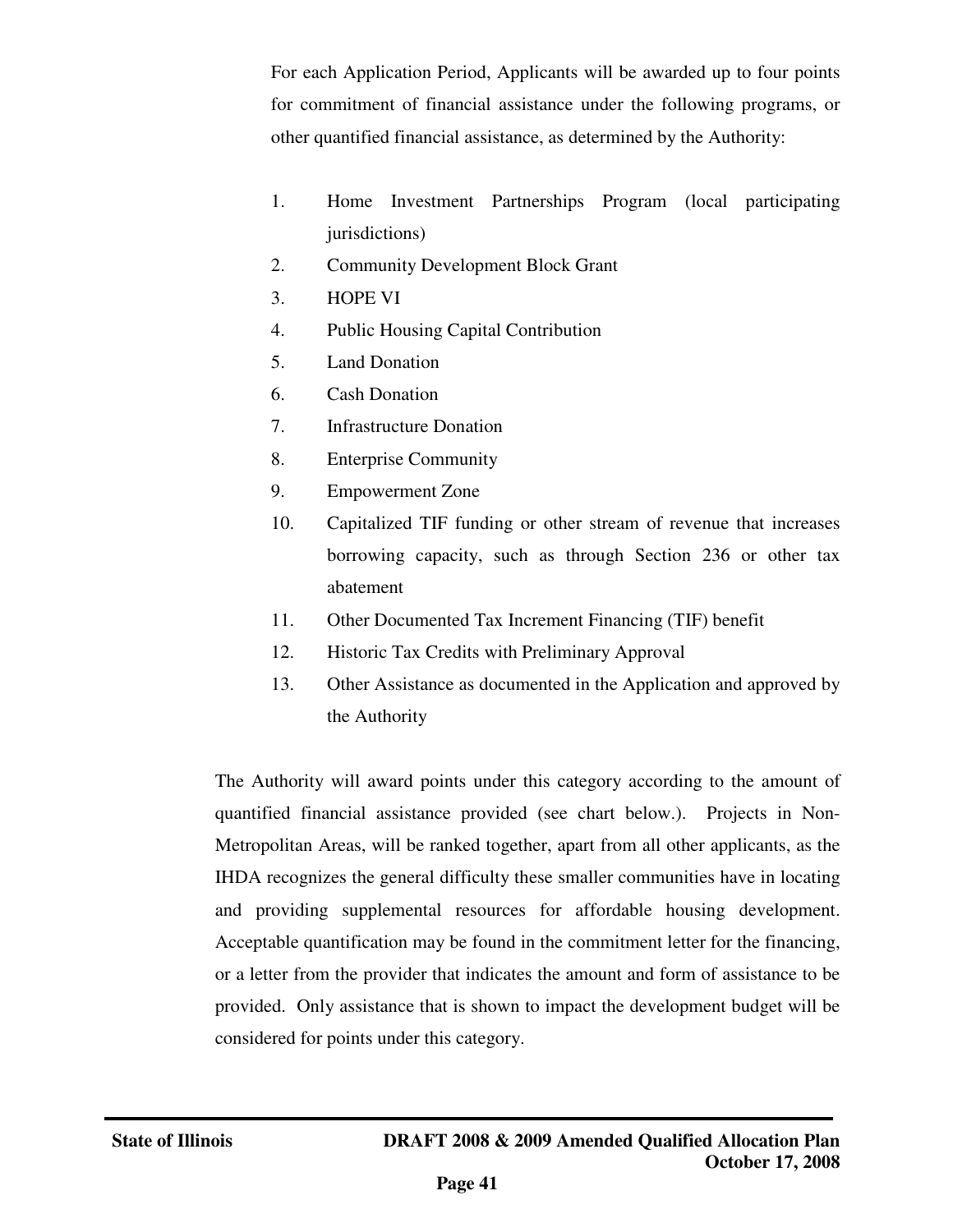For each Application Period, Applicants will be awarded up to four points for commitment of financial assistance under the following programs, or other quantified financial assistance, as determined by the Authority:

1. Home Investment Partnerships Program (local participating jurisdictions)
2. Community Development Block Grant
3. HOPE VI
4. Public Housing Capital Contribution
5. Land Donation
6. Cash Donation
7. Infrastructure Donation
8. Enterprise Community
9. Empowerment Zone
10. Capitalized TIF funding or other stream of revenue that increases borrowing capacity, such as through Section 236 or other tax abatement
11. Other Documented Tax Increment Financing (TIF) benefit
12. Historic Tax Credits with Preliminary Approval
13. Other Assistance as documented in the Application and approved by the Authority

The Authority will award points under this category according to the amount of quantified financial assistance provided (see chart below.). Projects in Non-Metropolitan Areas, will be ranked together, apart from all other applicants, as the IHDA recognizes the general difficulty these smaller communities have in locating and providing supplemental resources for affordable housing development. Acceptable quantification may be found in the commitment letter for the financing, or a letter from the provider that indicates the amount and form of assistance to be provided. Only assistance that is shown to impact the development budget will be considered for points under this category.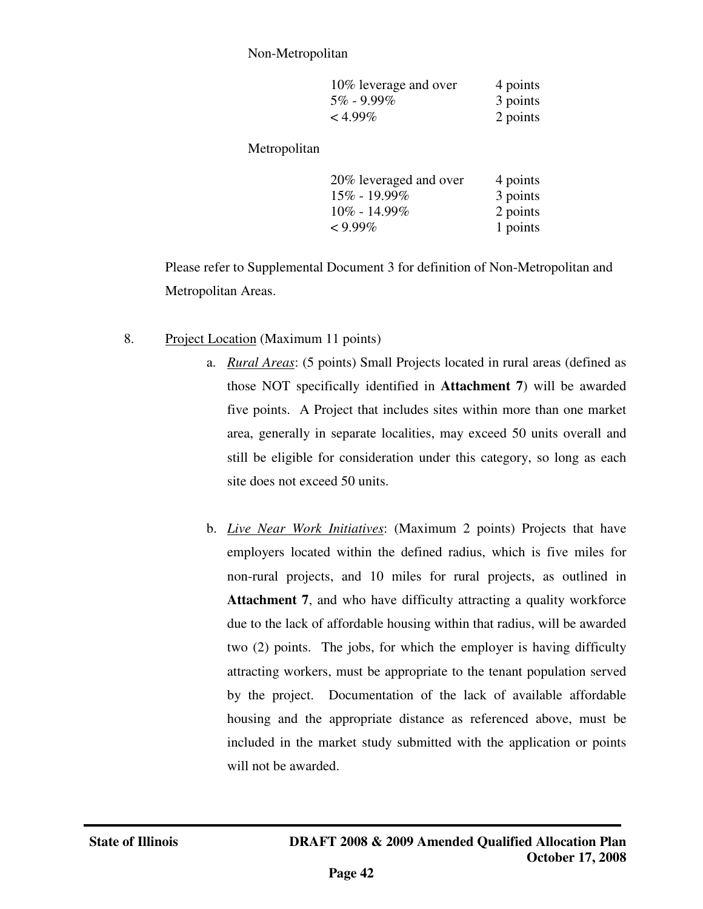Non-Metropolitan

| | |
|---|---|
| 10% leverage and over | 4 points |
| 5% - 9.99% | 3 points |
| < 4.99% | 2 points |

Metropolitan

| | |
|---|---|
| 20% leveraged and over | 4 points |
| 15% - 19.99% | 3 points |
| 10% - 14.99% | 2 points |
| < 9.99% | 1 points |

Please refer to Supplemental Document 3 for definition of Non-Metropolitan and Metropolitan Areas.

8. Project Location (Maximum 11 points)

   a. *Rural Areas*: (5 points) Small Projects located in rural areas (defined as those NOT specifically identified in **Attachment 7**) will be awarded five points. A Project that includes sites within more than one market area, generally in separate localities, may exceed 50 units overall and still be eligible for consideration under this category, so long as each site does not exceed 50 units.

   b. *Live Near Work Initiatives*: (Maximum 2 points) Projects that have employers located within the defined radius, which is five miles for non-rural projects, and 10 miles for rural projects, as outlined in **Attachment 7**, and who have difficulty attracting a quality workforce due to the lack of affordable housing within that radius, will be awarded two (2) points. The jobs, for which the employer is having difficulty attracting workers, must be appropriate to the tenant population served by the project. Documentation of the lack of available affordable housing and the appropriate distance as referenced above, must be included in the market study submitted with the application or points will not be awarded.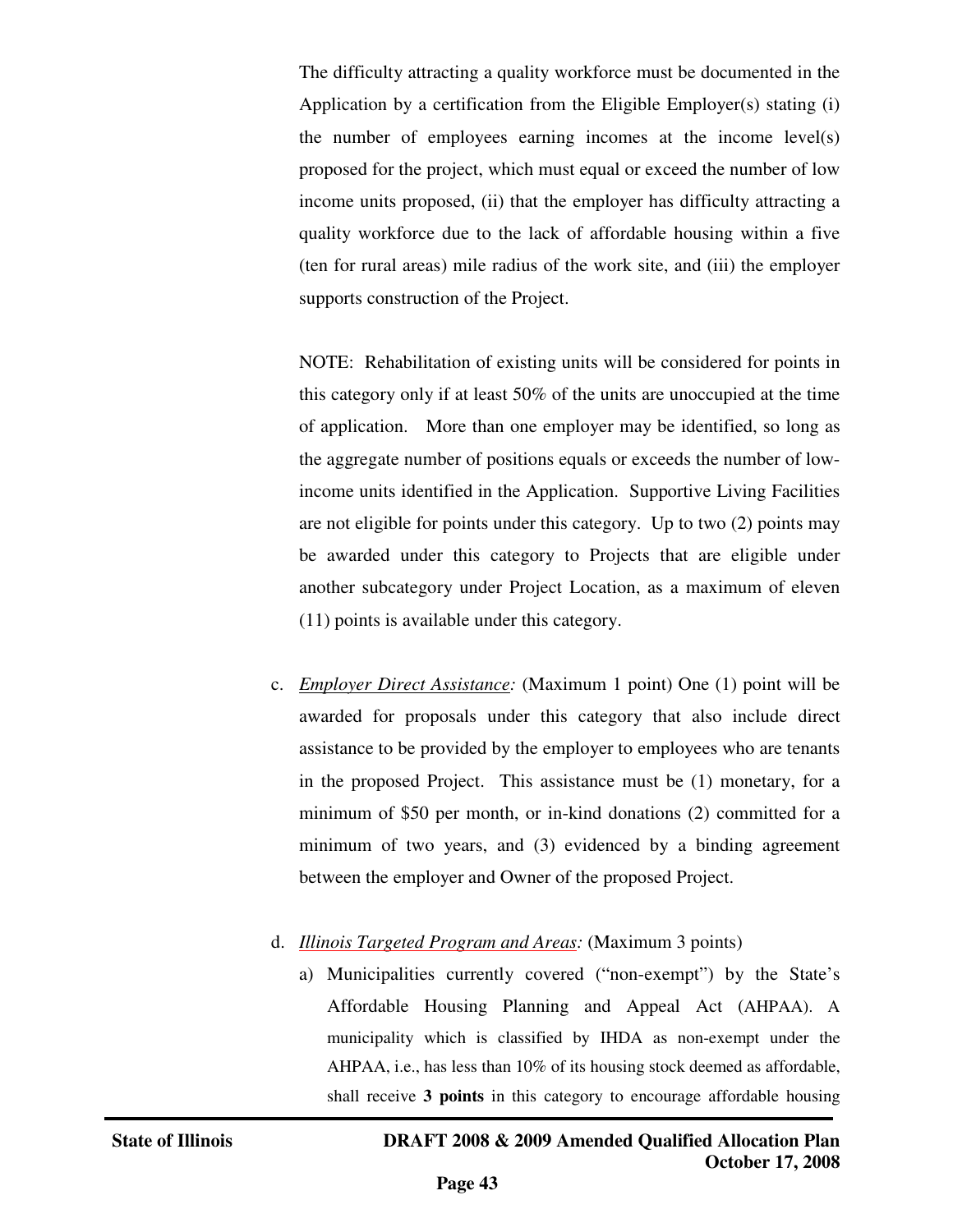The difficulty attracting a quality workforce must be documented in the Application by a certification from the Eligible Employer(s) stating (i) the number of employees earning incomes at the income level(s) proposed for the project, which must equal or exceed the number of low income units proposed, (ii) that the employer has difficulty attracting a quality workforce due to the lack of affordable housing within a five (ten for rural areas) mile radius of the work site, and (iii) the employer supports construction of the Project.

NOTE: Rehabilitation of existing units will be considered for points in this category only if at least 50% of the units are unoccupied at the time of application. More than one employer may be identified, so long as the aggregate number of positions equals or exceeds the number of low-income units identified in the Application. Supportive Living Facilities are not eligible for points under this category. Up to two (2) points may be awarded under this category to Projects that are eligible under another subcategory under Project Location, as a maximum of eleven (11) points is available under this category.

c. *Employer Direct Assistance:* (Maximum 1 point) One (1) point will be awarded for proposals under this category that also include direct assistance to be provided by the employer to employees who are tenants in the proposed Project. This assistance must be (1) monetary, for a minimum of $50 per month, or in-kind donations (2) committed for a minimum of two years, and (3) evidenced by a binding agreement between the employer and Owner of the proposed Project.

d. *Illinois Targeted Program and Areas:* (Maximum 3 points)

   a) Municipalities currently covered ("non-exempt") by the State's Affordable Housing Planning and Appeal Act (AHPAA). A municipality which is classified by IHDA as non-exempt under the AHPAA, i.e., has less than 10% of its housing stock deemed as affordable, shall receive **3 points** in this category to encourage affordable housing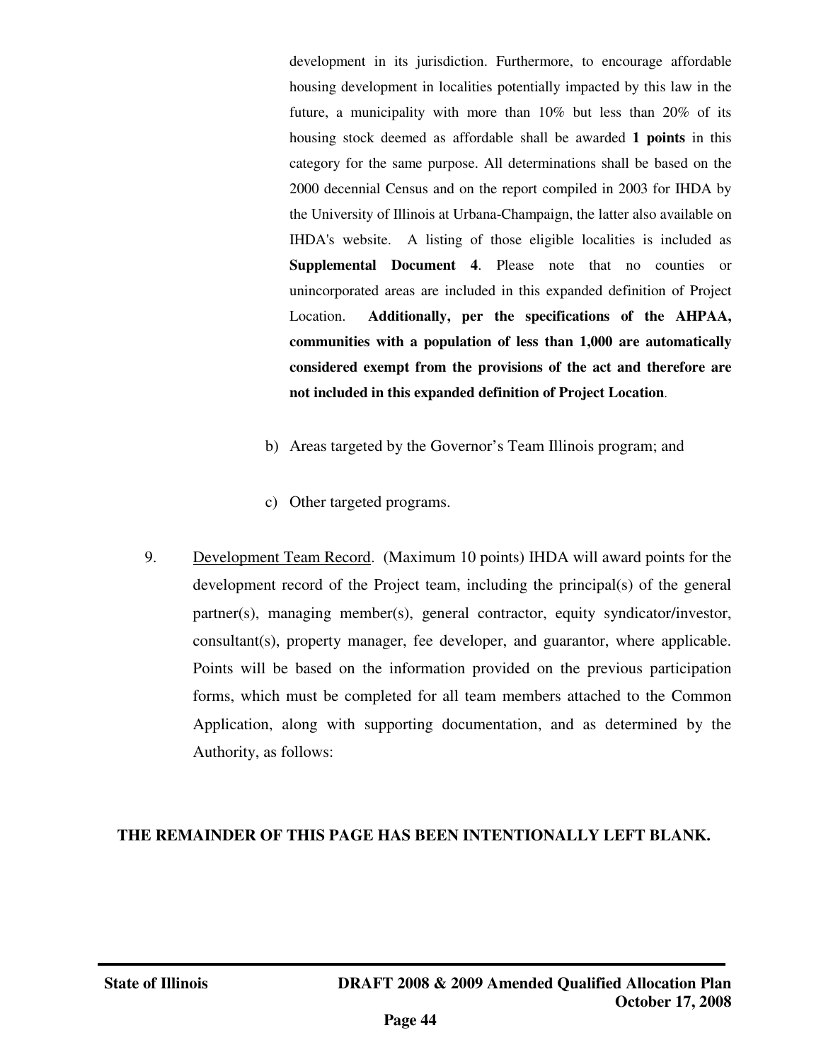development in its jurisdiction. Furthermore, to encourage affordable housing development in localities potentially impacted by this law in the future, a municipality with more than 10% but less than 20% of its housing stock deemed as affordable shall be awarded **1 points** in this category for the same purpose. All determinations shall be based on the 2000 decennial Census and on the report compiled in 2003 for IHDA by the University of Illinois at Urbana-Champaign, the latter also available on IHDA's website. A listing of those eligible localities is included as **Supplemental Document 4**. Please note that no counties or unincorporated areas are included in this expanded definition of Project Location. **Additionally, per the specifications of the AHPAA, communities with a population of less than 1,000 are automatically considered exempt from the provisions of the act and therefore are not included in this expanded definition of Project Location**.

b) Areas targeted by the Governor's Team Illinois program; and

c) Other targeted programs.

9. Development Team Record. (Maximum 10 points) IHDA will award points for the development record of the Project team, including the principal(s) of the general partner(s), managing member(s), general contractor, equity syndicator/investor, consultant(s), property manager, fee developer, and guarantor, where applicable. Points will be based on the information provided on the previous participation forms, which must be completed for all team members attached to the Common Application, along with supporting documentation, and as determined by the Authority, as follows:

**THE REMAINDER OF THIS PAGE HAS BEEN INTENTIONALLY LEFT BLANK.**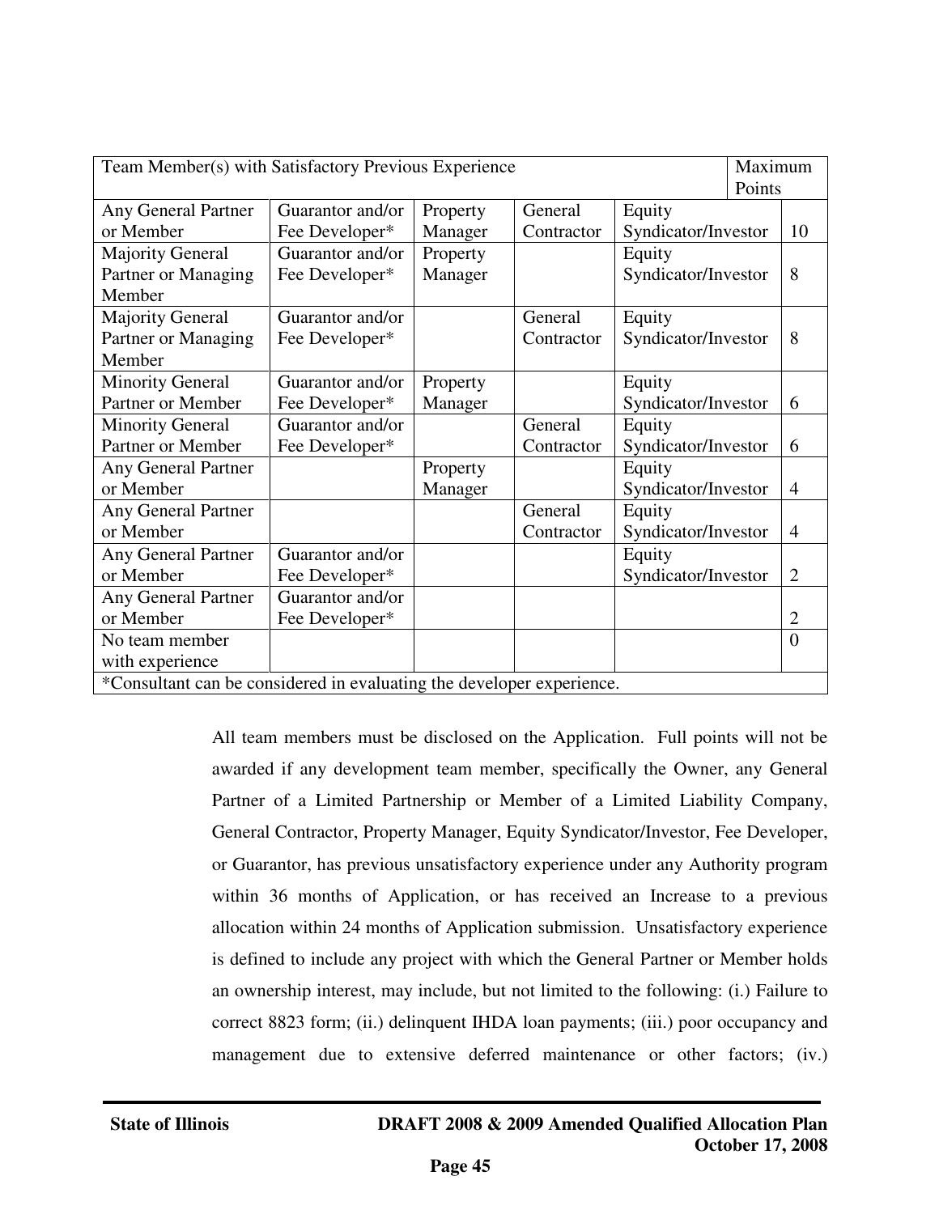| Team Member(s) with Satisfactory Previous Experience | | | | | Maximum Points |
|---|---|---|---|---|---|
| Any General Partner or Member | Guarantor and/or Fee Developer* | Property Manager | General Contractor | Equity Syndicator/Investor | 10 |
| Majority General Partner or Managing Member | Guarantor and/or Fee Developer* | Property Manager | | Equity Syndicator/Investor | 8 |
| Majority General Partner or Managing Member | Guarantor and/or Fee Developer* | | General Contractor | Equity Syndicator/Investor | 8 |
| Minority General Partner or Member | Guarantor and/or Fee Developer* | Property Manager | | Equity Syndicator/Investor | 6 |
| Minority General Partner or Member | Guarantor and/or Fee Developer* | | General Contractor | Equity Syndicator/Investor | 6 |
| Any General Partner or Member | | Property Manager | | Equity Syndicator/Investor | 4 |
| Any General Partner or Member | | | General Contractor | Equity Syndicator/Investor | 4 |
| Any General Partner or Member | Guarantor and/or Fee Developer* | | | Equity Syndicator/Investor | 2 |
| Any General Partner or Member | Guarantor and/or Fee Developer* | | | | 2 |
| No team member with experience | | | | | 0 |
| *Consultant can be considered in evaluating the developer experience. | | | | | |

All team members must be disclosed on the Application. Full points will not be awarded if any development team member, specifically the Owner, any General Partner of a Limited Partnership or Member of a Limited Liability Company, General Contractor, Property Manager, Equity Syndicator/Investor, Fee Developer, or Guarantor, has previous unsatisfactory experience under any Authority program within 36 months of Application, or has received an Increase to a previous allocation within 24 months of Application submission. Unsatisfactory experience is defined to include any project with which the General Partner or Member holds an ownership interest, may include, but not limited to the following: (i.) Failure to correct 8823 form; (ii.) delinquent IHDA loan payments; (iii.) poor occupancy and management due to extensive deferred maintenance or other factors; (iv.)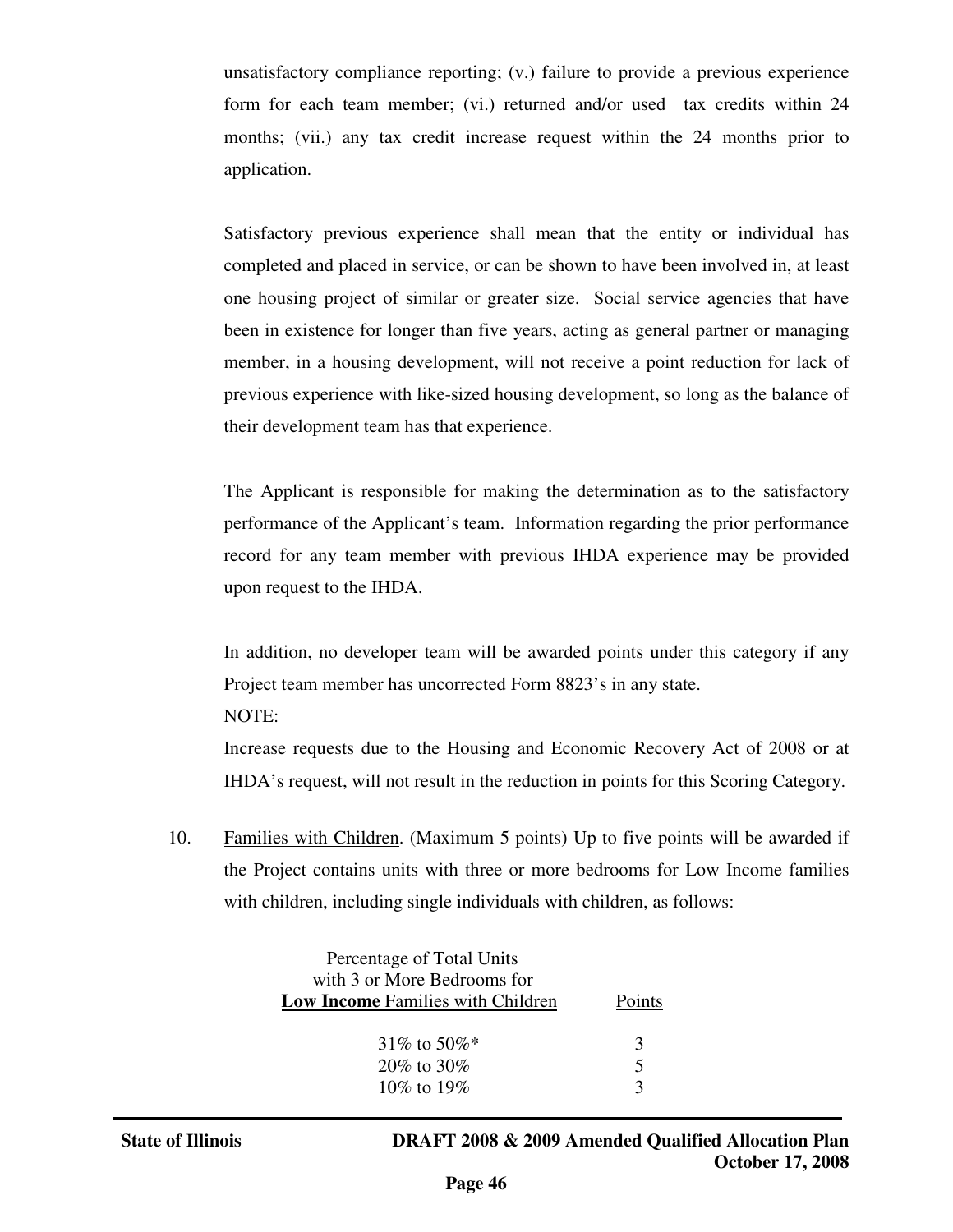unsatisfactory compliance reporting; (v.) failure to provide a previous experience form for each team member; (vi.) returned and/or used tax credits within 24 months; (vii.) any tax credit increase request within the 24 months prior to application.

Satisfactory previous experience shall mean that the entity or individual has completed and placed in service, or can be shown to have been involved in, at least one housing project of similar or greater size. Social service agencies that have been in existence for longer than five years, acting as general partner or managing member, in a housing development, will not receive a point reduction for lack of previous experience with like-sized housing development, so long as the balance of their development team has that experience.

The Applicant is responsible for making the determination as to the satisfactory performance of the Applicant's team. Information regarding the prior performance record for any team member with previous IHDA experience may be provided upon request to the IHDA.

In addition, no developer team will be awarded points under this category if any Project team member has uncorrected Form 8823's in any state.

NOTE:

Increase requests due to the Housing and Economic Recovery Act of 2008 or at IHDA's request, will not result in the reduction in points for this Scoring Category.

10. Families with Children. (Maximum 5 points) Up to five points will be awarded if the Project contains units with three or more bedrooms for Low Income families with children, including single individuals with children, as follows:

| Percentage of Total Units with 3 or More Bedrooms for **Low Income** Families with Children | Points |
|---|---|
| 31% to 50%* | 3 |
| 20% to 30% | 5 |
| 10% to 19% | 3 |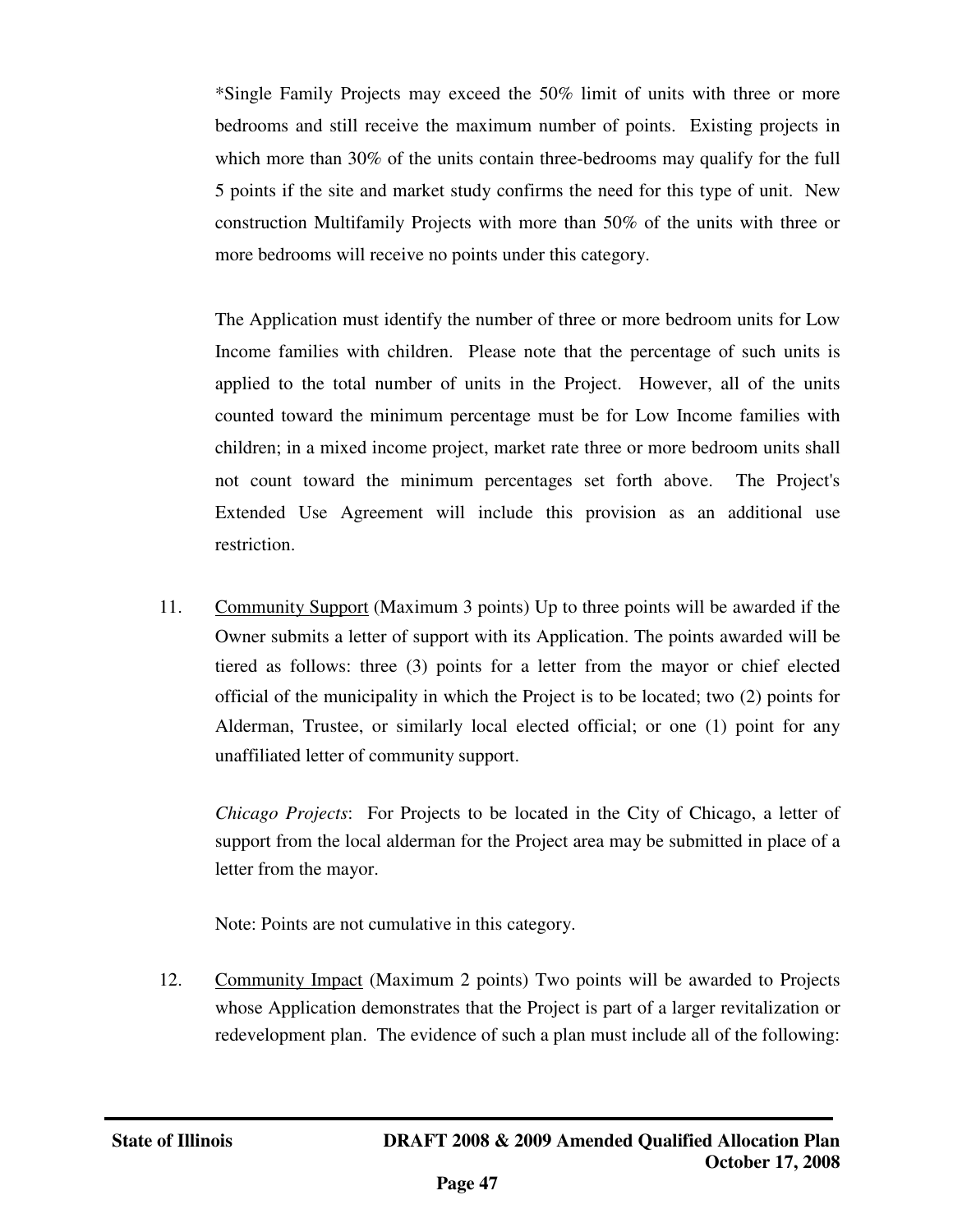*Single Family Projects may exceed the 50% limit of units with three or more bedrooms and still receive the maximum number of points. Existing projects in which more than 30% of the units contain three-bedrooms may qualify for the full 5 points if the site and market study confirms the need for this type of unit. New construction Multifamily Projects with more than 50% of the units with three or more bedrooms will receive no points under this category.

The Application must identify the number of three or more bedroom units for Low Income families with children. Please note that the percentage of such units is applied to the total number of units in the Project. However, all of the units counted toward the minimum percentage must be for Low Income families with children; in a mixed income project, market rate three or more bedroom units shall not count toward the minimum percentages set forth above. The Project's Extended Use Agreement will include this provision as an additional use restriction.

11. Community Support (Maximum 3 points) Up to three points will be awarded if the Owner submits a letter of support with its Application. The points awarded will be tiered as follows: three (3) points for a letter from the mayor or chief elected official of the municipality in which the Project is to be located; two (2) points for Alderman, Trustee, or similarly local elected official; or one (1) point for any unaffiliated letter of community support.

    *Chicago Projects*: For Projects to be located in the City of Chicago, a letter of support from the local alderman for the Project area may be submitted in place of a letter from the mayor.

    Note: Points are not cumulative in this category.

12. Community Impact (Maximum 2 points) Two points will be awarded to Projects whose Application demonstrates that the Project is part of a larger revitalization or redevelopment plan. The evidence of such a plan must include all of the following: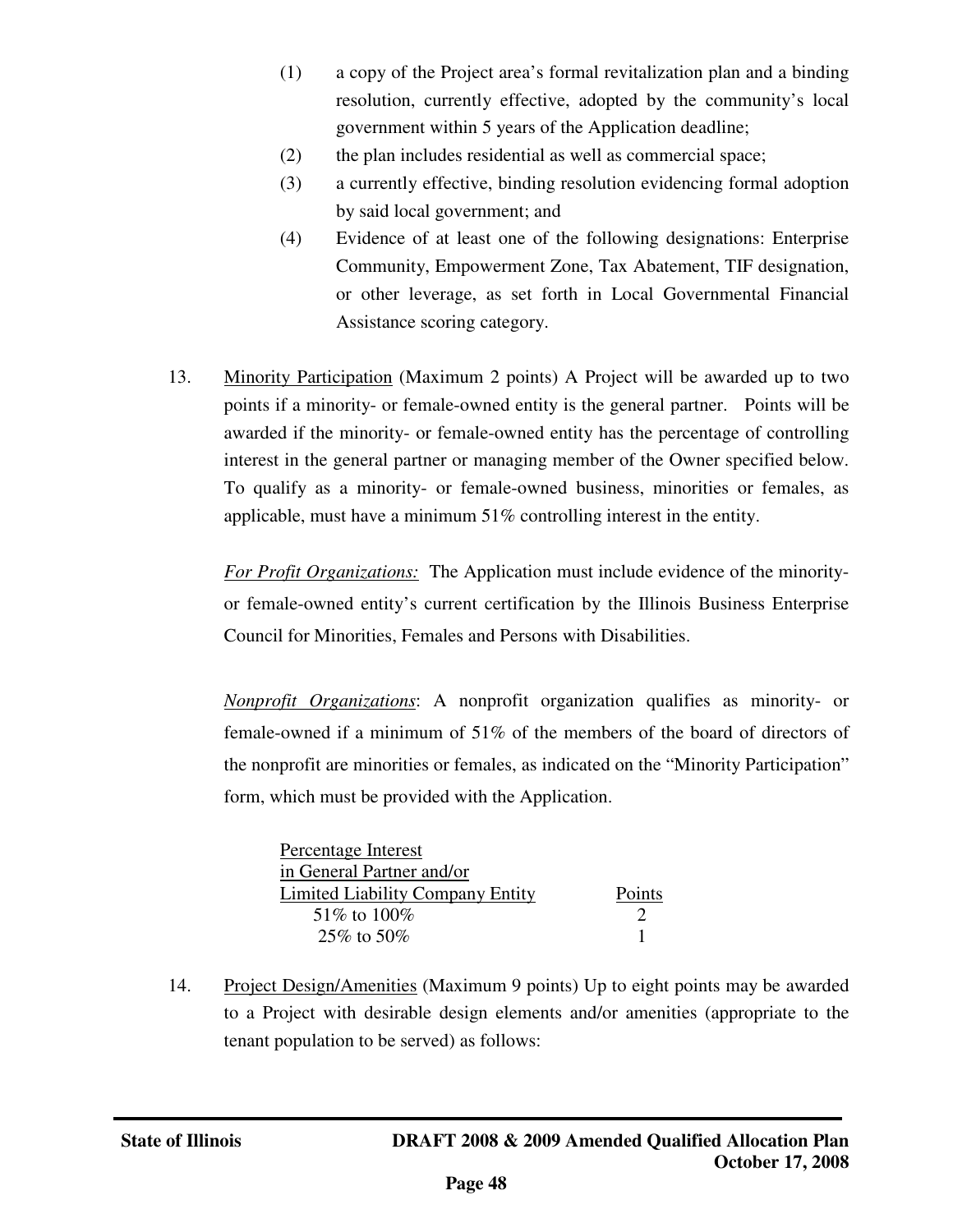(1) a copy of the Project area's formal revitalization plan and a binding resolution, currently effective, adopted by the community's local government within 5 years of the Application deadline;

(2) the plan includes residential as well as commercial space;

(3) a currently effective, binding resolution evidencing formal adoption by said local government; and

(4) Evidence of at least one of the following designations: Enterprise Community, Empowerment Zone, Tax Abatement, TIF designation, or other leverage, as set forth in Local Governmental Financial Assistance scoring category.

13. Minority Participation (Maximum 2 points) A Project will be awarded up to two points if a minority- or female-owned entity is the general partner. Points will be awarded if the minority- or female-owned entity has the percentage of controlling interest in the general partner or managing member of the Owner specified below. To qualify as a minority- or female-owned business, minorities or females, as applicable, must have a minimum 51% controlling interest in the entity.

*For Profit Organizations:* The Application must include evidence of the minority- or female-owned entity's current certification by the Illinois Business Enterprise Council for Minorities, Females and Persons with Disabilities.

*Nonprofit Organizations*: A nonprofit organization qualifies as minority- or female-owned if a minimum of 51% of the members of the board of directors of the nonprofit are minorities or females, as indicated on the "Minority Participation" form, which must be provided with the Application.

| Percentage Interest in General Partner and/or Limited Liability Company Entity | Points |
|---|---|
| 51% to 100% | 2 |
| 25% to 50% | 1 |

14. Project Design/Amenities (Maximum 9 points) Up to eight points may be awarded to a Project with desirable design elements and/or amenities (appropriate to the tenant population to be served) as follows: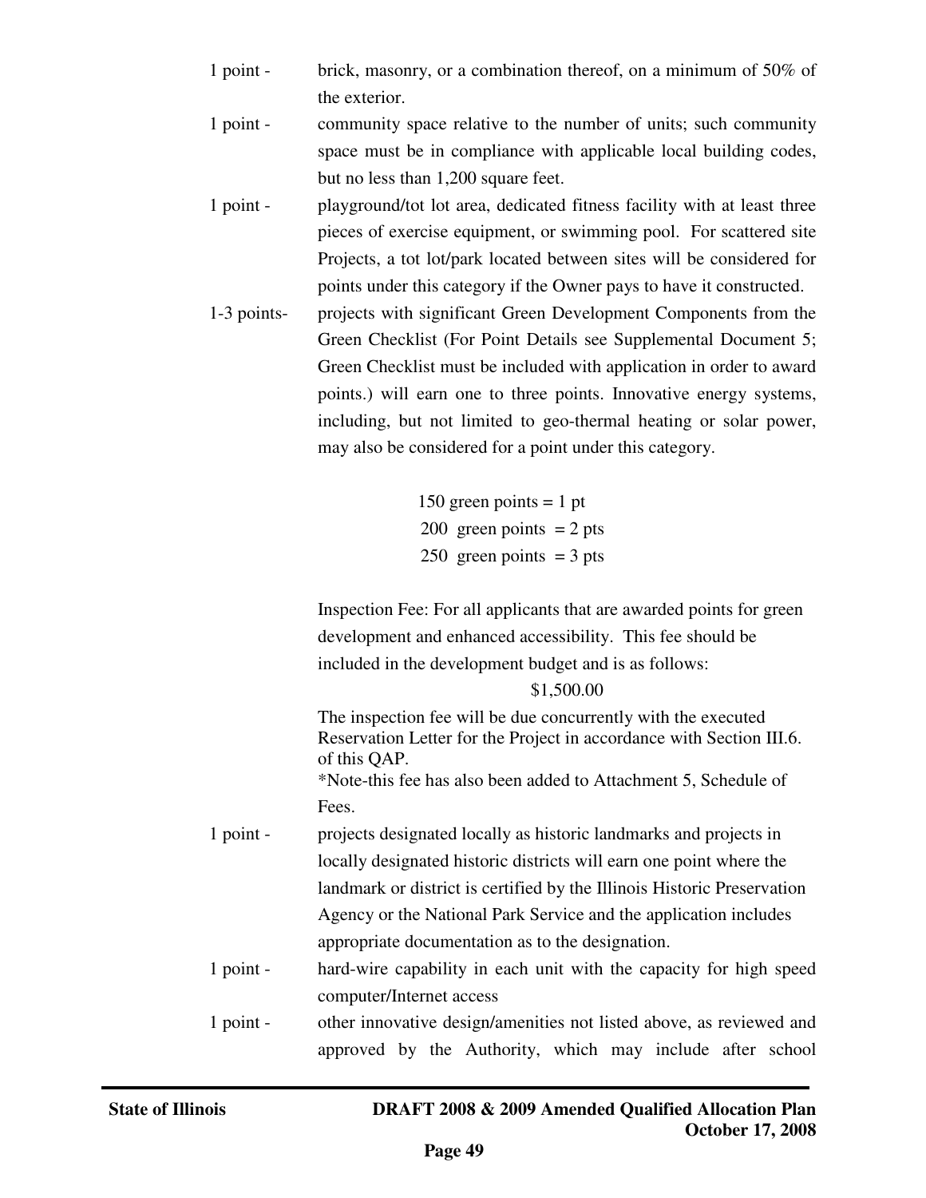1 point - brick, masonry, or a combination thereof, on a minimum of 50% of the exterior.

1 point - community space relative to the number of units; such community space must be in compliance with applicable local building codes, but no less than 1,200 square feet.

1 point - playground/tot lot area, dedicated fitness facility with at least three pieces of exercise equipment, or swimming pool. For scattered site Projects, a tot lot/park located between sites will be considered for points under this category if the Owner pays to have it constructed.

1-3 points- projects with significant Green Development Components from the Green Checklist (For Point Details see Supplemental Document 5; Green Checklist must be included with application in order to award points.) will earn one to three points. Innovative energy systems, including, but not limited to geo-thermal heating or solar power, may also be considered for a point under this category.

150 green points = 1 pt
200 green points = 2 pts
250 green points = 3 pts

Inspection Fee: For all applicants that are awarded points for green development and enhanced accessibility. This fee should be included in the development budget and is as follows:

$1,500.00

The inspection fee will be due concurrently with the executed Reservation Letter for the Project in accordance with Section III.6. of this QAP.
*Note-this fee has also been added to Attachment 5, Schedule of Fees.

1 point - projects designated locally as historic landmarks and projects in locally designated historic districts will earn one point where the landmark or district is certified by the Illinois Historic Preservation Agency or the National Park Service and the application includes appropriate documentation as to the designation.

1 point - hard-wire capability in each unit with the capacity for high speed computer/Internet access

1 point - other innovative design/amenities not listed above, as reviewed and approved by the Authority, which may include after school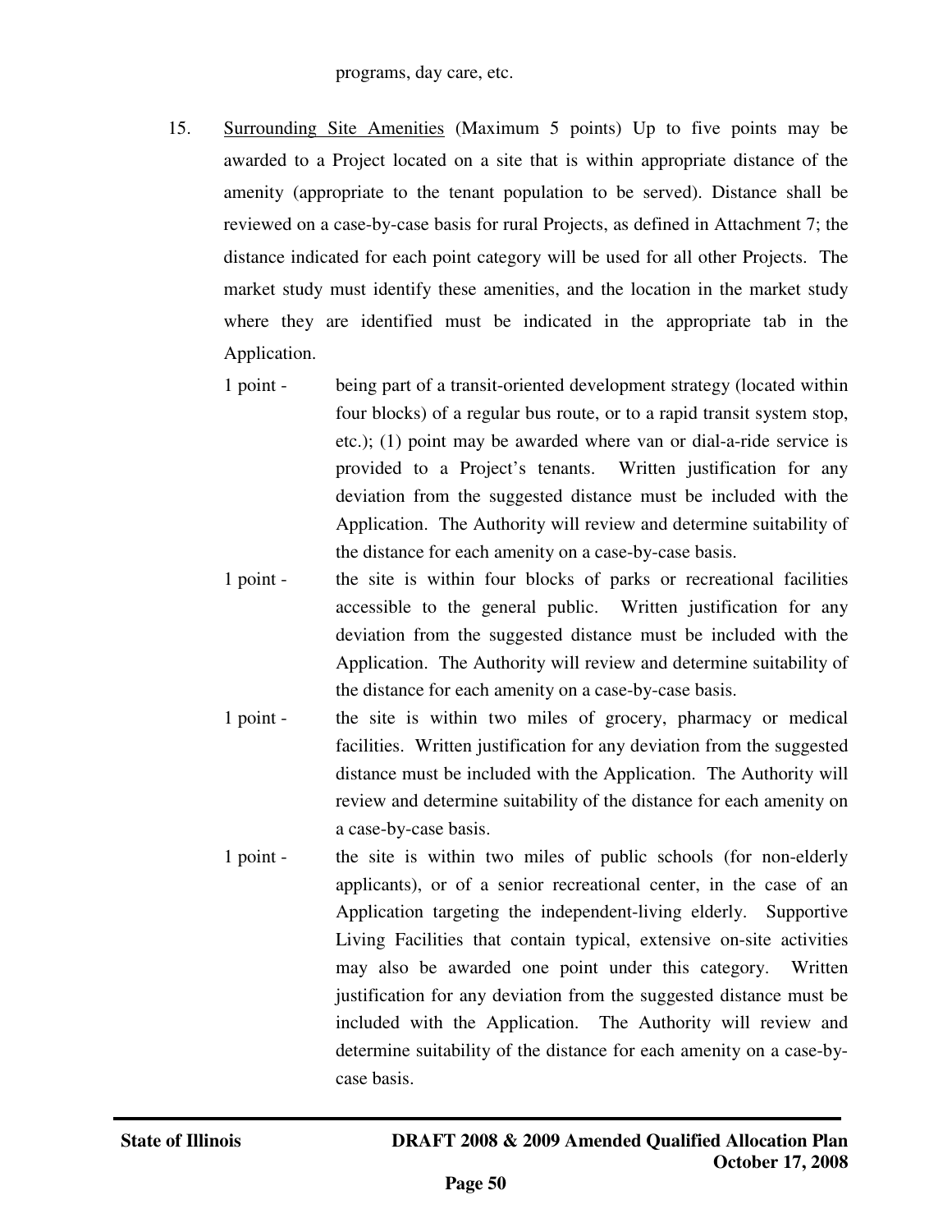programs, day care, etc.

15. <u>Surrounding Site Amenities</u> (Maximum 5 points) Up to five points may be awarded to a Project located on a site that is within appropriate distance of the amenity (appropriate to the tenant population to be served). Distance shall be reviewed on a case-by-case basis for rural Projects, as defined in Attachment 7; the distance indicated for each point category will be used for all other Projects. The market study must identify these amenities, and the location in the market study where they are identified must be indicated in the appropriate tab in the Application.

    1 point - being part of a transit-oriented development strategy (located within four blocks) of a regular bus route, or to a rapid transit system stop, etc.); (1) point may be awarded where van or dial-a-ride service is provided to a Project's tenants. Written justification for any deviation from the suggested distance must be included with the Application. The Authority will review and determine suitability of the distance for each amenity on a case-by-case basis.

    1 point - the site is within four blocks of parks or recreational facilities accessible to the general public. Written justification for any deviation from the suggested distance must be included with the Application. The Authority will review and determine suitability of the distance for each amenity on a case-by-case basis.

    1 point - the site is within two miles of grocery, pharmacy or medical facilities. Written justification for any deviation from the suggested distance must be included with the Application. The Authority will review and determine suitability of the distance for each amenity on a case-by-case basis.

    1 point - the site is within two miles of public schools (for non-elderly applicants), or of a senior recreational center, in the case of an Application targeting the independent-living elderly. Supportive Living Facilities that contain typical, extensive on-site activities may also be awarded one point under this category. Written justification for any deviation from the suggested distance must be included with the Application. The Authority will review and determine suitability of the distance for each amenity on a case-by-case basis.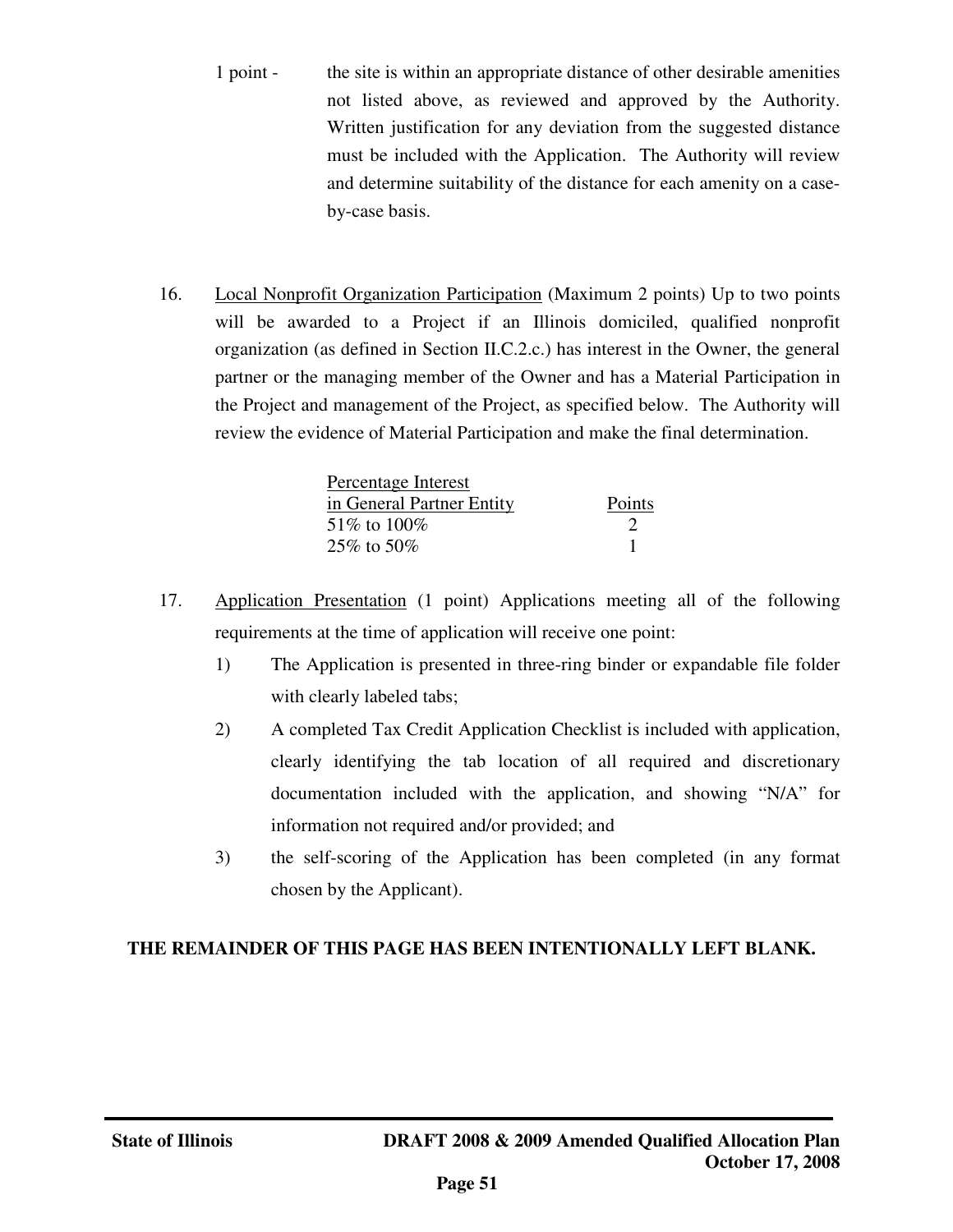1 point - the site is within an appropriate distance of other desirable amenities not listed above, as reviewed and approved by the Authority. Written justification for any deviation from the suggested distance must be included with the Application. The Authority will review and determine suitability of the distance for each amenity on a case-by-case basis.

16. Local Nonprofit Organization Participation (Maximum 2 points) Up to two points will be awarded to a Project if an Illinois domiciled, qualified nonprofit organization (as defined in Section II.C.2.c.) has interest in the Owner, the general partner or the managing member of the Owner and has a Material Participation in the Project and management of the Project, as specified below. The Authority will review the evidence of Material Participation and make the final determination.

| Percentage Interest in General Partner Entity | Points |
|---|---|
| 51% to 100% | 2 |
| 25% to 50% | 1 |

17. Application Presentation (1 point) Applications meeting all of the following requirements at the time of application will receive one point:
    1) The Application is presented in three-ring binder or expandable file folder with clearly labeled tabs;
    2) A completed Tax Credit Application Checklist is included with application, clearly identifying the tab location of all required and discretionary documentation included with the application, and showing "N/A" for information not required and/or provided; and
    3) the self-scoring of the Application has been completed (in any format chosen by the Applicant).

**THE REMAINDER OF THIS PAGE HAS BEEN INTENTIONALLY LEFT BLANK.**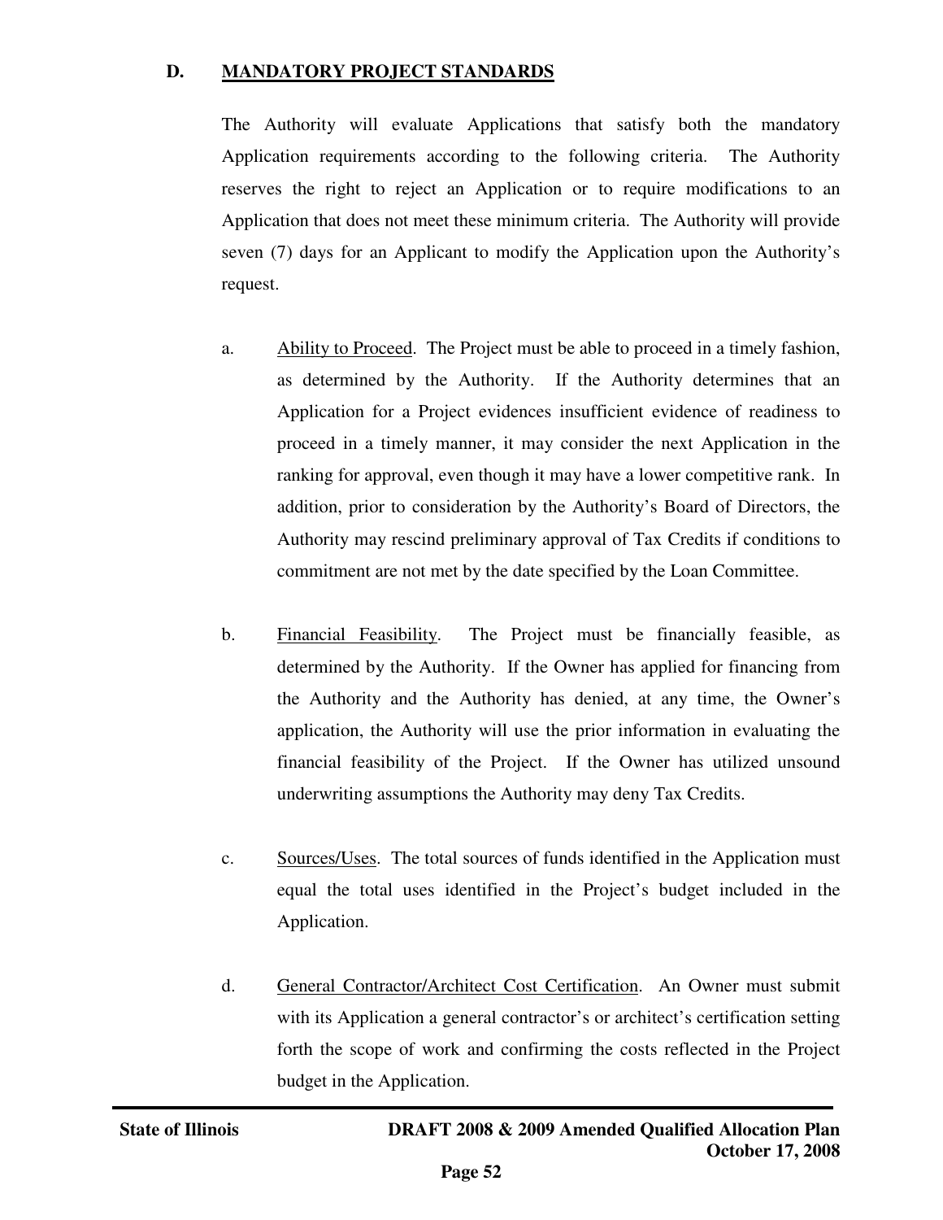## D. MANDATORY PROJECT STANDARDS

The Authority will evaluate Applications that satisfy both the mandatory Application requirements according to the following criteria. The Authority reserves the right to reject an Application or to require modifications to an Application that does not meet these minimum criteria. The Authority will provide seven (7) days for an Applicant to modify the Application upon the Authority's request.

a. Ability to Proceed. The Project must be able to proceed in a timely fashion, as determined by the Authority. If the Authority determines that an Application for a Project evidences insufficient evidence of readiness to proceed in a timely manner, it may consider the next Application in the ranking for approval, even though it may have a lower competitive rank. In addition, prior to consideration by the Authority's Board of Directors, the Authority may rescind preliminary approval of Tax Credits if conditions to commitment are not met by the date specified by the Loan Committee.

b. Financial Feasibility. The Project must be financially feasible, as determined by the Authority. If the Owner has applied for financing from the Authority and the Authority has denied, at any time, the Owner's application, the Authority will use the prior information in evaluating the financial feasibility of the Project. If the Owner has utilized unsound underwriting assumptions the Authority may deny Tax Credits.

c. Sources/Uses. The total sources of funds identified in the Application must equal the total uses identified in the Project's budget included in the Application.

d. General Contractor/Architect Cost Certification. An Owner must submit with its Application a general contractor's or architect's certification setting forth the scope of work and confirming the costs reflected in the Project budget in the Application.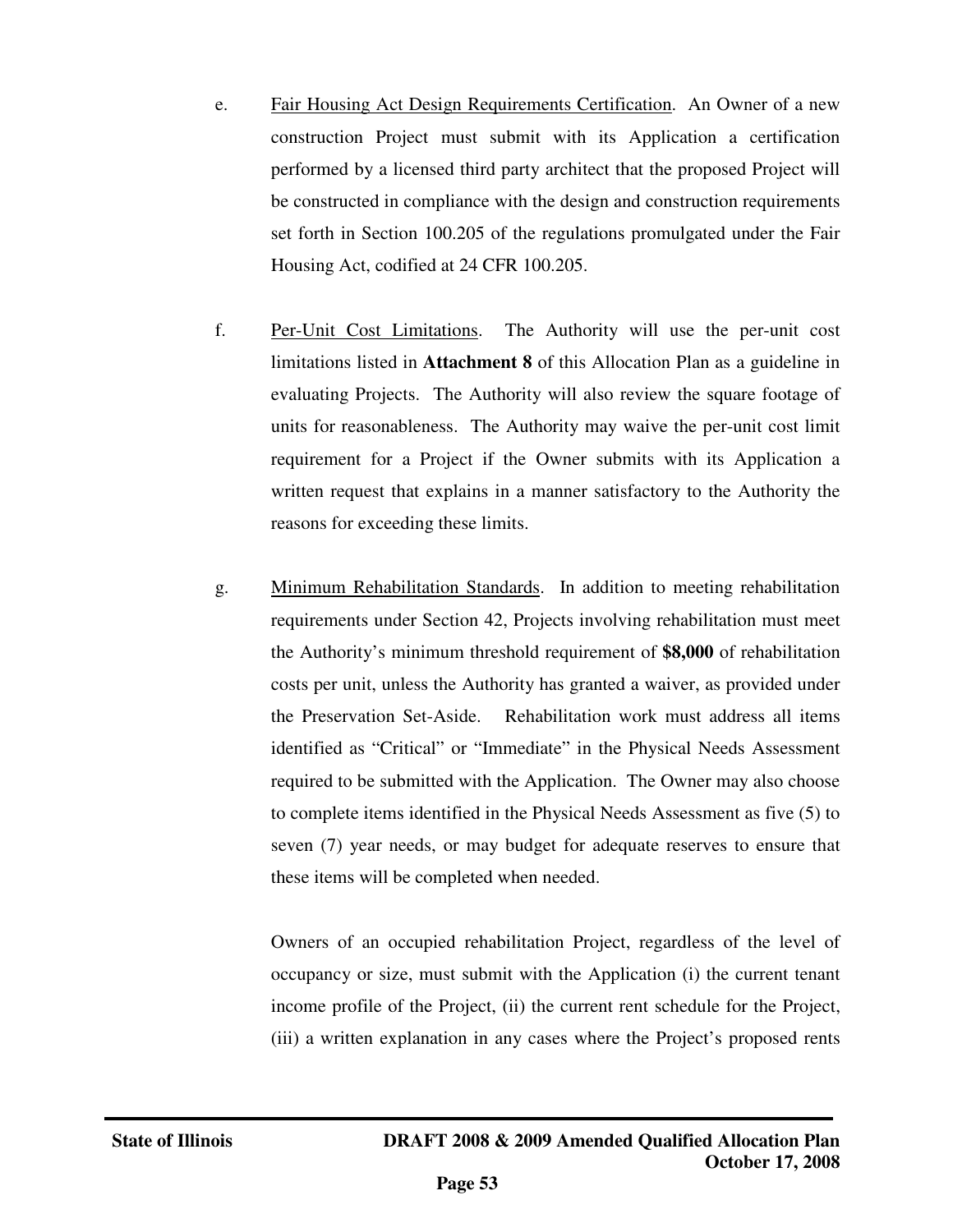e. <u>Fair Housing Act Design Requirements Certification</u>. An Owner of a new construction Project must submit with its Application a certification performed by a licensed third party architect that the proposed Project will be constructed in compliance with the design and construction requirements set forth in Section 100.205 of the regulations promulgated under the Fair Housing Act, codified at 24 CFR 100.205.

f. <u>Per-Unit Cost Limitations</u>. The Authority will use the per-unit cost limitations listed in **Attachment 8** of this Allocation Plan as a guideline in evaluating Projects. The Authority will also review the square footage of units for reasonableness. The Authority may waive the per-unit cost limit requirement for a Project if the Owner submits with its Application a written request that explains in a manner satisfactory to the Authority the reasons for exceeding these limits.

g. <u>Minimum Rehabilitation Standards</u>. In addition to meeting rehabilitation requirements under Section 42, Projects involving rehabilitation must meet the Authority's minimum threshold requirement of **$8,000** of rehabilitation costs per unit, unless the Authority has granted a waiver, as provided under the Preservation Set-Aside. Rehabilitation work must address all items identified as "Critical" or "Immediate" in the Physical Needs Assessment required to be submitted with the Application. The Owner may also choose to complete items identified in the Physical Needs Assessment as five (5) to seven (7) year needs, or may budget for adequate reserves to ensure that these items will be completed when needed.

Owners of an occupied rehabilitation Project, regardless of the level of occupancy or size, must submit with the Application (i) the current tenant income profile of the Project, (ii) the current rent schedule for the Project, (iii) a written explanation in any cases where the Project's proposed rents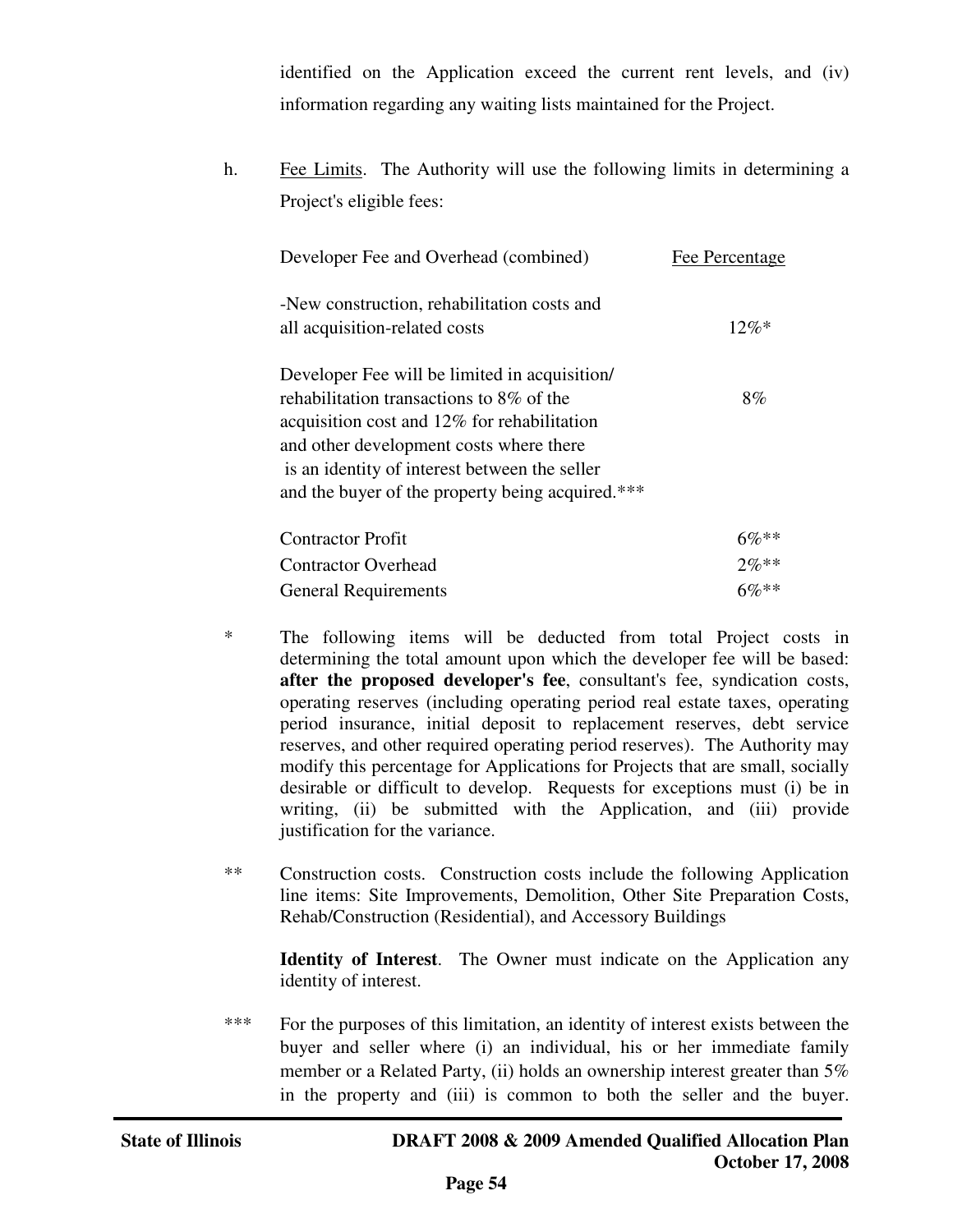identified on the Application exceed the current rent levels, and (iv) information regarding any waiting lists maintained for the Project.

h. Fee Limits. The Authority will use the following limits in determining a Project's eligible fees:

| Developer Fee and Overhead (combined) | Fee Percentage |
|---|---|
| -New construction, rehabilitation costs and all acquisition-related costs | 12%* |
| Developer Fee will be limited in acquisition/ rehabilitation transactions to 8% of the acquisition cost and 12% for rehabilitation and other development costs where there is an identity of interest between the seller and the buyer of the property being acquired.*** | 8% |
| Contractor Profit | 6%** |
| Contractor Overhead | 2%** |
| General Requirements | 6%** |

\* The following items will be deducted from total Project costs in determining the total amount upon which the developer fee will be based: **after the proposed developer's fee**, consultant's fee, syndication costs, operating reserves (including operating period real estate taxes, operating period insurance, initial deposit to replacement reserves, debt service reserves, and other required operating period reserves). The Authority may modify this percentage for Applications for Projects that are small, socially desirable or difficult to develop. Requests for exceptions must (i) be in writing, (ii) be submitted with the Application, and (iii) provide justification for the variance.

** Construction costs. Construction costs include the following Application line items: Site Improvements, Demolition, Other Site Preparation Costs, Rehab/Construction (Residential), and Accessory Buildings

**Identity of Interest**. The Owner must indicate on the Application any identity of interest.

*** For the purposes of this limitation, an identity of interest exists between the buyer and seller where (i) an individual, his or her immediate family member or a Related Party, (ii) holds an ownership interest greater than 5% in the property and (iii) is common to both the seller and the buyer.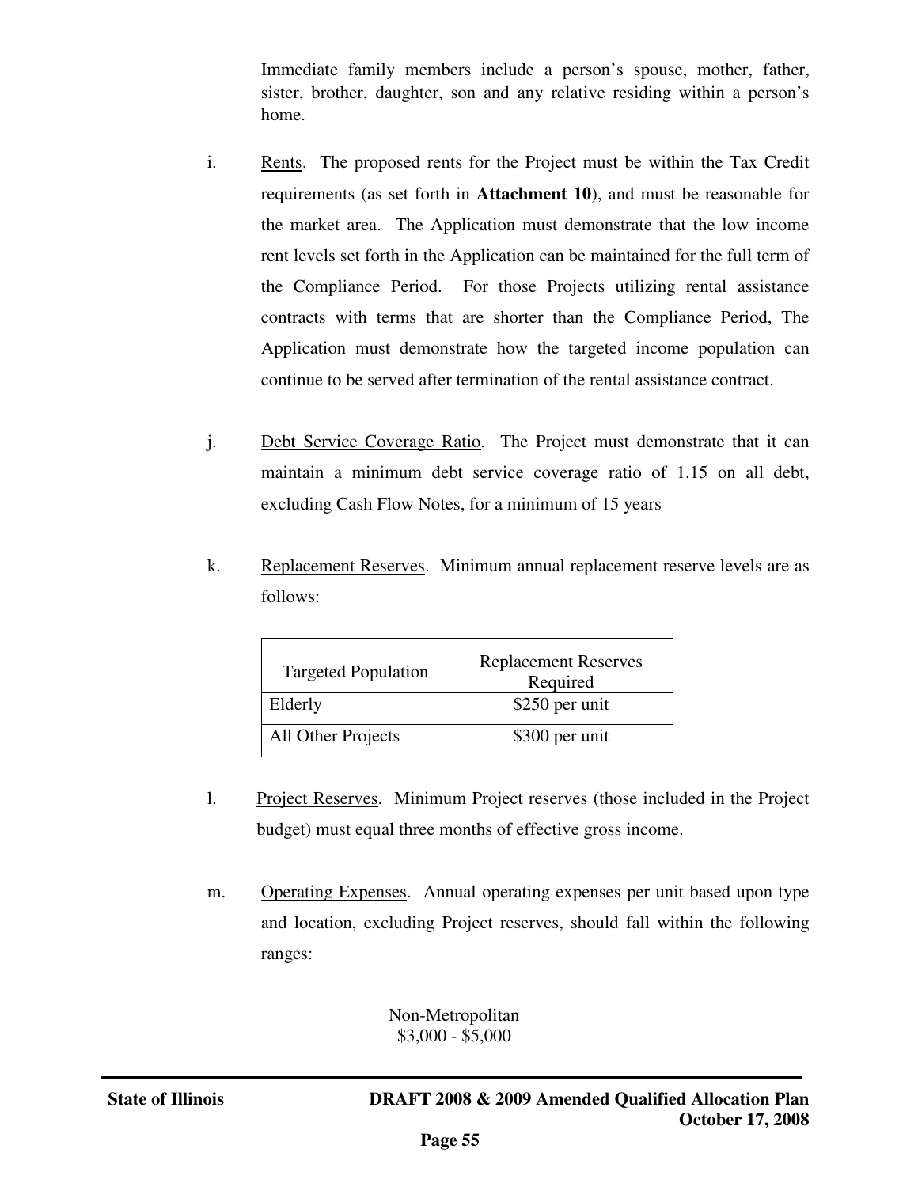Immediate family members include a person's spouse, mother, father, sister, brother, daughter, son and any relative residing within a person's home.

i. <u>Rents</u>. The proposed rents for the Project must be within the Tax Credit requirements (as set forth in **Attachment 10**), and must be reasonable for the market area. The Application must demonstrate that the low income rent levels set forth in the Application can be maintained for the full term of the Compliance Period. For those Projects utilizing rental assistance contracts with terms that are shorter than the Compliance Period, The Application must demonstrate how the targeted income population can continue to be served after termination of the rental assistance contract.

j. <u>Debt Service Coverage Ratio</u>. The Project must demonstrate that it can maintain a minimum debt service coverage ratio of 1.15 on all debt, excluding Cash Flow Notes, for a minimum of 15 years

k. <u>Replacement Reserves</u>. Minimum annual replacement reserve levels are as follows:

| Targeted Population | Replacement Reserves Required |
| --- | --- |
| Elderly | $250 per unit |
| All Other Projects | $300 per unit |

l. <u>Project Reserves</u>. Minimum Project reserves (those included in the Project budget) must equal three months of effective gross income.

m. <u>Operating Expenses</u>. Annual operating expenses per unit based upon type and location, excluding Project reserves, should fall within the following ranges:

Non-Metropolitan
$3,000 - $5,000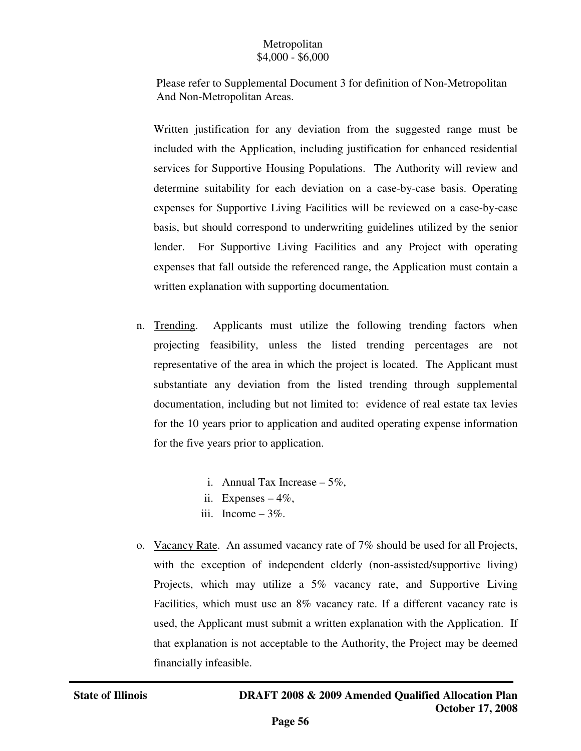Metropolitan
$4,000 - $6,000

Please refer to Supplemental Document 3 for definition of Non-Metropolitan And Non-Metropolitan Areas.

Written justification for any deviation from the suggested range must be included with the Application, including justification for enhanced residential services for Supportive Housing Populations. The Authority will review and determine suitability for each deviation on a case-by-case basis. Operating expenses for Supportive Living Facilities will be reviewed on a case-by-case basis, but should correspond to underwriting guidelines utilized by the senior lender. For Supportive Living Facilities and any Project with operating expenses that fall outside the referenced range, the Application must contain a written explanation with supporting documentation.

n. Trending. Applicants must utilize the following trending factors when projecting feasibility, unless the listed trending percentages are not representative of the area in which the project is located. The Applicant must substantiate any deviation from the listed trending through supplemental documentation, including but not limited to: evidence of real estate tax levies for the 10 years prior to application and audited operating expense information for the five years prior to application.

   i. Annual Tax Increase – 5%,
   ii. Expenses – 4%,
   iii. Income – 3%.

o. Vacancy Rate. An assumed vacancy rate of 7% should be used for all Projects, with the exception of independent elderly (non-assisted/supportive living) Projects, which may utilize a 5% vacancy rate, and Supportive Living Facilities, which must use an 8% vacancy rate. If a different vacancy rate is used, the Applicant must submit a written explanation with the Application. If that explanation is not acceptable to the Authority, the Project may be deemed financially infeasible.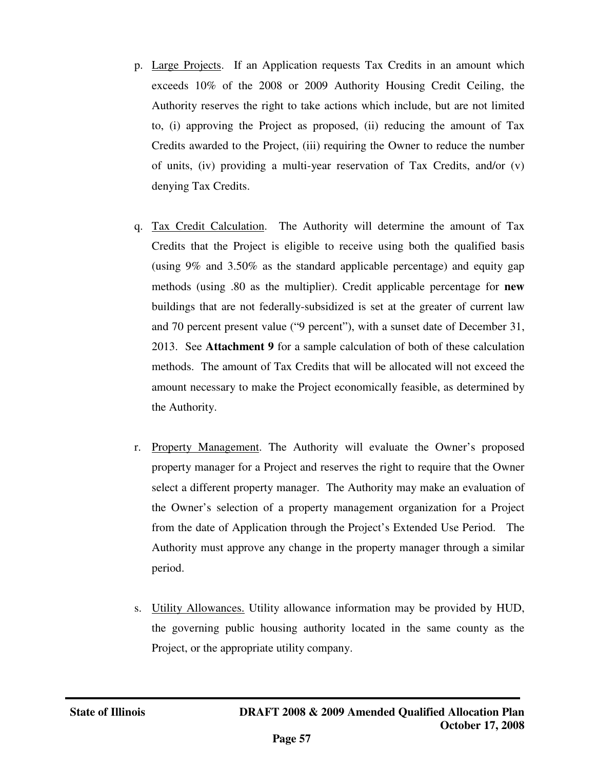p. Large Projects. If an Application requests Tax Credits in an amount which exceeds 10% of the 2008 or 2009 Authority Housing Credit Ceiling, the Authority reserves the right to take actions which include, but are not limited to, (i) approving the Project as proposed, (ii) reducing the amount of Tax Credits awarded to the Project, (iii) requiring the Owner to reduce the number of units, (iv) providing a multi-year reservation of Tax Credits, and/or (v) denying Tax Credits.

q. Tax Credit Calculation. The Authority will determine the amount of Tax Credits that the Project is eligible to receive using both the qualified basis (using 9% and 3.50% as the standard applicable percentage) and equity gap methods (using .80 as the multiplier). Credit applicable percentage for **new** buildings that are not federally-subsidized is set at the greater of current law and 70 percent present value ("9 percent"), with a sunset date of December 31, 2013. See **Attachment 9** for a sample calculation of both of these calculation methods. The amount of Tax Credits that will be allocated will not exceed the amount necessary to make the Project economically feasible, as determined by the Authority.

r. Property Management. The Authority will evaluate the Owner's proposed property manager for a Project and reserves the right to require that the Owner select a different property manager. The Authority may make an evaluation of the Owner's selection of a property management organization for a Project from the date of Application through the Project's Extended Use Period. The Authority must approve any change in the property manager through a similar period.

s. Utility Allowances. Utility allowance information may be provided by HUD, the governing public housing authority located in the same county as the Project, or the appropriate utility company.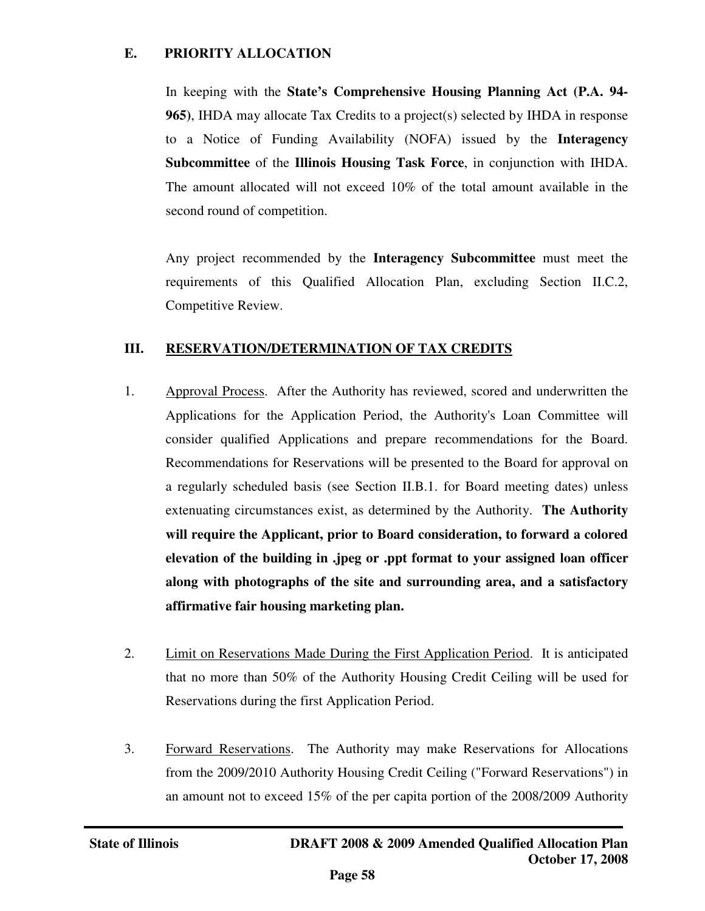**E. PRIORITY ALLOCATION**

In keeping with the **State's Comprehensive Housing Planning Act (P.A. 94-965)**, IHDA may allocate Tax Credits to a project(s) selected by IHDA in response to a Notice of Funding Availability (NOFA) issued by the **Interagency Subcommittee** of the **Illinois Housing Task Force**, in conjunction with IHDA. The amount allocated will not exceed 10% of the total amount available in the second round of competition.

Any project recommended by the **Interagency Subcommittee** must meet the requirements of this Qualified Allocation Plan, excluding Section II.C.2, Competitive Review.

## III. RESERVATION/DETERMINATION OF TAX CREDITS

1. Approval Process. After the Authority has reviewed, scored and underwritten the Applications for the Application Period, the Authority's Loan Committee will consider qualified Applications and prepare recommendations for the Board. Recommendations for Reservations will be presented to the Board for approval on a regularly scheduled basis (see Section II.B.1. for Board meeting dates) unless extenuating circumstances exist, as determined by the Authority. **The Authority will require the Applicant, prior to Board consideration, to forward a colored elevation of the building in .jpeg or .ppt format to your assigned loan officer along with photographs of the site and surrounding area, and a satisfactory affirmative fair housing marketing plan.**

2. Limit on Reservations Made During the First Application Period. It is anticipated that no more than 50% of the Authority Housing Credit Ceiling will be used for Reservations during the first Application Period.

3. Forward Reservations. The Authority may make Reservations for Allocations from the 2009/2010 Authority Housing Credit Ceiling ("Forward Reservations") in an amount not to exceed 15% of the per capita portion of the 2008/2009 Authority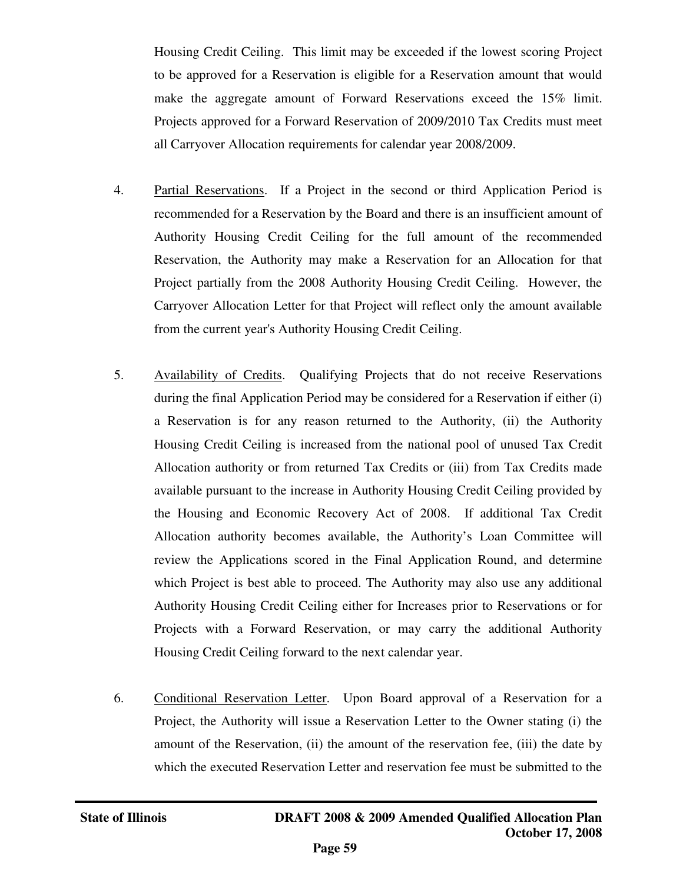Housing Credit Ceiling. This limit may be exceeded if the lowest scoring Project to be approved for a Reservation is eligible for a Reservation amount that would make the aggregate amount of Forward Reservations exceed the 15% limit. Projects approved for a Forward Reservation of 2009/2010 Tax Credits must meet all Carryover Allocation requirements for calendar year 2008/2009.

4. Partial Reservations. If a Project in the second or third Application Period is recommended for a Reservation by the Board and there is an insufficient amount of Authority Housing Credit Ceiling for the full amount of the recommended Reservation, the Authority may make a Reservation for an Allocation for that Project partially from the 2008 Authority Housing Credit Ceiling. However, the Carryover Allocation Letter for that Project will reflect only the amount available from the current year's Authority Housing Credit Ceiling.

5. Availability of Credits. Qualifying Projects that do not receive Reservations during the final Application Period may be considered for a Reservation if either (i) a Reservation is for any reason returned to the Authority, (ii) the Authority Housing Credit Ceiling is increased from the national pool of unused Tax Credit Allocation authority or from returned Tax Credits or (iii) from Tax Credits made available pursuant to the increase in Authority Housing Credit Ceiling provided by the Housing and Economic Recovery Act of 2008. If additional Tax Credit Allocation authority becomes available, the Authority's Loan Committee will review the Applications scored in the Final Application Round, and determine which Project is best able to proceed. The Authority may also use any additional Authority Housing Credit Ceiling either for Increases prior to Reservations or for Projects with a Forward Reservation, or may carry the additional Authority Housing Credit Ceiling forward to the next calendar year.

6. Conditional Reservation Letter. Upon Board approval of a Reservation for a Project, the Authority will issue a Reservation Letter to the Owner stating (i) the amount of the Reservation, (ii) the amount of the reservation fee, (iii) the date by which the executed Reservation Letter and reservation fee must be submitted to the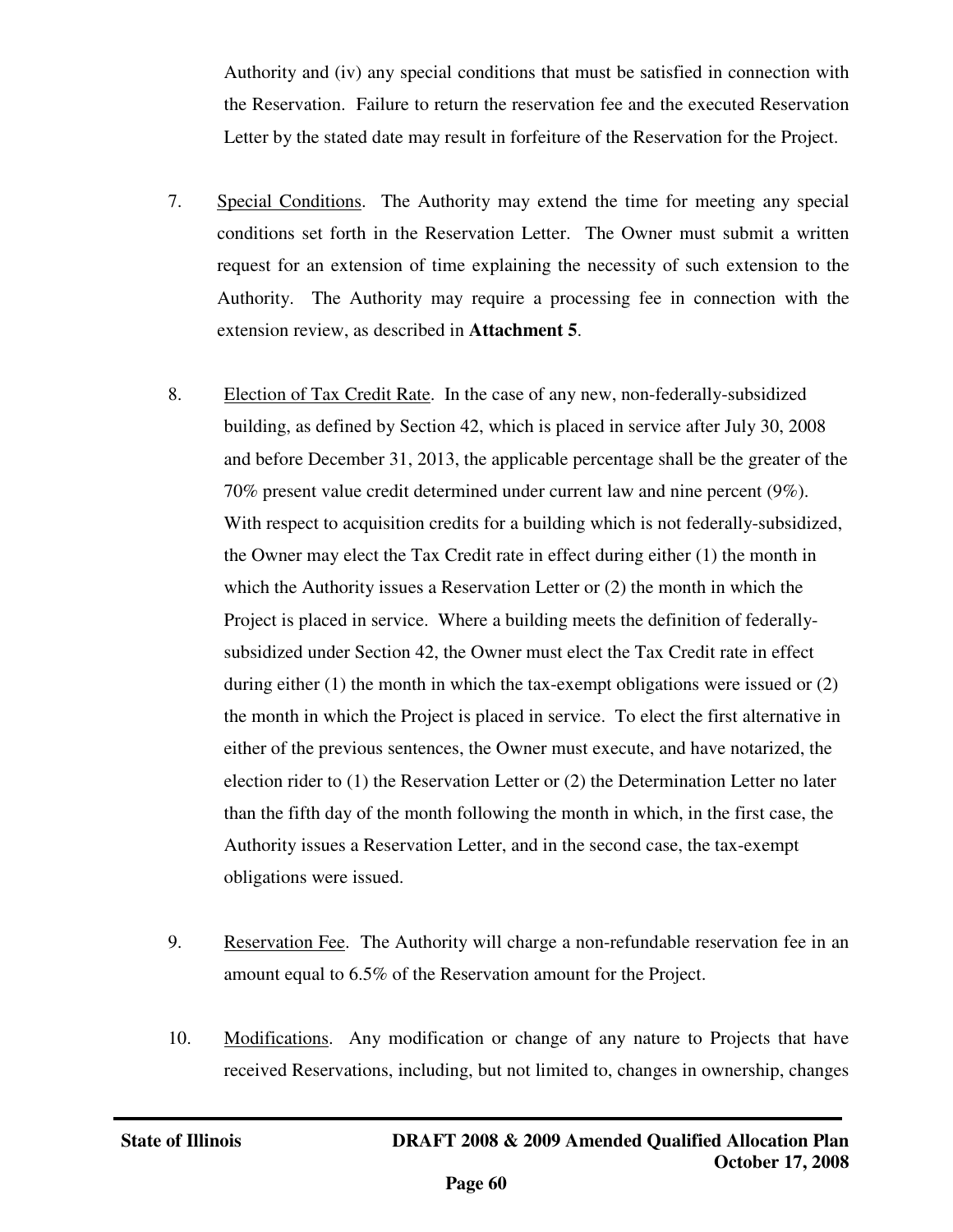Authority and (iv) any special conditions that must be satisfied in connection with the Reservation. Failure to return the reservation fee and the executed Reservation Letter by the stated date may result in forfeiture of the Reservation for the Project.

7. Special Conditions. The Authority may extend the time for meeting any special conditions set forth in the Reservation Letter. The Owner must submit a written request for an extension of time explaining the necessity of such extension to the Authority. The Authority may require a processing fee in connection with the extension review, as described in **Attachment 5**.

8. Election of Tax Credit Rate. In the case of any new, non-federally-subsidized building, as defined by Section 42, which is placed in service after July 30, 2008 and before December 31, 2013, the applicable percentage shall be the greater of the 70% present value credit determined under current law and nine percent (9%). With respect to acquisition credits for a building which is not federally-subsidized, the Owner may elect the Tax Credit rate in effect during either (1) the month in which the Authority issues a Reservation Letter or (2) the month in which the Project is placed in service. Where a building meets the definition of federally-subsidized under Section 42, the Owner must elect the Tax Credit rate in effect during either (1) the month in which the tax-exempt obligations were issued or (2) the month in which the Project is placed in service. To elect the first alternative in either of the previous sentences, the Owner must execute, and have notarized, the election rider to (1) the Reservation Letter or (2) the Determination Letter no later than the fifth day of the month following the month in which, in the first case, the Authority issues a Reservation Letter, and in the second case, the tax-exempt obligations were issued.

9. Reservation Fee. The Authority will charge a non-refundable reservation fee in an amount equal to 6.5% of the Reservation amount for the Project.

10. Modifications. Any modification or change of any nature to Projects that have received Reservations, including, but not limited to, changes in ownership, changes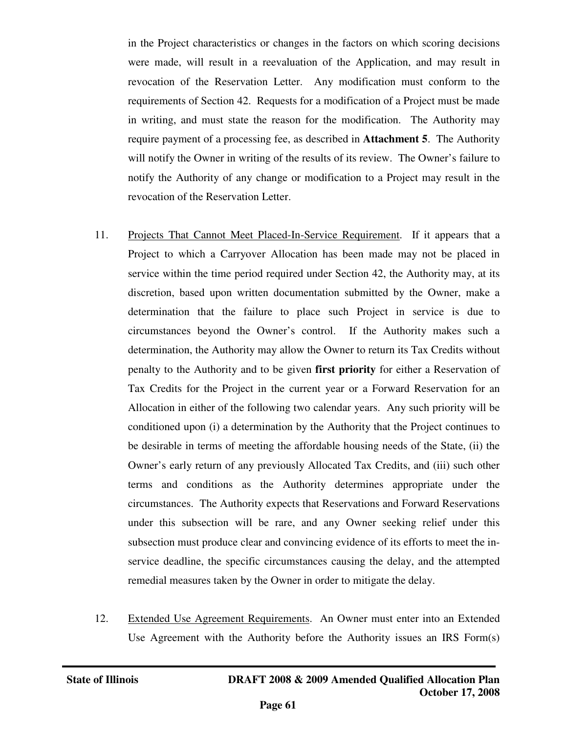in the Project characteristics or changes in the factors on which scoring decisions were made, will result in a reevaluation of the Application, and may result in revocation of the Reservation Letter. Any modification must conform to the requirements of Section 42. Requests for a modification of a Project must be made in writing, and must state the reason for the modification. The Authority may require payment of a processing fee, as described in **Attachment 5**. The Authority will notify the Owner in writing of the results of its review. The Owner's failure to notify the Authority of any change or modification to a Project may result in the revocation of the Reservation Letter.

11. Projects That Cannot Meet Placed-In-Service Requirement. If it appears that a Project to which a Carryover Allocation has been made may not be placed in service within the time period required under Section 42, the Authority may, at its discretion, based upon written documentation submitted by the Owner, make a determination that the failure to place such Project in service is due to circumstances beyond the Owner's control. If the Authority makes such a determination, the Authority may allow the Owner to return its Tax Credits without penalty to the Authority and to be given **first priority** for either a Reservation of Tax Credits for the Project in the current year or a Forward Reservation for an Allocation in either of the following two calendar years. Any such priority will be conditioned upon (i) a determination by the Authority that the Project continues to be desirable in terms of meeting the affordable housing needs of the State, (ii) the Owner's early return of any previously Allocated Tax Credits, and (iii) such other terms and conditions as the Authority determines appropriate under the circumstances. The Authority expects that Reservations and Forward Reservations under this subsection will be rare, and any Owner seeking relief under this subsection must produce clear and convincing evidence of its efforts to meet the in-service deadline, the specific circumstances causing the delay, and the attempted remedial measures taken by the Owner in order to mitigate the delay.

12. Extended Use Agreement Requirements. An Owner must enter into an Extended Use Agreement with the Authority before the Authority issues an IRS Form(s)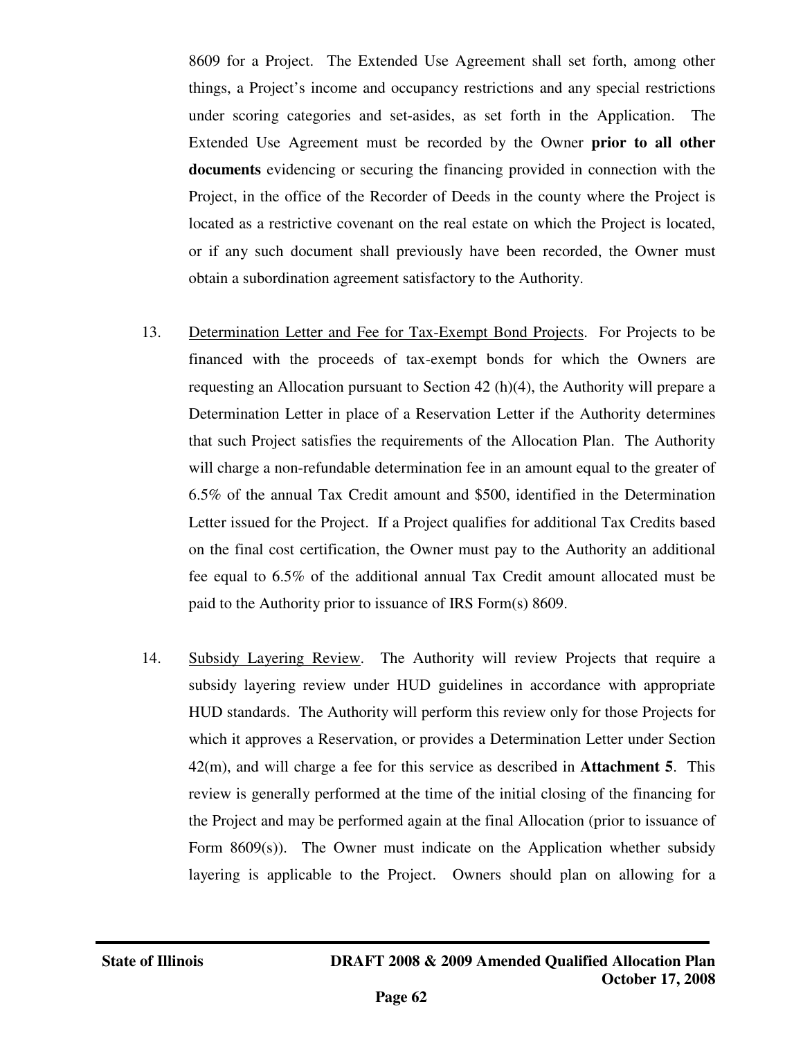8609 for a Project. The Extended Use Agreement shall set forth, among other things, a Project's income and occupancy restrictions and any special restrictions under scoring categories and set-asides, as set forth in the Application. The Extended Use Agreement must be recorded by the Owner **prior to all other documents** evidencing or securing the financing provided in connection with the Project, in the office of the Recorder of Deeds in the county where the Project is located as a restrictive covenant on the real estate on which the Project is located, or if any such document shall previously have been recorded, the Owner must obtain a subordination agreement satisfactory to the Authority.

13. Determination Letter and Fee for Tax-Exempt Bond Projects. For Projects to be financed with the proceeds of tax-exempt bonds for which the Owners are requesting an Allocation pursuant to Section 42 (h)(4), the Authority will prepare a Determination Letter in place of a Reservation Letter if the Authority determines that such Project satisfies the requirements of the Allocation Plan. The Authority will charge a non-refundable determination fee in an amount equal to the greater of 6.5% of the annual Tax Credit amount and $500, identified in the Determination Letter issued for the Project. If a Project qualifies for additional Tax Credits based on the final cost certification, the Owner must pay to the Authority an additional fee equal to 6.5% of the additional annual Tax Credit amount allocated must be paid to the Authority prior to issuance of IRS Form(s) 8609.

14. Subsidy Layering Review. The Authority will review Projects that require a subsidy layering review under HUD guidelines in accordance with appropriate HUD standards. The Authority will perform this review only for those Projects for which it approves a Reservation, or provides a Determination Letter under Section 42(m), and will charge a fee for this service as described in **Attachment 5**. This review is generally performed at the time of the initial closing of the financing for the Project and may be performed again at the final Allocation (prior to issuance of Form 8609(s)). The Owner must indicate on the Application whether subsidy layering is applicable to the Project. Owners should plan on allowing for a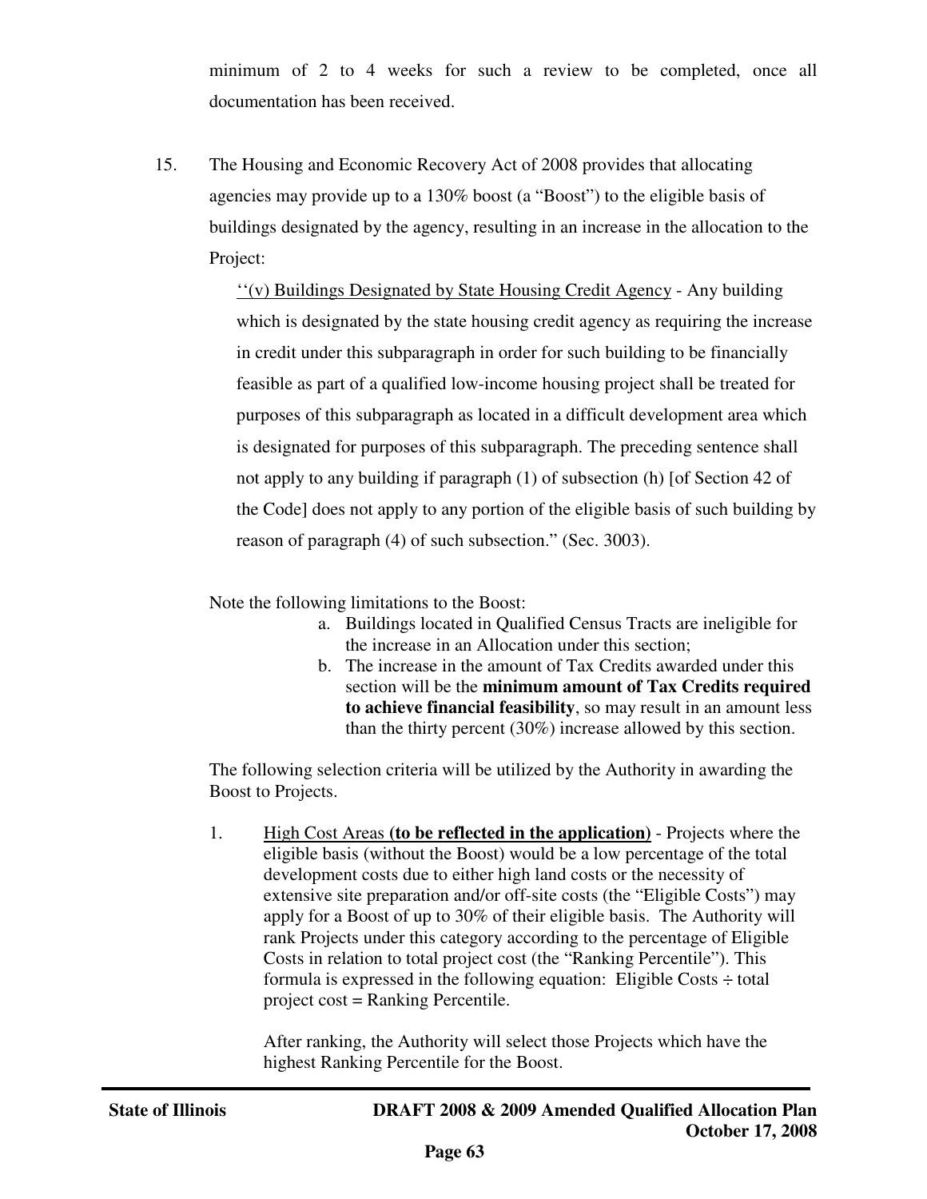minimum of 2 to 4 weeks for such a review to be completed, once all documentation has been received.

15. The Housing and Economic Recovery Act of 2008 provides that allocating agencies may provide up to a 130% boost (a "Boost") to the eligible basis of buildings designated by the agency, resulting in an increase in the allocation to the Project:

    ''(v) <u>Buildings Designated by State Housing Credit Agency</u> - Any building which is designated by the state housing credit agency as requiring the increase in credit under this subparagraph in order for such building to be financially feasible as part of a qualified low-income housing project shall be treated for purposes of this subparagraph as located in a difficult development area which is designated for purposes of this subparagraph. The preceding sentence shall not apply to any building if paragraph (1) of subsection (h) [of Section 42 of the Code] does not apply to any portion of the eligible basis of such building by reason of paragraph (4) of such subsection." (Sec. 3003).

    Note the following limitations to the Boost:

    a. Buildings located in Qualified Census Tracts are ineligible for the increase in an Allocation under this section;
    b. The increase in the amount of Tax Credits awarded under this section will be the **minimum amount of Tax Credits required to achieve financial feasibility**, so may result in an amount less than the thirty percent (30%) increase allowed by this section.

    The following selection criteria will be utilized by the Authority in awarding the Boost to Projects.

    1. <u>High Cost Areas</u> **(to be reflected in the application)** - Projects where the eligible basis (without the Boost) would be a low percentage of the total development costs due to either high land costs or the necessity of extensive site preparation and/or off-site costs (the "Eligible Costs") may apply for a Boost of up to 30% of their eligible basis. The Authority will rank Projects under this category according to the percentage of Eligible Costs in relation to total project cost (the "Ranking Percentile"). This formula is expressed in the following equation: Eligible Costs ÷ total project cost = Ranking Percentile.

       After ranking, the Authority will select those Projects which have the highest Ranking Percentile for the Boost.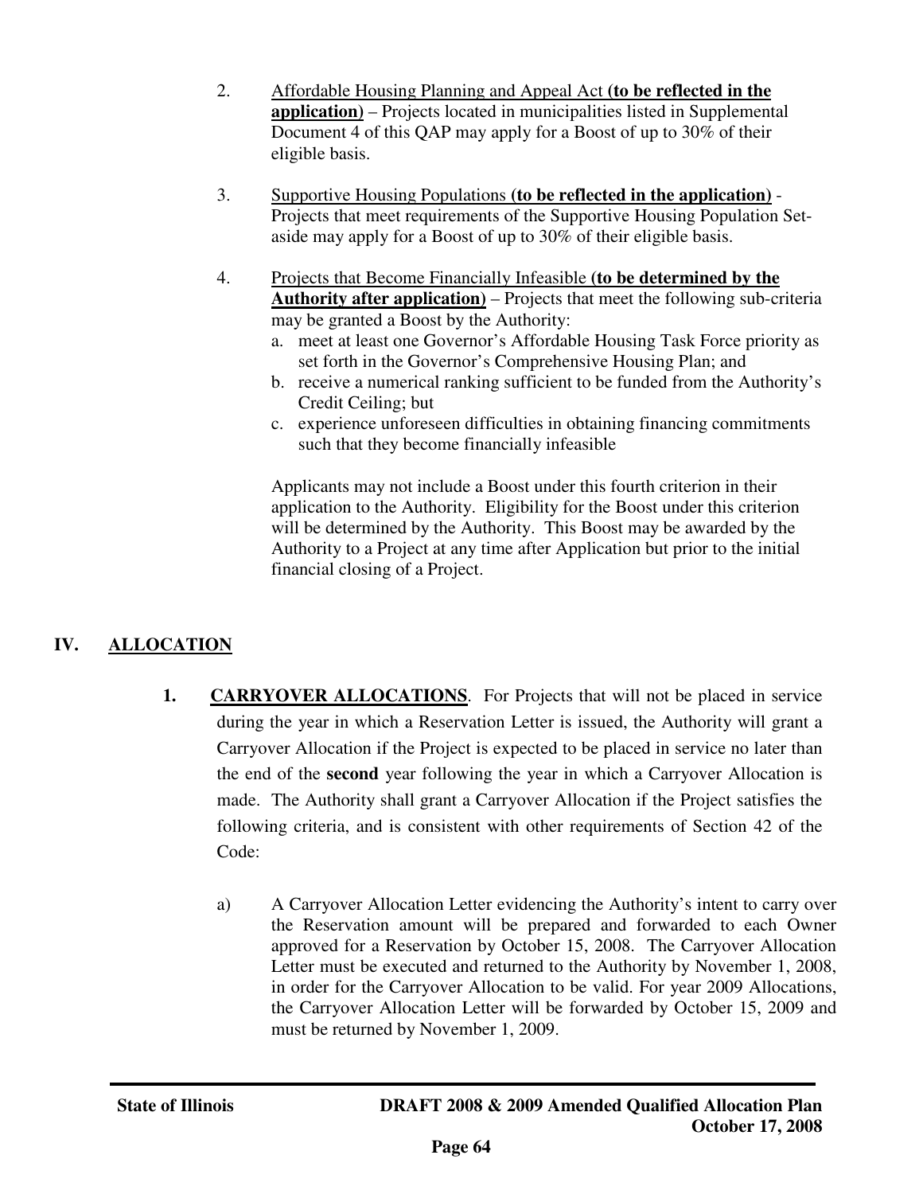2. Affordable Housing Planning and Appeal Act **(to be reflected in the application)** – Projects located in municipalities listed in Supplemental Document 4 of this QAP may apply for a Boost of up to 30% of their eligible basis.

3. Supportive Housing Populations **(to be reflected in the application)** - Projects that meet requirements of the Supportive Housing Population Set-aside may apply for a Boost of up to 30% of their eligible basis.

4. Projects that Become Financially Infeasible **(to be determined by the Authority after application)** – Projects that meet the following sub-criteria may be granted a Boost by the Authority:
   a. meet at least one Governor's Affordable Housing Task Force priority as set forth in the Governor's Comprehensive Housing Plan; and
   b. receive a numerical ranking sufficient to be funded from the Authority's Credit Ceiling; but
   c. experience unforeseen difficulties in obtaining financing commitments such that they become financially infeasible

   Applicants may not include a Boost under this fourth criterion in their application to the Authority. Eligibility for the Boost under this criterion will be determined by the Authority. This Boost may be awarded by the Authority to a Project at any time after Application but prior to the initial financial closing of a Project.

## IV. ALLOCATION

**1. CARRYOVER ALLOCATIONS**. For Projects that will not be placed in service during the year in which a Reservation Letter is issued, the Authority will grant a Carryover Allocation if the Project is expected to be placed in service no later than the end of the **second** year following the year in which a Carryover Allocation is made. The Authority shall grant a Carryover Allocation if the Project satisfies the following criteria, and is consistent with other requirements of Section 42 of the Code:

a) A Carryover Allocation Letter evidencing the Authority's intent to carry over the Reservation amount will be prepared and forwarded to each Owner approved for a Reservation by October 15, 2008. The Carryover Allocation Letter must be executed and returned to the Authority by November 1, 2008, in order for the Carryover Allocation to be valid. For year 2009 Allocations, the Carryover Allocation Letter will be forwarded by October 15, 2009 and must be returned by November 1, 2009.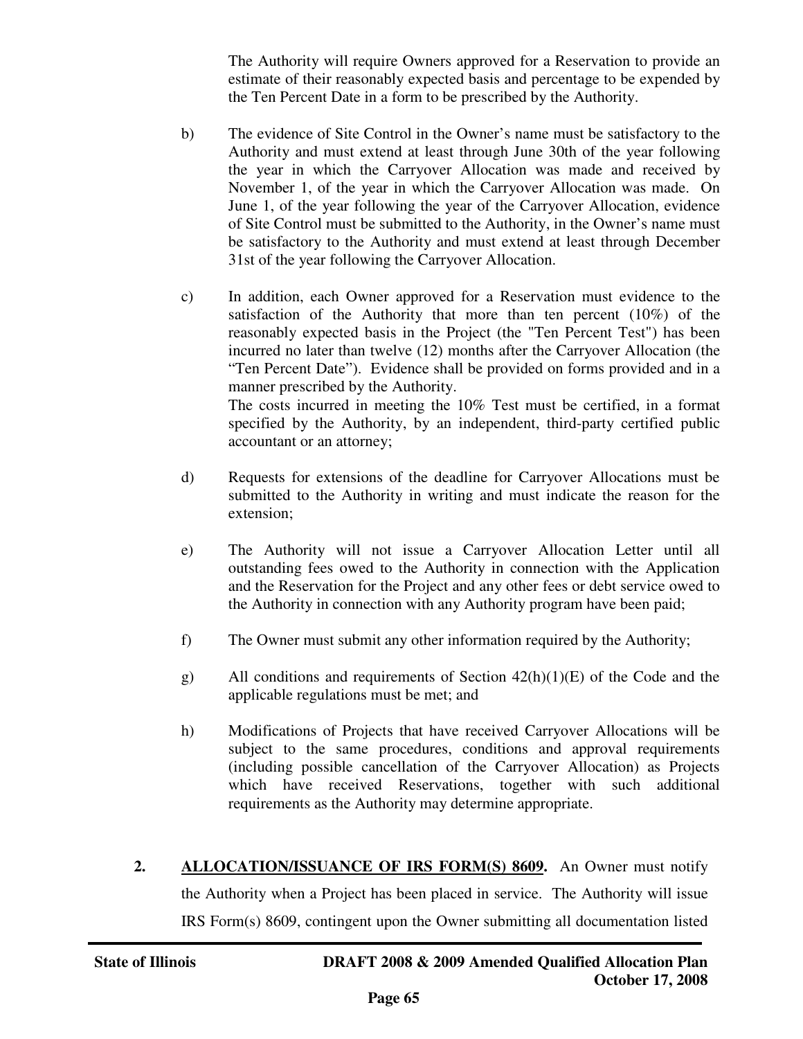The Authority will require Owners approved for a Reservation to provide an estimate of their reasonably expected basis and percentage to be expended by the Ten Percent Date in a form to be prescribed by the Authority.

b) The evidence of Site Control in the Owner's name must be satisfactory to the Authority and must extend at least through June 30th of the year following the year in which the Carryover Allocation was made and received by November 1, of the year in which the Carryover Allocation was made. On June 1, of the year following the year of the Carryover Allocation, evidence of Site Control must be submitted to the Authority, in the Owner's name must be satisfactory to the Authority and must extend at least through December 31st of the year following the Carryover Allocation.

c) In addition, each Owner approved for a Reservation must evidence to the satisfaction of the Authority that more than ten percent (10%) of the reasonably expected basis in the Project (the "Ten Percent Test") has been incurred no later than twelve (12) months after the Carryover Allocation (the "Ten Percent Date"). Evidence shall be provided on forms provided and in a manner prescribed by the Authority.
The costs incurred in meeting the 10% Test must be certified, in a format specified by the Authority, by an independent, third-party certified public accountant or an attorney;

d) Requests for extensions of the deadline for Carryover Allocations must be submitted to the Authority in writing and must indicate the reason for the extension;

e) The Authority will not issue a Carryover Allocation Letter until all outstanding fees owed to the Authority in connection with the Application and the Reservation for the Project and any other fees or debt service owed to the Authority in connection with any Authority program have been paid;

f) The Owner must submit any other information required by the Authority;

g) All conditions and requirements of Section 42(h)(1)(E) of the Code and the applicable regulations must be met; and

h) Modifications of Projects that have received Carryover Allocations will be subject to the same procedures, conditions and approval requirements (including possible cancellation of the Carryover Allocation) as Projects which have received Reservations, together with such additional requirements as the Authority may determine appropriate.

**2. <u>ALLOCATION/ISSUANCE OF IRS FORM(S) 8609</u>.** An Owner must notify the Authority when a Project has been placed in service. The Authority will issue IRS Form(s) 8609, contingent upon the Owner submitting all documentation listed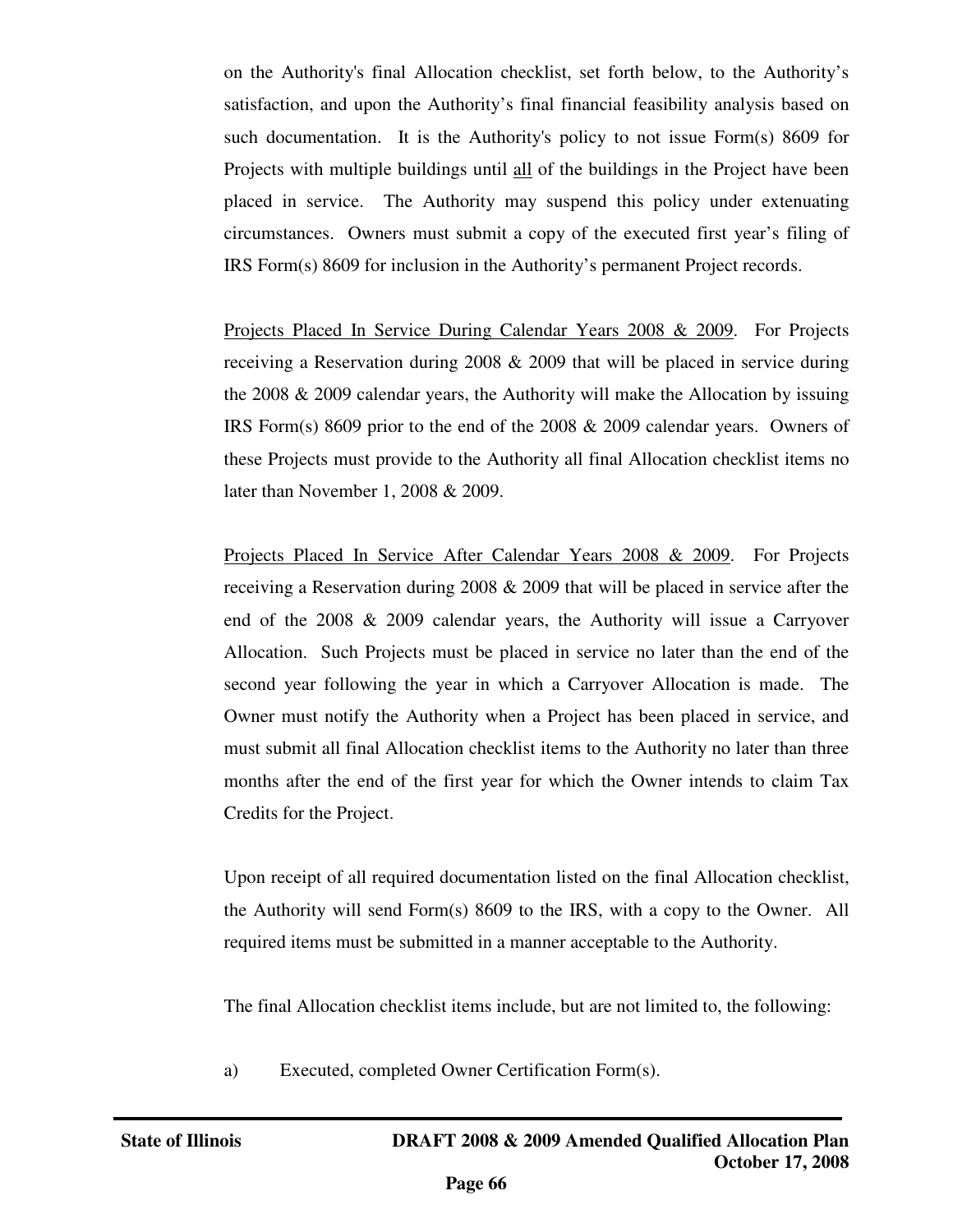on the Authority's final Allocation checklist, set forth below, to the Authority's satisfaction, and upon the Authority's final financial feasibility analysis based on such documentation. It is the Authority's policy to not issue Form(s) 8609 for Projects with multiple buildings until <u>all</u> of the buildings in the Project have been placed in service. The Authority may suspend this policy under extenuating circumstances. Owners must submit a copy of the executed first year's filing of IRS Form(s) 8609 for inclusion in the Authority's permanent Project records.

<u>Projects Placed In Service During Calendar Years 2008 & 2009</u>. For Projects receiving a Reservation during 2008 & 2009 that will be placed in service during the 2008 & 2009 calendar years, the Authority will make the Allocation by issuing IRS Form(s) 8609 prior to the end of the 2008 & 2009 calendar years. Owners of these Projects must provide to the Authority all final Allocation checklist items no later than November 1, 2008 & 2009.

<u>Projects Placed In Service After Calendar Years 2008 & 2009</u>. For Projects receiving a Reservation during 2008 & 2009 that will be placed in service after the end of the 2008 & 2009 calendar years, the Authority will issue a Carryover Allocation. Such Projects must be placed in service no later than the end of the second year following the year in which a Carryover Allocation is made. The Owner must notify the Authority when a Project has been placed in service, and must submit all final Allocation checklist items to the Authority no later than three months after the end of the first year for which the Owner intends to claim Tax Credits for the Project.

Upon receipt of all required documentation listed on the final Allocation checklist, the Authority will send Form(s) 8609 to the IRS, with a copy to the Owner. All required items must be submitted in a manner acceptable to the Authority.

The final Allocation checklist items include, but are not limited to, the following:

a) Executed, completed Owner Certification Form(s).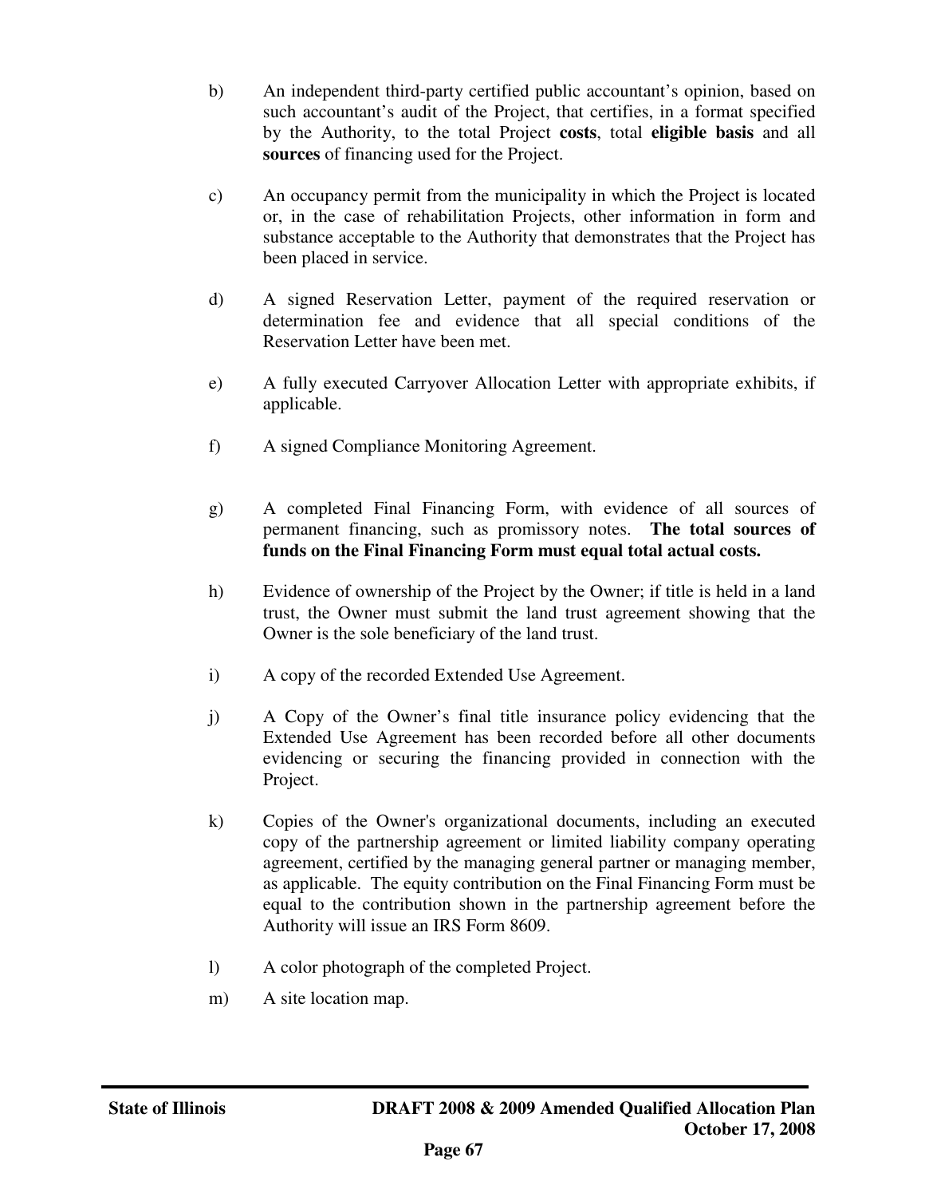b) An independent third-party certified public accountant's opinion, based on such accountant's audit of the Project, that certifies, in a format specified by the Authority, to the total Project **costs**, total **eligible basis** and all **sources** of financing used for the Project.

c) An occupancy permit from the municipality in which the Project is located or, in the case of rehabilitation Projects, other information in form and substance acceptable to the Authority that demonstrates that the Project has been placed in service.

d) A signed Reservation Letter, payment of the required reservation or determination fee and evidence that all special conditions of the Reservation Letter have been met.

e) A fully executed Carryover Allocation Letter with appropriate exhibits, if applicable.

f) A signed Compliance Monitoring Agreement.

g) A completed Final Financing Form, with evidence of all sources of permanent financing, such as promissory notes. **The total sources of funds on the Final Financing Form must equal total actual costs.**

h) Evidence of ownership of the Project by the Owner; if title is held in a land trust, the Owner must submit the land trust agreement showing that the Owner is the sole beneficiary of the land trust.

i) A copy of the recorded Extended Use Agreement.

j) A Copy of the Owner's final title insurance policy evidencing that the Extended Use Agreement has been recorded before all other documents evidencing or securing the financing provided in connection with the Project.

k) Copies of the Owner's organizational documents, including an executed copy of the partnership agreement or limited liability company operating agreement, certified by the managing general partner or managing member, as applicable. The equity contribution on the Final Financing Form must be equal to the contribution shown in the partnership agreement before the Authority will issue an IRS Form 8609.

l) A color photograph of the completed Project.

m) A site location map.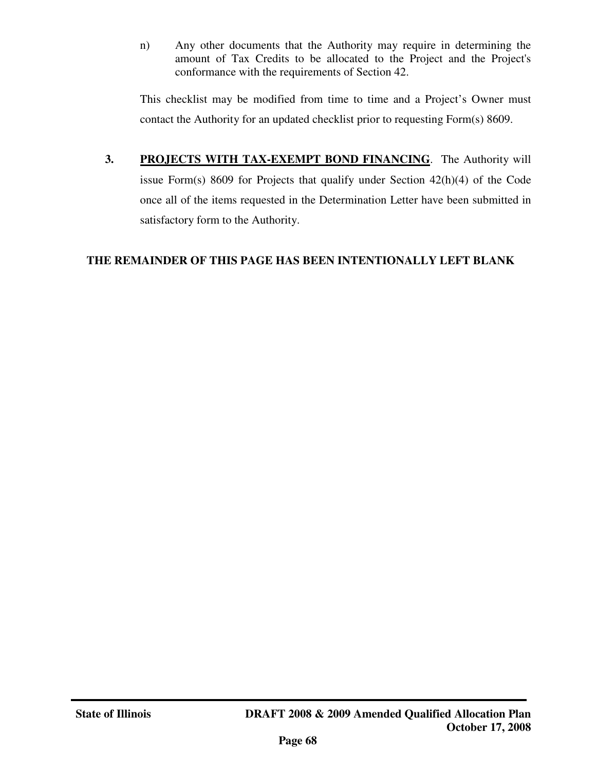n) Any other documents that the Authority may require in determining the amount of Tax Credits to be allocated to the Project and the Project's conformance with the requirements of Section 42.

This checklist may be modified from time to time and a Project's Owner must contact the Authority for an updated checklist prior to requesting Form(s) 8609.

**3. PROJECTS WITH TAX-EXEMPT BOND FINANCING**. The Authority will issue Form(s) 8609 for Projects that qualify under Section 42(h)(4) of the Code once all of the items requested in the Determination Letter have been submitted in satisfactory form to the Authority.

**THE REMAINDER OF THIS PAGE HAS BEEN INTENTIONALLY LEFT BLANK**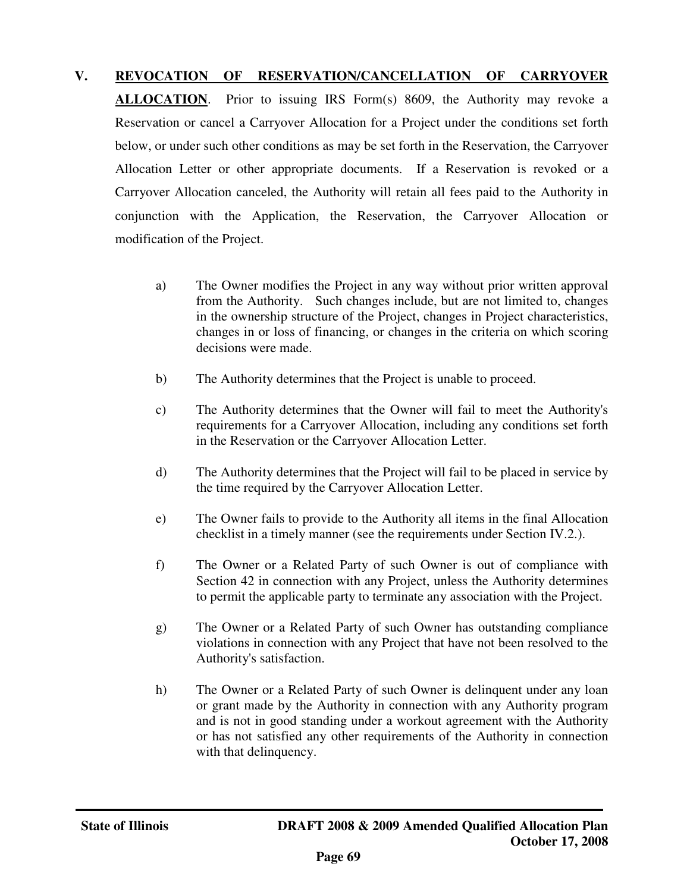**V. <u>REVOCATION OF RESERVATION/CANCELLATION OF CARRYOVER ALLOCATION</u>**. Prior to issuing IRS Form(s) 8609, the Authority may revoke a Reservation or cancel a Carryover Allocation for a Project under the conditions set forth below, or under such other conditions as may be set forth in the Reservation, the Carryover Allocation Letter or other appropriate documents. If a Reservation is revoked or a Carryover Allocation canceled, the Authority will retain all fees paid to the Authority in conjunction with the Application, the Reservation, the Carryover Allocation or modification of the Project.

a) The Owner modifies the Project in any way without prior written approval from the Authority. Such changes include, but are not limited to, changes in the ownership structure of the Project, changes in Project characteristics, changes in or loss of financing, or changes in the criteria on which scoring decisions were made.

b) The Authority determines that the Project is unable to proceed.

c) The Authority determines that the Owner will fail to meet the Authority's requirements for a Carryover Allocation, including any conditions set forth in the Reservation or the Carryover Allocation Letter.

d) The Authority determines that the Project will fail to be placed in service by the time required by the Carryover Allocation Letter.

e) The Owner fails to provide to the Authority all items in the final Allocation checklist in a timely manner (see the requirements under Section IV.2.).

f) The Owner or a Related Party of such Owner is out of compliance with Section 42 in connection with any Project, unless the Authority determines to permit the applicable party to terminate any association with the Project.

g) The Owner or a Related Party of such Owner has outstanding compliance violations in connection with any Project that have not been resolved to the Authority's satisfaction.

h) The Owner or a Related Party of such Owner is delinquent under any loan or grant made by the Authority in connection with any Authority program and is not in good standing under a workout agreement with the Authority or has not satisfied any other requirements of the Authority in connection with that delinquency.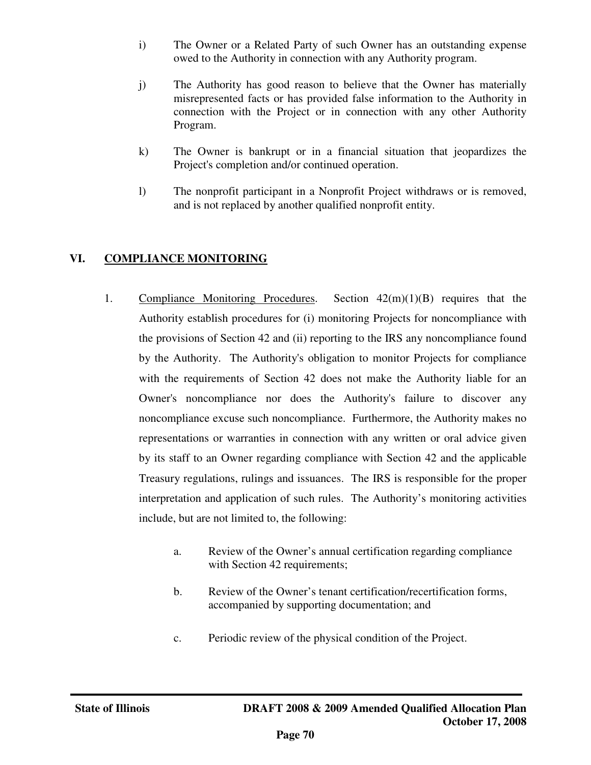i) The Owner or a Related Party of such Owner has an outstanding expense owed to the Authority in connection with any Authority program.

j) The Authority has good reason to believe that the Owner has materially misrepresented facts or has provided false information to the Authority in connection with the Project or in connection with any other Authority Program.

k) The Owner is bankrupt or in a financial situation that jeopardizes the Project's completion and/or continued operation.

l) The nonprofit participant in a Nonprofit Project withdraws or is removed, and is not replaced by another qualified nonprofit entity.

## VI. COMPLIANCE MONITORING

1. Compliance Monitoring Procedures. Section 42(m)(1)(B) requires that the Authority establish procedures for (i) monitoring Projects for noncompliance with the provisions of Section 42 and (ii) reporting to the IRS any noncompliance found by the Authority. The Authority's obligation to monitor Projects for compliance with the requirements of Section 42 does not make the Authority liable for an Owner's noncompliance nor does the Authority's failure to discover any noncompliance excuse such noncompliance. Furthermore, the Authority makes no representations or warranties in connection with any written or oral advice given by its staff to an Owner regarding compliance with Section 42 and the applicable Treasury regulations, rulings and issuances. The IRS is responsible for the proper interpretation and application of such rules. The Authority's monitoring activities include, but are not limited to, the following:

   a. Review of the Owner's annual certification regarding compliance with Section 42 requirements;

   b. Review of the Owner's tenant certification/recertification forms, accompanied by supporting documentation; and

   c. Periodic review of the physical condition of the Project.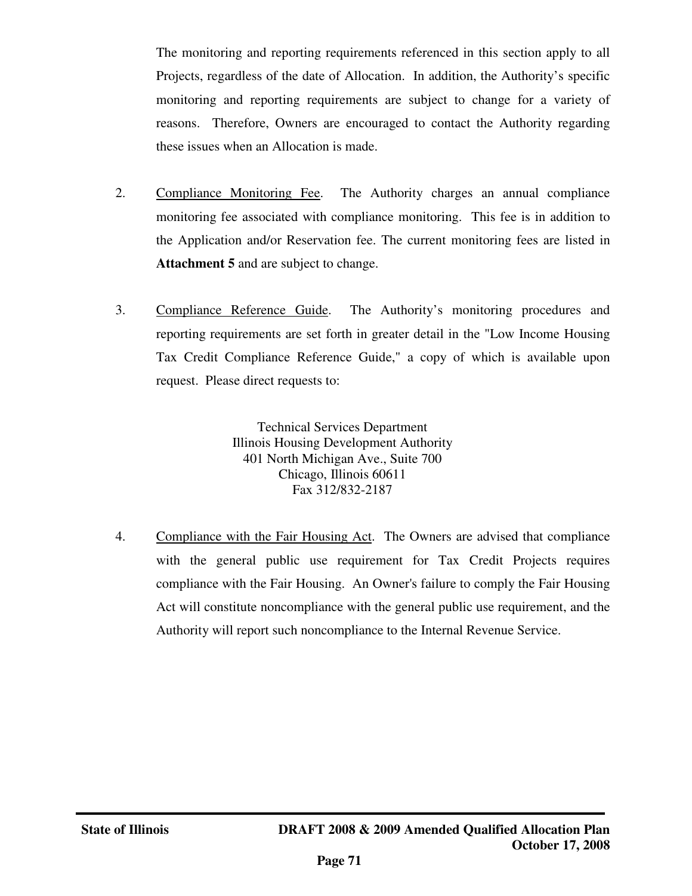The monitoring and reporting requirements referenced in this section apply to all Projects, regardless of the date of Allocation. In addition, the Authority's specific monitoring and reporting requirements are subject to change for a variety of reasons. Therefore, Owners are encouraged to contact the Authority regarding these issues when an Allocation is made.

2. Compliance Monitoring Fee. The Authority charges an annual compliance monitoring fee associated with compliance monitoring. This fee is in addition to the Application and/or Reservation fee. The current monitoring fees are listed in **Attachment 5** and are subject to change.

3. Compliance Reference Guide. The Authority's monitoring procedures and reporting requirements are set forth in greater detail in the "Low Income Housing Tax Credit Compliance Reference Guide," a copy of which is available upon request. Please direct requests to:

   Technical Services Department
   Illinois Housing Development Authority
   401 North Michigan Ave., Suite 700
   Chicago, Illinois 60611
   Fax 312/832-2187

4. Compliance with the Fair Housing Act. The Owners are advised that compliance with the general public use requirement for Tax Credit Projects requires compliance with the Fair Housing. An Owner's failure to comply the Fair Housing Act will constitute noncompliance with the general public use requirement, and the Authority will report such noncompliance to the Internal Revenue Service.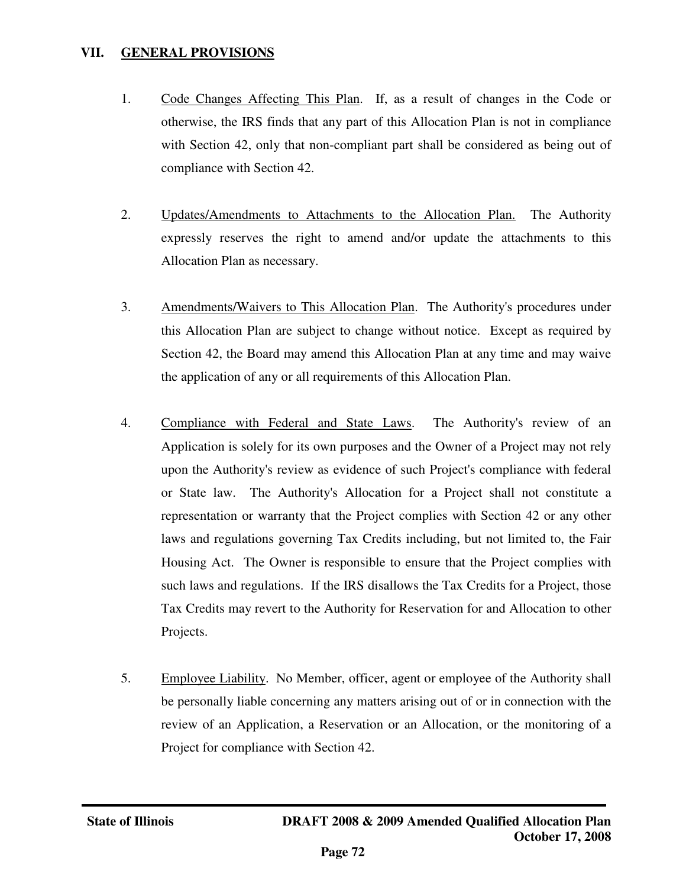## VII. GENERAL PROVISIONS

1. Code Changes Affecting This Plan. If, as a result of changes in the Code or otherwise, the IRS finds that any part of this Allocation Plan is not in compliance with Section 42, only that non-compliant part shall be considered as being out of compliance with Section 42.

2. Updates/Amendments to Attachments to the Allocation Plan. The Authority expressly reserves the right to amend and/or update the attachments to this Allocation Plan as necessary.

3. Amendments/Waivers to This Allocation Plan. The Authority's procedures under this Allocation Plan are subject to change without notice. Except as required by Section 42, the Board may amend this Allocation Plan at any time and may waive the application of any or all requirements of this Allocation Plan.

4. Compliance with Federal and State Laws. The Authority's review of an Application is solely for its own purposes and the Owner of a Project may not rely upon the Authority's review as evidence of such Project's compliance with federal or State law. The Authority's Allocation for a Project shall not constitute a representation or warranty that the Project complies with Section 42 or any other laws and regulations governing Tax Credits including, but not limited to, the Fair Housing Act. The Owner is responsible to ensure that the Project complies with such laws and regulations. If the IRS disallows the Tax Credits for a Project, those Tax Credits may revert to the Authority for Reservation for and Allocation to other Projects.

5. Employee Liability. No Member, officer, agent or employee of the Authority shall be personally liable concerning any matters arising out of or in connection with the review of an Application, a Reservation or an Allocation, or the monitoring of a Project for compliance with Section 42.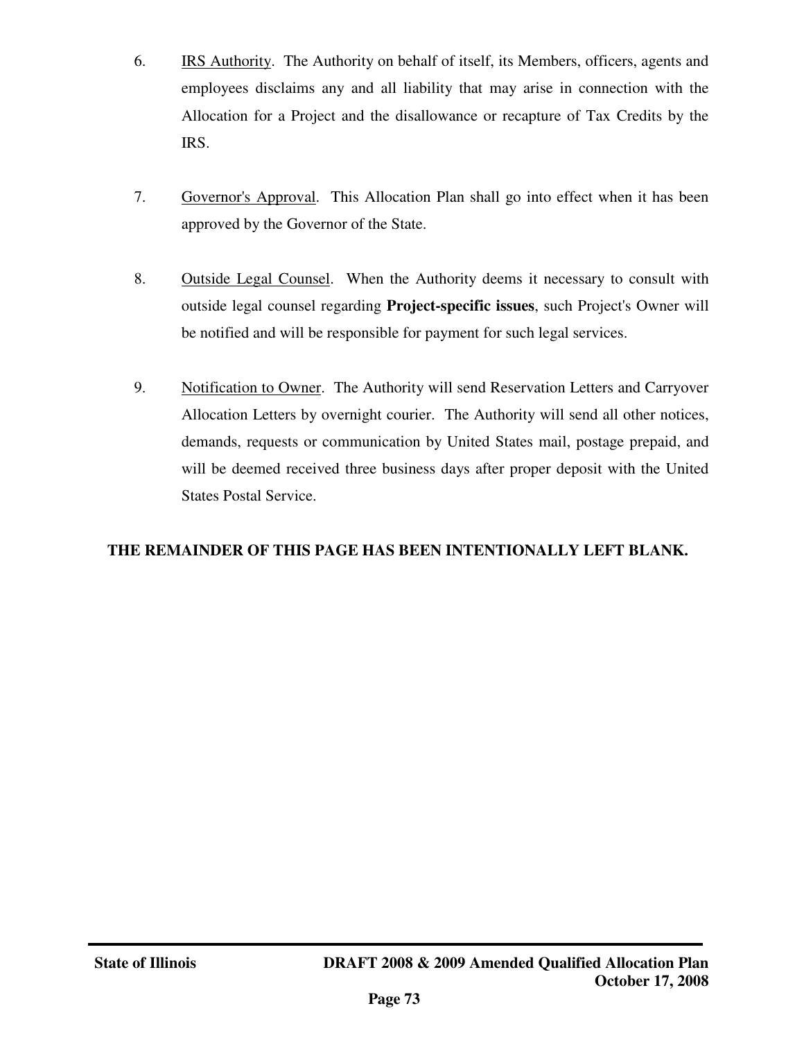6. <u>IRS Authority</u>. The Authority on behalf of itself, its Members, officers, agents and employees disclaims any and all liability that may arise in connection with the Allocation for a Project and the disallowance or recapture of Tax Credits by the IRS.

7. <u>Governor's Approval</u>. This Allocation Plan shall go into effect when it has been approved by the Governor of the State.

8. <u>Outside Legal Counsel</u>. When the Authority deems it necessary to consult with outside legal counsel regarding **Project-specific issues**, such Project's Owner will be notified and will be responsible for payment for such legal services.

9. <u>Notification to Owner</u>. The Authority will send Reservation Letters and Carryover Allocation Letters by overnight courier. The Authority will send all other notices, demands, requests or communication by United States mail, postage prepaid, and will be deemed received three business days after proper deposit with the United States Postal Service.

**THE REMAINDER OF THIS PAGE HAS BEEN INTENTIONALLY LEFT BLANK.**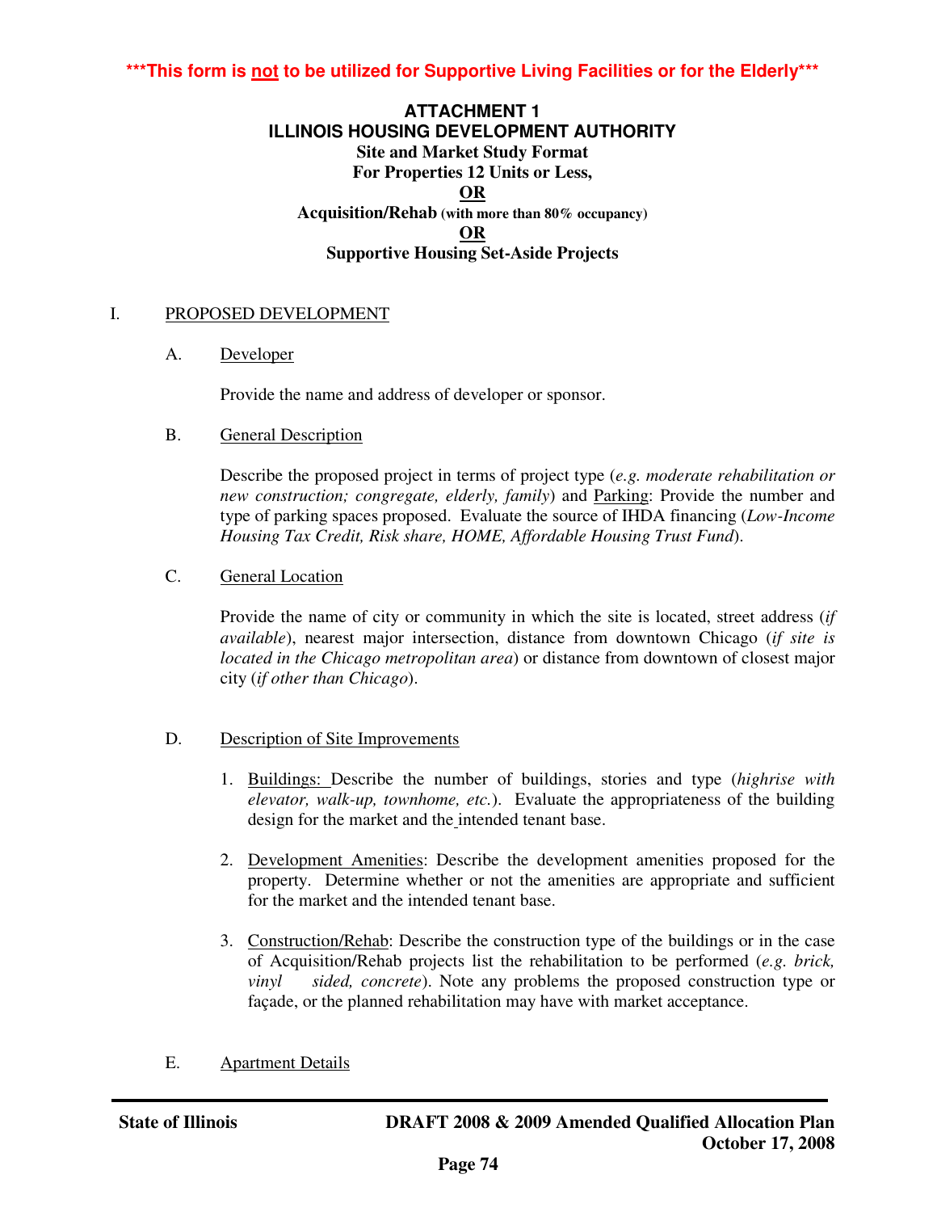***This form is **not** to be utilized for Supportive Living Facilities or for the Elderly***

# ATTACHMENT 1
# ILLINOIS HOUSING DEVELOPMENT AUTHORITY

**Site and Market Study Format**
**For Properties 12 Units or Less,**
**OR**
**Acquisition/Rehab** (with more than 80% occupancy)
**OR**
**Supportive Housing Set-Aside Projects**

## I. PROPOSED DEVELOPMENT

### A. Developer

Provide the name and address of developer or sponsor.

### B. General Description

Describe the proposed project in terms of project type (*e.g. moderate rehabilitation or new construction; congregate, elderly, family*) and Parking: Provide the number and type of parking spaces proposed. Evaluate the source of IHDA financing (*Low-Income Housing Tax Credit, Risk share, HOME, Affordable Housing Trust Fund*).

### C. General Location

Provide the name of city or community in which the site is located, street address (*if available*), nearest major intersection, distance from downtown Chicago (*if site is located in the Chicago metropolitan area*) or distance from downtown of closest major city (*if other than Chicago*).

### D. Description of Site Improvements

1. Buildings: Describe the number of buildings, stories and type (*highrise with elevator, walk-up, townhome, etc.*). Evaluate the appropriateness of the building design for the market and the intended tenant base.

2. Development Amenities: Describe the development amenities proposed for the property. Determine whether or not the amenities are appropriate and sufficient for the market and the intended tenant base.

3. Construction/Rehab: Describe the construction type of the buildings or in the case of Acquisition/Rehab projects list the rehabilitation to be performed (*e.g. brick, vinyl sided, concrete*). Note any problems the proposed construction type or façade, or the planned rehabilitation may have with market acceptance.

### E. Apartment Details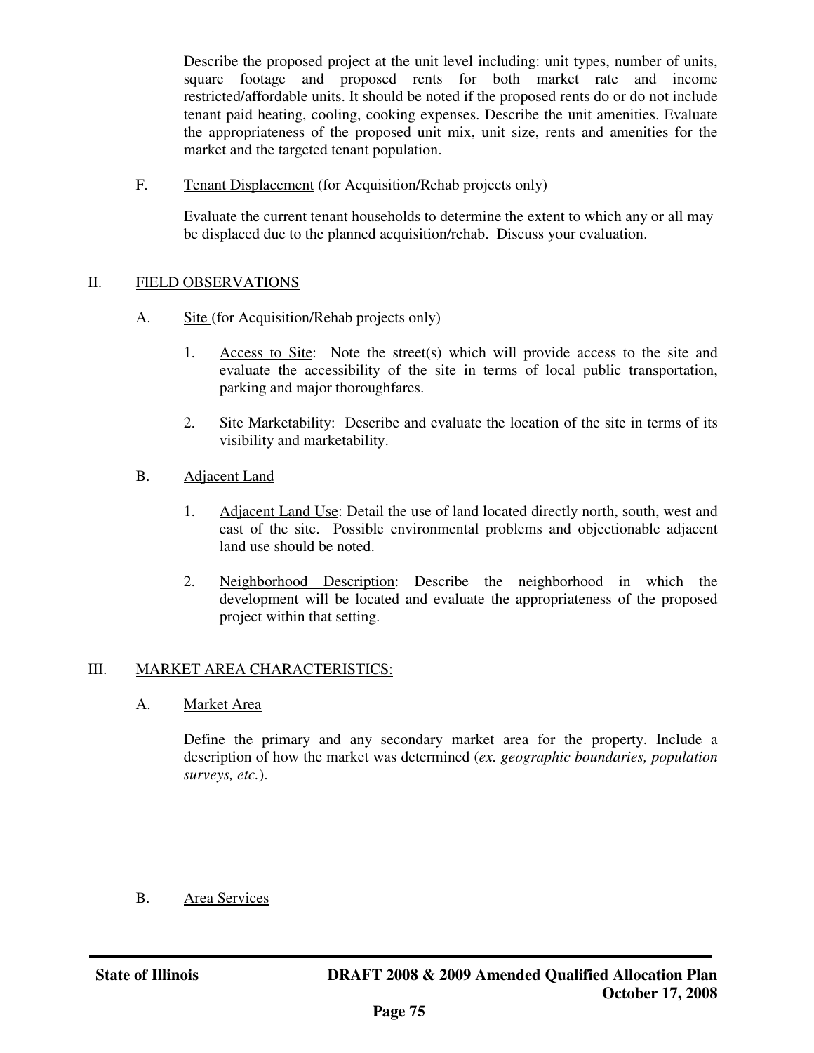Describe the proposed project at the unit level including: unit types, number of units, square footage and proposed rents for both market rate and income restricted/affordable units. It should be noted if the proposed rents do or do not include tenant paid heating, cooling, cooking expenses. Describe the unit amenities. Evaluate the appropriateness of the proposed unit mix, unit size, rents and amenities for the market and the targeted tenant population.

F. Tenant Displacement (for Acquisition/Rehab projects only)

Evaluate the current tenant households to determine the extent to which any or all may be displaced due to the planned acquisition/rehab. Discuss your evaluation.

## II. FIELD OBSERVATIONS

A. Site (for Acquisition/Rehab projects only)

1. Access to Site: Note the street(s) which will provide access to the site and evaluate the accessibility of the site in terms of local public transportation, parking and major thoroughfares.

2. Site Marketability: Describe and evaluate the location of the site in terms of its visibility and marketability.

B. Adjacent Land

1. Adjacent Land Use: Detail the use of land located directly north, south, west and east of the site. Possible environmental problems and objectionable adjacent land use should be noted.

2. Neighborhood Description: Describe the neighborhood in which the development will be located and evaluate the appropriateness of the proposed project within that setting.

## III. MARKET AREA CHARACTERISTICS:

A. Market Area

Define the primary and any secondary market area for the property. Include a description of how the market was determined (*ex. geographic boundaries, population surveys, etc.*).

B. Area Services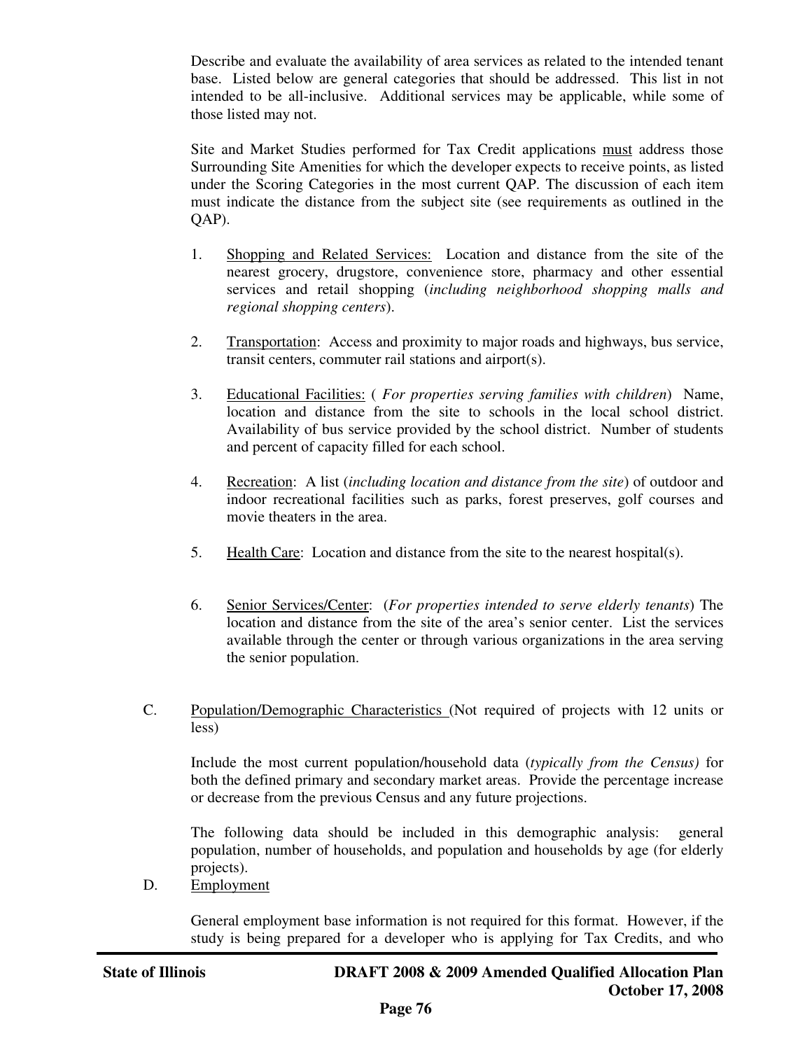Describe and evaluate the availability of area services as related to the intended tenant base. Listed below are general categories that should be addressed. This list in not intended to be all-inclusive. Additional services may be applicable, while some of those listed may not.

Site and Market Studies performed for Tax Credit applications <u>must</u> address those Surrounding Site Amenities for which the developer expects to receive points, as listed under the Scoring Categories in the most current QAP. The discussion of each item must indicate the distance from the subject site (see requirements as outlined in the QAP).

1. <u>Shopping and Related Services:</u> Location and distance from the site of the nearest grocery, drugstore, convenience store, pharmacy and other essential services and retail shopping (*including neighborhood shopping malls and regional shopping centers*).

2. <u>Transportation</u>: Access and proximity to major roads and highways, bus service, transit centers, commuter rail stations and airport(s).

3. <u>Educational Facilities:</u> ( *For properties serving families with children*) Name, location and distance from the site to schools in the local school district. Availability of bus service provided by the school district. Number of students and percent of capacity filled for each school.

4. <u>Recreation</u>: A list (*including location and distance from the site*) of outdoor and indoor recreational facilities such as parks, forest preserves, golf courses and movie theaters in the area.

5. <u>Health Care</u>: Location and distance from the site to the nearest hospital(s).

6. <u>Senior Services/Center</u>: (*For properties intended to serve elderly tenants*) The location and distance from the site of the area's senior center. List the services available through the center or through various organizations in the area serving the senior population.

C. <u>Population/Demographic Characteristics</u> (Not required of projects with 12 units or less)

Include the most current population/household data (*typically from the Census)* for both the defined primary and secondary market areas. Provide the percentage increase or decrease from the previous Census and any future projections.

The following data should be included in this demographic analysis: general population, number of households, and population and households by age (for elderly projects).

D. <u>Employment</u>

General employment base information is not required for this format. However, if the study is being prepared for a developer who is applying for Tax Credits, and who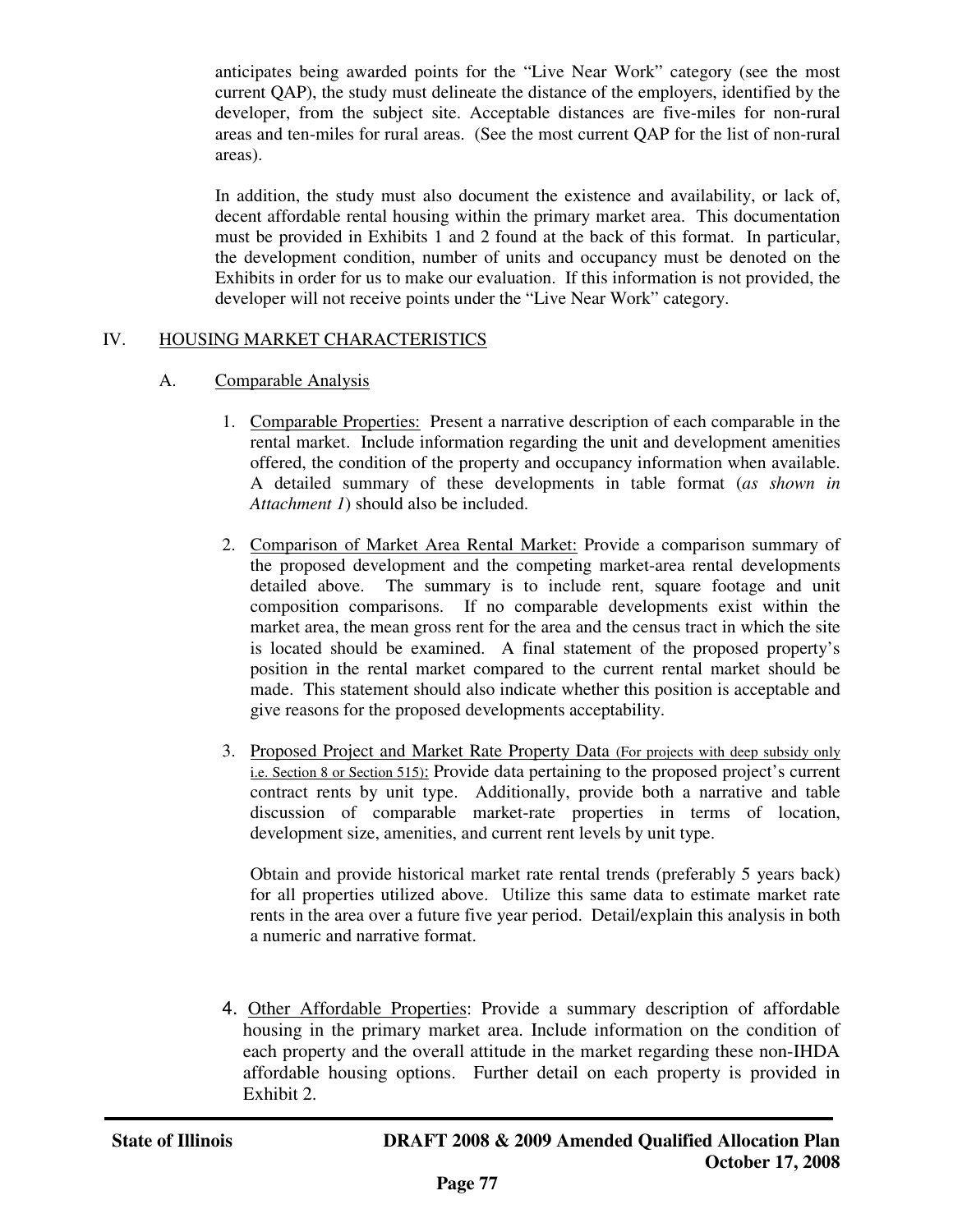anticipates being awarded points for the "Live Near Work" category (see the most current QAP), the study must delineate the distance of the employers, identified by the developer, from the subject site. Acceptable distances are five-miles for non-rural areas and ten-miles for rural areas. (See the most current QAP for the list of non-rural areas).

In addition, the study must also document the existence and availability, or lack of, decent affordable rental housing within the primary market area. This documentation must be provided in Exhibits 1 and 2 found at the back of this format. In particular, the development condition, number of units and occupancy must be denoted on the Exhibits in order for us to make our evaluation. If this information is not provided, the developer will not receive points under the "Live Near Work" category.

## IV. HOUSING MARKET CHARACTERISTICS

### A. Comparable Analysis

1. Comparable Properties: Present a narrative description of each comparable in the rental market. Include information regarding the unit and development amenities offered, the condition of the property and occupancy information when available. A detailed summary of these developments in table format (*as shown in Attachment 1*) should also be included.

2. Comparison of Market Area Rental Market: Provide a comparison summary of the proposed development and the competing market-area rental developments detailed above. The summary is to include rent, square footage and unit composition comparisons. If no comparable developments exist within the market area, the mean gross rent for the area and the census tract in which the site is located should be examined. A final statement of the proposed property's position in the rental market compared to the current rental market should be made. This statement should also indicate whether this position is acceptable and give reasons for the proposed developments acceptability.

3. Proposed Project and Market Rate Property Data (For projects with deep subsidy only i.e. Section 8 or Section 515): Provide data pertaining to the proposed project's current contract rents by unit type. Additionally, provide both a narrative and table discussion of comparable market-rate properties in terms of location, development size, amenities, and current rent levels by unit type.

   Obtain and provide historical market rate rental trends (preferably 5 years back) for all properties utilized above. Utilize this same data to estimate market rate rents in the area over a future five year period. Detail/explain this analysis in both a numeric and narrative format.

4. Other Affordable Properties: Provide a summary description of affordable housing in the primary market area. Include information on the condition of each property and the overall attitude in the market regarding these non-IHDA affordable housing options. Further detail on each property is provided in Exhibit 2.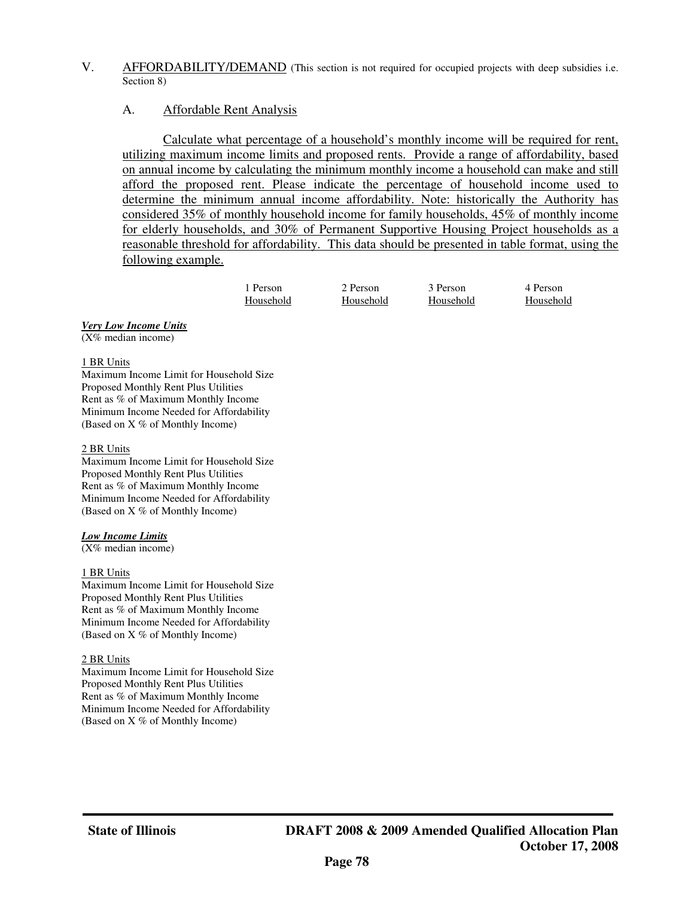## V. AFFORDABILITY/DEMAND (This section is not required for occupied projects with deep subsidies i.e. Section 8)

### A. Affordable Rent Analysis

Calculate what percentage of a household's monthly income will be required for rent, utilizing maximum income limits and proposed rents. Provide a range of affordability, based on annual income by calculating the minimum monthly income a household can make and still afford the proposed rent. Please indicate the percentage of household income used to determine the minimum annual income affordability. Note: historically the Authority has considered 35% of monthly household income for family households, 45% of monthly income for elderly households, and 30% of Permanent Supportive Housing Project households as a reasonable threshold for affordability. This data should be presented in table format, using the following example.

| | 1 Person Household | 2 Person Household | 3 Person Household | 4 Person Household |
|---|---|---|---|---|
| ***Very Low Income Units*** (X% median income) | | | | |
| 1 BR Units | | | | |
| Maximum Income Limit for Household Size | | | | |
| Proposed Monthly Rent Plus Utilities | | | | |
| Rent as % of Maximum Monthly Income | | | | |
| Minimum Income Needed for Affordability (Based on X % of Monthly Income) | | | | |
| 2 BR Units | | | | |
| Maximum Income Limit for Household Size | | | | |
| Proposed Monthly Rent Plus Utilities | | | | |
| Rent as % of Maximum Monthly Income | | | | |
| Minimum Income Needed for Affordability (Based on X % of Monthly Income) | | | | |
| ***Low Income Limits*** (X% median income) | | | | |
| 1 BR Units | | | | |
| Maximum Income Limit for Household Size | | | | |
| Proposed Monthly Rent Plus Utilities | | | | |
| Rent as % of Maximum Monthly Income | | | | |
| Minimum Income Needed for Affordability (Based on X % of Monthly Income) | | | | |
| 2 BR Units | | | | |
| Maximum Income Limit for Household Size | | | | |
| Proposed Monthly Rent Plus Utilities | | | | |
| Rent as % of Maximum Monthly Income | | | | |
| Minimum Income Needed for Affordability (Based on X % of Monthly Income) | | | | |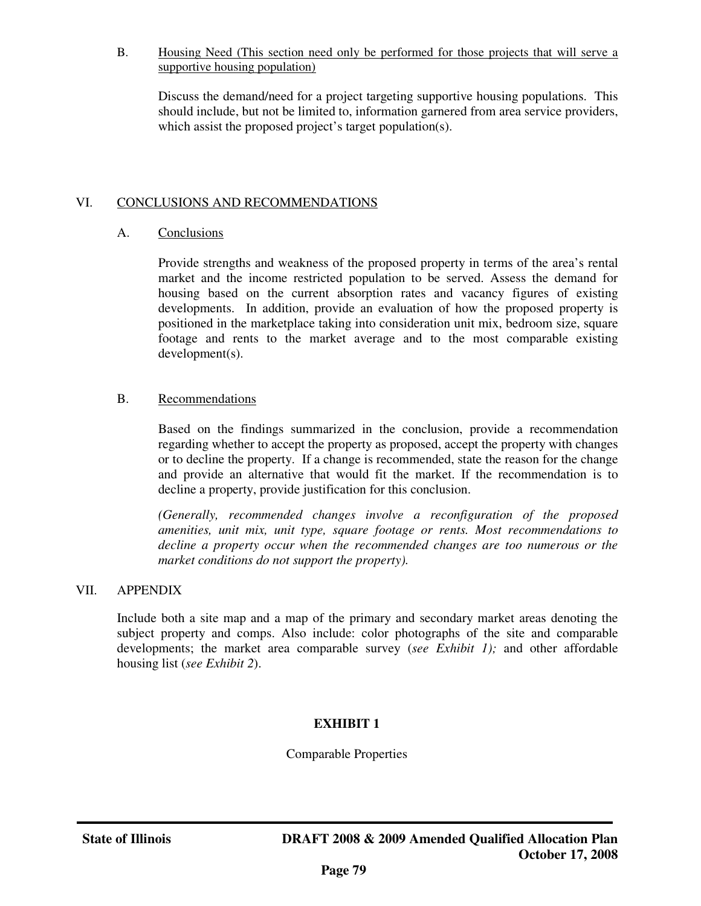B. Housing Need (This section need only be performed for those projects that will serve a supportive housing population)

Discuss the demand/need for a project targeting supportive housing populations. This should include, but not be limited to, information garnered from area service providers, which assist the proposed project's target population(s).

## VI. CONCLUSIONS AND RECOMMENDATIONS

### A. Conclusions

Provide strengths and weakness of the proposed property in terms of the area's rental market and the income restricted population to be served. Assess the demand for housing based on the current absorption rates and vacancy figures of existing developments. In addition, provide an evaluation of how the proposed property is positioned in the marketplace taking into consideration unit mix, bedroom size, square footage and rents to the market average and to the most comparable existing development(s).

### B. Recommendations

Based on the findings summarized in the conclusion, provide a recommendation regarding whether to accept the property as proposed, accept the property with changes or to decline the property. If a change is recommended, state the reason for the change and provide an alternative that would fit the market. If the recommendation is to decline a property, provide justification for this conclusion.

*(Generally, recommended changes involve a reconfiguration of the proposed amenities, unit mix, unit type, square footage or rents. Most recommendations to decline a property occur when the recommended changes are too numerous or the market conditions do not support the property).*

## VII. APPENDIX

Include both a site map and a map of the primary and secondary market areas denoting the subject property and comps. Also include: color photographs of the site and comparable developments; the market area comparable survey (*see Exhibit 1);* and other affordable housing list (*see Exhibit 2*).

## EXHIBIT 1

Comparable Properties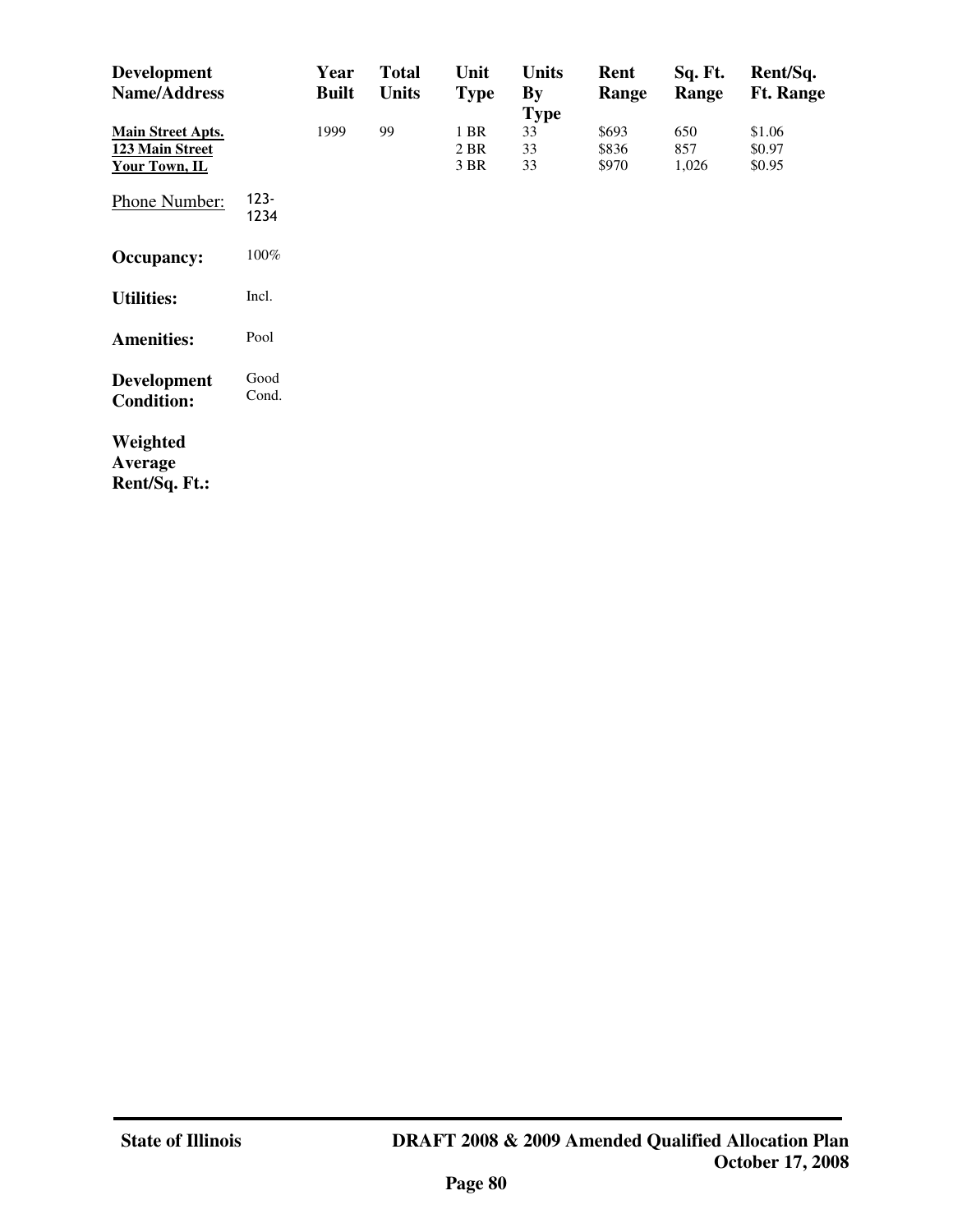| Development Name/Address | Year Built | Total Units | Unit Type | Units By Type | Rent Range | Sq. Ft. Range | Rent/Sq. Ft. Range |
|---|---|---|---|---|---|---|---|
| **Main Street Apts.** | 1999 | 99 | 1 BR | 33 | $693 | 650 | $1.06 |
| **123 Main Street** | | | 2 BR | 33 | $836 | 857 | $0.97 |
| **Your Town, IL** | | | 3 BR | 33 | $970 | 1,026 | $0.95 |

Phone Number: 123-1234

**Occupancy:** 100%

**Utilities:** Incl.

**Amenities:** Pool

**Development Condition:** Good Cond.

**Weighted Average Rent/Sq. Ft.:**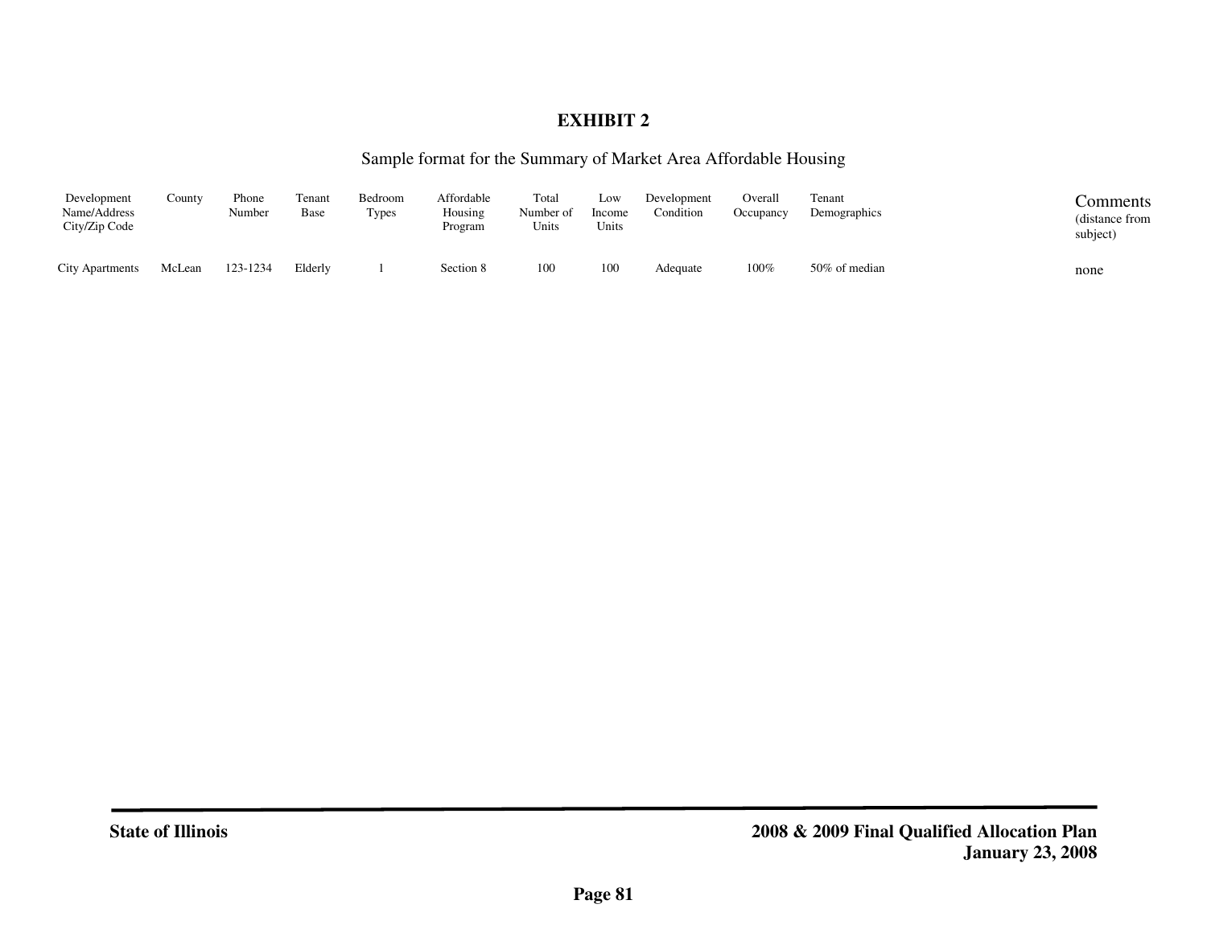# EXHIBIT 2

Sample format for the Summary of Market Area Affordable Housing

| Development Name/Address City/Zip Code | County | Phone Number | Tenant Base | Bedroom Types | Affordable Housing Program | Total Number of Units | Low Income Units | Development Condition | Overall Occupancy | Tenant Demographics | Comments (distance from subject) |
|---|---|---|---|---|---|---|---|---|---|---|---|
| City Apartments | McLean | 123-1234 | Elderly | 1 | Section 8 | 100 | 100 | Adequate | 100% | 50% of median | none |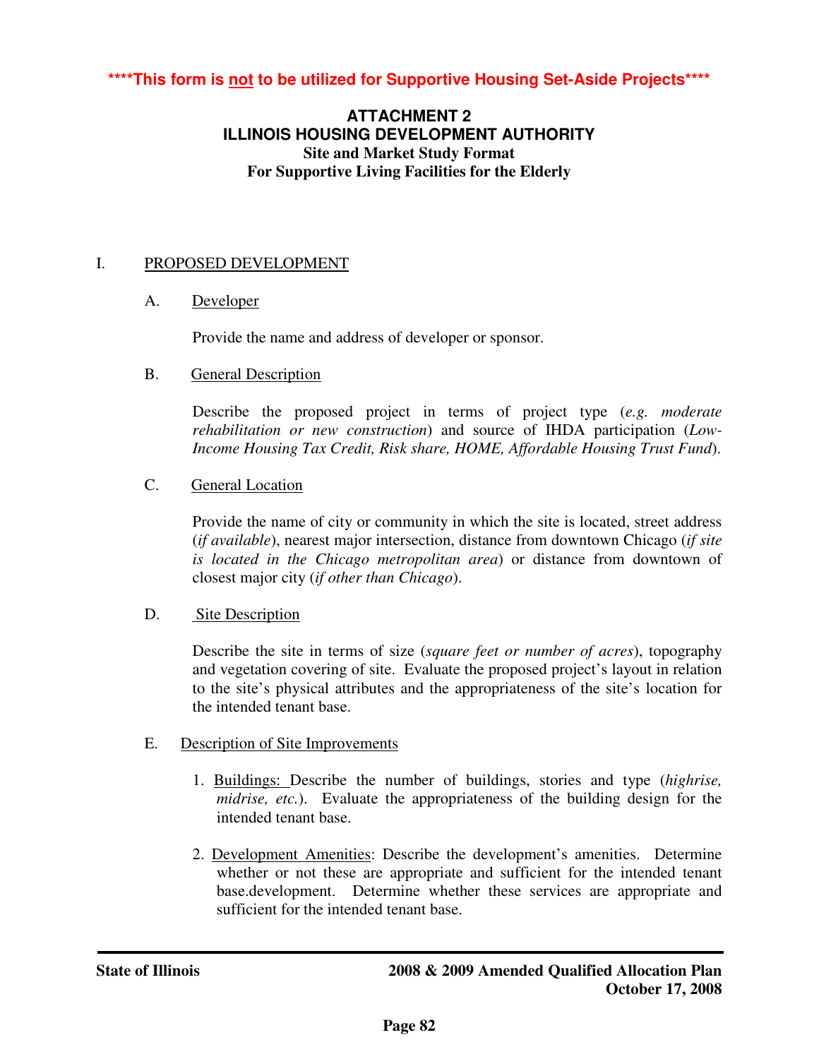**\*\*\*\*This form is <u>not</u> to be utilized for Supportive Housing Set-Aside Projects\*\*\*\***

# ATTACHMENT 2
# ILLINOIS HOUSING DEVELOPMENT AUTHORITY
## Site and Market Study Format
## For Supportive Living Facilities for the Elderly

I. <u>PROPOSED DEVELOPMENT</u>

A. <u>Developer</u>

Provide the name and address of developer or sponsor.

B. <u>General Description</u>

Describe the proposed project in terms of project type (*e.g. moderate rehabilitation or new construction*) and source of IHDA participation (*Low-Income Housing Tax Credit, Risk share, HOME, Affordable Housing Trust Fund*).

C. <u>General Location</u>

Provide the name of city or community in which the site is located, street address (*if available*), nearest major intersection, distance from downtown Chicago (*if site is located in the Chicago metropolitan area*) or distance from downtown of closest major city (*if other than Chicago*).

D. <u>Site Description</u>

Describe the site in terms of size (*square feet or number of acres*), topography and vegetation covering of site. Evaluate the proposed project's layout in relation to the site's physical attributes and the appropriateness of the site's location for the intended tenant base.

E. <u>Description of Site Improvements</u>

1. <u>Buildings:</u> Describe the number of buildings, stories and type (*highrise, midrise, etc.*). Evaluate the appropriateness of the building design for the intended tenant base.

2. <u>Development Amenities</u>: Describe the development's amenities. Determine whether or not these are appropriate and sufficient for the intended tenant base.development. Determine whether these services are appropriate and sufficient for the intended tenant base.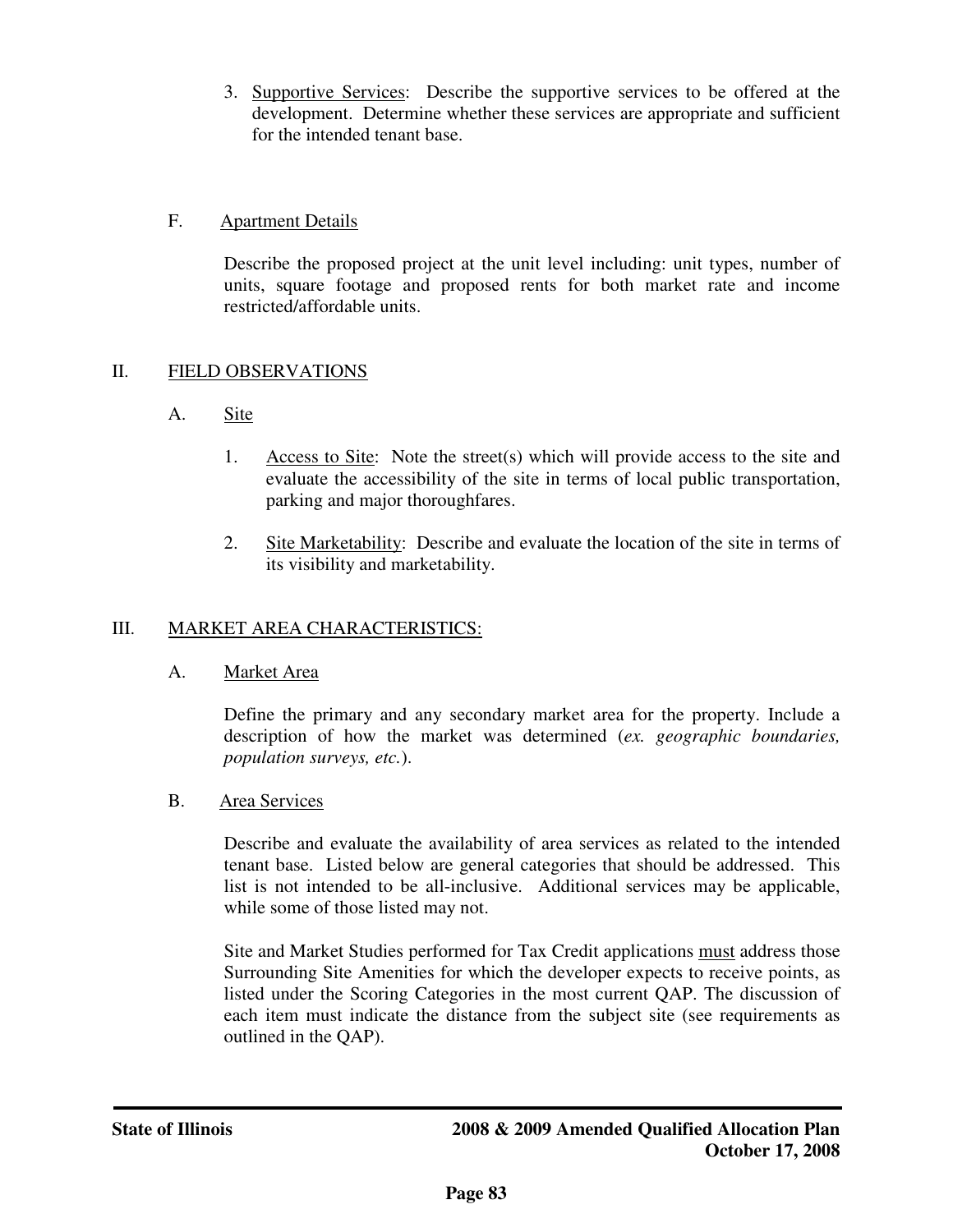3. Supportive Services: Describe the supportive services to be offered at the development. Determine whether these services are appropriate and sufficient for the intended tenant base.

F. Apartment Details

Describe the proposed project at the unit level including: unit types, number of units, square footage and proposed rents for both market rate and income restricted/affordable units.

## II. FIELD OBSERVATIONS

A. Site

1. Access to Site: Note the street(s) which will provide access to the site and evaluate the accessibility of the site in terms of local public transportation, parking and major thoroughfares.

2. Site Marketability: Describe and evaluate the location of the site in terms of its visibility and marketability.

## III. MARKET AREA CHARACTERISTICS:

A. Market Area

Define the primary and any secondary market area for the property. Include a description of how the market was determined (*ex. geographic boundaries, population surveys, etc.*).

B. Area Services

Describe and evaluate the availability of area services as related to the intended tenant base. Listed below are general categories that should be addressed. This list is not intended to be all-inclusive. Additional services may be applicable, while some of those listed may not.

Site and Market Studies performed for Tax Credit applications must address those Surrounding Site Amenities for which the developer expects to receive points, as listed under the Scoring Categories in the most current QAP. The discussion of each item must indicate the distance from the subject site (see requirements as outlined in the QAP).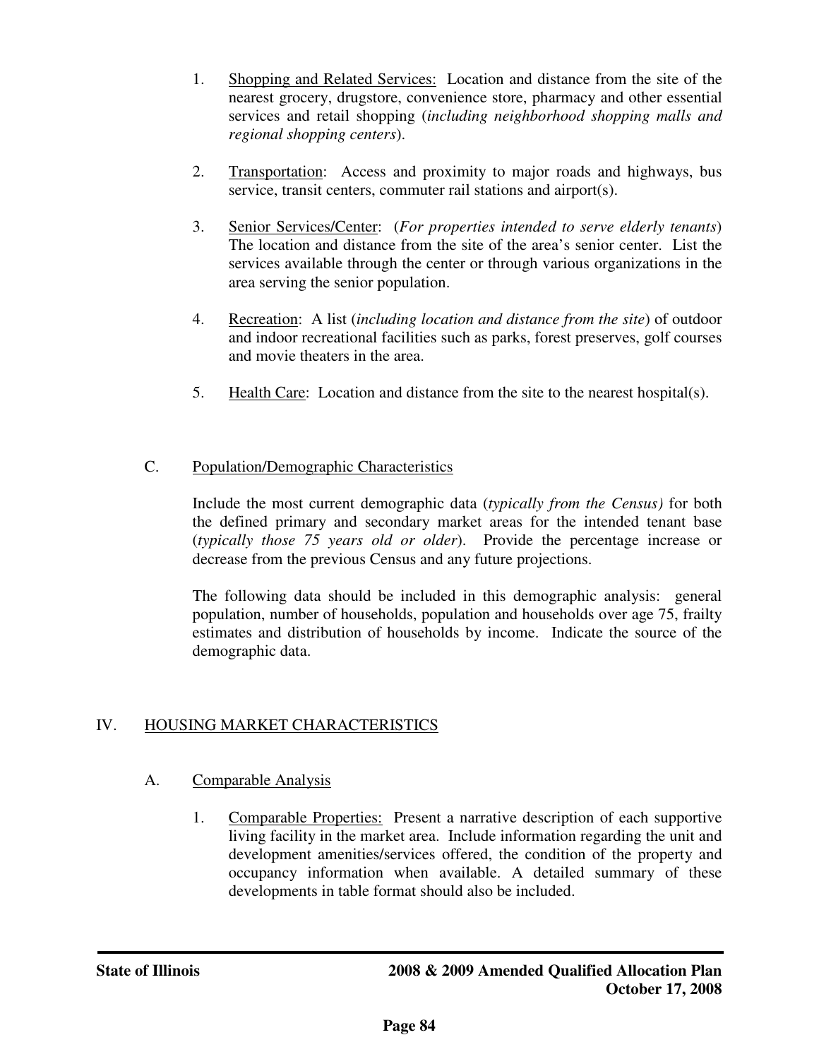1. Shopping and Related Services: Location and distance from the site of the nearest grocery, drugstore, convenience store, pharmacy and other essential services and retail shopping (*including neighborhood shopping malls and regional shopping centers*).

2. Transportation: Access and proximity to major roads and highways, bus service, transit centers, commuter rail stations and airport(s).

3. Senior Services/Center: (*For properties intended to serve elderly tenants*) The location and distance from the site of the area's senior center. List the services available through the center or through various organizations in the area serving the senior population.

4. Recreation: A list (*including location and distance from the site*) of outdoor and indoor recreational facilities such as parks, forest preserves, golf courses and movie theaters in the area.

5. Health Care: Location and distance from the site to the nearest hospital(s).

### C. Population/Demographic Characteristics

Include the most current demographic data (*typically from the Census)* for both the defined primary and secondary market areas for the intended tenant base (*typically those 75 years old or older*). Provide the percentage increase or decrease from the previous Census and any future projections.

The following data should be included in this demographic analysis: general population, number of households, population and households over age 75, frailty estimates and distribution of households by income. Indicate the source of the demographic data.

## IV. HOUSING MARKET CHARACTERISTICS

### A. Comparable Analysis

1. Comparable Properties: Present a narrative description of each supportive living facility in the market area. Include information regarding the unit and development amenities/services offered, the condition of the property and occupancy information when available. A detailed summary of these developments in table format should also be included.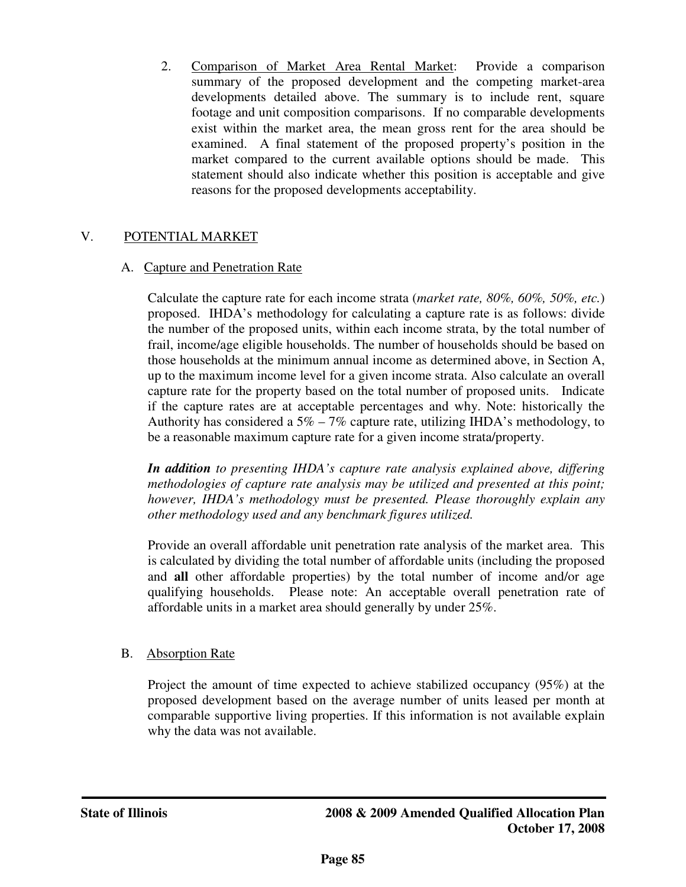2. Comparison of Market Area Rental Market: Provide a comparison summary of the proposed development and the competing market-area developments detailed above. The summary is to include rent, square footage and unit composition comparisons. If no comparable developments exist within the market area, the mean gross rent for the area should be examined. A final statement of the proposed property's position in the market compared to the current available options should be made. This statement should also indicate whether this position is acceptable and give reasons for the proposed developments acceptability.

## V. POTENTIAL MARKET

### A. Capture and Penetration Rate

Calculate the capture rate for each income strata (*market rate, 80%, 60%, 50%, etc.*) proposed. IHDA's methodology for calculating a capture rate is as follows: divide the number of the proposed units, within each income strata, by the total number of frail, income/age eligible households. The number of households should be based on those households at the minimum annual income as determined above, in Section A, up to the maximum income level for a given income strata. Also calculate an overall capture rate for the property based on the total number of proposed units. Indicate if the capture rates are at acceptable percentages and why. Note: historically the Authority has considered a 5% – 7% capture rate, utilizing IHDA's methodology, to be a reasonable maximum capture rate for a given income strata/property.

***In addition*** *to presenting IHDA's capture rate analysis explained above, differing methodologies of capture rate analysis may be utilized and presented at this point; however, IHDA's methodology must be presented. Please thoroughly explain any other methodology used and any benchmark figures utilized.*

Provide an overall affordable unit penetration rate analysis of the market area. This is calculated by dividing the total number of affordable units (including the proposed and **all** other affordable properties) by the total number of income and/or age qualifying households. Please note: An acceptable overall penetration rate of affordable units in a market area should generally by under 25%.

### B. Absorption Rate

Project the amount of time expected to achieve stabilized occupancy (95%) at the proposed development based on the average number of units leased per month at comparable supportive living properties. If this information is not available explain why the data was not available.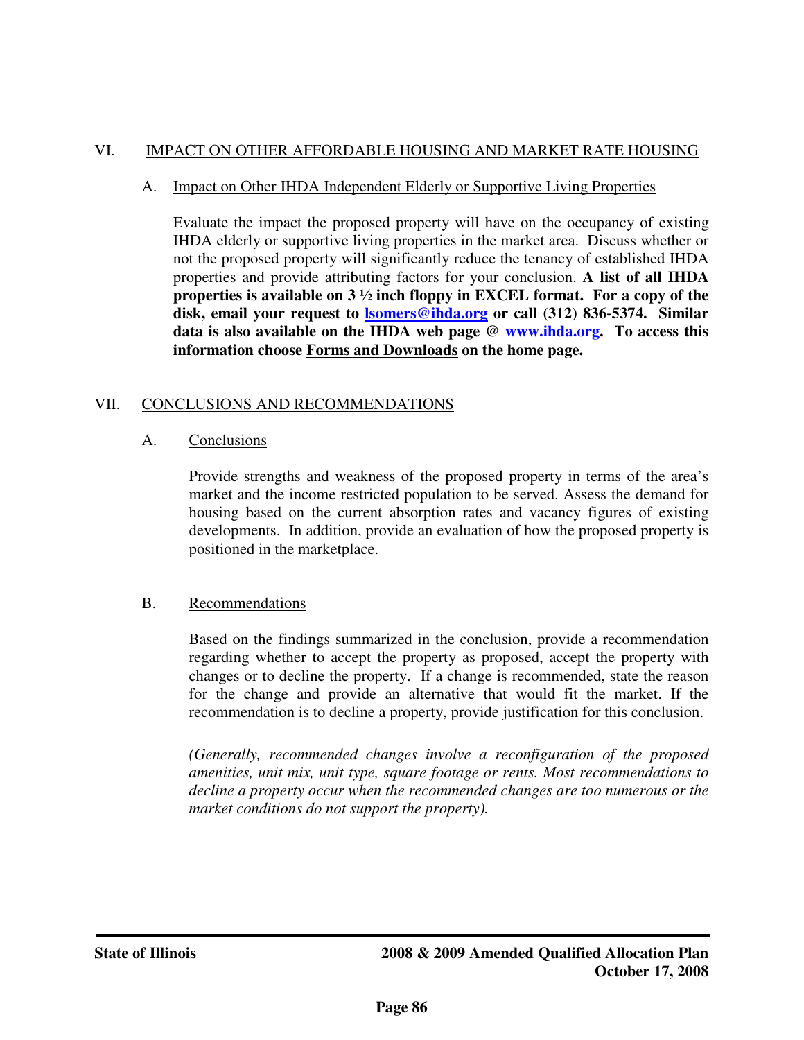## VI. IMPACT ON OTHER AFFORDABLE HOUSING AND MARKET RATE HOUSING

### A. Impact on Other IHDA Independent Elderly or Supportive Living Properties

Evaluate the impact the proposed property will have on the occupancy of existing IHDA elderly or supportive living properties in the market area. Discuss whether or not the proposed property will significantly reduce the tenancy of established IHDA properties and provide attributing factors for your conclusion. **A list of all IHDA properties is available on 3 ½ inch floppy in EXCEL format. For a copy of the disk, email your request to lsomers@ihda.org or call (312) 836-5374. Similar data is also available on the IHDA web page @ www.ihda.org. To access this information choose Forms and Downloads on the home page.**

## VII. CONCLUSIONS AND RECOMMENDATIONS

### A. Conclusions

Provide strengths and weakness of the proposed property in terms of the area's market and the income restricted population to be served. Assess the demand for housing based on the current absorption rates and vacancy figures of existing developments. In addition, provide an evaluation of how the proposed property is positioned in the marketplace.

### B. Recommendations

Based on the findings summarized in the conclusion, provide a recommendation regarding whether to accept the property as proposed, accept the property with changes or to decline the property. If a change is recommended, state the reason for the change and provide an alternative that would fit the market. If the recommendation is to decline a property, provide justification for this conclusion.

*(Generally, recommended changes involve a reconfiguration of the proposed amenities, unit mix, unit type, square footage or rents. Most recommendations to decline a property occur when the recommended changes are too numerous or the market conditions do not support the property).*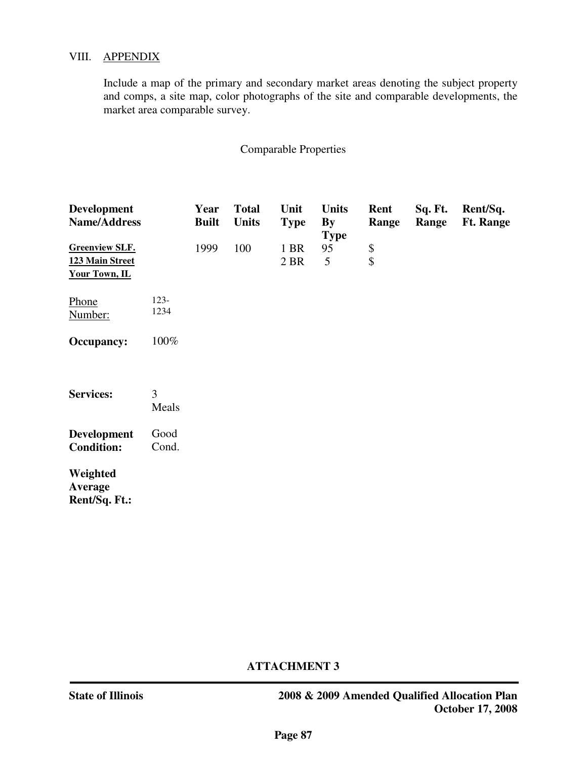## VIII. APPENDIX

Include a map of the primary and secondary market areas denoting the subject property and comps, a site map, color photographs of the site and comparable developments, the market area comparable survey.

Comparable Properties

| Development Name/Address | | Year Built | Total Units | Unit Type | Units By Type | Rent Range | Sq. Ft. Range | Rent/Sq. Ft. Range |
|---|---|---|---|---|---|---|---|---|
| **Greenview SLF.**<br>**123 Main Street**<br>**Your Town, IL** | | 1999 | 100 | 1 BR<br>2 BR | 95<br>5 | $<br>$ | | |
| Phone Number: | 123-1234 | | | | | | | |
| **Occupancy:** | 100% | | | | | | | |
| **Services:** | 3 Meals | | | | | | | |
| **Development Condition:** | Good Cond. | | | | | | | |
| **Weighted Average Rent/Sq. Ft.:** | | | | | | | | |

**ATTACHMENT 3**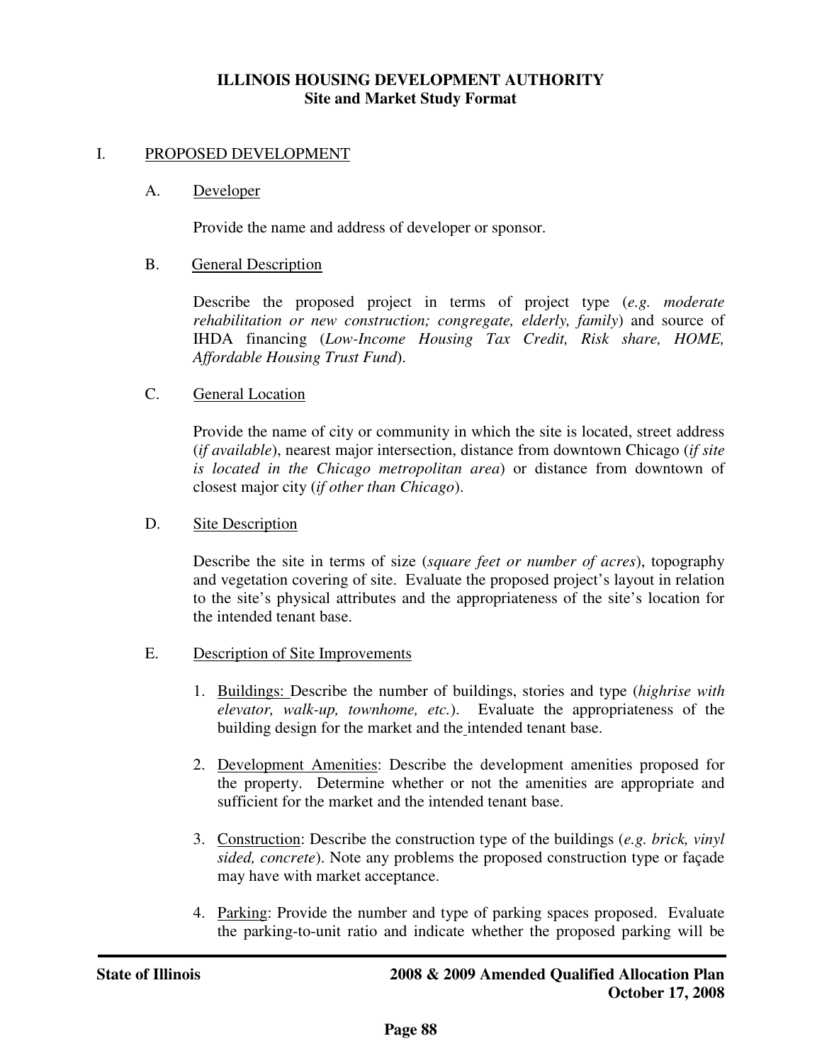**ILLINOIS HOUSING DEVELOPMENT AUTHORITY**
**Site and Market Study Format**

## I. PROPOSED DEVELOPMENT

### A. Developer

Provide the name and address of developer or sponsor.

### B. General Description

Describe the proposed project in terms of project type (*e.g. moderate rehabilitation or new construction; congregate, elderly, family*) and source of IHDA financing (*Low-Income Housing Tax Credit, Risk share, HOME, Affordable Housing Trust Fund*).

### C. General Location

Provide the name of city or community in which the site is located, street address (*if available*), nearest major intersection, distance from downtown Chicago (*if site is located in the Chicago metropolitan area*) or distance from downtown of closest major city (*if other than Chicago*).

### D. Site Description

Describe the site in terms of size (*square feet or number of acres*), topography and vegetation covering of site. Evaluate the proposed project's layout in relation to the site's physical attributes and the appropriateness of the site's location for the intended tenant base.

### E. Description of Site Improvements

1. Buildings: Describe the number of buildings, stories and type (*highrise with elevator, walk-up, townhome, etc.*). Evaluate the appropriateness of the building design for the market and the intended tenant base.

2. Development Amenities: Describe the development amenities proposed for the property. Determine whether or not the amenities are appropriate and sufficient for the market and the intended tenant base.

3. Construction: Describe the construction type of the buildings (*e.g. brick, vinyl sided, concrete*). Note any problems the proposed construction type or façade may have with market acceptance.

4. Parking: Provide the number and type of parking spaces proposed. Evaluate the parking-to-unit ratio and indicate whether the proposed parking will be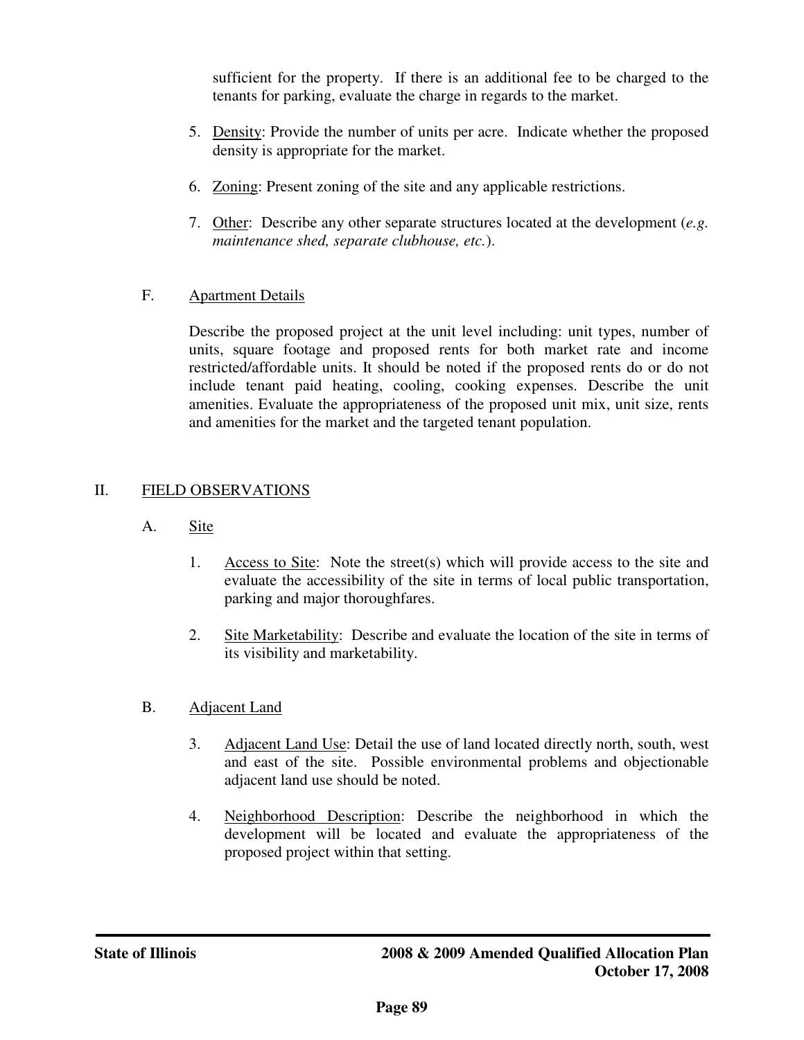sufficient for the property. If there is an additional fee to be charged to the tenants for parking, evaluate the charge in regards to the market.

5. Density: Provide the number of units per acre. Indicate whether the proposed density is appropriate for the market.

6. Zoning: Present zoning of the site and any applicable restrictions.

7. Other: Describe any other separate structures located at the development (*e.g. maintenance shed, separate clubhouse, etc.*).

### F. Apartment Details

Describe the proposed project at the unit level including: unit types, number of units, square footage and proposed rents for both market rate and income restricted/affordable units. It should be noted if the proposed rents do or do not include tenant paid heating, cooling, cooking expenses. Describe the unit amenities. Evaluate the appropriateness of the proposed unit mix, unit size, rents and amenities for the market and the targeted tenant population.

## II. FIELD OBSERVATIONS

### A. Site

1. Access to Site: Note the street(s) which will provide access to the site and evaluate the accessibility of the site in terms of local public transportation, parking and major thoroughfares.

2. Site Marketability: Describe and evaluate the location of the site in terms of its visibility and marketability.

### B. Adjacent Land

3. Adjacent Land Use: Detail the use of land located directly north, south, west and east of the site. Possible environmental problems and objectionable adjacent land use should be noted.

4. Neighborhood Description: Describe the neighborhood in which the development will be located and evaluate the appropriateness of the proposed project within that setting.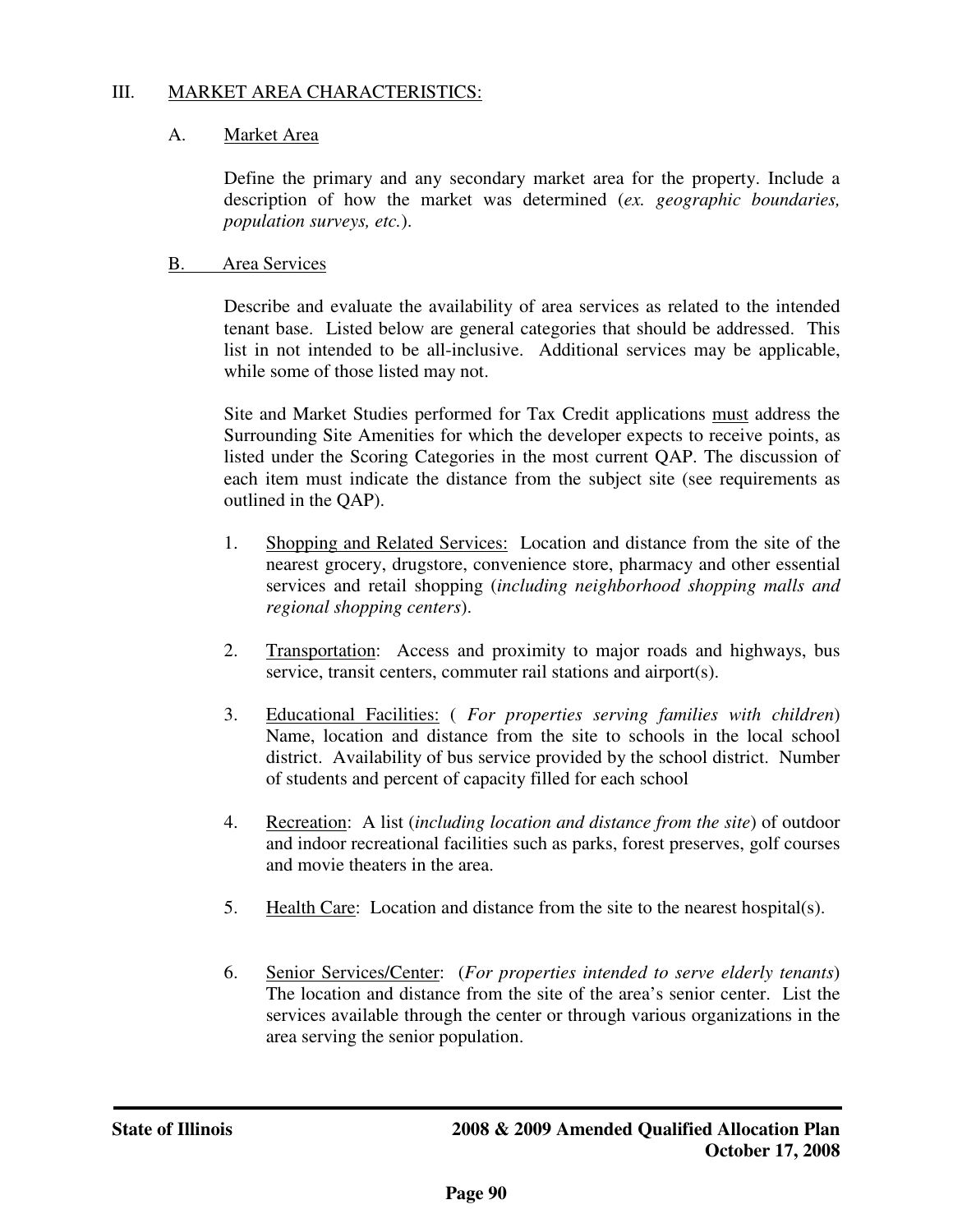## III. MARKET AREA CHARACTERISTICS:

### A. Market Area

Define the primary and any secondary market area for the property. Include a description of how the market was determined (*ex. geographic boundaries, population surveys, etc.*).

### B. Area Services

Describe and evaluate the availability of area services as related to the intended tenant base. Listed below are general categories that should be addressed. This list in not intended to be all-inclusive. Additional services may be applicable, while some of those listed may not.

Site and Market Studies performed for Tax Credit applications must address the Surrounding Site Amenities for which the developer expects to receive points, as listed under the Scoring Categories in the most current QAP. The discussion of each item must indicate the distance from the subject site (see requirements as outlined in the QAP).

1. Shopping and Related Services: Location and distance from the site of the nearest grocery, drugstore, convenience store, pharmacy and other essential services and retail shopping (*including neighborhood shopping malls and regional shopping centers*).

2. Transportation: Access and proximity to major roads and highways, bus service, transit centers, commuter rail stations and airport(s).

3. Educational Facilities: ( *For properties serving families with children*) Name, location and distance from the site to schools in the local school district. Availability of bus service provided by the school district. Number of students and percent of capacity filled for each school

4. Recreation: A list (*including location and distance from the site*) of outdoor and indoor recreational facilities such as parks, forest preserves, golf courses and movie theaters in the area.

5. Health Care: Location and distance from the site to the nearest hospital(s).

6. Senior Services/Center: (*For properties intended to serve elderly tenants*) The location and distance from the site of the area's senior center. List the services available through the center or through various organizations in the area serving the senior population.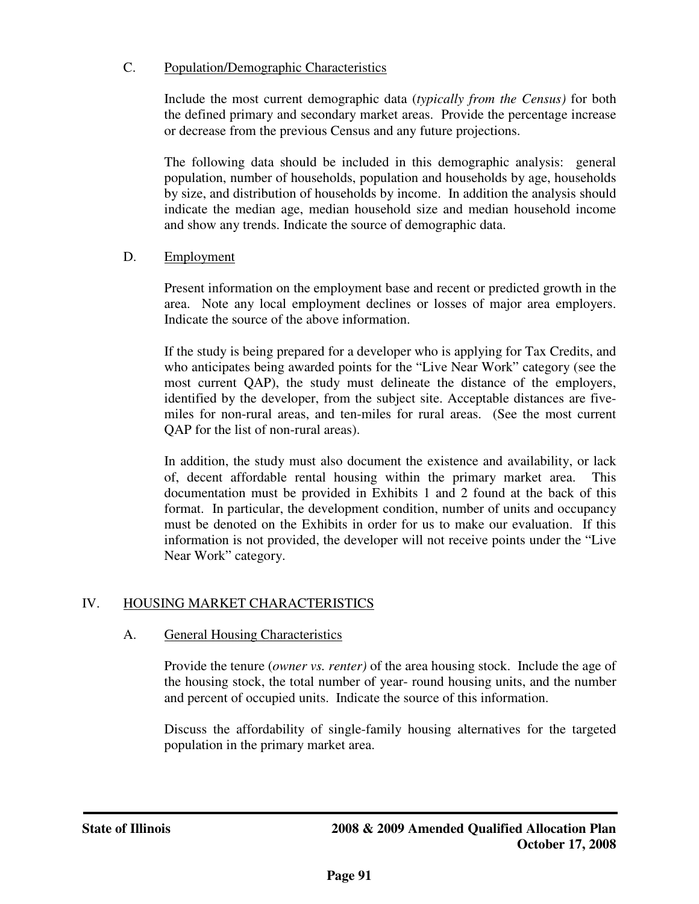### C. Population/Demographic Characteristics

Include the most current demographic data (*typically from the Census)* for both the defined primary and secondary market areas. Provide the percentage increase or decrease from the previous Census and any future projections.

The following data should be included in this demographic analysis: general population, number of households, population and households by age, households by size, and distribution of households by income. In addition the analysis should indicate the median age, median household size and median household income and show any trends. Indicate the source of demographic data.

### D. Employment

Present information on the employment base and recent or predicted growth in the area. Note any local employment declines or losses of major area employers. Indicate the source of the above information.

If the study is being prepared for a developer who is applying for Tax Credits, and who anticipates being awarded points for the "Live Near Work" category (see the most current QAP), the study must delineate the distance of the employers, identified by the developer, from the subject site. Acceptable distances are five-miles for non-rural areas, and ten-miles for rural areas. (See the most current QAP for the list of non-rural areas).

In addition, the study must also document the existence and availability, or lack of, decent affordable rental housing within the primary market area. This documentation must be provided in Exhibits 1 and 2 found at the back of this format. In particular, the development condition, number of units and occupancy must be denoted on the Exhibits in order for us to make our evaluation. If this information is not provided, the developer will not receive points under the "Live Near Work" category.

## IV. HOUSING MARKET CHARACTERISTICS

### A. General Housing Characteristics

Provide the tenure (*owner vs. renter)* of the area housing stock. Include the age of the housing stock, the total number of year- round housing units, and the number and percent of occupied units. Indicate the source of this information.

Discuss the affordability of single-family housing alternatives for the targeted population in the primary market area.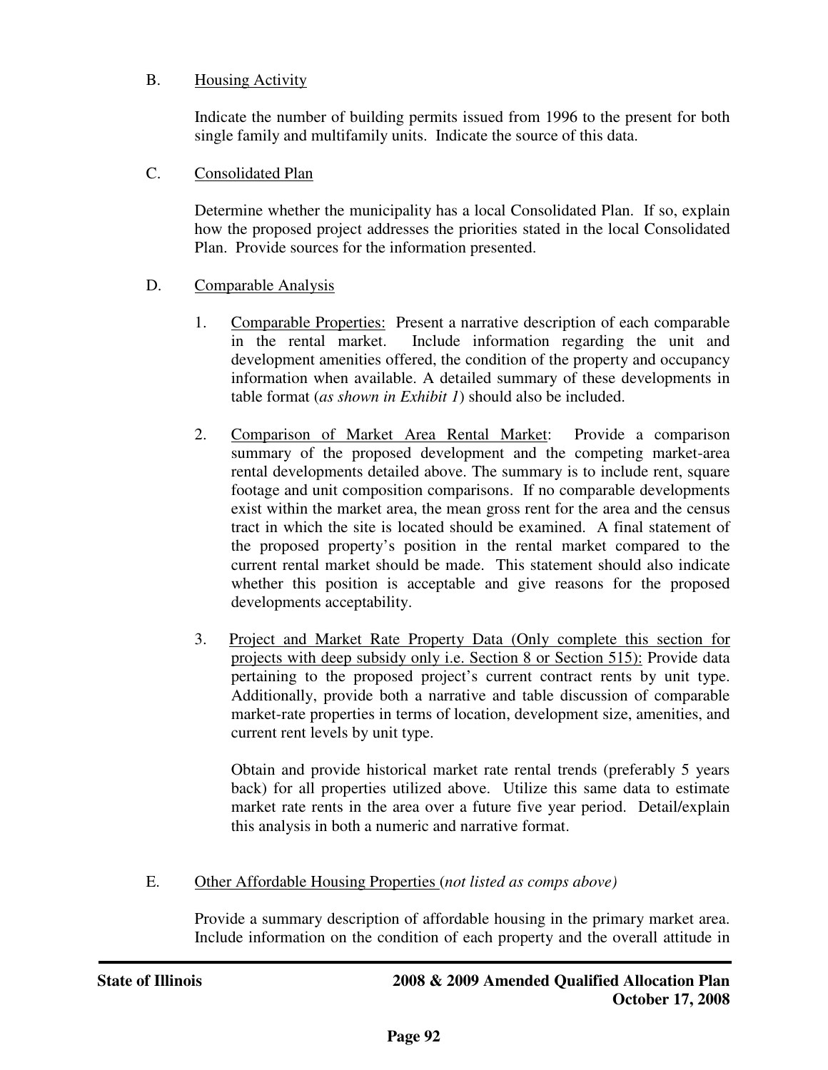B. Housing Activity

Indicate the number of building permits issued from 1996 to the present for both single family and multifamily units. Indicate the source of this data.

C. Consolidated Plan

Determine whether the municipality has a local Consolidated Plan. If so, explain how the proposed project addresses the priorities stated in the local Consolidated Plan. Provide sources for the information presented.

D. Comparable Analysis

1. Comparable Properties: Present a narrative description of each comparable in the rental market. Include information regarding the unit and development amenities offered, the condition of the property and occupancy information when available. A detailed summary of these developments in table format (*as shown in Exhibit 1*) should also be included.

2. Comparison of Market Area Rental Market: Provide a comparison summary of the proposed development and the competing market-area rental developments detailed above. The summary is to include rent, square footage and unit composition comparisons. If no comparable developments exist within the market area, the mean gross rent for the area and the census tract in which the site is located should be examined. A final statement of the proposed property's position in the rental market compared to the current rental market should be made. This statement should also indicate whether this position is acceptable and give reasons for the proposed developments acceptability.

3. Project and Market Rate Property Data (Only complete this section for projects with deep subsidy only i.e. Section 8 or Section 515): Provide data pertaining to the proposed project's current contract rents by unit type. Additionally, provide both a narrative and table discussion of comparable market-rate properties in terms of location, development size, amenities, and current rent levels by unit type.

   Obtain and provide historical market rate rental trends (preferably 5 years back) for all properties utilized above. Utilize this same data to estimate market rate rents in the area over a future five year period. Detail/explain this analysis in both a numeric and narrative format.

E. Other Affordable Housing Properties (*not listed as comps above)*

Provide a summary description of affordable housing in the primary market area. Include information on the condition of each property and the overall attitude in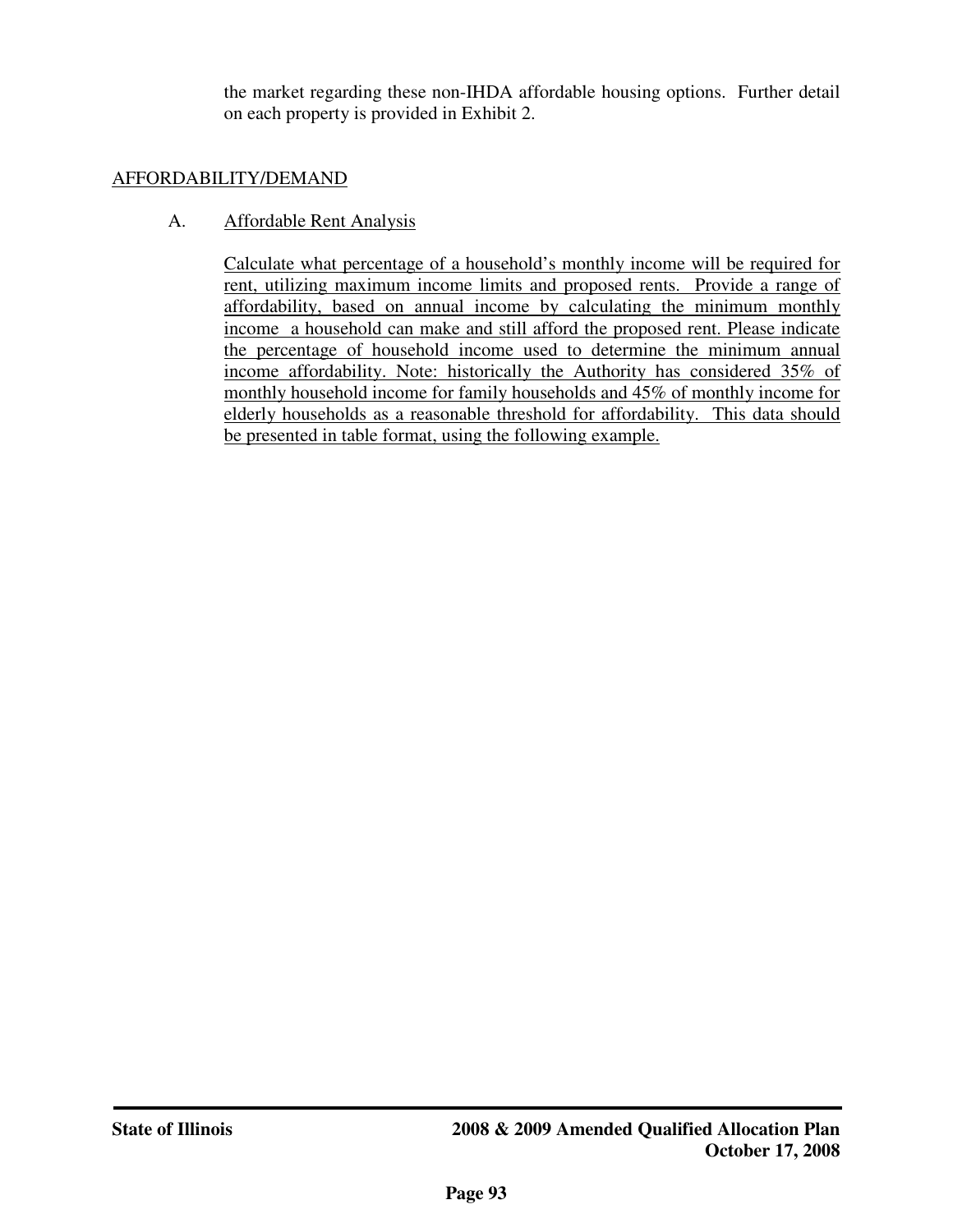the market regarding these non-IHDA affordable housing options. Further detail on each property is provided in Exhibit 2.

## AFFORDABILITY/DEMAND

### A. Affordable Rent Analysis

Calculate what percentage of a household's monthly income will be required for rent, utilizing maximum income limits and proposed rents. Provide a range of affordability, based on annual income by calculating the minimum monthly income a household can make and still afford the proposed rent. Please indicate the percentage of household income used to determine the minimum annual income affordability. Note: historically the Authority has considered 35% of monthly household income for family households and 45% of monthly income for elderly households as a reasonable threshold for affordability. This data should be presented in table format, using the following example.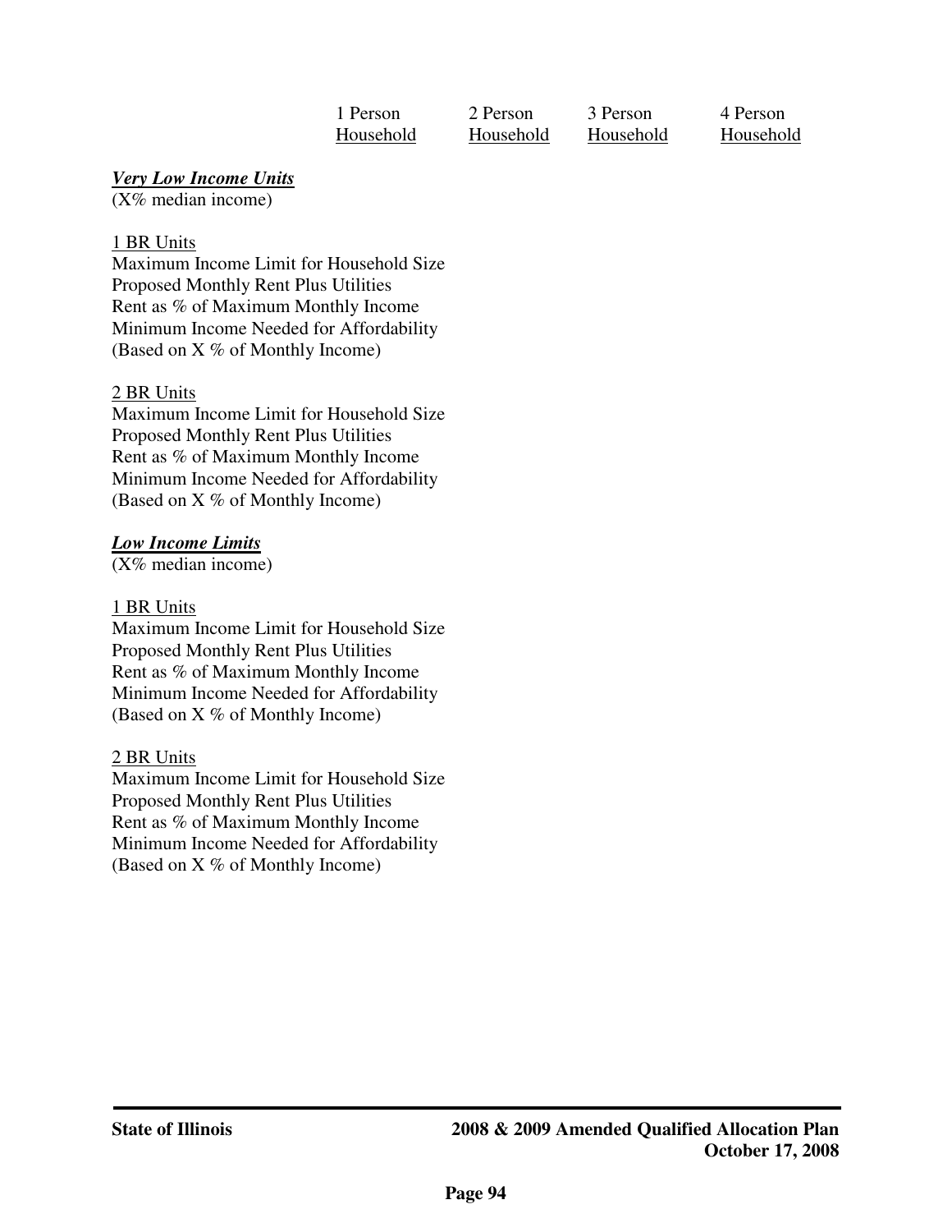| | 1 Person Household | 2 Person Household | 3 Person Household | 4 Person Household |
|---|---|---|---|---|
| ***Very Low Income Units*** | | | | |
| (X% median income) | | | | |
| 1 BR Units | | | | |
| Maximum Income Limit for Household Size | | | | |
| Proposed Monthly Rent Plus Utilities | | | | |
| Rent as % of Maximum Monthly Income | | | | |
| Minimum Income Needed for Affordability (Based on X % of Monthly Income) | | | | |
| 2 BR Units | | | | |
| Maximum Income Limit for Household Size | | | | |
| Proposed Monthly Rent Plus Utilities | | | | |
| Rent as % of Maximum Monthly Income | | | | |
| Minimum Income Needed for Affordability (Based on X % of Monthly Income) | | | | |
| ***Low Income Limits*** | | | | |
| (X% median income) | | | | |
| 1 BR Units | | | | |
| Maximum Income Limit for Household Size | | | | |
| Proposed Monthly Rent Plus Utilities | | | | |
| Rent as % of Maximum Monthly Income | | | | |
| Minimum Income Needed for Affordability (Based on X % of Monthly Income) | | | | |
| 2 BR Units | | | | |
| Maximum Income Limit for Household Size | | | | |
| Proposed Monthly Rent Plus Utilities | | | | |
| Rent as % of Maximum Monthly Income | | | | |
| Minimum Income Needed for Affordability (Based on X % of Monthly Income) | | | | |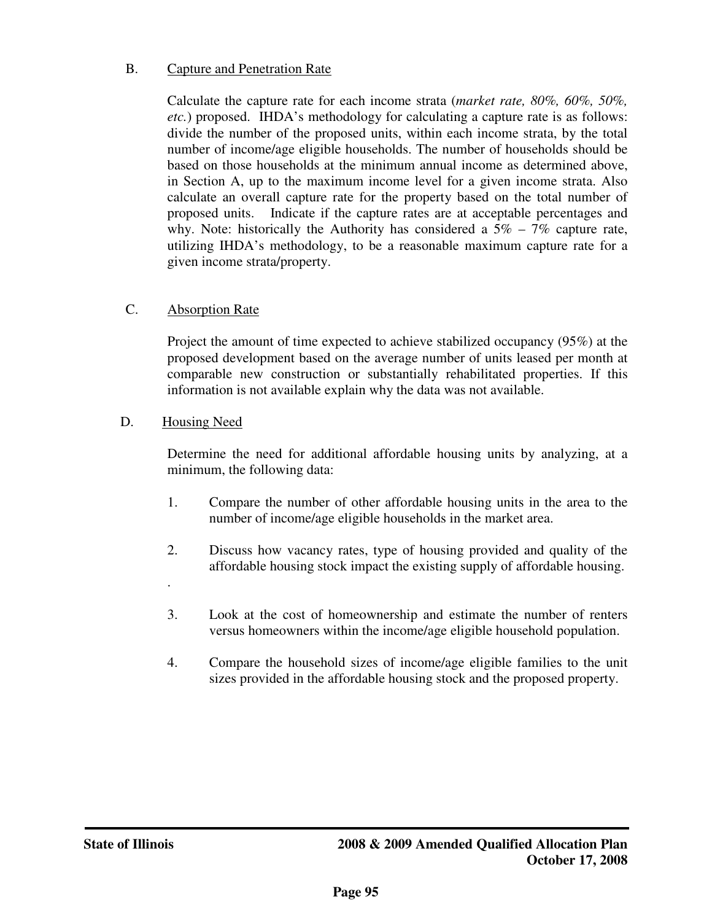B. <u>Capture and Penetration Rate</u>

Calculate the capture rate for each income strata (*market rate, 80%, 60%, 50%, etc.*) proposed. IHDA's methodology for calculating a capture rate is as follows: divide the number of the proposed units, within each income strata, by the total number of income/age eligible households. The number of households should be based on those households at the minimum annual income as determined above, in Section A, up to the maximum income level for a given income strata. Also calculate an overall capture rate for the property based on the total number of proposed units. Indicate if the capture rates are at acceptable percentages and why. Note: historically the Authority has considered a 5% – 7% capture rate, utilizing IHDA's methodology, to be a reasonable maximum capture rate for a given income strata/property.

C. <u>Absorption Rate</u>

Project the amount of time expected to achieve stabilized occupancy (95%) at the proposed development based on the average number of units leased per month at comparable new construction or substantially rehabilitated properties. If this information is not available explain why the data was not available.

D. <u>Housing Need</u>

Determine the need for additional affordable housing units by analyzing, at a minimum, the following data:

1. Compare the number of other affordable housing units in the area to the number of income/age eligible households in the market area.

2. Discuss how vacancy rates, type of housing provided and quality of the affordable housing stock impact the existing supply of affordable housing.

.

3. Look at the cost of homeownership and estimate the number of renters versus homeowners within the income/age eligible household population.

4. Compare the household sizes of income/age eligible families to the unit sizes provided in the affordable housing stock and the proposed property.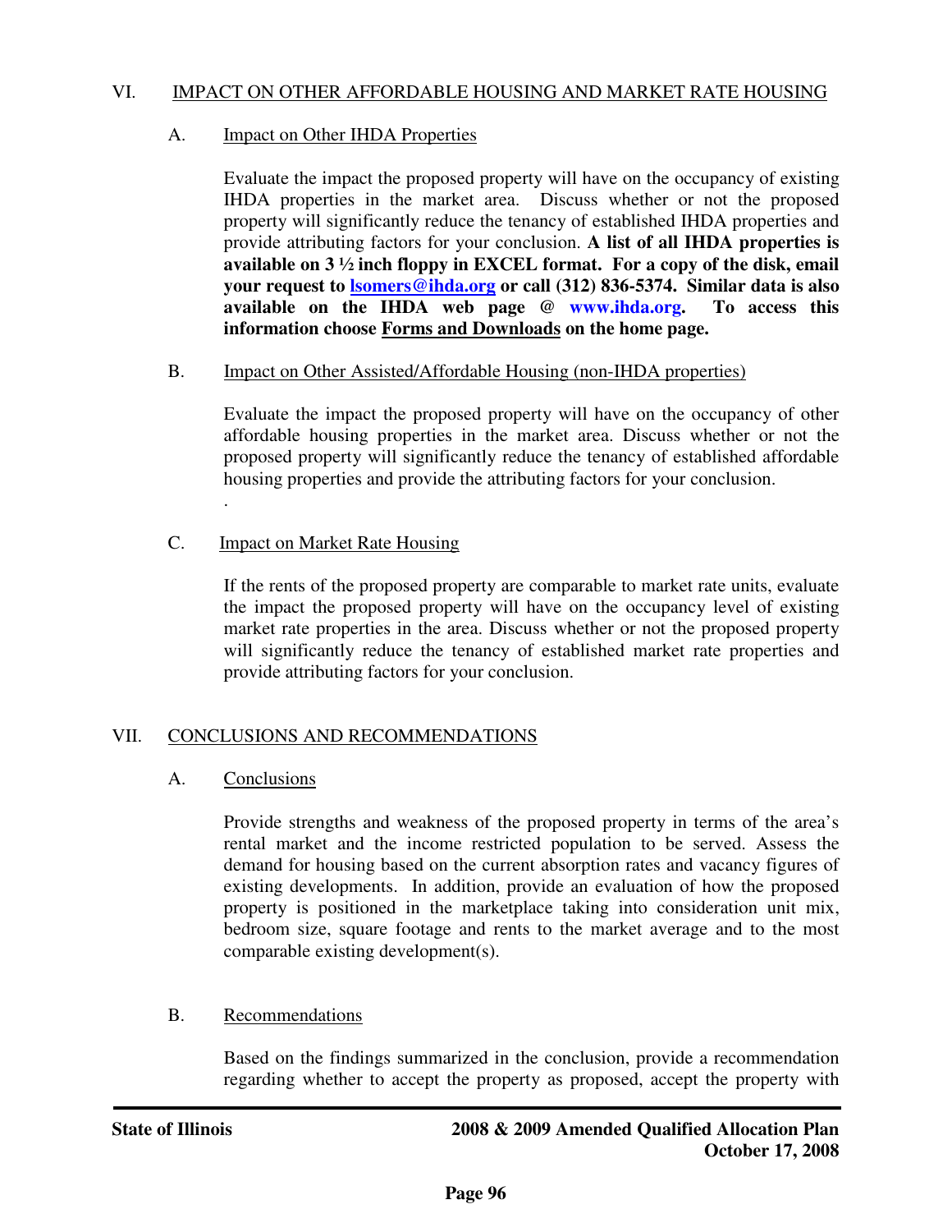## VI. IMPACT ON OTHER AFFORDABLE HOUSING AND MARKET RATE HOUSING

### A. Impact on Other IHDA Properties

Evaluate the impact the proposed property will have on the occupancy of existing IHDA properties in the market area. Discuss whether or not the proposed property will significantly reduce the tenancy of established IHDA properties and provide attributing factors for your conclusion. **A list of all IHDA properties is available on 3 ½ inch floppy in EXCEL format. For a copy of the disk, email your request to lsomers@ihda.org or call (312) 836-5374. Similar data is also available on the IHDA web page @ www.ihda.org. To access this information choose Forms and Downloads on the home page.**

### B. Impact on Other Assisted/Affordable Housing (non-IHDA properties)

Evaluate the impact the proposed property will have on the occupancy of other affordable housing properties in the market area. Discuss whether or not the proposed property will significantly reduce the tenancy of established affordable housing properties and provide the attributing factors for your conclusion.

.

### C. Impact on Market Rate Housing

If the rents of the proposed property are comparable to market rate units, evaluate the impact the proposed property will have on the occupancy level of existing market rate properties in the area. Discuss whether or not the proposed property will significantly reduce the tenancy of established market rate properties and provide attributing factors for your conclusion.

## VII. CONCLUSIONS AND RECOMMENDATIONS

### A. Conclusions

Provide strengths and weakness of the proposed property in terms of the area's rental market and the income restricted population to be served. Assess the demand for housing based on the current absorption rates and vacancy figures of existing developments. In addition, provide an evaluation of how the proposed property is positioned in the marketplace taking into consideration unit mix, bedroom size, square footage and rents to the market average and to the most comparable existing development(s).

### B. Recommendations

Based on the findings summarized in the conclusion, provide a recommendation regarding whether to accept the property as proposed, accept the property with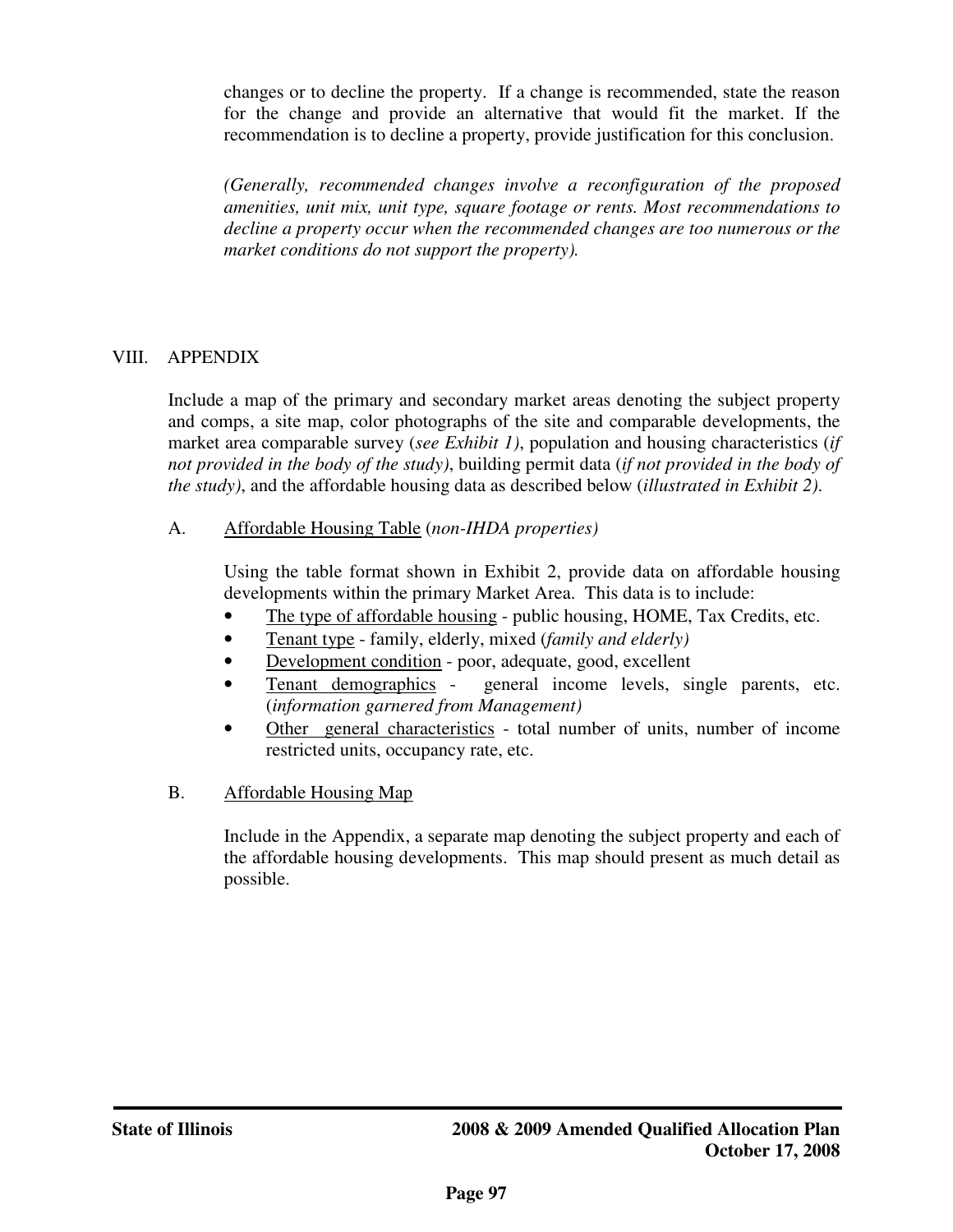changes or to decline the property. If a change is recommended, state the reason for the change and provide an alternative that would fit the market. If the recommendation is to decline a property, provide justification for this conclusion.

*(Generally, recommended changes involve a reconfiguration of the proposed amenities, unit mix, unit type, square footage or rents. Most recommendations to decline a property occur when the recommended changes are too numerous or the market conditions do not support the property).*

## VIII. APPENDIX

Include a map of the primary and secondary market areas denoting the subject property and comps, a site map, color photographs of the site and comparable developments, the market area comparable survey (*see Exhibit 1)*, population and housing characteristics (*if not provided in the body of the study)*, building permit data (*if not provided in the body of the study)*, and the affordable housing data as described below (*illustrated in Exhibit 2).*

### A. Affordable Housing Table (*non-IHDA properties)*

Using the table format shown in Exhibit 2, provide data on affordable housing developments within the primary Market Area. This data is to include:

- The type of affordable housing - public housing, HOME, Tax Credits, etc.
- Tenant type - family, elderly, mixed (*family and elderly)*
- Development condition - poor, adequate, good, excellent
- Tenant demographics - general income levels, single parents, etc. (*information garnered from Management)*
- Other general characteristics - total number of units, number of income restricted units, occupancy rate, etc.

### B. Affordable Housing Map

Include in the Appendix, a separate map denoting the subject property and each of the affordable housing developments. This map should present as much detail as possible.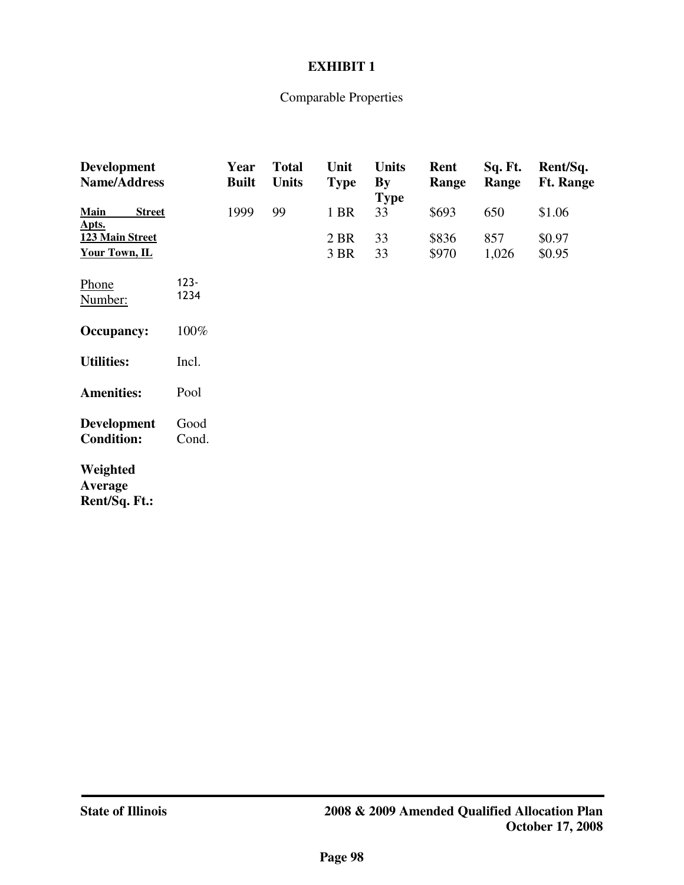**EXHIBIT 1**

Comparable Properties

| Development Name/Address | | Year Built | Total Units | Unit Type | Units By Type | Rent Range | Sq. Ft. Range | Rent/Sq. Ft. Range |
|---|---|---|---|---|---|---|---|---|
| **Main Street Apts.** | | 1999 | 99 | 1 BR | 33 | $693 | 650 | $1.06 |
| **123 Main Street** | | | | 2 BR | 33 | $836 | 857 | $0.97 |
| **Your Town, IL** | | | | 3 BR | 33 | $970 | 1,026 | $0.95 |
| Phone Number: | 123-1234 | | | | | | | |
| **Occupancy:** | 100% | | | | | | | |
| **Utilities:** | Incl. | | | | | | | |
| **Amenities:** | Pool | | | | | | | |
| **Development Condition:** | Good Cond. | | | | | | | |
| **Weighted Average Rent/Sq. Ft.:** | | | | | | | | |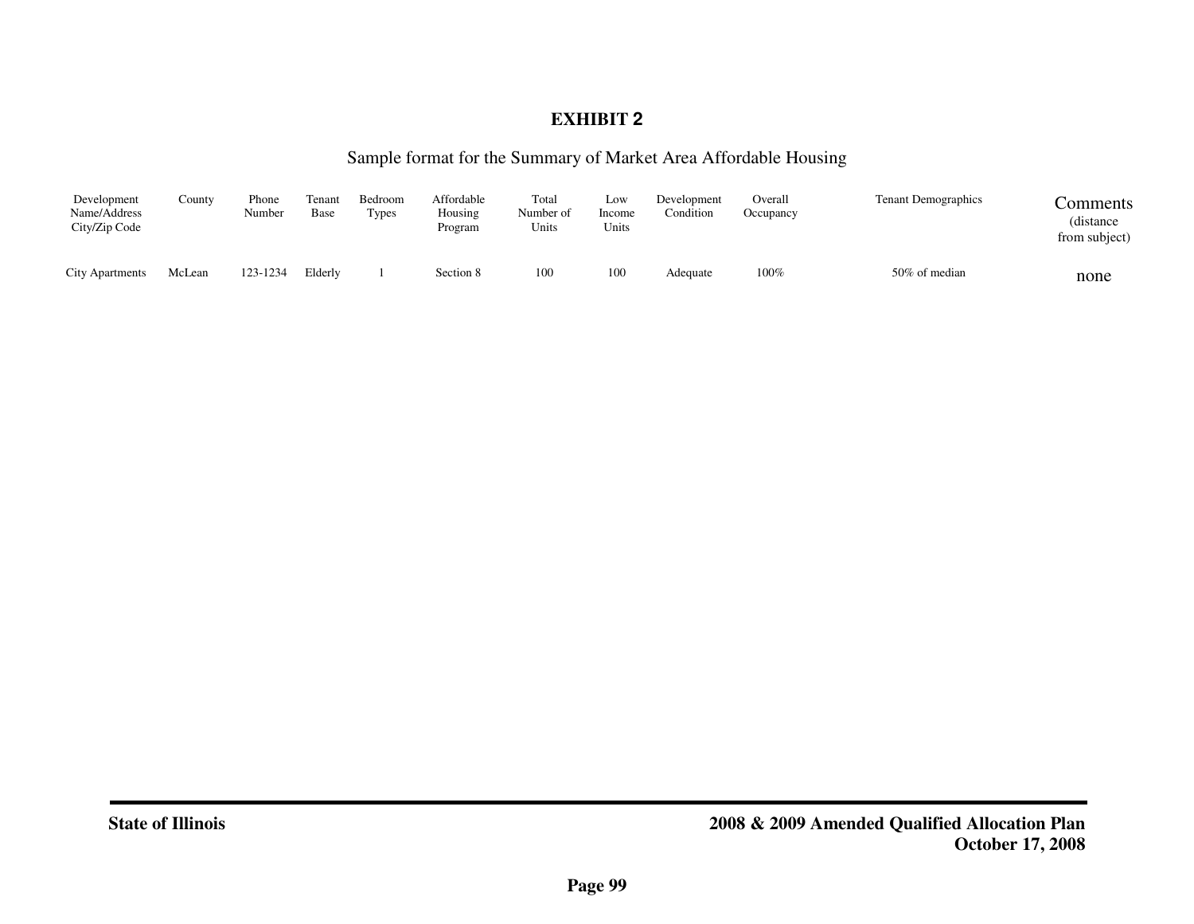# EXHIBIT 2

Sample format for the Summary of Market Area Affordable Housing

| Development Name/Address City/Zip Code | County | Phone Number | Tenant Base | Bedroom Types | Affordable Housing Program | Total Number of Units | Low Income Units | Development Condition | Overall Occupancy | Tenant Demographics | Comments (distance from subject) |
|---|---|---|---|---|---|---|---|---|---|---|---|
| City Apartments | McLean | 123-1234 | Elderly | 1 | Section 8 | 100 | 100 | Adequate | 100% | 50% of median | none |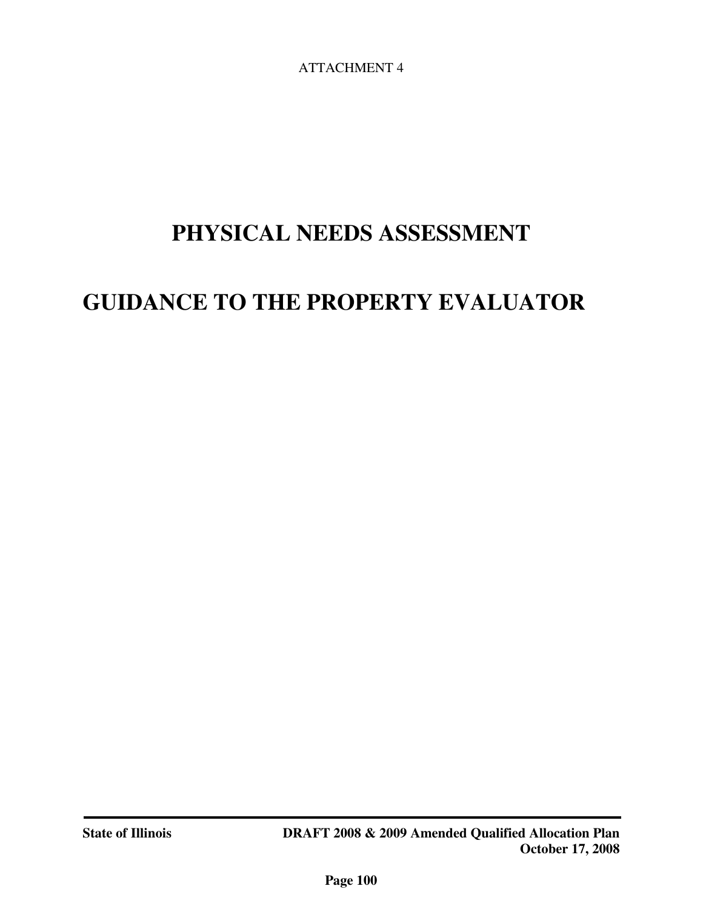ATTACHMENT 4

# PHYSICAL NEEDS ASSESSMENT

# GUIDANCE TO THE PROPERTY EVALUATOR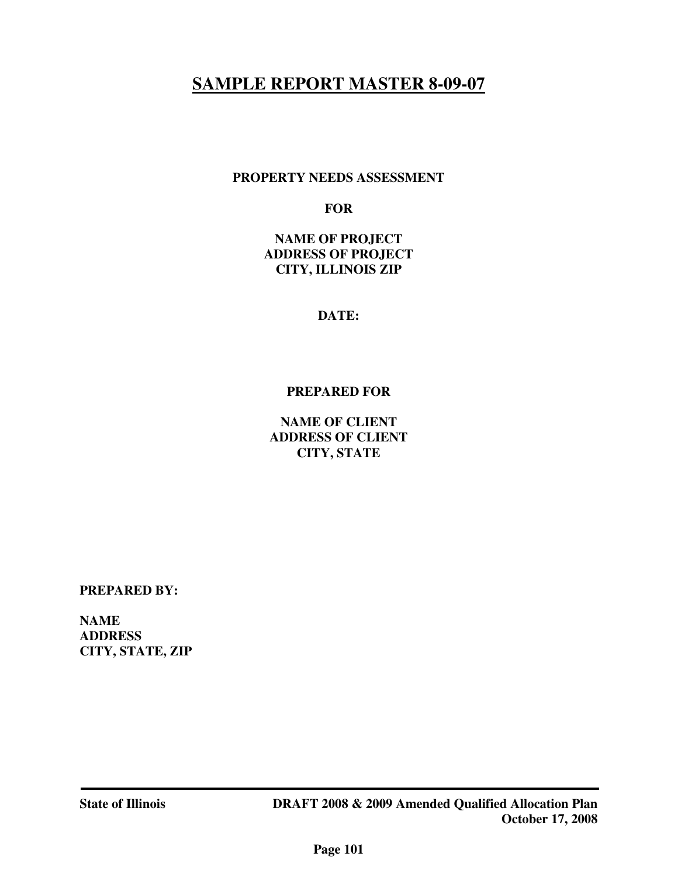# SAMPLE REPORT MASTER 8-09-07

**PROPERTY NEEDS ASSESSMENT**

**FOR**

**NAME OF PROJECT**
**ADDRESS OF PROJECT**
**CITY, ILLINOIS ZIP**

**DATE:**

**PREPARED FOR**

**NAME OF CLIENT**
**ADDRESS OF CLIENT**
**CITY, STATE**

**PREPARED BY:**

**NAME**
**ADDRESS**
**CITY, STATE, ZIP**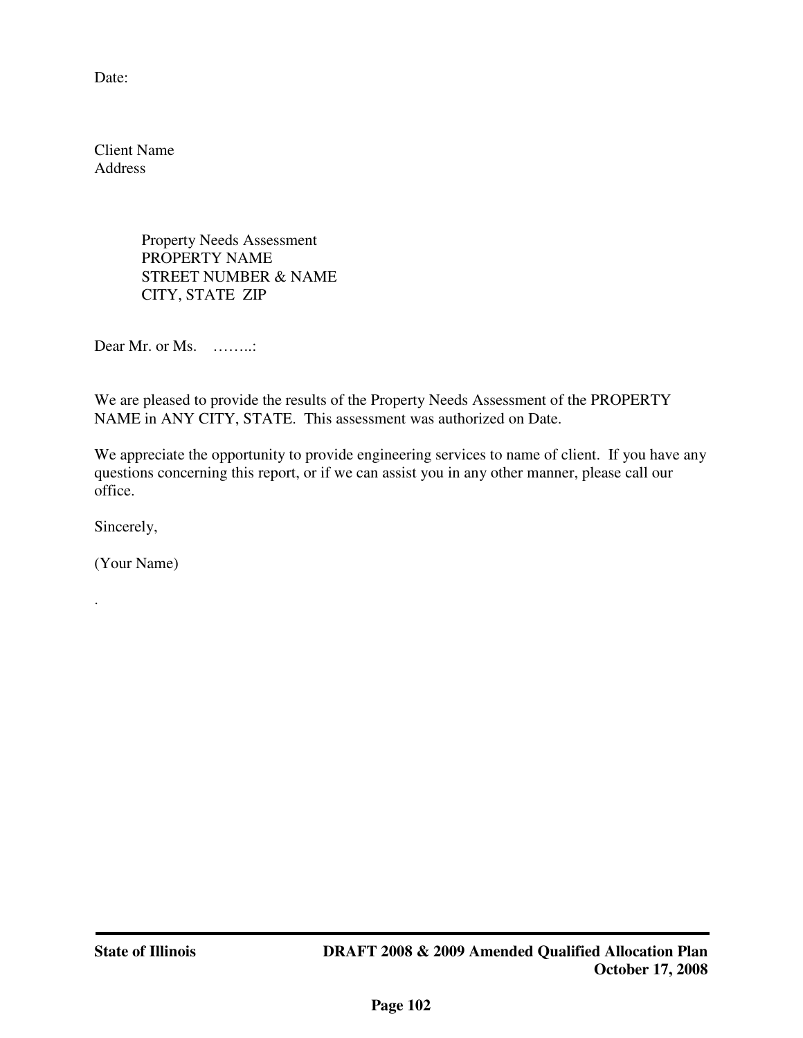Date:

Client Name
Address

Property Needs Assessment
PROPERTY NAME
STREET NUMBER & NAME
CITY, STATE  ZIP

Dear Mr. or Ms.    ……..:

We are pleased to provide the results of the Property Needs Assessment of the PROPERTY NAME in ANY CITY, STATE.  This assessment was authorized on Date.

We appreciate the opportunity to provide engineering services to name of client.  If you have any questions concerning this report, or if we can assist you in any other manner, please call our office.

Sincerely,

(Your Name)

.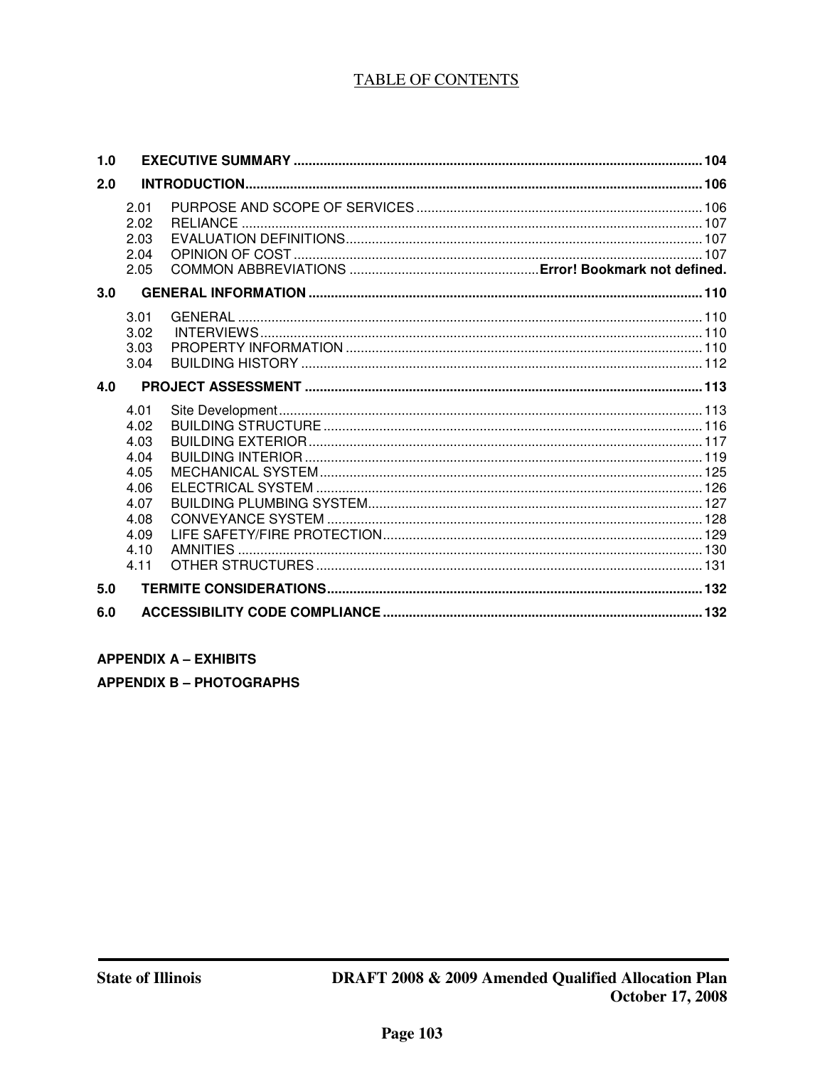## TABLE OF CONTENTS

| | | |
|---|---|---|
| **1.0** | **EXECUTIVE SUMMARY** | **104** |
| **2.0** | **INTRODUCTION** | **106** |
| 2.01 | PURPOSE AND SCOPE OF SERVICES | 106 |
| 2.02 | RELIANCE | 107 |
| 2.03 | EVALUATION DEFINITIONS | 107 |
| 2.04 | OPINION OF COST | 107 |
| 2.05 | COMMON ABBREVIATIONS | **Error! Bookmark not defined.** |
| **3.0** | **GENERAL INFORMATION** | **110** |
| 3.01 | GENERAL | 110 |
| 3.02 | INTERVIEWS | 110 |
| 3.03 | PROPERTY INFORMATION | 110 |
| 3.04 | BUILDING HISTORY | 112 |
| **4.0** | **PROJECT ASSESSMENT** | **113** |
| 4.01 | Site Development | 113 |
| 4.02 | BUILDING STRUCTURE | 116 |
| 4.03 | BUILDING EXTERIOR | 117 |
| 4.04 | BUILDING INTERIOR | 119 |
| 4.05 | MECHANICAL SYSTEM | 125 |
| 4.06 | ELECTRICAL SYSTEM | 126 |
| 4.07 | BUILDING PLUMBING SYSTEM | 127 |
| 4.08 | CONVEYANCE SYSTEM | 128 |
| 4.09 | LIFE SAFETY/FIRE PROTECTION | 129 |
| 4.10 | AMNITIES | 130 |
| 4.11 | OTHER STRUCTURES | 131 |
| **5.0** | **TERMITE CONSIDERATIONS** | **132** |
| **6.0** | **ACCESSIBILITY CODE COMPLIANCE** | **132** |

**APPENDIX A – EXHIBITS**

**APPENDIX B – PHOTOGRAPHS**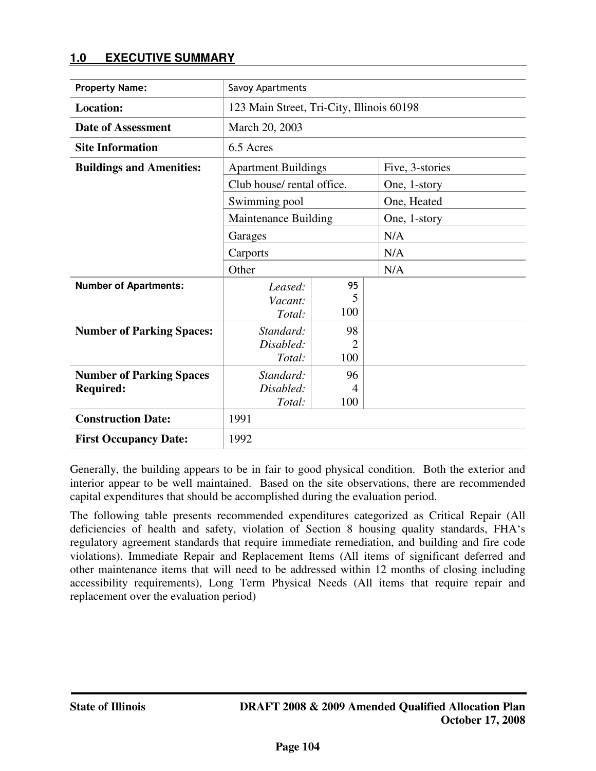## 1.0 EXECUTIVE SUMMARY

| | | | |
|---|---|---|---|
| **Property Name:** | Savoy Apartments | | |
| **Location:** | 123 Main Street, Tri-City, Illinois 60198 | | |
| **Date of Assessment** | March 20, 2003 | | |
| **Site Information** | 6.5 Acres | | |
| **Buildings and Amenities:** | Apartment Buildings | | Five, 3-stories |
| | Club house/ rental office. | | One, 1-story |
| | Swimming pool | | One, Heated |
| | Maintenance Building | | One, 1-story |
| | Garages | | N/A |
| | Carports | | N/A |
| | Other | | N/A |
| **Number of Apartments:** | *Leased:*<br>*Vacant:*<br>*Total:* | 95<br>5<br>100 | |
| **Number of Parking Spaces:** | *Standard:*<br>*Disabled:*<br>*Total:* | 98<br>2<br>100 | |
| **Number of Parking Spaces Required:** | *Standard:*<br>*Disabled:*<br>*Total:* | 96<br>4<br>100 | |
| **Construction Date:** | 1991 | | |
| **First Occupancy Date:** | 1992 | | |

Generally, the building appears to be in fair to good physical condition. Both the exterior and interior appear to be well maintained. Based on the site observations, there are recommended capital expenditures that should be accomplished during the evaluation period.

The following table presents recommended expenditures categorized as Critical Repair (All deficiencies of health and safety, violation of Section 8 housing quality standards, FHA's regulatory agreement standards that require immediate remediation, and building and fire code violations). Immediate Repair and Replacement Items (All items of significant deferred and other maintenance items that will need to be addressed within 12 months of closing including accessibility requirements), Long Term Physical Needs (All items that require repair and replacement over the evaluation period)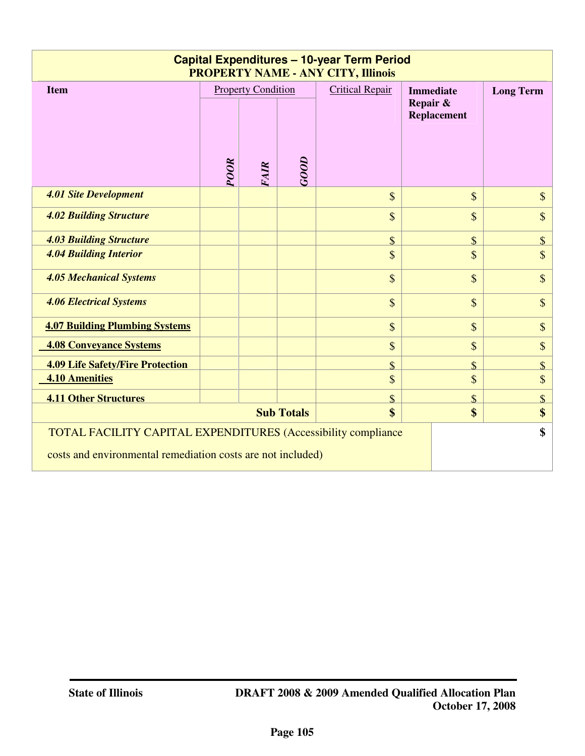| **Capital Expenditures – 10-year Term Period**<br>**PROPERTY NAME - ANY CITY, Illinois** | | | | | | |
|---|---|---|---|---|---|---|
| **Item** | Property Condition | | | Critical Repair | **Immediate Repair & Replacement** | **Long Term** |
| | ***POOR*** | ***FAIR*** | ***GOOD*** | | | |
| ***4.01 Site Development*** | | | | $ | $ | $ |
| ***4.02 Building Structure*** | | | | $ | $ | $ |
| ***4.03 Building Structure*** | | | | $ | $ | $ |
| ***4.04 Building Interior*** | | | | $ | $ | $ |
| ***4.05 Mechanical Systems*** | | | | $ | $ | $ |
| ***4.06 Electrical Systems*** | | | | $ | $ | $ |
| **4.07 Building Plumbing Systems** | | | | $ | $ | $ |
| **4.08 Conveyance Systems** | | | | $ | $ | $ |
| **4.09 Life Safety/Fire Protection** | | | | $ | $ | $ |
| **4.10 Amenities** | | | | $ | $ | $ |
| **4.11 Other Structures** | | | | $ | $ | $ |
| | | | **Sub Totals** | **$** | **$** | **$** |
| TOTAL FACILITY CAPITAL EXPENDITURES (Accessibility compliance costs and environmental remediation costs are not included) | | | | | | **$** |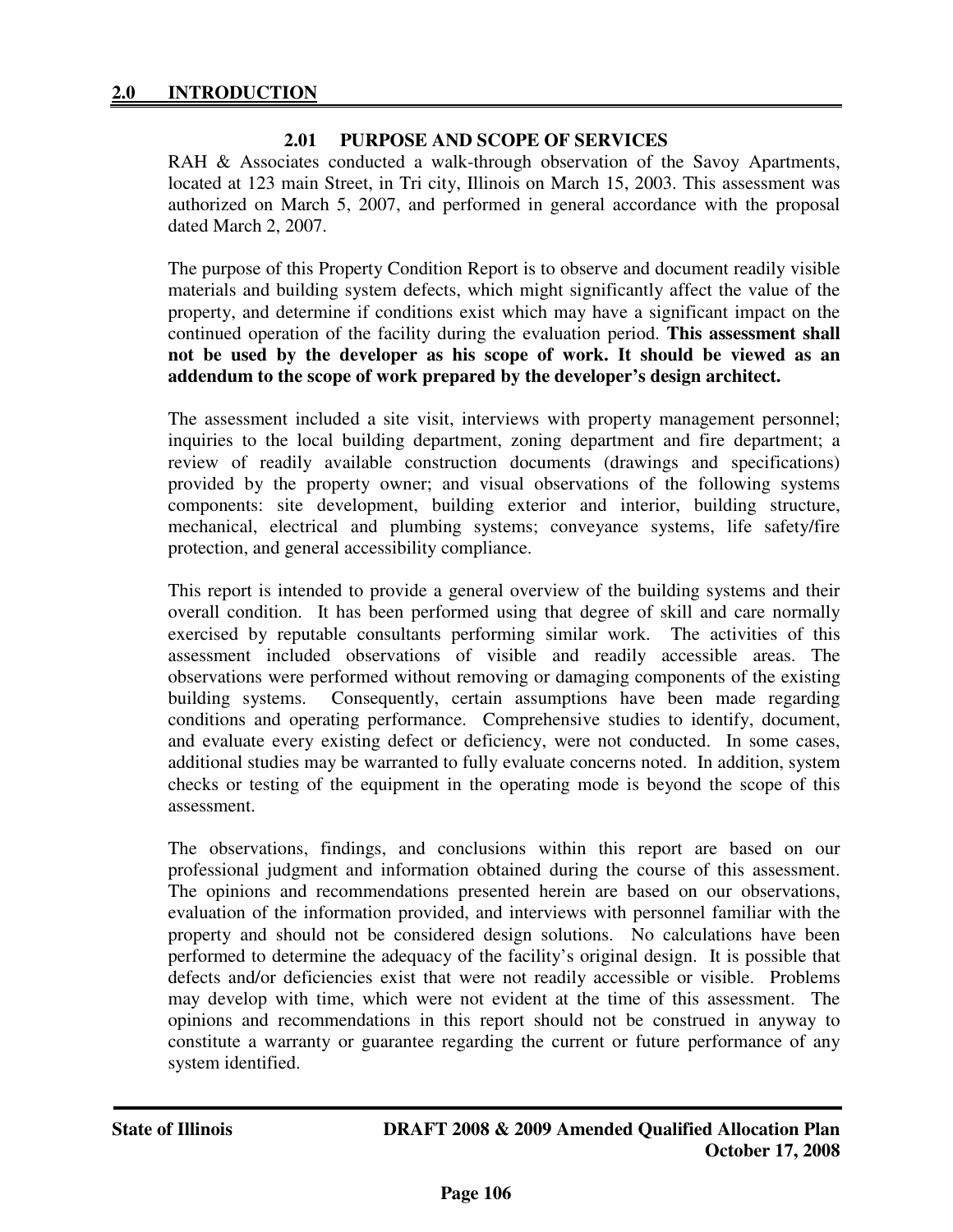## 2.0 INTRODUCTION

### 2.01 PURPOSE AND SCOPE OF SERVICES

RAH & Associates conducted a walk-through observation of the Savoy Apartments, located at 123 main Street, in Tri city, Illinois on March 15, 2003. This assessment was authorized on March 5, 2007, and performed in general accordance with the proposal dated March 2, 2007.

The purpose of this Property Condition Report is to observe and document readily visible materials and building system defects, which might significantly affect the value of the property, and determine if conditions exist which may have a significant impact on the continued operation of the facility during the evaluation period. **This assessment shall not be used by the developer as his scope of work. It should be viewed as an addendum to the scope of work prepared by the developer's design architect.**

The assessment included a site visit, interviews with property management personnel; inquiries to the local building department, zoning department and fire department; a review of readily available construction documents (drawings and specifications) provided by the property owner; and visual observations of the following systems components: site development, building exterior and interior, building structure, mechanical, electrical and plumbing systems; conveyance systems, life safety/fire protection, and general accessibility compliance.

This report is intended to provide a general overview of the building systems and their overall condition. It has been performed using that degree of skill and care normally exercised by reputable consultants performing similar work. The activities of this assessment included observations of visible and readily accessible areas. The observations were performed without removing or damaging components of the existing building systems. Consequently, certain assumptions have been made regarding conditions and operating performance. Comprehensive studies to identify, document, and evaluate every existing defect or deficiency, were not conducted. In some cases, additional studies may be warranted to fully evaluate concerns noted. In addition, system checks or testing of the equipment in the operating mode is beyond the scope of this assessment.

The observations, findings, and conclusions within this report are based on our professional judgment and information obtained during the course of this assessment. The opinions and recommendations presented herein are based on our observations, evaluation of the information provided, and interviews with personnel familiar with the property and should not be considered design solutions. No calculations have been performed to determine the adequacy of the facility's original design. It is possible that defects and/or deficiencies exist that were not readily accessible or visible. Problems may develop with time, which were not evident at the time of this assessment. The opinions and recommendations in this report should not be construed in anyway to constitute a warranty or guarantee regarding the current or future performance of any system identified.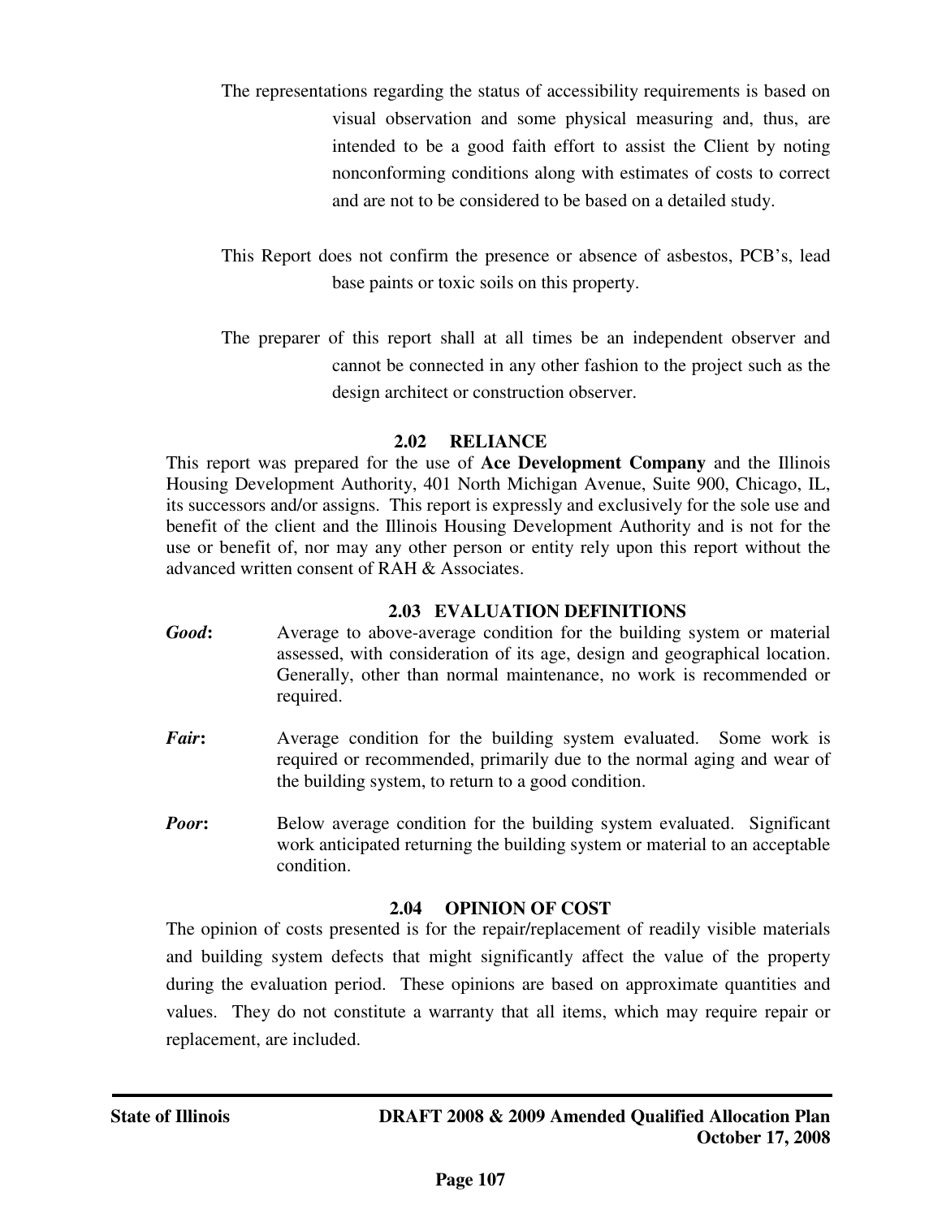The representations regarding the status of accessibility requirements is based on visual observation and some physical measuring and, thus, are intended to be a good faith effort to assist the Client by noting nonconforming conditions along with estimates of costs to correct and are not to be considered to be based on a detailed study.

This Report does not confirm the presence or absence of asbestos, PCB's, lead base paints or toxic soils on this property.

The preparer of this report shall at all times be an independent observer and cannot be connected in any other fashion to the project such as the design architect or construction observer.

## 2.02 RELIANCE

This report was prepared for the use of **Ace Development Company** and the Illinois Housing Development Authority, 401 North Michigan Avenue, Suite 900, Chicago, IL, its successors and/or assigns. This report is expressly and exclusively for the sole use and benefit of the client and the Illinois Housing Development Authority and is not for the use or benefit of, nor may any other person or entity rely upon this report without the advanced written consent of RAH & Associates.

## 2.03 EVALUATION DEFINITIONS

***Good*:** Average to above-average condition for the building system or material assessed, with consideration of its age, design and geographical location. Generally, other than normal maintenance, no work is recommended or required.

***Fair*:** Average condition for the building system evaluated. Some work is required or recommended, primarily due to the normal aging and wear of the building system, to return to a good condition.

***Poor*:** Below average condition for the building system evaluated. Significant work anticipated returning the building system or material to an acceptable condition.

## 2.04 OPINION OF COST

The opinion of costs presented is for the repair/replacement of readily visible materials and building system defects that might significantly affect the value of the property during the evaluation period. These opinions are based on approximate quantities and values. They do not constitute a warranty that all items, which may require repair or replacement, are included.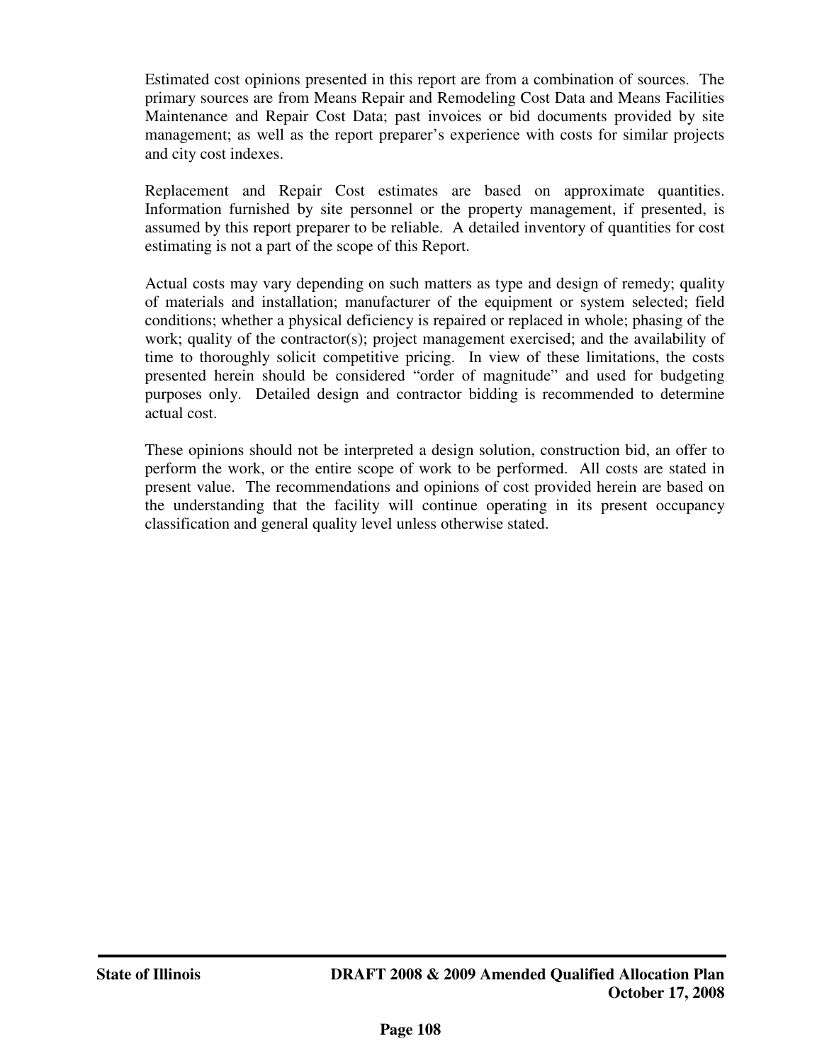Estimated cost opinions presented in this report are from a combination of sources. The primary sources are from Means Repair and Remodeling Cost Data and Means Facilities Maintenance and Repair Cost Data; past invoices or bid documents provided by site management; as well as the report preparer's experience with costs for similar projects and city cost indexes.

Replacement and Repair Cost estimates are based on approximate quantities. Information furnished by site personnel or the property management, if presented, is assumed by this report preparer to be reliable. A detailed inventory of quantities for cost estimating is not a part of the scope of this Report.

Actual costs may vary depending on such matters as type and design of remedy; quality of materials and installation; manufacturer of the equipment or system selected; field conditions; whether a physical deficiency is repaired or replaced in whole; phasing of the work; quality of the contractor(s); project management exercised; and the availability of time to thoroughly solicit competitive pricing. In view of these limitations, the costs presented herein should be considered "order of magnitude" and used for budgeting purposes only. Detailed design and contractor bidding is recommended to determine actual cost.

These opinions should not be interpreted a design solution, construction bid, an offer to perform the work, or the entire scope of work to be performed. All costs are stated in present value. The recommendations and opinions of cost provided herein are based on the understanding that the facility will continue operating in its present occupancy classification and general quality level unless otherwise stated.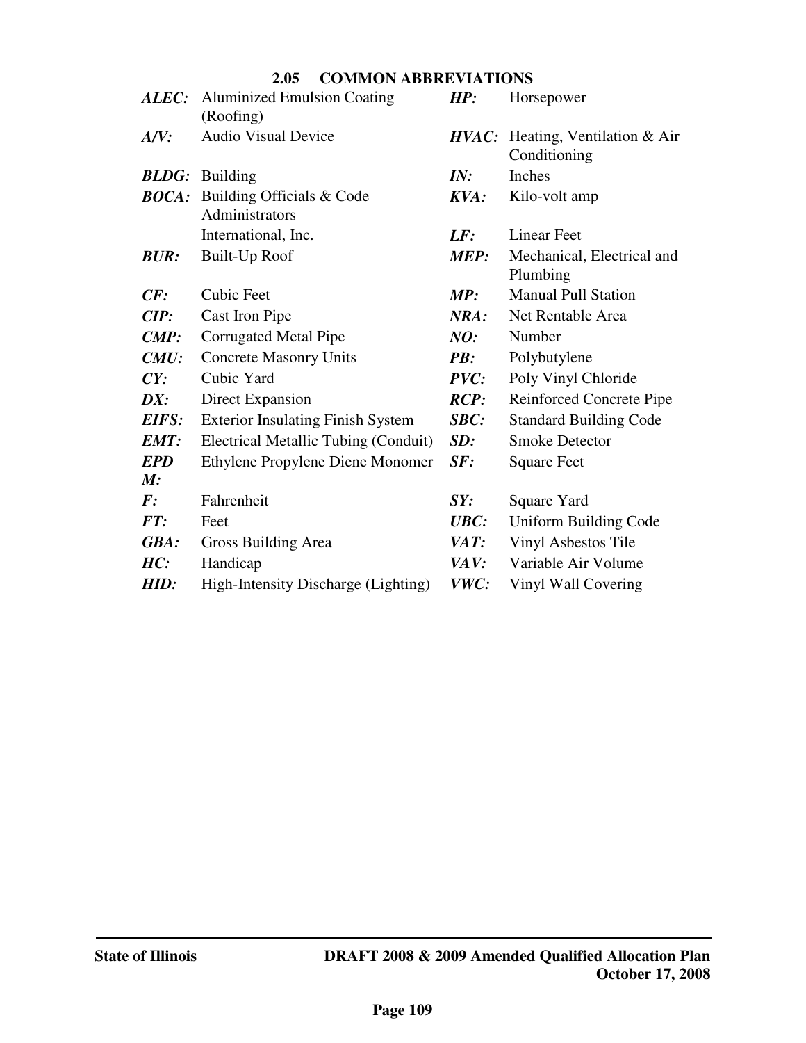## 2.05 COMMON ABBREVIATIONS

***ALEC:*** Aluminized Emulsion Coating (Roofing)

***A/V:*** Audio Visual Device

***BLDG:*** Building

***BOCA:*** Building Officials & Code Administrators International, Inc.

***BUR:*** Built-Up Roof

***CF:*** Cubic Feet

***CIP:*** Cast Iron Pipe

***CMP:*** Corrugated Metal Pipe

***CMU:*** Concrete Masonry Units

***CY:*** Cubic Yard

***DX:*** Direct Expansion

***EIFS:*** Exterior Insulating Finish System

***EMT:*** Electrical Metallic Tubing (Conduit)

***EPDM:*** Ethylene Propylene Diene Monomer

***F:*** Fahrenheit

***FT:*** Feet

***GBA:*** Gross Building Area

***HC:*** Handicap

***HID:*** High-Intensity Discharge (Lighting)

***HP:*** Horsepower

***HVAC:*** Heating, Ventilation & Air Conditioning

***IN:*** Inches

***KVA:*** Kilo-volt amp

***LF:*** Linear Feet

***MEP:*** Mechanical, Electrical and Plumbing

***MP:*** Manual Pull Station

***NRA:*** Net Rentable Area

***NO:*** Number

***PB:*** Polybutylene

***PVC:*** Poly Vinyl Chloride

***RCP:*** Reinforced Concrete Pipe

***SBC:*** Standard Building Code

***SD:*** Smoke Detector

***SF:*** Square Feet

***SY:*** Square Yard

***UBC:*** Uniform Building Code

***VAT:*** Vinyl Asbestos Tile

***VAV:*** Variable Air Volume

***VWC:*** Vinyl Wall Covering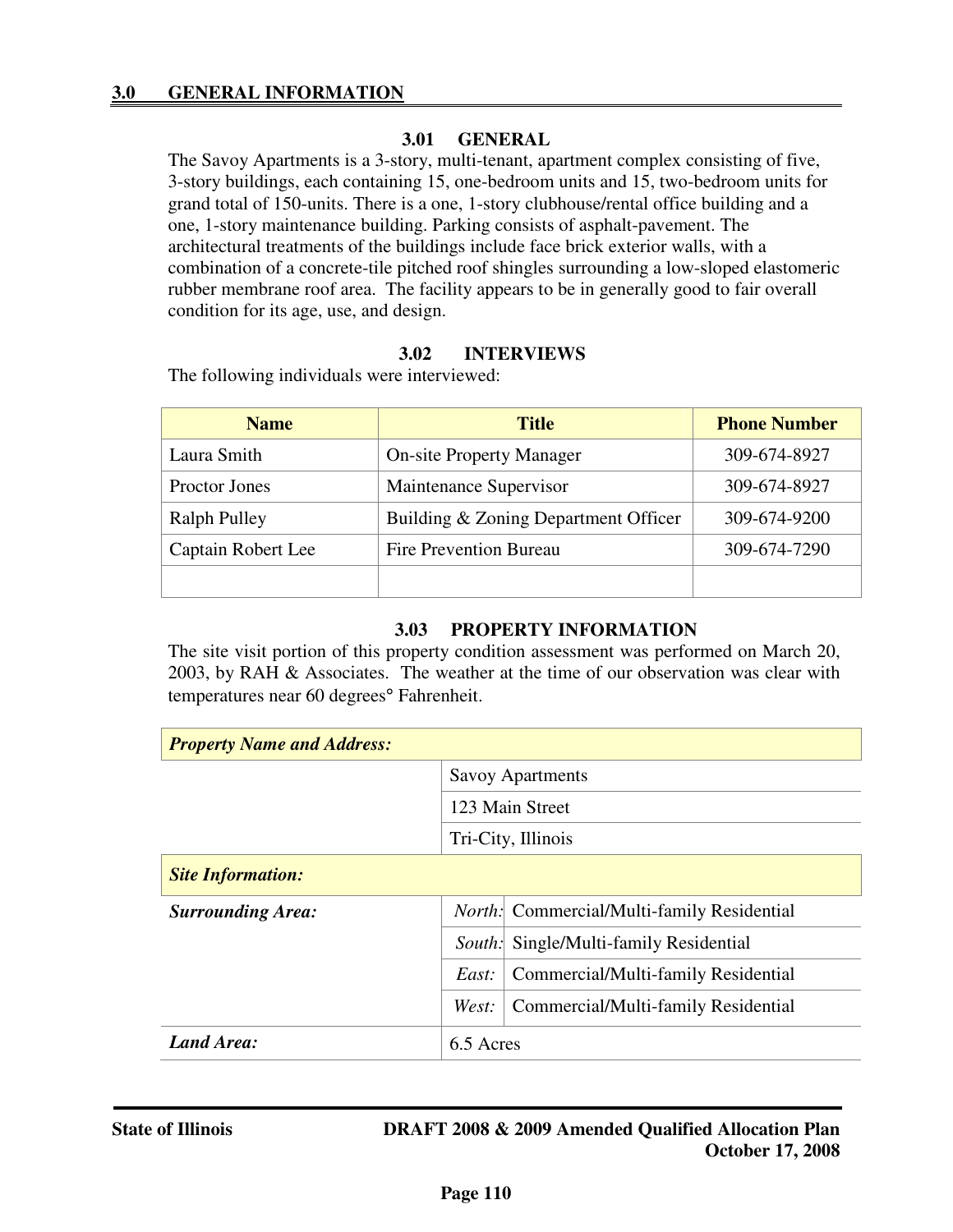## 3.0 GENERAL INFORMATION

### 3.01 GENERAL

The Savoy Apartments is a 3-story, multi-tenant, apartment complex consisting of five, 3-story buildings, each containing 15, one-bedroom units and 15, two-bedroom units for grand total of 150-units. There is a one, 1-story clubhouse/rental office building and a one, 1-story maintenance building. Parking consists of asphalt-pavement. The architectural treatments of the buildings include face brick exterior walls, with a combination of a concrete-tile pitched roof shingles surrounding a low-sloped elastomeric rubber membrane roof area. The facility appears to be in generally good to fair overall condition for its age, use, and design.

### 3.02 INTERVIEWS

The following individuals were interviewed:

| Name | Title | Phone Number |
|---|---|---|
| Laura Smith | On-site Property Manager | 309-674-8927 |
| Proctor Jones | Maintenance Supervisor | 309-674-8927 |
| Ralph Pulley | Building & Zoning Department Officer | 309-674-9200 |
| Captain Robert Lee | Fire Prevention Bureau | 309-674-7290 |
| | | |

### 3.03 PROPERTY INFORMATION

The site visit portion of this property condition assessment was performed on March 20, 2003, by RAH & Associates. The weather at the time of our observation was clear with temperatures near 60 degrees° Fahrenheit.

| ***Property Name and Address:*** | | |
|---|---|---|
| | Savoy Apartments | |
| | 123 Main Street | |
| | Tri-City, Illinois | |
| ***Site Information:*** | | |
| ***Surrounding Area:*** | *North:* | Commercial/Multi-family Residential |
| | *South:* | Single/Multi-family Residential |
| | *East:* | Commercial/Multi-family Residential |
| | *West:* | Commercial/Multi-family Residential |
| ***Land Area:*** | 6.5 Acres | |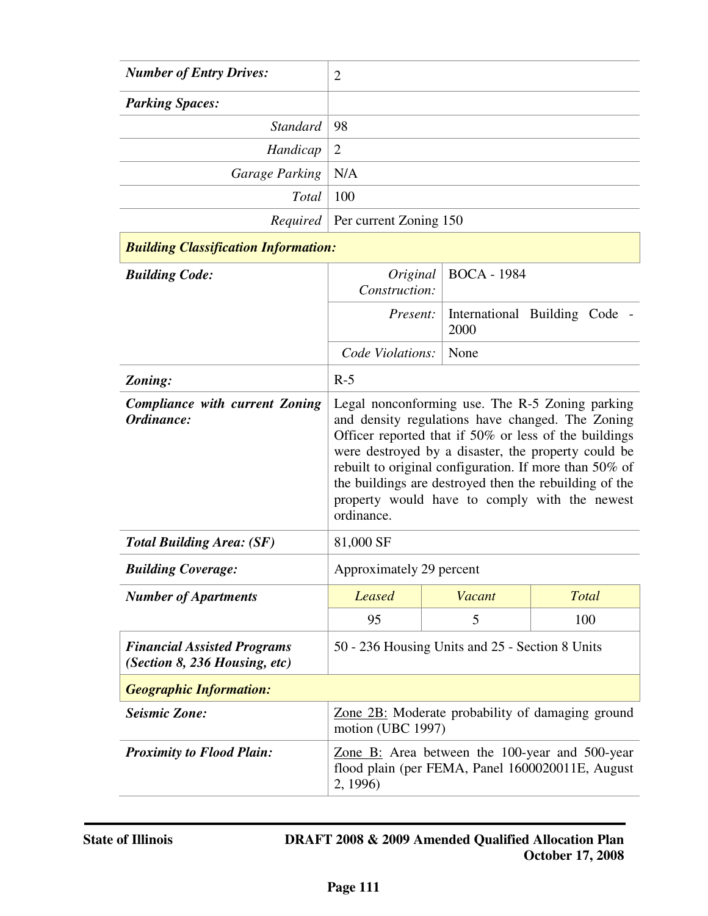| | | | |
|---|---|---|---|
| ***Number of Entry Drives:*** | 2 | | |
| ***Parking Spaces:*** | | | |
| *Standard* | 98 | | |
| *Handicap* | 2 | | |
| *Garage Parking* | N/A | | |
| *Total* | 100 | | |
| *Required* | Per current Zoning 150 | | |
| ***Building Classification Information:*** | | | |
| ***Building Code:*** | *Original Construction:* | BOCA - 1984 | |
| | *Present:* | International Building Code - 2000 | |
| | *Code Violations:* | None | |
| ***Zoning:*** | R-5 | | |
| ***Compliance with current Zoning Ordinance:*** | Legal nonconforming use. The R-5 Zoning parking and density regulations have changed. The Zoning Officer reported that if 50% or less of the buildings were destroyed by a disaster, the property could be rebuilt to original configuration. If more than 50% of the buildings are destroyed then the rebuilding of the property would have to comply with the newest ordinance. | | |
| ***Total Building Area: (SF)*** | 81,000 SF | | |
| ***Building Coverage:*** | Approximately 29 percent | | |
| ***Number of Apartments*** | *Leased* | *Vacant* | *Total* |
| | 95 | 5 | 100 |
| ***Financial Assisted Programs (Section 8, 236 Housing, etc)*** | 50 - 236 Housing Units and 25 - Section 8 Units | | |
| ***Geographic Information:*** | | | |
| ***Seismic Zone:*** | Zone 2B: Moderate probability of damaging ground motion (UBC 1997) | | |
| ***Proximity to Flood Plain:*** | Zone B: Area between the 100-year and 500-year flood plain (per FEMA, Panel 1600020011E, August 2, 1996) | | |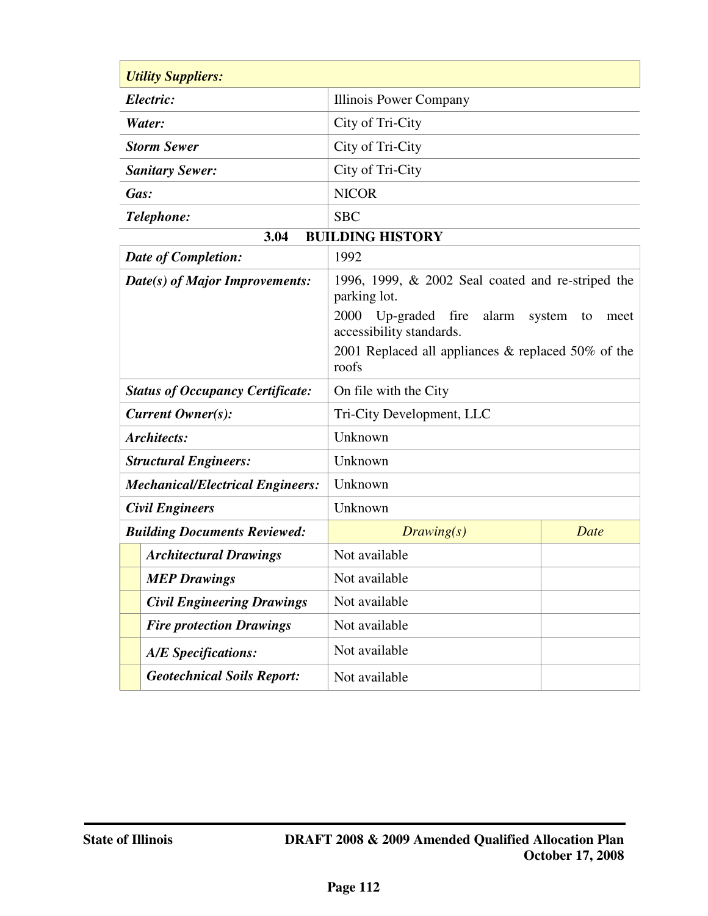| ***Utility Suppliers:*** | |
|---|---|
| ***Electric:*** | Illinois Power Company |
| ***Water:*** | City of Tri-City |
| ***Storm Sewer*** | City of Tri-City |
| ***Sanitary Sewer:*** | City of Tri-City |
| ***Gas:*** | NICOR |
| ***Telephone:*** | SBC |

## 3.04 BUILDING HISTORY

| | | |
|---|---|---|
| ***Date of Completion:*** | 1992 | |
| ***Date(s) of Major Improvements:*** | 1996, 1999, & 2002 Seal coated and re-striped the parking lot.<br>2000 Up-graded fire alarm system to meet accessibility standards.<br>2001 Replaced all appliances & replaced 50% of the roofs | |
| ***Status of Occupancy Certificate:*** | On file with the City | |
| ***Current Owner(s):*** | Tri-City Development, LLC | |
| ***Architects:*** | Unknown | |
| ***Structural Engineers:*** | Unknown | |
| ***Mechanical/Electrical Engineers:*** | Unknown | |
| ***Civil Engineers*** | Unknown | |
| ***Building Documents Reviewed:*** | *Drawing(s)* | *Date* |
| ***Architectural Drawings*** | Not available | |
| ***MEP Drawings*** | Not available | |
| ***Civil Engineering Drawings*** | Not available | |
| ***Fire protection Drawings*** | Not available | |
| ***A/E Specifications:*** | Not available | |
| ***Geotechnical Soils Report:*** | Not available | |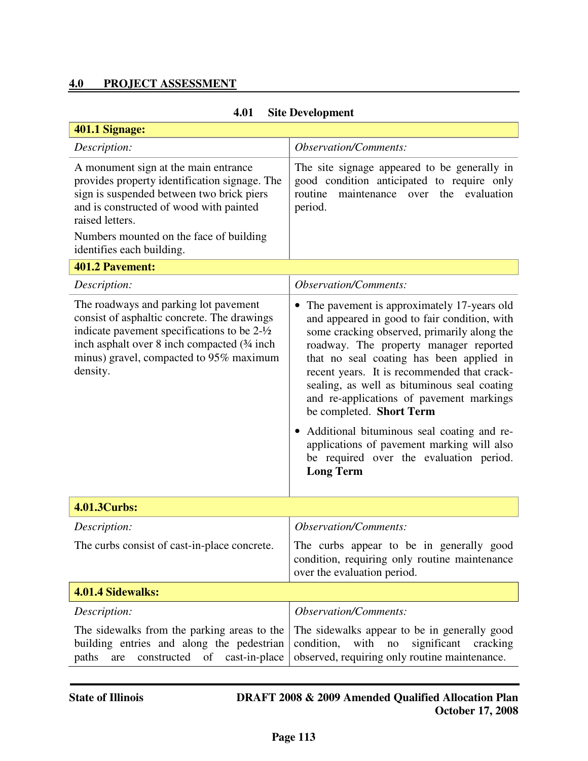## 4.0 PROJECT ASSESSMENT

### 4.01 Site Development

| **401.1 Signage:** | |
|---|---|
| *Description:* | *Observation/Comments:* |
| A monument sign at the main entrance provides property identification signage. The sign is suspended between two brick piers and is constructed of wood with painted raised letters.<br><br>Numbers mounted on the face of building identifies each building. | The site signage appeared to be generally in good condition anticipated to require only routine maintenance over the evaluation period. |
| **401.2 Pavement:** | |
| *Description:* | *Observation/Comments:* |
| The roadways and parking lot pavement consist of asphaltic concrete. The drawings indicate pavement specifications to be 2-½ inch asphalt over 8 inch compacted (¾ inch minus) gravel, compacted to 95% maximum density. | • The pavement is approximately 17-years old and appeared in good to fair condition, with some cracking observed, primarily along the roadway. The property manager reported that no seal coating has been applied in recent years. It is recommended that crack-sealing, as well as bituminous seal coating and re-applications of pavement markings be completed. **Short Term**<br><br>• Additional bituminous seal coating and re-applications of pavement marking will also be required over the evaluation period. **Long Term** |
| **4.01.3Curbs:** | |
| *Description:* | *Observation/Comments:* |
| The curbs consist of cast-in-place concrete. | The curbs appear to be in generally good condition, requiring only routine maintenance over the evaluation period. |
| **4.01.4 Sidewalks:** | |
| *Description:* | *Observation/Comments:* |
| The sidewalks from the parking areas to the building entries and along the pedestrian paths are constructed of cast-in-place | The sidewalks appear to be in generally good condition, with no significant cracking observed, requiring only routine maintenance. |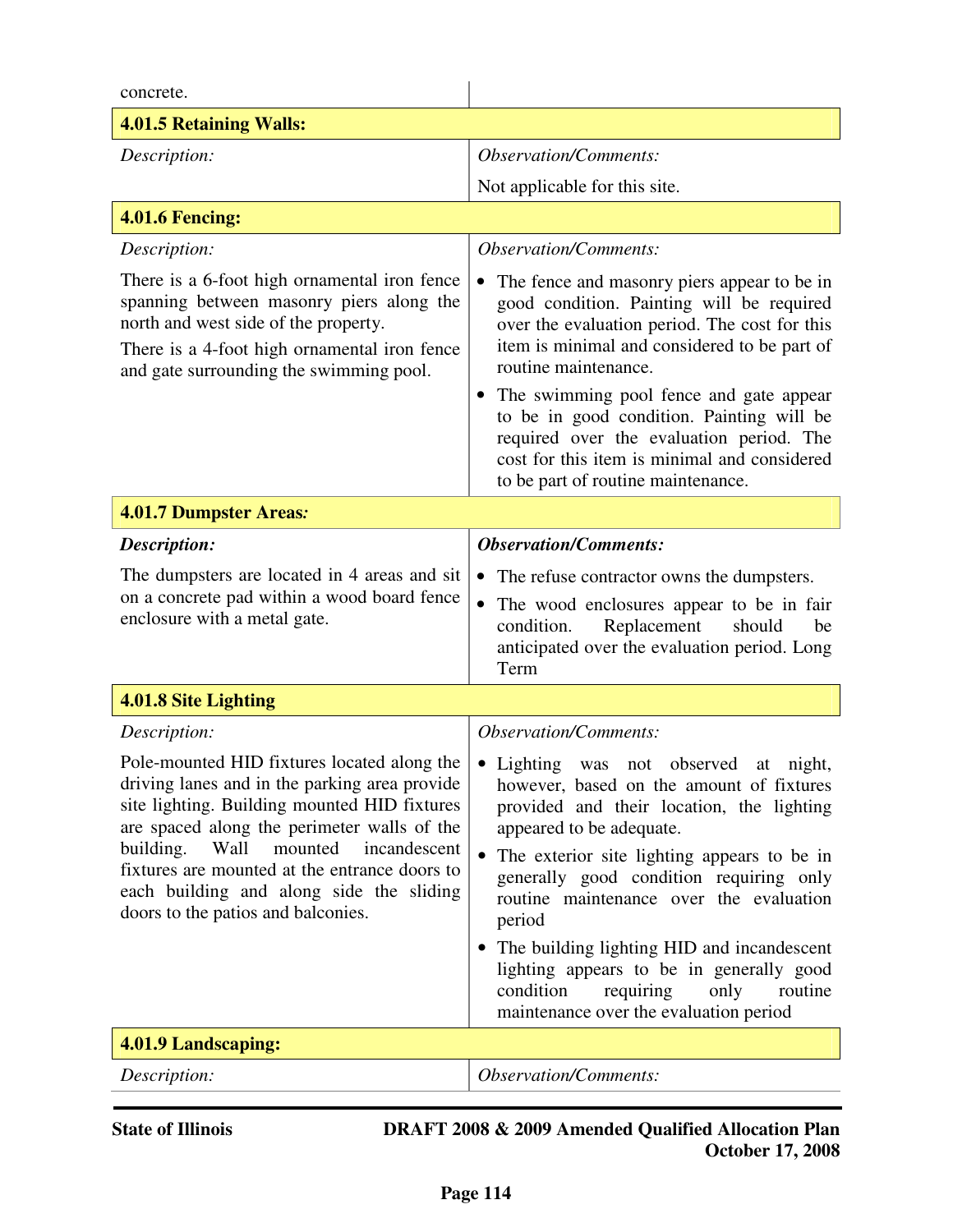| | |
|---|---|
| concrete. | |

**4.01.5 Retaining Walls:**

| *Description:* | *Observation/Comments:* |
|---|---|
| | Not applicable for this site. |

**4.01.6 Fencing:**

| *Description:* | *Observation/Comments:* |
|---|---|
| There is a 6-foot high ornamental iron fence spanning between masonry piers along the north and west side of the property.<br>There is a 4-foot high ornamental iron fence and gate surrounding the swimming pool. | • The fence and masonry piers appear to be in good condition. Painting will be required over the evaluation period. The cost for this item is minimal and considered to be part of routine maintenance.<br>• The swimming pool fence and gate appear to be in good condition. Painting will be required over the evaluation period. The cost for this item is minimal and considered to be part of routine maintenance. |

**4.01.7 Dumpster Areas*:***

| ***Description:*** | ***Observation/Comments:*** |
|---|---|
| The dumpsters are located in 4 areas and sit on a concrete pad within a wood board fence enclosure with a metal gate. | • The refuse contractor owns the dumpsters.<br>• The wood enclosures appear to be in fair condition. Replacement should be anticipated over the evaluation period. Long Term |

**4.01.8 Site Lighting**

| *Description:* | *Observation/Comments:* |
|---|---|
| Pole-mounted HID fixtures located along the driving lanes and in the parking area provide site lighting. Building mounted HID fixtures are spaced along the perimeter walls of the building. Wall mounted incandescent fixtures are mounted at the entrance doors to each building and along side the sliding doors to the patios and balconies. | • Lighting was not observed at night, however, based on the amount of fixtures provided and their location, the lighting appeared to be adequate.<br>• The exterior site lighting appears to be in generally good condition requiring only routine maintenance over the evaluation period<br>• The building lighting HID and incandescent lighting appears to be in generally good condition requiring only routine maintenance over the evaluation period |

**4.01.9 Landscaping:**

| *Description:* | *Observation/Comments:* |
|---|---|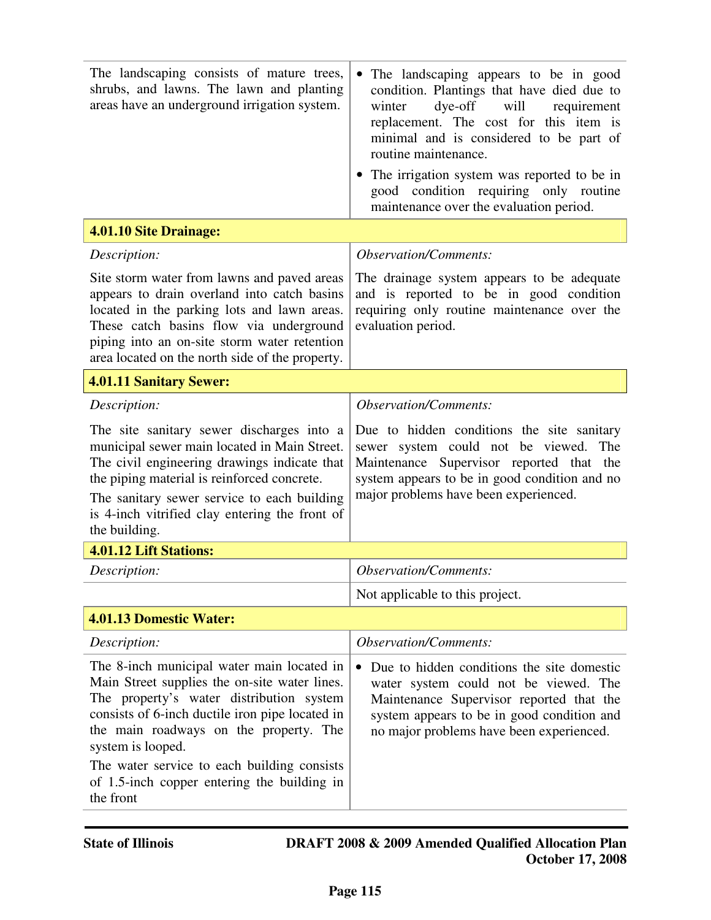| | |
|---|---|
| The landscaping consists of mature trees, shrubs, and lawns. The lawn and planting areas have an underground irrigation system. | • The landscaping appears to be in good condition. Plantings that have died due to winter dye-off will requirement replacement. The cost for this item is minimal and is considered to be part of routine maintenance.<br>• The irrigation system was reported to be in good condition requiring only routine maintenance over the evaluation period. |

**4.01.10 Site Drainage:**

| *Description:* | *Observation/Comments:* |
|---|---|
| Site storm water from lawns and paved areas appears to drain overland into catch basins located in the parking lots and lawn areas. These catch basins flow via underground piping into an on-site storm water retention area located on the north side of the property. | The drainage system appears to be adequate and is reported to be in good condition requiring only routine maintenance over the evaluation period. |

**4.01.11 Sanitary Sewer:**

| *Description:* | *Observation/Comments:* |
|---|---|
| The site sanitary sewer discharges into a municipal sewer main located in Main Street. The civil engineering drawings indicate that the piping material is reinforced concrete.<br>The sanitary sewer service to each building is 4-inch vitrified clay entering the front of the building. | Due to hidden conditions the site sanitary sewer system could not be viewed. The Maintenance Supervisor reported that the system appears to be in good condition and no major problems have been experienced. |

**4.01.12 Lift Stations:**

| *Description:* | *Observation/Comments:* |
|---|---|
| | Not applicable to this project. |

**4.01.13 Domestic Water:**

| *Description:* | *Observation/Comments:* |
|---|---|
| The 8-inch municipal water main located in Main Street supplies the on-site water lines. The property's water distribution system consists of 6-inch ductile iron pipe located in the main roadways on the property. The system is looped.<br>The water service to each building consists of 1.5-inch copper entering the building in the front | • Due to hidden conditions the site domestic water system could not be viewed. The Maintenance Supervisor reported that the system appears to be in good condition and no major problems have been experienced. |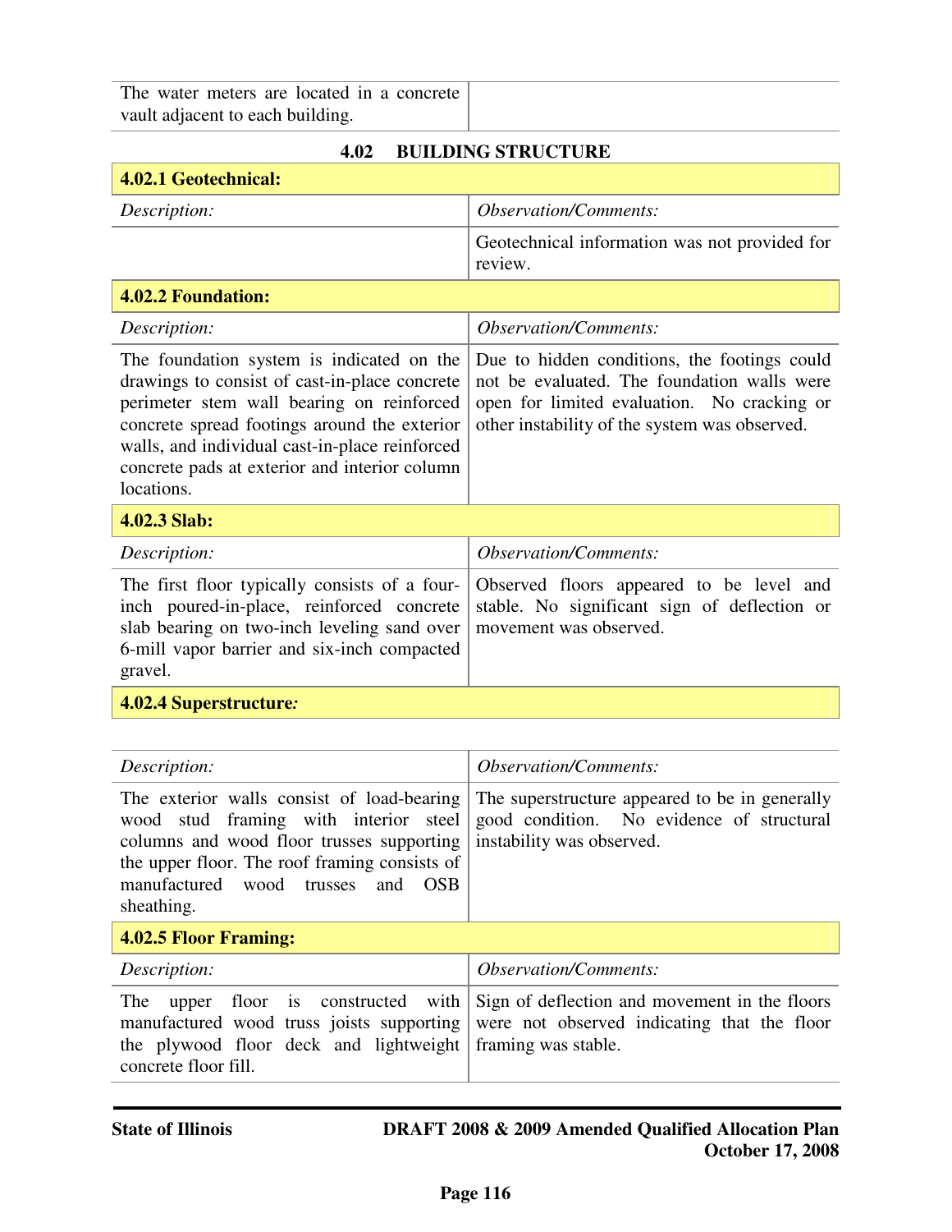| | |
|---|---|
| The water meters are located in a concrete vault adjacent to each building. | |

### 4.02 BUILDING STRUCTURE

**4.02.1 Geotechnical:**

| *Description:* | *Observation/Comments:* |
|---|---|
| | Geotechnical information was not provided for review. |

**4.02.2 Foundation:**

| *Description:* | *Observation/Comments:* |
|---|---|
| The foundation system is indicated on the drawings to consist of cast-in-place concrete perimeter stem wall bearing on reinforced concrete spread footings around the exterior walls, and individual cast-in-place reinforced concrete pads at exterior and interior column locations. | Due to hidden conditions, the footings could not be evaluated. The foundation walls were open for limited evaluation. No cracking or other instability of the system was observed. |

**4.02.3 Slab:**

| *Description:* | *Observation/Comments:* |
|---|---|
| The first floor typically consists of a four-inch poured-in-place, reinforced concrete slab bearing on two-inch leveling sand over 6-mill vapor barrier and six-inch compacted gravel. | Observed floors appeared to be level and stable. No significant sign of deflection or movement was observed. |

**4.02.4 Superstructure*:***

| *Description:* | *Observation/Comments:* |
|---|---|
| The exterior walls consist of load-bearing wood stud framing with interior steel columns and wood floor trusses supporting the upper floor. The roof framing consists of manufactured wood trusses and OSB sheathing. | The superstructure appeared to be in generally good condition. No evidence of structural instability was observed. |

**4.02.5 Floor Framing:**

| *Description:* | *Observation/Comments:* |
|---|---|
| The upper floor is constructed with manufactured wood truss joists supporting the plywood floor deck and lightweight concrete floor fill. | Sign of deflection and movement in the floors were not observed indicating that the floor framing was stable. |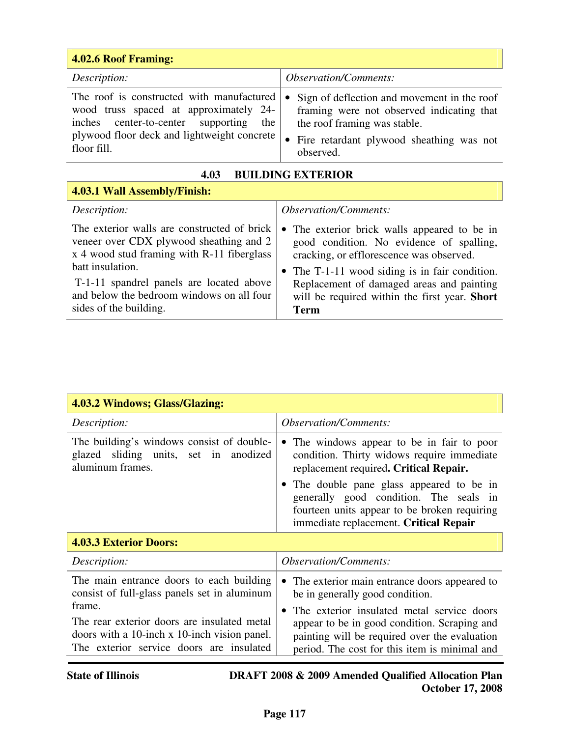| 4.02.6 Roof Framing: | |
|---|---|
| *Description:* | *Observation/Comments:* |
| The roof is constructed with manufactured wood truss spaced at approximately 24-inches center-to-center supporting the plywood floor deck and lightweight concrete floor fill. | • Sign of deflection and movement in the roof framing were not observed indicating that the roof framing was stable.<br>• Fire retardant plywood sheathing was not observed. |

## 4.03 BUILDING EXTERIOR

| 4.03.1 Wall Assembly/Finish: | |
|---|---|
| *Description:* | *Observation/Comments:* |
| The exterior walls are constructed of brick veneer over CDX plywood sheathing and 2 x 4 wood stud framing with R-11 fiberglass batt insulation.<br>T-1-11 spandrel panels are located above and below the bedroom windows on all four sides of the building. | • The exterior brick walls appeared to be in good condition. No evidence of spalling, cracking, or efflorescence was observed.<br>• The T-1-11 wood siding is in fair condition. Replacement of damaged areas and painting will be required within the first year. **Short Term** |

| 4.03.2 Windows; Glass/Glazing: | |
|---|---|
| *Description:* | *Observation/Comments:* |
| The building's windows consist of double-glazed sliding units, set in anodized aluminum frames. | • The windows appear to be in fair to poor condition. Thirty widows require immediate replacement required**. Critical Repair.**<br>• The double pane glass appeared to be in generally good condition. The seals in fourteen units appear to be broken requiring immediate replacement. **Critical Repair** |

| 4.03.3 Exterior Doors: | |
|---|---|
| *Description:* | *Observation/Comments:* |
| The main entrance doors to each building consist of full-glass panels set in aluminum frame.<br>The rear exterior doors are insulated metal doors with a 10-inch x 10-inch vision panel. The exterior service doors are insulated | • The exterior main entrance doors appeared to be in generally good condition.<br>• The exterior insulated metal service doors appear to be in good condition. Scraping and painting will be required over the evaluation period. The cost for this item is minimal and |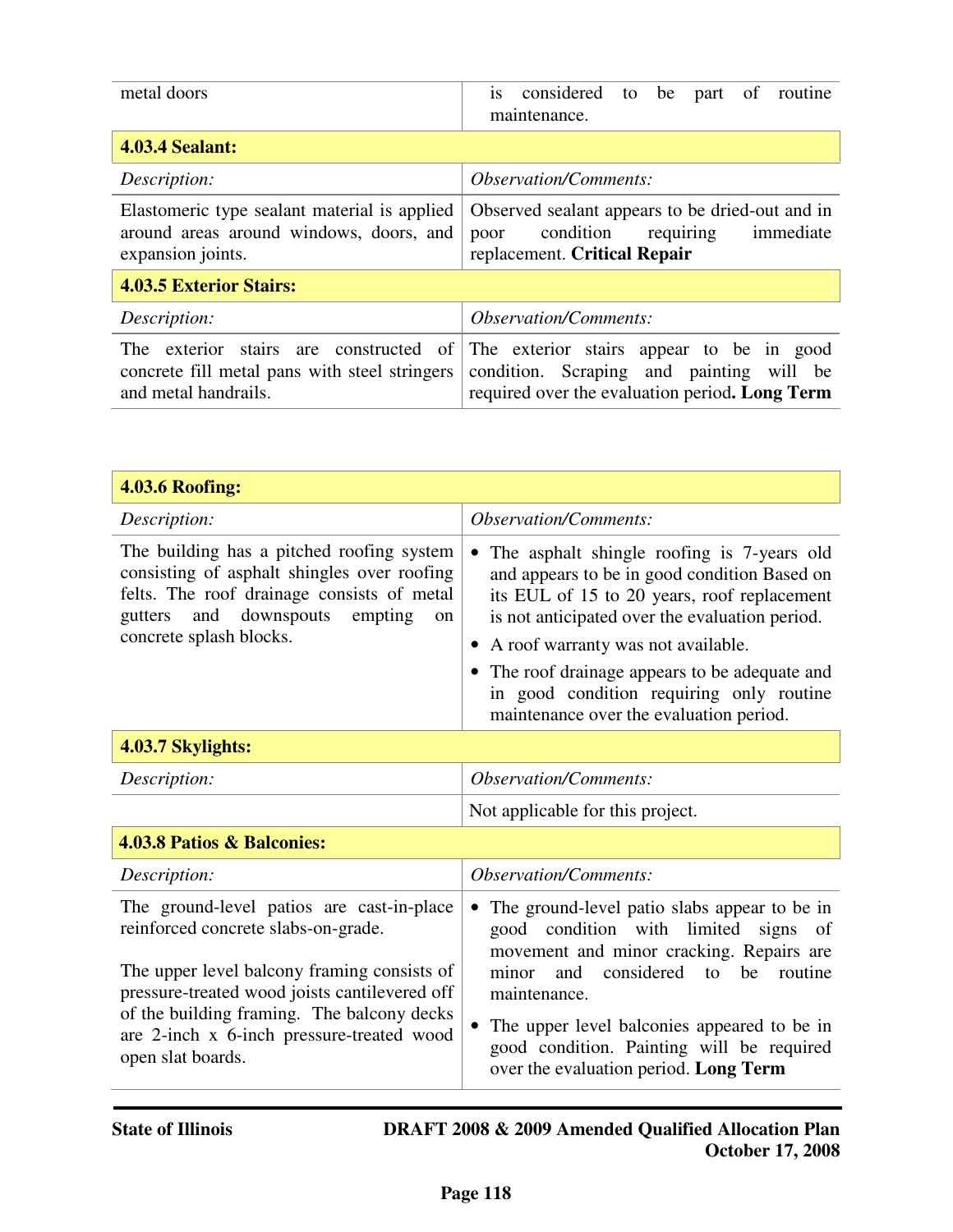| | |
|---|---|
| metal doors | is considered to be part of routine maintenance. |

### 4.03.4 Sealant:

| *Description:* | *Observation/Comments:* |
|---|---|
| Elastomeric type sealant material is applied around areas around windows, doors, and expansion joints. | Observed sealant appears to be dried-out and in poor condition requiring immediate replacement. **Critical Repair** |

### 4.03.5 Exterior Stairs:

| *Description:* | *Observation/Comments:* |
|---|---|
| The exterior stairs are constructed of concrete fill metal pans with steel stringers and metal handrails. | The exterior stairs appear to be in good condition. Scraping and painting will be required over the evaluation period**. Long Term** |

### 4.03.6 Roofing:

| *Description:* | *Observation/Comments:* |
|---|---|
| The building has a pitched roofing system consisting of asphalt shingles over roofing felts. The roof drainage consists of metal gutters and downspouts empting on concrete splash blocks. | • The asphalt shingle roofing is 7-years old and appears to be in good condition Based on its EUL of 15 to 20 years, roof replacement is not anticipated over the evaluation period.<br>• A roof warranty was not available.<br>• The roof drainage appears to be adequate and in good condition requiring only routine maintenance over the evaluation period. |

### 4.03.7 Skylights:

| *Description:* | *Observation/Comments:* |
|---|---|
| | Not applicable for this project. |

### 4.03.8 Patios & Balconies:

| *Description:* | *Observation/Comments:* |
|---|---|
| The ground-level patios are cast-in-place reinforced concrete slabs-on-grade.<br><br>The upper level balcony framing consists of pressure-treated wood joists cantilevered off of the building framing. The balcony decks are 2-inch x 6-inch pressure-treated wood open slat boards. | • The ground-level patio slabs appear to be in good condition with limited signs of movement and minor cracking. Repairs are minor and considered to be routine maintenance.<br>• The upper level balconies appeared to be in good condition. Painting will be required over the evaluation period. **Long Term** |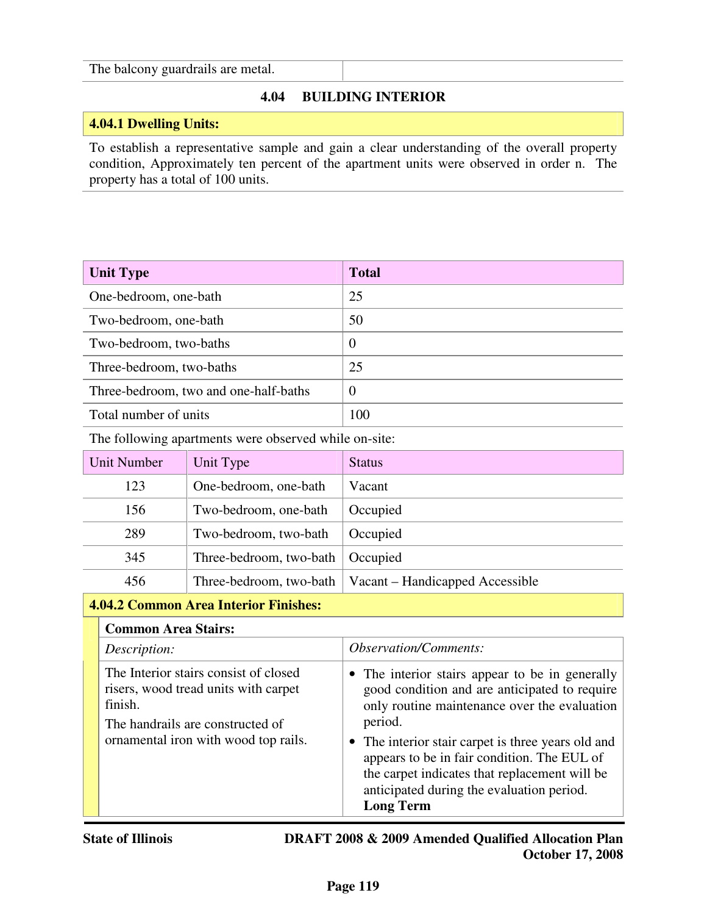| The balcony guardrails are metal. | |
|---|---|

### 4.04 BUILDING INTERIOR

**4.04.1 Dwelling Units:**

To establish a representative sample and gain a clear understanding of the overall property condition, Approximately ten percent of the apartment units were observed in order n. The property has a total of 100 units.

| Unit Type | Total |
|---|---|
| One-bedroom, one-bath | 25 |
| Two-bedroom, one-bath | 50 |
| Two-bedroom, two-baths | 0 |
| Three-bedroom, two-baths | 25 |
| Three-bedroom, two and one-half-baths | 0 |
| Total number of units | 100 |

The following apartments were observed while on-site:

| Unit Number | Unit Type | Status |
|---|---|---|
| 123 | One-bedroom, one-bath | Vacant |
| 156 | Two-bedroom, one-bath | Occupied |
| 289 | Two-bedroom, two-bath | Occupied |
| 345 | Three-bedroom, two-bath | Occupied |
| 456 | Three-bedroom, two-bath | Vacant – Handicapped Accessible |

**4.04.2 Common Area Interior Finishes:**

**Common Area Stairs:**

| *Description:* | *Observation/Comments:* |
|---|---|
| The Interior stairs consist of closed risers, wood tread units with carpet finish.<br>The handrails are constructed of ornamental iron with wood top rails. | • The interior stairs appear to be in generally good condition and are anticipated to require only routine maintenance over the evaluation period.<br>• The interior stair carpet is three years old and appears to be in fair condition. The EUL of the carpet indicates that replacement will be anticipated during the evaluation period. **Long Term** |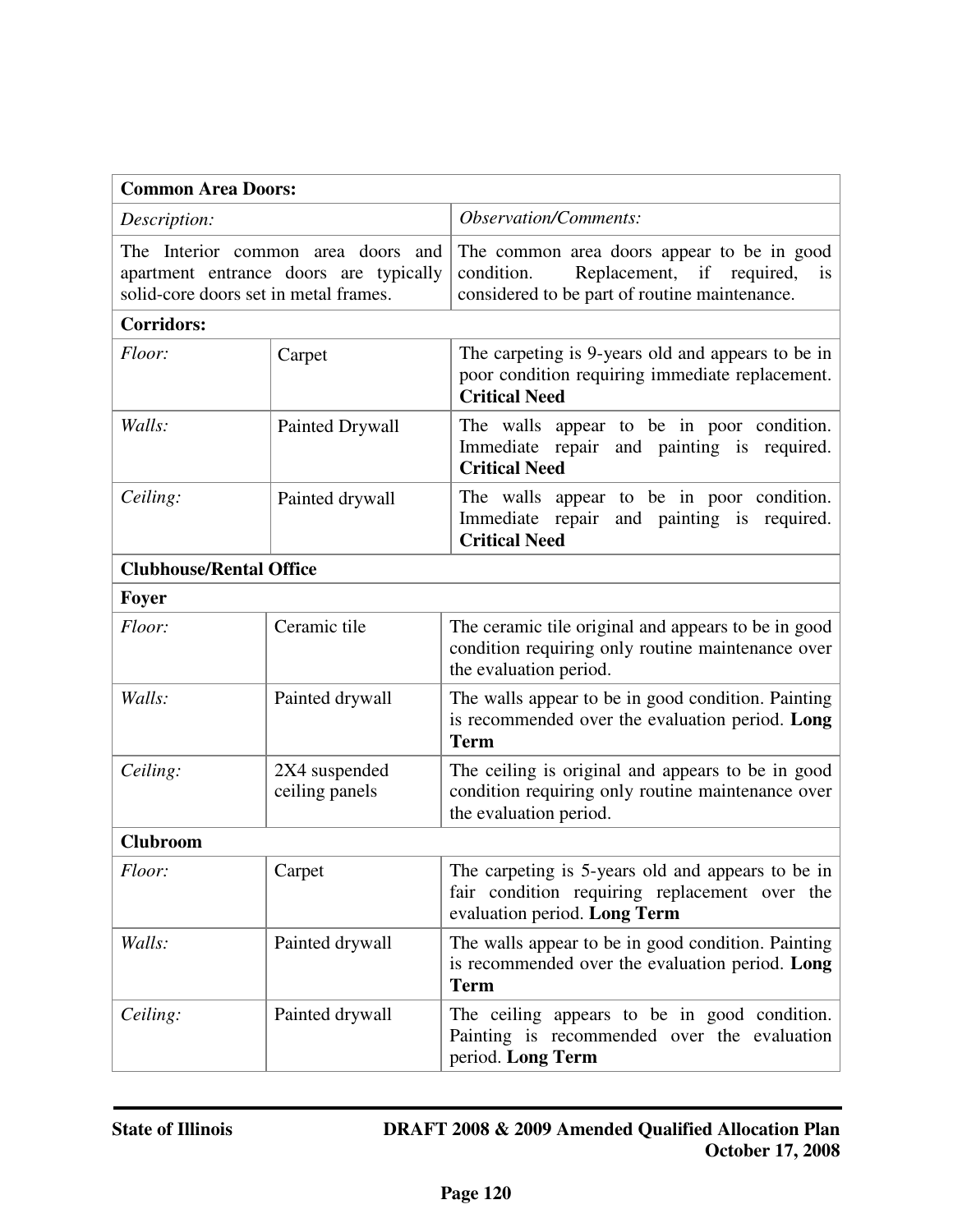| **Common Area Doors:** | | |
|---|---|---|
| *Description:* | | *Observation/Comments:* |
| The Interior common area doors and apartment entrance doors are typically solid-core doors set in metal frames. | | The common area doors appear to be in good condition. Replacement, if required, is considered to be part of routine maintenance. |
| **Corridors:** | | |
| *Floor:* | Carpet | The carpeting is 9-years old and appears to be in poor condition requiring immediate replacement. **Critical Need** |
| *Walls:* | Painted Drywall | The walls appear to be in poor condition. Immediate repair and painting is required. **Critical Need** |
| *Ceiling:* | Painted drywall | The walls appear to be in poor condition. Immediate repair and painting is required. **Critical Need** |
| **Clubhouse/Rental Office** | | |
| **Foyer** | | |
| *Floor:* | Ceramic tile | The ceramic tile original and appears to be in good condition requiring only routine maintenance over the evaluation period. |
| *Walls:* | Painted drywall | The walls appear to be in good condition. Painting is recommended over the evaluation period. **Long Term** |
| *Ceiling:* | 2X4 suspended ceiling panels | The ceiling is original and appears to be in good condition requiring only routine maintenance over the evaluation period. |
| **Clubroom** | | |
| *Floor:* | Carpet | The carpeting is 5-years old and appears to be in fair condition requiring replacement over the evaluation period. **Long Term** |
| *Walls:* | Painted drywall | The walls appear to be in good condition. Painting is recommended over the evaluation period. **Long Term** |
| *Ceiling:* | Painted drywall | The ceiling appears to be in good condition. Painting is recommended over the evaluation period. **Long Term** |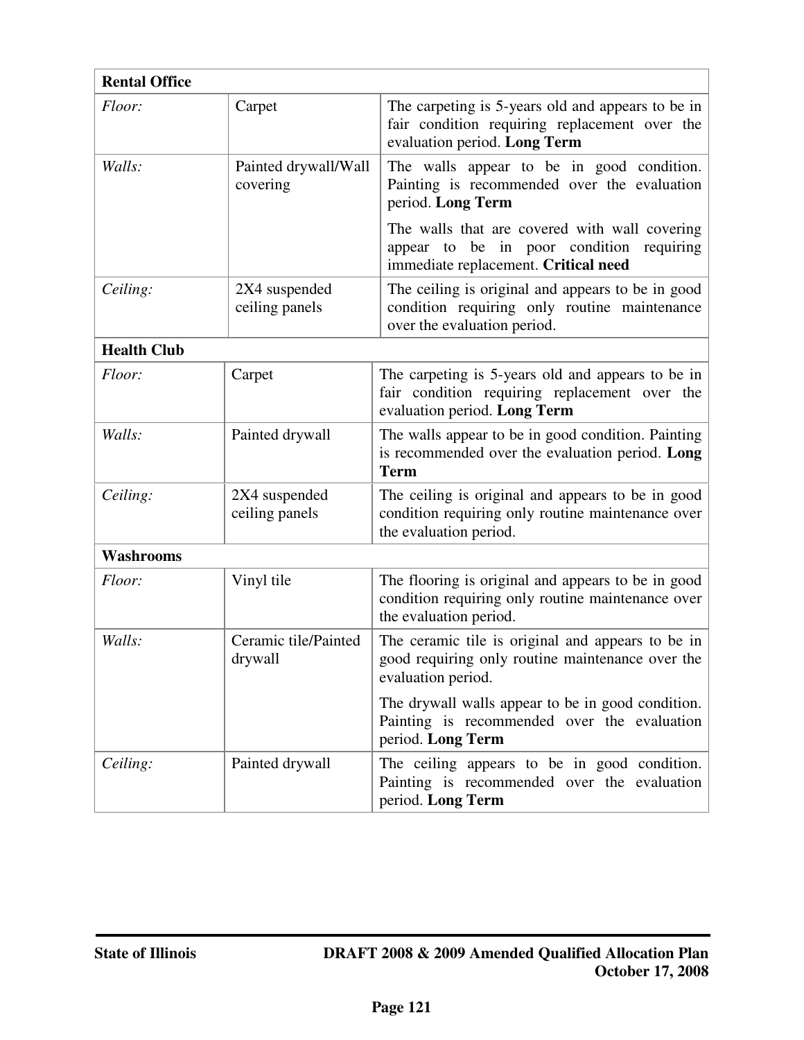| **Rental Office** | | |
|---|---|---|
| *Floor:* | Carpet | The carpeting is 5-years old and appears to be in fair condition requiring replacement over the evaluation period. **Long Term** |
| *Walls:* | Painted drywall/Wall covering | The walls appear to be in good condition. Painting is recommended over the evaluation period. **Long Term**<br><br>The walls that are covered with wall covering appear to be in poor condition requiring immediate replacement. **Critical need** |
| *Ceiling:* | 2X4 suspended ceiling panels | The ceiling is original and appears to be in good condition requiring only routine maintenance over the evaluation period. |
| **Health Club** | | |
| *Floor:* | Carpet | The carpeting is 5-years old and appears to be in fair condition requiring replacement over the evaluation period. **Long Term** |
| *Walls:* | Painted drywall | The walls appear to be in good condition. Painting is recommended over the evaluation period. **Long Term** |
| *Ceiling:* | 2X4 suspended ceiling panels | The ceiling is original and appears to be in good condition requiring only routine maintenance over the evaluation period. |
| **Washrooms** | | |
| *Floor:* | Vinyl tile | The flooring is original and appears to be in good condition requiring only routine maintenance over the evaluation period. |
| *Walls:* | Ceramic tile/Painted drywall | The ceramic tile is original and appears to be in good requiring only routine maintenance over the evaluation period.<br><br>The drywall walls appear to be in good condition. Painting is recommended over the evaluation period. **Long Term** |
| *Ceiling:* | Painted drywall | The ceiling appears to be in good condition. Painting is recommended over the evaluation period. **Long Term** |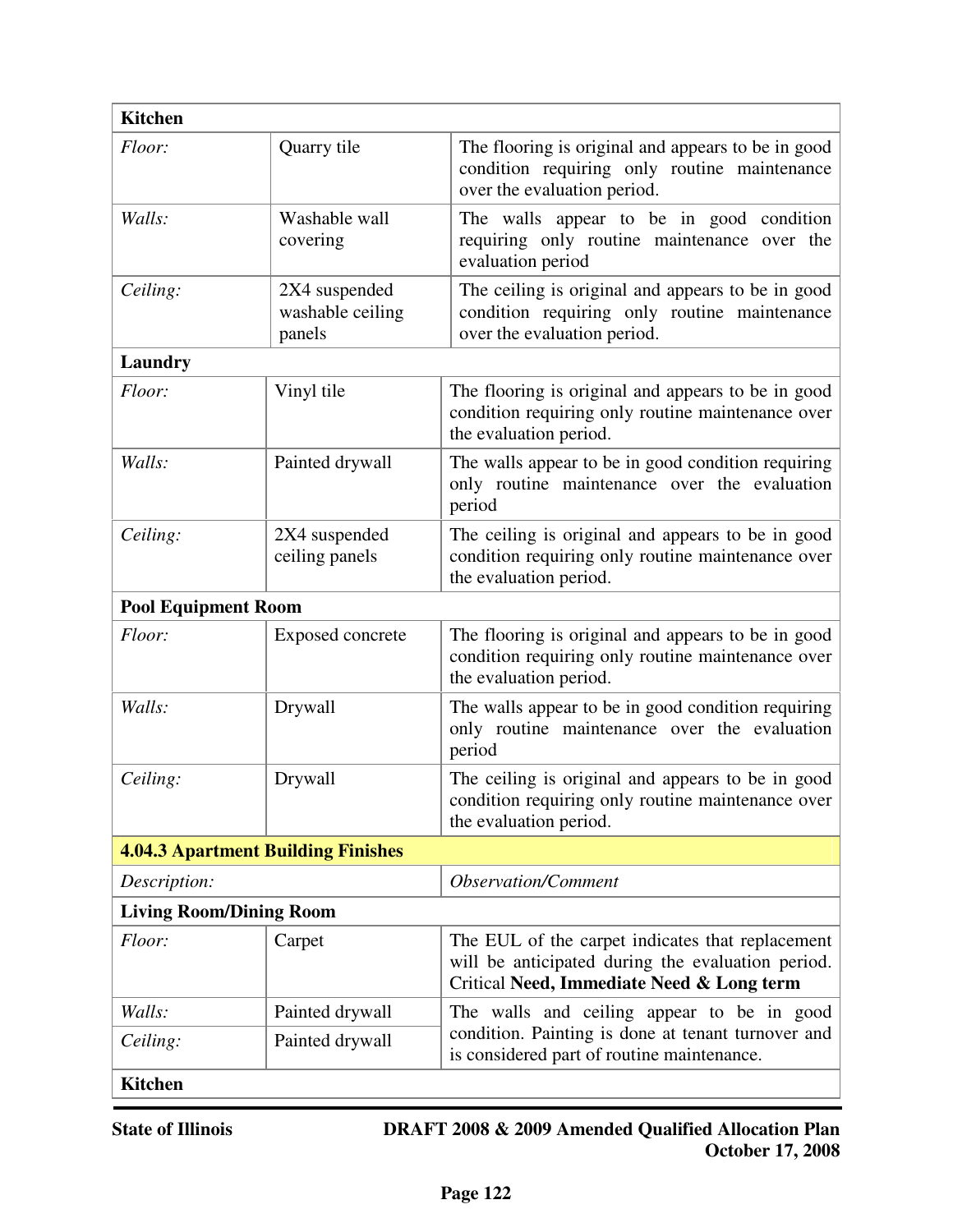| **Kitchen** | | |
|---|---|---|
| *Floor:* | Quarry tile | The flooring is original and appears to be in good condition requiring only routine maintenance over the evaluation period. |
| *Walls:* | Washable wall covering | The walls appear to be in good condition requiring only routine maintenance over the evaluation period |
| *Ceiling:* | 2X4 suspended washable ceiling panels | The ceiling is original and appears to be in good condition requiring only routine maintenance over the evaluation period. |
| **Laundry** | | |
| *Floor:* | Vinyl tile | The flooring is original and appears to be in good condition requiring only routine maintenance over the evaluation period. |
| *Walls:* | Painted drywall | The walls appear to be in good condition requiring only routine maintenance over the evaluation period |
| *Ceiling:* | 2X4 suspended ceiling panels | The ceiling is original and appears to be in good condition requiring only routine maintenance over the evaluation period. |
| **Pool Equipment Room** | | |
| *Floor:* | Exposed concrete | The flooring is original and appears to be in good condition requiring only routine maintenance over the evaluation period. |
| *Walls:* | Drywall | The walls appear to be in good condition requiring only routine maintenance over the evaluation period |
| *Ceiling:* | Drywall | The ceiling is original and appears to be in good condition requiring only routine maintenance over the evaluation period. |

**4.04.3 Apartment Building Finishes**

| *Description:* | | *Observation/Comment* |
|---|---|---|
| **Living Room/Dining Room** | | |
| *Floor:* | Carpet | The EUL of the carpet indicates that replacement will be anticipated during the evaluation period. Critical **Need, Immediate Need & Long term** |
| *Walls:* | Painted drywall | The walls and ceiling appear to be in good condition. Painting is done at tenant turnover and is considered part of routine maintenance. |
| *Ceiling:* | Painted drywall | |
| **Kitchen** | | |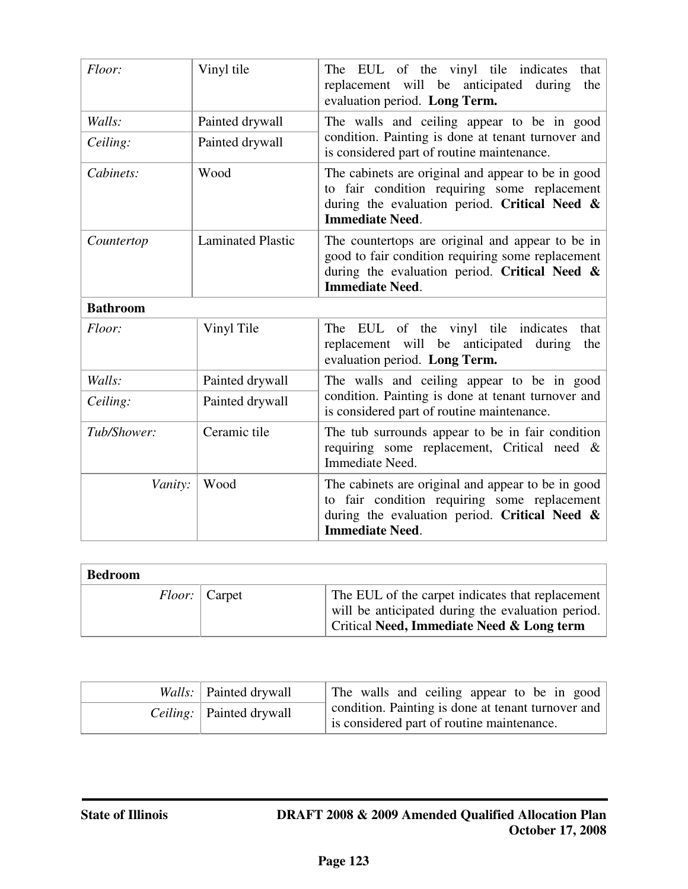| | | |
|---|---|---|
| *Floor:* | Vinyl tile | The EUL of the vinyl tile indicates that replacement will be anticipated during the evaluation period. **Long Term.** |
| *Walls:* | Painted drywall | The walls and ceiling appear to be in good condition. Painting is done at tenant turnover and is considered part of routine maintenance. |
| *Ceiling:* | Painted drywall | |
| *Cabinets:* | Wood | The cabinets are original and appear to be in good to fair condition requiring some replacement during the evaluation period. **Critical Need & Immediate Need**. |
| *Countertop* | Laminated Plastic | The countertops are original and appear to be in good to fair condition requiring some replacement during the evaluation period. **Critical Need & Immediate Need**. |
| **Bathroom** | | |
| *Floor:* | Vinyl Tile | The EUL of the vinyl tile indicates that replacement will be anticipated during the evaluation period. **Long Term.** |
| *Walls:* | Painted drywall | The walls and ceiling appear to be in good condition. Painting is done at tenant turnover and is considered part of routine maintenance. |
| *Ceiling:* | Painted drywall | |
| *Tub/Shower:* | Ceramic tile | The tub surrounds appear to be in fair condition requiring some replacement, Critical need & Immediate Need. |
| *Vanity:* | Wood | The cabinets are original and appear to be in good to fair condition requiring some replacement during the evaluation period. **Critical Need & Immediate Need**. |

| **Bedroom** | | |
|---|---|---|
| *Floor:* | Carpet | The EUL of the carpet indicates that replacement will be anticipated during the evaluation period. Critical **Need, Immediate Need & Long term** |

| | | |
|---|---|---|
| *Walls:* | Painted drywall | The walls and ceiling appear to be in good condition. Painting is done at tenant turnover and is considered part of routine maintenance. |
| *Ceiling:* | Painted drywall | |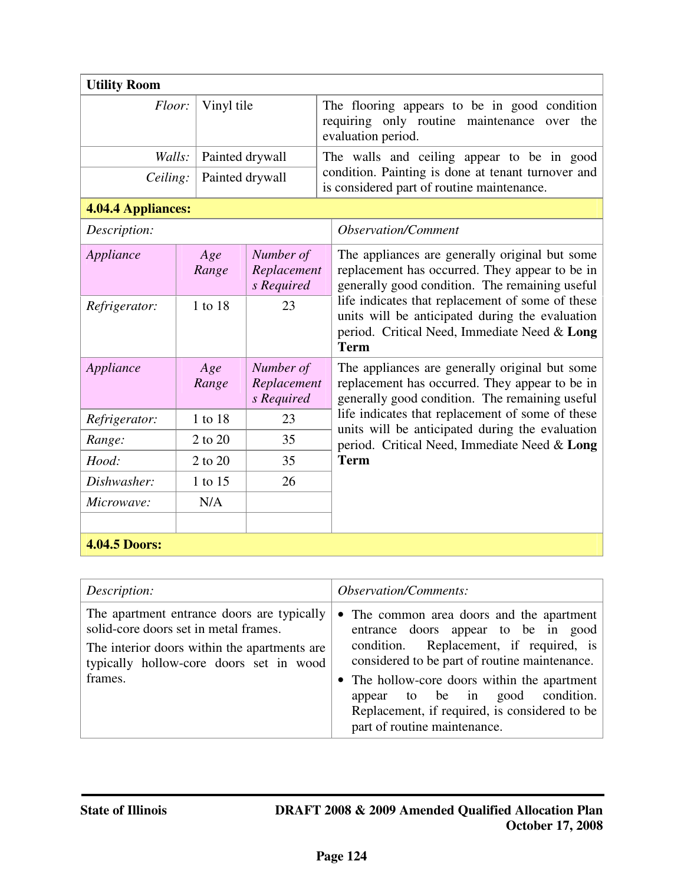| **Utility Room** | | |
|---|---|---|
| *Floor:* | Vinyl tile | The flooring appears to be in good condition requiring only routine maintenance over the evaluation period. |
| *Walls:* | Painted drywall | The walls and ceiling appear to be in good condition. Painting is done at tenant turnover and is considered part of routine maintenance. |
| *Ceiling:* | Painted drywall | |

**4.04.4 Appliances:**

| *Description:* | | | *Observation/Comment* |
|---|---|---|---|
| *Appliance* | *Age Range* | *Number of Replacements Required* | The appliances are generally original but some replacement has occurred. They appear to be in generally good condition. The remaining useful life indicates that replacement of some of these units will be anticipated during the evaluation period. Critical Need, Immediate Need & **Long Term** |
| *Refrigerator:* | 1 to 18 | 23 | |
| *Appliance* | *Age Range* | *Number of Replacements Required* | The appliances are generally original but some replacement has occurred. They appear to be in generally good condition. The remaining useful life indicates that replacement of some of these units will be anticipated during the evaluation period. Critical Need, Immediate Need & **Long Term** |
| *Refrigerator:* | 1 to 18 | 23 | |
| *Range:* | 2 to 20 | 35 | |
| *Hood:* | 2 to 20 | 35 | |
| *Dishwasher:* | 1 to 15 | 26 | |
| *Microwave:* | N/A | | |
| | | | |

**4.04.5 Doors:**

| *Description:* | *Observation/Comments:* |
|---|---|
| The apartment entrance doors are typically solid-core doors set in metal frames.<br>The interior doors within the apartments are typically hollow-core doors set in wood frames. | • The common area doors and the apartment entrance doors appear to be in good condition. Replacement, if required, is considered to be part of routine maintenance.<br>• The hollow-core doors within the apartment appear to be in good condition. Replacement, if required, is considered to be part of routine maintenance. |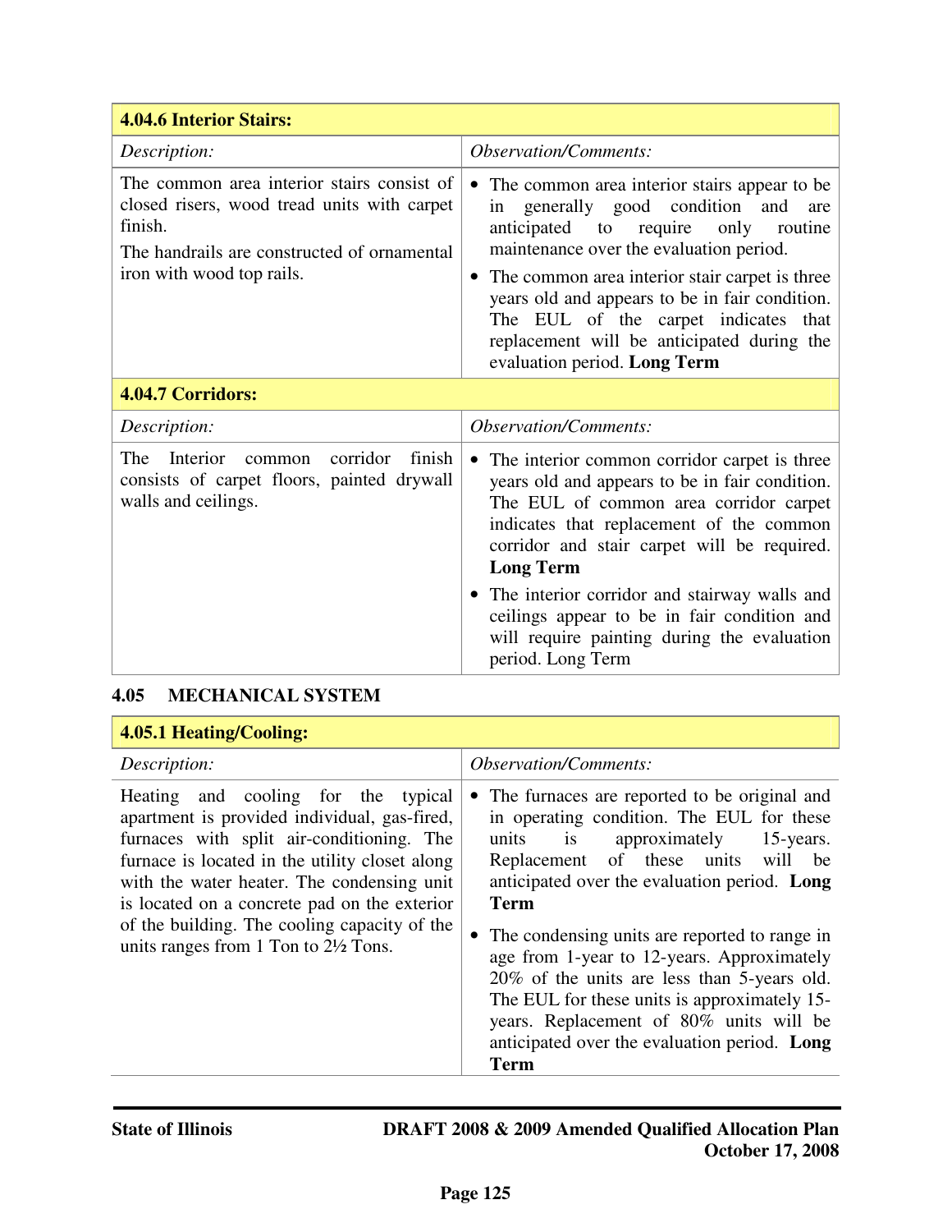| 4.04.6 Interior Stairs: | |
|---|---|
| *Description:* | *Observation/Comments:* |
| The common area interior stairs consist of closed risers, wood tread units with carpet finish.<br>The handrails are constructed of ornamental iron with wood top rails. | • The common area interior stairs appear to be in generally good condition and are anticipated to require only routine maintenance over the evaluation period.<br>• The common area interior stair carpet is three years old and appears to be in fair condition. The EUL of the carpet indicates that replacement will be anticipated during the evaluation period. **Long Term** |
| **4.04.7 Corridors:** | |
| *Description:* | *Observation/Comments:* |
| The Interior common corridor finish consists of carpet floors, painted drywall walls and ceilings. | • The interior common corridor carpet is three years old and appears to be in fair condition. The EUL of common area corridor carpet indicates that replacement of the common corridor and stair carpet will be required. **Long Term**<br>• The interior corridor and stairway walls and ceilings appear to be in fair condition and will require painting during the evaluation period. Long Term |

## 4.05 MECHANICAL SYSTEM

| 4.05.1 Heating/Cooling: | |
|---|---|
| *Description:* | *Observation/Comments:* |
| Heating and cooling for the typical apartment is provided individual, gas-fired, furnaces with split air-conditioning. The furnace is located in the utility closet along with the water heater. The condensing unit is located on a concrete pad on the exterior of the building. The cooling capacity of the units ranges from 1 Ton to 2½ Tons. | • The furnaces are reported to be original and in operating condition. The EUL for these units is approximately 15-years. Replacement of these units will be anticipated over the evaluation period. **Long Term**<br>• The condensing units are reported to range in age from 1-year to 12-years. Approximately 20% of the units are less than 5-years old. The EUL for these units is approximately 15-years. Replacement of 80% units will be anticipated over the evaluation period. **Long Term** |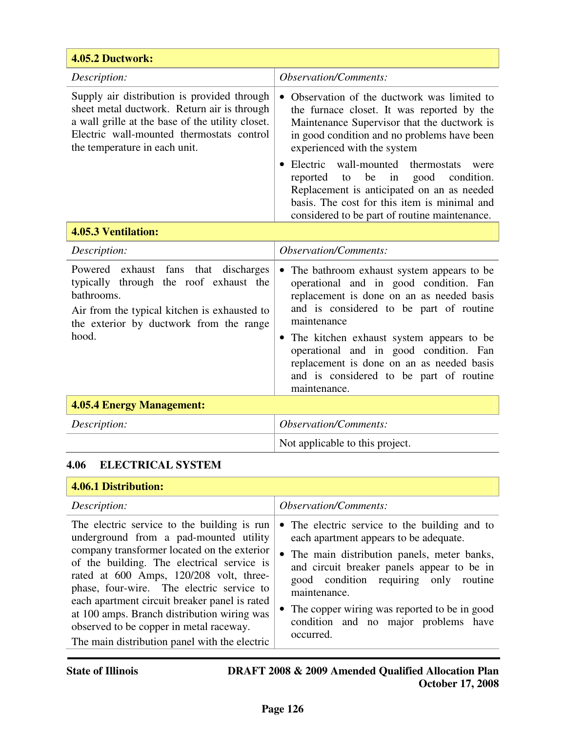| **4.05.2 Ductwork:** | |
|---|---|
| *Description:* | *Observation/Comments:* |
| Supply air distribution is provided through sheet metal ductwork. Return air is through a wall grille at the base of the utility closet. Electric wall-mounted thermostats control the temperature in each unit. | • Observation of the ductwork was limited to the furnace closet. It was reported by the Maintenance Supervisor that the ductwork is in good condition and no problems have been experienced with the system<br>• Electric wall-mounted thermostats were reported to be in good condition. Replacement is anticipated on an as needed basis. The cost for this item is minimal and considered to be part of routine maintenance. |

| **4.05.3 Ventilation:** | |
|---|---|
| *Description:* | *Observation/Comments:* |
| Powered exhaust fans that discharges typically through the roof exhaust the bathrooms.<br>Air from the typical kitchen is exhausted to the exterior by ductwork from the range hood. | • The bathroom exhaust system appears to be operational and in good condition. Fan replacement is done on an as needed basis and is considered to be part of routine maintenance<br>• The kitchen exhaust system appears to be operational and in good condition. Fan replacement is done on an as needed basis and is considered to be part of routine maintenance. |

| **4.05.4 Energy Management:** | |
|---|---|
| *Description:* | *Observation/Comments:* |
| | Not applicable to this project. |

### 4.06 ELECTRICAL SYSTEM

| **4.06.1 Distribution:** | |
|---|---|
| *Description:* | *Observation/Comments:* |
| The electric service to the building is run underground from a pad-mounted utility company transformer located on the exterior of the building. The electrical service is rated at 600 Amps, 120/208 volt, three-phase, four-wire. The electric service to each apartment circuit breaker panel is rated at 100 amps. Branch distribution wiring was observed to be copper in metal raceway.<br>The main distribution panel with the electric | • The electric service to the building and to each apartment appears to be adequate.<br>• The main distribution panels, meter banks, and circuit breaker panels appear to be in good condition requiring only routine maintenance.<br>• The copper wiring was reported to be in good condition and no major problems have occurred. |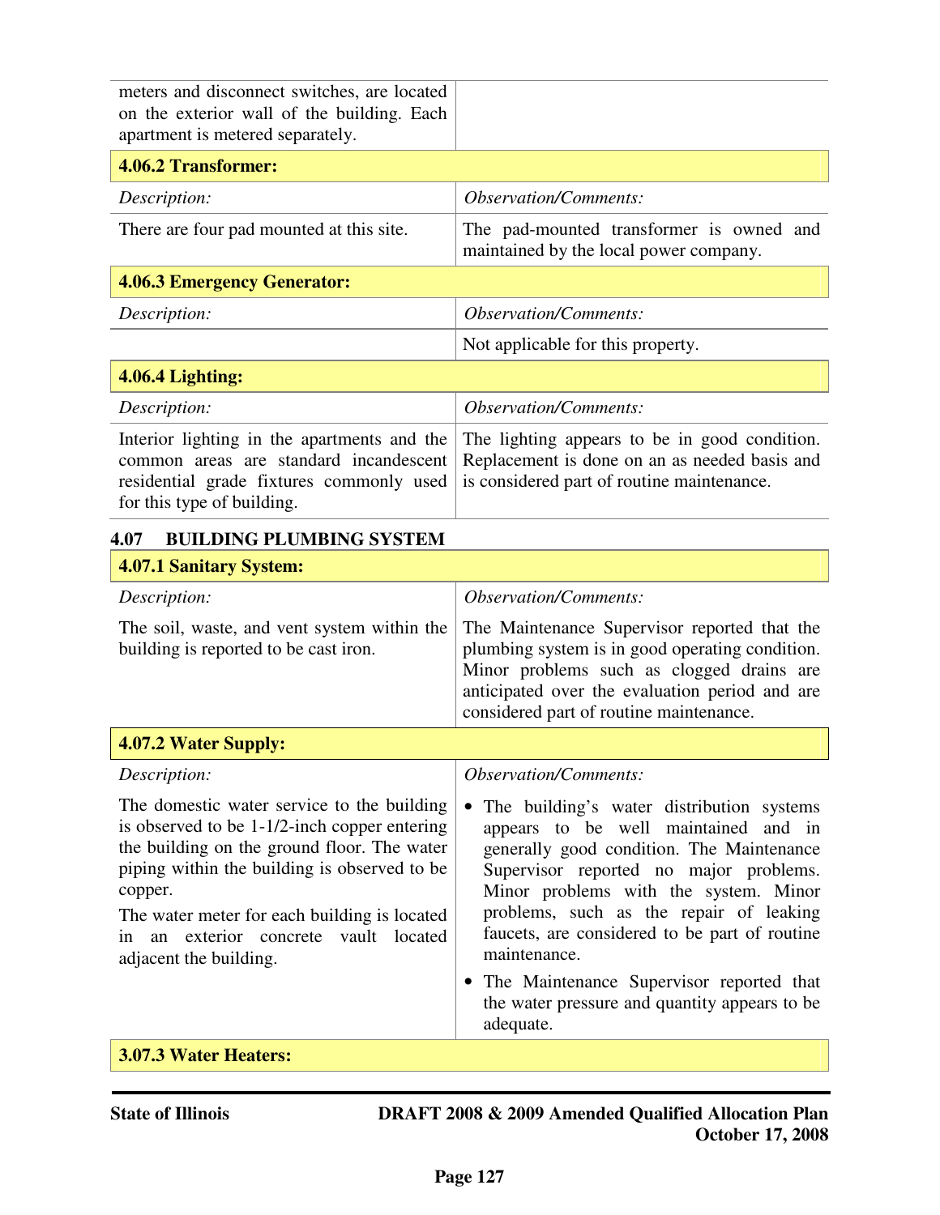| | |
|---|---|
| meters and disconnect switches, are located on the exterior wall of the building. Each apartment is metered separately. | |

| **4.06.2 Transformer:** | |
|---|---|
| *Description:* | *Observation/Comments:* |
| There are four pad mounted at this site. | The pad-mounted transformer is owned and maintained by the local power company. |

| **4.06.3 Emergency Generator:** | |
|---|---|
| *Description:* | *Observation/Comments:* |
| | Not applicable for this property. |

| **4.06.4 Lighting:** | |
|---|---|
| *Description:* | *Observation/Comments:* |
| Interior lighting in the apartments and the common areas are standard incandescent residential grade fixtures commonly used for this type of building. | The lighting appears to be in good condition. Replacement is done on an as needed basis and is considered part of routine maintenance. |

### 4.07 BUILDING PLUMBING SYSTEM

| **4.07.1 Sanitary System:** | |
|---|---|
| *Description:* | *Observation/Comments:* |
| The soil, waste, and vent system within the building is reported to be cast iron. | The Maintenance Supervisor reported that the plumbing system is in good operating condition. Minor problems such as clogged drains are anticipated over the evaluation period and are considered part of routine maintenance. |

| **4.07.2 Water Supply:** | |
|---|---|
| *Description:* | *Observation/Comments:* |
| The domestic water service to the building is observed to be 1-1/2-inch copper entering the building on the ground floor. The water piping within the building is observed to be copper.<br><br>The water meter for each building is located in an exterior concrete vault located adjacent the building. | • The building's water distribution systems appears to be well maintained and in generally good condition. The Maintenance Supervisor reported no major problems. Minor problems with the system. Minor problems, such as the repair of leaking faucets, are considered to be part of routine maintenance.<br><br>• The Maintenance Supervisor reported that the water pressure and quantity appears to be adequate. |

| **3.07.3 Water Heaters:** |
|---|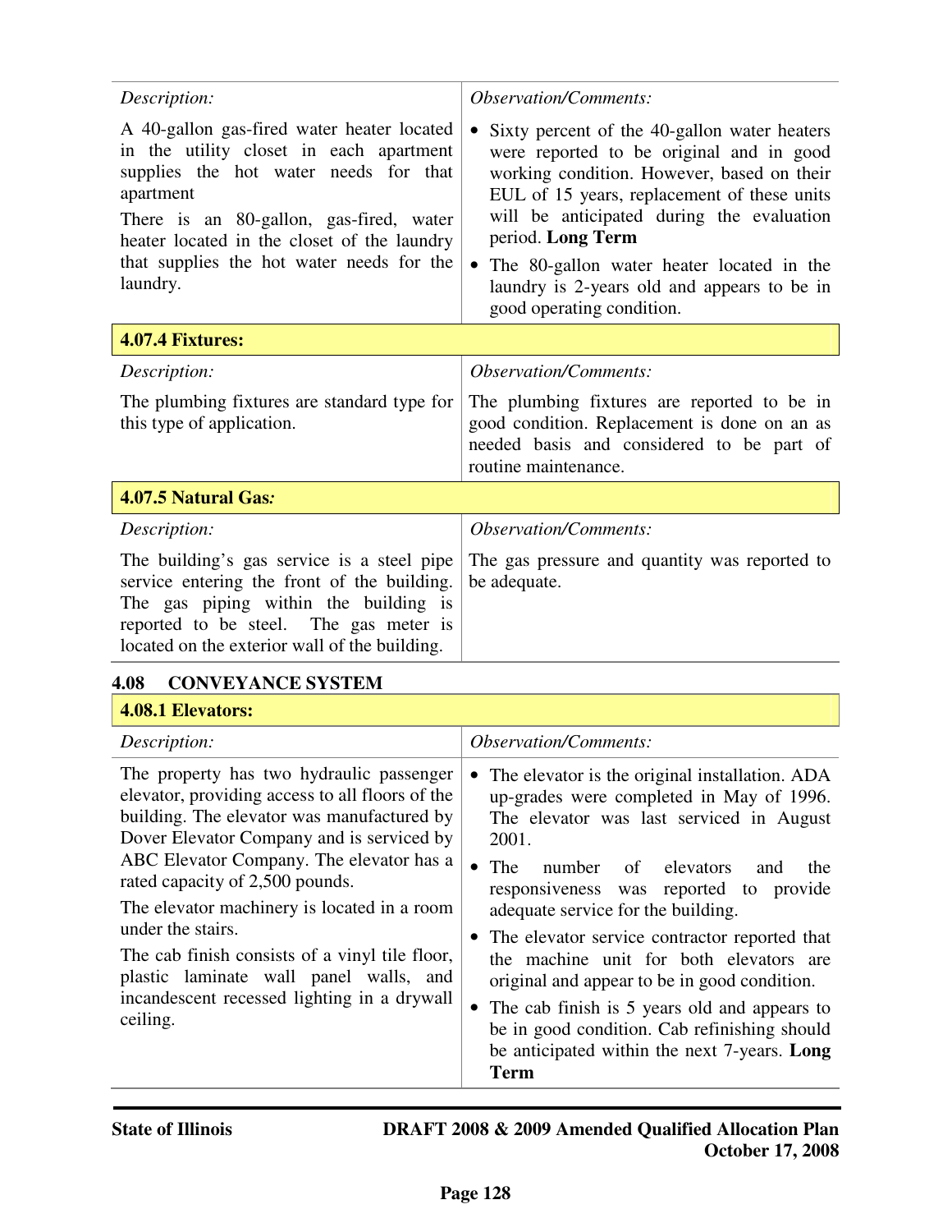| *Description:* | *Observation/Comments:* |
|---|---|
| A 40-gallon gas-fired water heater located in the utility closet in each apartment supplies the hot water needs for that apartment<br><br>There is an 80-gallon, gas-fired, water heater located in the closet of the laundry that supplies the hot water needs for the laundry. | • Sixty percent of the 40-gallon water heaters were reported to be original and in good working condition. However, based on their EUL of 15 years, replacement of these units will be anticipated during the evaluation period. **Long Term**<br><br>• The 80-gallon water heater located in the laundry is 2-years old and appears to be in good operating condition. |

**4.07.4 Fixtures:**

| *Description:* | *Observation/Comments:* |
|---|---|
| The plumbing fixtures are standard type for this type of application. | The plumbing fixtures are reported to be in good condition. Replacement is done on an as needed basis and considered to be part of routine maintenance. |

**4.07.5 Natural Gas*:***

| *Description:* | *Observation/Comments:* |
|---|---|
| The building's gas service is a steel pipe service entering the front of the building. The gas piping within the building is reported to be steel. The gas meter is located on the exterior wall of the building. | The gas pressure and quantity was reported to be adequate. |

## 4.08 CONVEYANCE SYSTEM

**4.08.1 Elevators:**

| *Description:* | *Observation/Comments:* |
|---|---|
| The property has two hydraulic passenger elevator, providing access to all floors of the building. The elevator was manufactured by Dover Elevator Company and is serviced by ABC Elevator Company. The elevator has a rated capacity of 2,500 pounds.<br><br>The elevator machinery is located in a room under the stairs.<br><br>The cab finish consists of a vinyl tile floor, plastic laminate wall panel walls, and incandescent recessed lighting in a drywall ceiling. | • The elevator is the original installation. ADA up-grades were completed in May of 1996. The elevator was last serviced in August 2001.<br><br>• The number of elevators and the responsiveness was reported to provide adequate service for the building.<br><br>• The elevator service contractor reported that the machine unit for both elevators are original and appear to be in good condition.<br><br>• The cab finish is 5 years old and appears to be in good condition. Cab refinishing should be anticipated within the next 7-years. **Long Term** |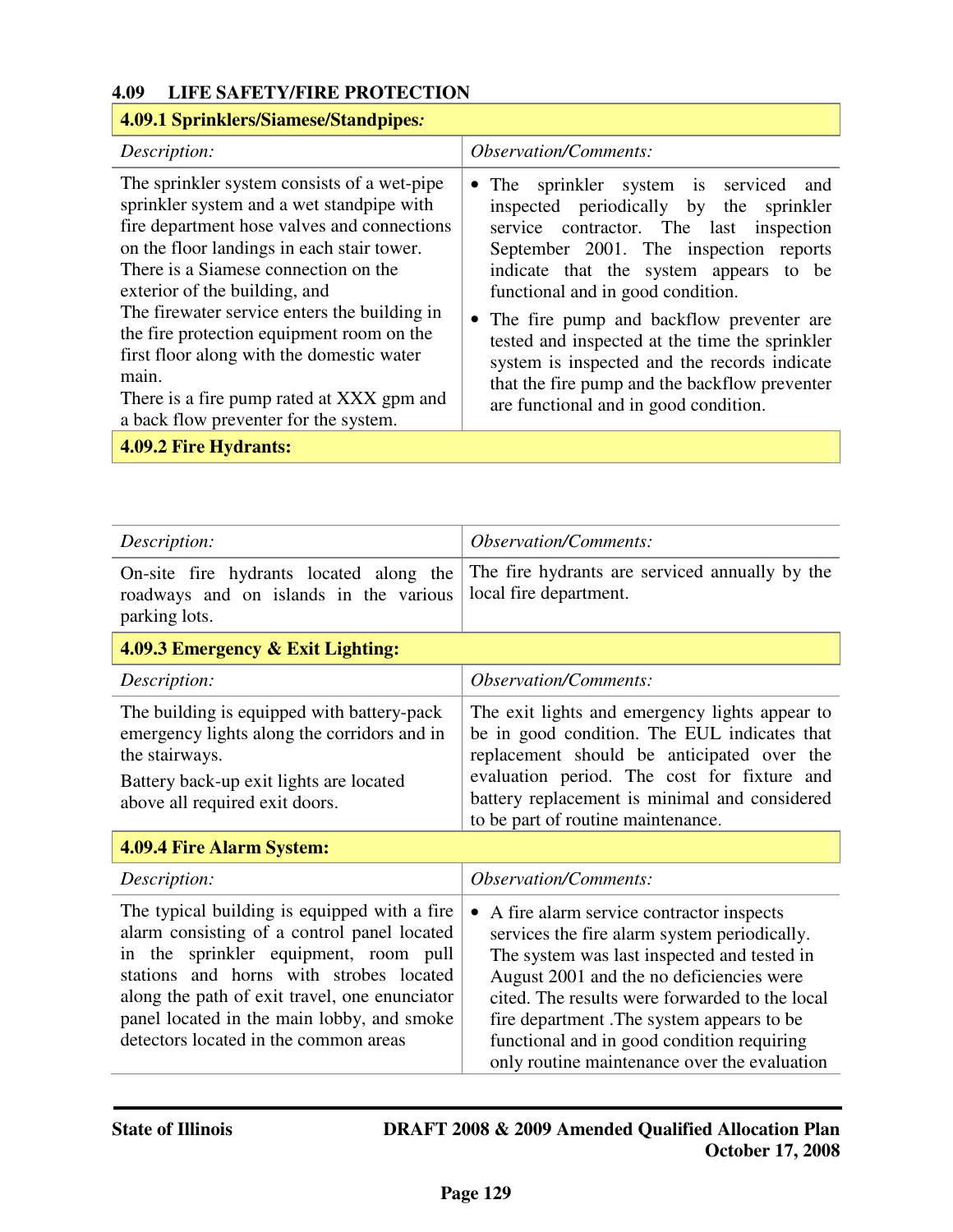## 4.09 LIFE SAFETY/FIRE PROTECTION

| **4.09.1 Sprinklers/Siamese/Standpipes:** | |
|---|---|
| *Description:* | *Observation/Comments:* |
| The sprinkler system consists of a wet-pipe sprinkler system and a wet standpipe with fire department hose valves and connections on the floor landings in each stair tower. There is a Siamese connection on the exterior of the building, and The firewater service enters the building in the fire protection equipment room on the first floor along with the domestic water main. There is a fire pump rated at XXX gpm and a back flow preventer for the system. | • The sprinkler system is serviced and inspected periodically by the sprinkler service contractor. The last inspection September 2001. The inspection reports indicate that the system appears to be functional and in good condition.<br>• The fire pump and backflow preventer are tested and inspected at the time the sprinkler system is inspected and the records indicate that the fire pump and the backflow preventer are functional and in good condition. |
| **4.09.2 Fire Hydrants:** | |
| *Description:* | *Observation/Comments:* |
| On-site fire hydrants located along the roadways and on islands in the various parking lots. | The fire hydrants are serviced annually by the local fire department. |
| **4.09.3 Emergency & Exit Lighting:** | |
| *Description:* | *Observation/Comments:* |
| The building is equipped with battery-pack emergency lights along the corridors and in the stairways.<br>Battery back-up exit lights are located above all required exit doors. | The exit lights and emergency lights appear to be in good condition. The EUL indicates that replacement should be anticipated over the evaluation period. The cost for fixture and battery replacement is minimal and considered to be part of routine maintenance. |
| **4.09.4 Fire Alarm System:** | |
| *Description:* | *Observation/Comments:* |
| The typical building is equipped with a fire alarm consisting of a control panel located in the sprinkler equipment, room pull stations and horns with strobes located along the path of exit travel, one enunciator panel located in the main lobby, and smoke detectors located in the common areas | • A fire alarm service contractor inspects services the fire alarm system periodically. The system was last inspected and tested in August 2001 and the no deficiencies were cited. The results were forwarded to the local fire department .The system appears to be functional and in good condition requiring only routine maintenance over the evaluation |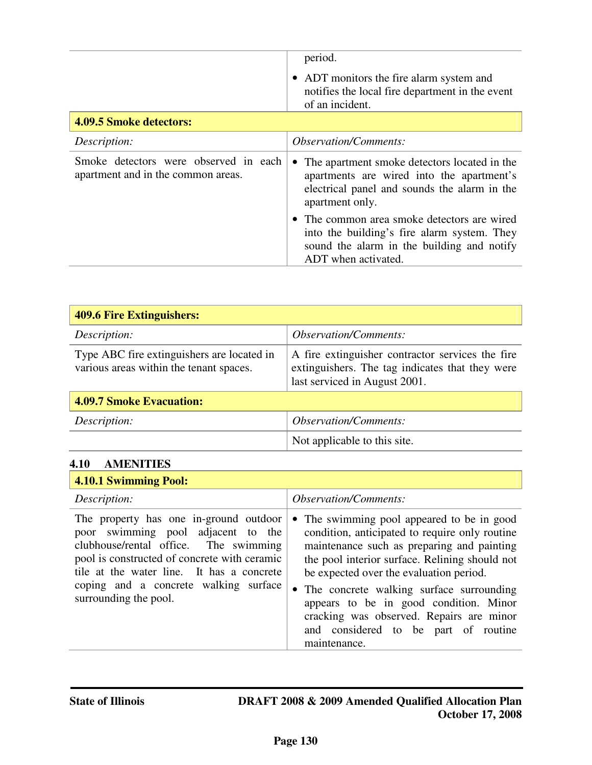| | |
|---|---|
| | period.<br>• ADT monitors the fire alarm system and notifies the local fire department in the event of an incident. |

| **4.09.5 Smoke detectors:** | |
|---|---|
| *Description:* | *Observation/Comments:* |
| Smoke detectors were observed in each apartment and in the common areas. | • The apartment smoke detectors located in the apartments are wired into the apartment's electrical panel and sounds the alarm in the apartment only.<br>• The common area smoke detectors are wired into the building's fire alarm system. They sound the alarm in the building and notify ADT when activated. |

| **409.6 Fire Extinguishers:** | |
|---|---|
| *Description:* | *Observation/Comments:* |
| Type ABC fire extinguishers are located in various areas within the tenant spaces. | A fire extinguisher contractor services the fire extinguishers. The tag indicates that they were last serviced in August 2001. |
| **4.09.7 Smoke Evacuation:** | |
| *Description:* | *Observation/Comments:* |
| | Not applicable to this site. |

## 4.10 AMENITIES

| **4.10.1 Swimming Pool:** | |
|---|---|
| *Description:* | *Observation/Comments:* |
| The property has one in-ground outdoor poor swimming pool adjacent to the clubhouse/rental office. The swimming pool is constructed of concrete with ceramic tile at the water line. It has a concrete coping and a concrete walking surface surrounding the pool. | • The swimming pool appeared to be in good condition, anticipated to require only routine maintenance such as preparing and painting the pool interior surface. Relining should not be expected over the evaluation period.<br>• The concrete walking surface surrounding appears to be in good condition. Minor cracking was observed. Repairs are minor and considered to be part of routine maintenance. |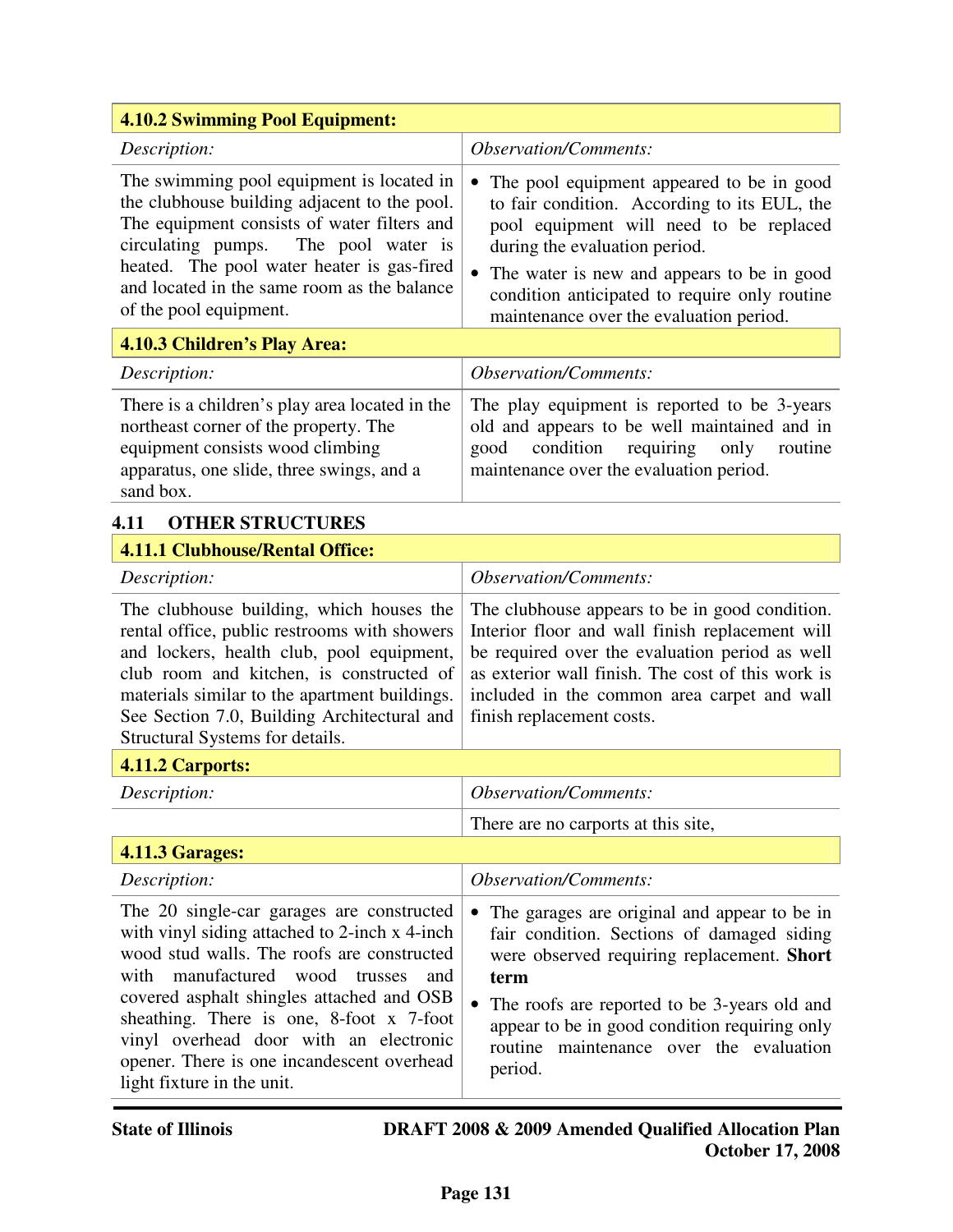| 4.10.2 Swimming Pool Equipment: | |
|---|---|
| *Description:* | *Observation/Comments:* |
| The swimming pool equipment is located in the clubhouse building adjacent to the pool. The equipment consists of water filters and circulating pumps. The pool water is heated. The pool water heater is gas-fired and located in the same room as the balance of the pool equipment. | • The pool equipment appeared to be in good to fair condition. According to its EUL, the pool equipment will need to be replaced during the evaluation period.<br>• The water is new and appears to be in good condition anticipated to require only routine maintenance over the evaluation period. |

| 4.10.3 Children's Play Area: | |
|---|---|
| *Description:* | *Observation/Comments:* |
| There is a children's play area located in the northeast corner of the property. The equipment consists wood climbing apparatus, one slide, three swings, and a sand box. | The play equipment is reported to be 3-years old and appears to be well maintained and in good condition requiring only routine maintenance over the evaluation period. |

## 4.11 OTHER STRUCTURES

| 4.11.1 Clubhouse/Rental Office: | |
|---|---|
| *Description:* | *Observation/Comments:* |
| The clubhouse building, which houses the rental office, public restrooms with showers and lockers, health club, pool equipment, club room and kitchen, is constructed of materials similar to the apartment buildings. See Section 7.0, Building Architectural and Structural Systems for details. | The clubhouse appears to be in good condition. Interior floor and wall finish replacement will be required over the evaluation period as well as exterior wall finish. The cost of this work is included in the common area carpet and wall finish replacement costs. |

| 4.11.2 Carports: | |
|---|---|
| *Description:* | *Observation/Comments:* |
| | There are no carports at this site, |

| 4.11.3 Garages: | |
|---|---|
| *Description:* | *Observation/Comments:* |
| The 20 single-car garages are constructed with vinyl siding attached to 2-inch x 4-inch wood stud walls. The roofs are constructed with manufactured wood trusses and covered asphalt shingles attached and OSB sheathing. There is one, 8-foot x 7-foot vinyl overhead door with an electronic opener. There is one incandescent overhead light fixture in the unit. | • The garages are original and appear to be in fair condition. Sections of damaged siding were observed requiring replacement. **Short term**<br>• The roofs are reported to be 3-years old and appear to be in good condition requiring only routine maintenance over the evaluation period. |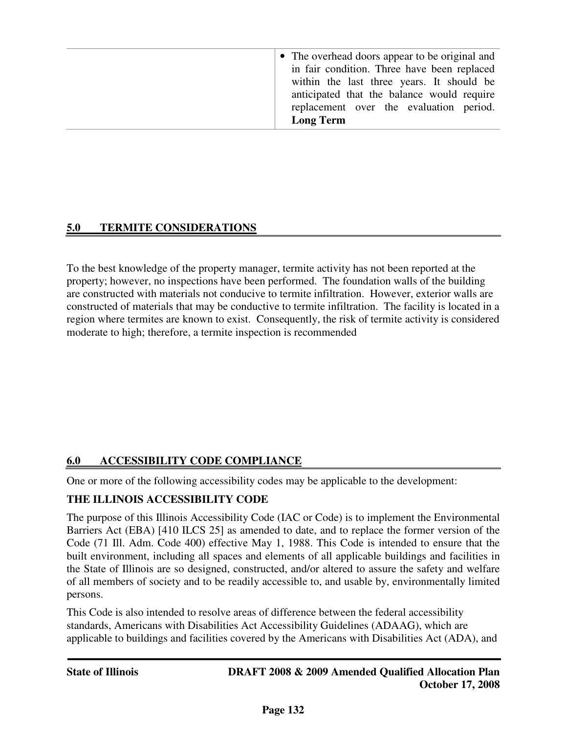|  |  |
| --- | --- |
|  | • The overhead doors appear to be original and in fair condition. Three have been replaced within the last three years. It should be anticipated that the balance would require replacement over the evaluation period. **Long Term** |

## 5.0 TERMITE CONSIDERATIONS

To the best knowledge of the property manager, termite activity has not been reported at the property; however, no inspections have been performed. The foundation walls of the building are constructed with materials not conducive to termite infiltration. However, exterior walls are constructed of materials that may be conductive to termite infiltration. The facility is located in a region where termites are known to exist. Consequently, the risk of termite activity is considered moderate to high; therefore, a termite inspection is recommended

## 6.0 ACCESSIBILITY CODE COMPLIANCE

One or more of the following accessibility codes may be applicable to the development:

**THE ILLINOIS ACCESSIBILITY CODE**

The purpose of this Illinois Accessibility Code (IAC or Code) is to implement the Environmental Barriers Act (EBA) [410 ILCS 25] as amended to date, and to replace the former version of the Code (71 Ill. Adm. Code 400) effective May 1, 1988. This Code is intended to ensure that the built environment, including all spaces and elements of all applicable buildings and facilities in the State of Illinois are so designed, constructed, and/or altered to assure the safety and welfare of all members of society and to be readily accessible to, and usable by, environmentally limited persons.

This Code is also intended to resolve areas of difference between the federal accessibility standards, Americans with Disabilities Act Accessibility Guidelines (ADAAG), which are applicable to buildings and facilities covered by the Americans with Disabilities Act (ADA), and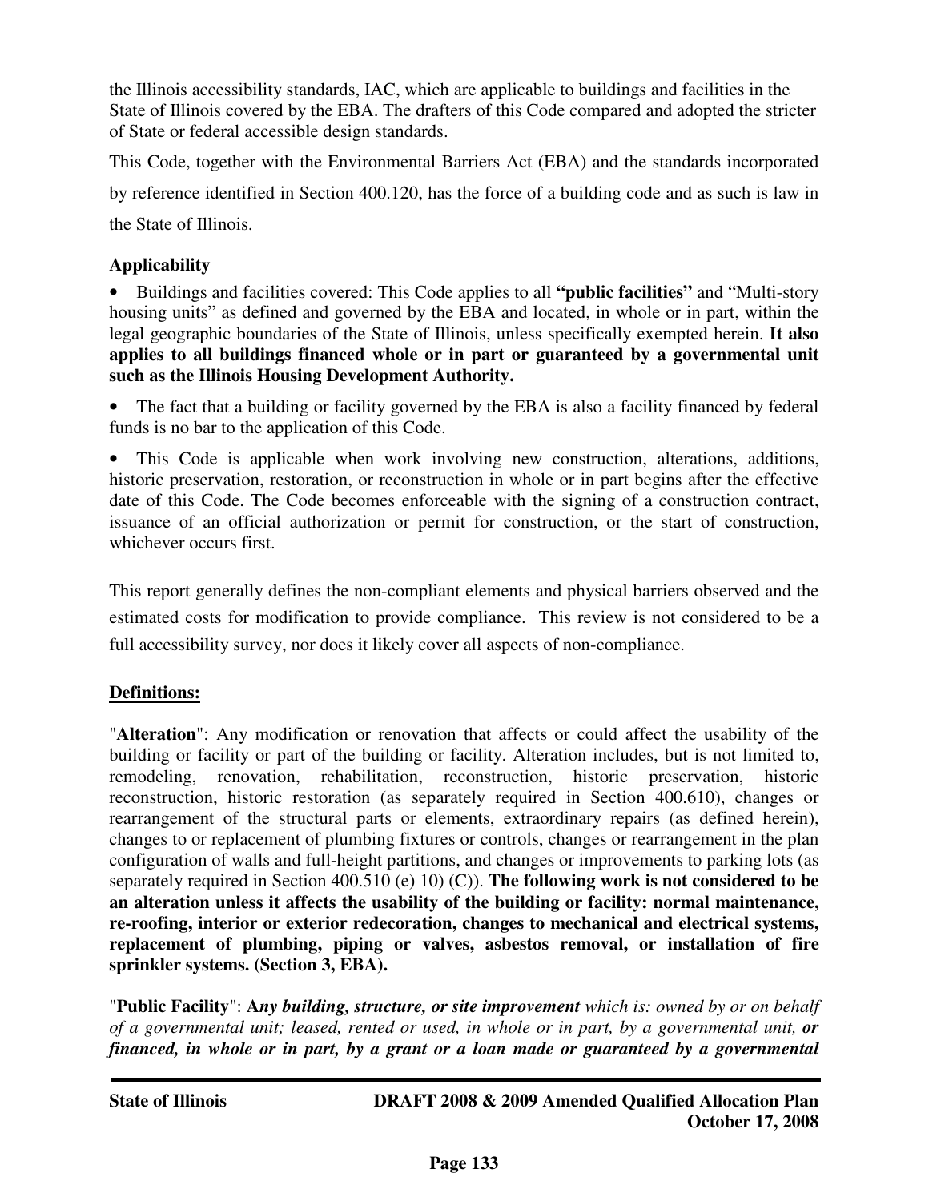the Illinois accessibility standards, IAC, which are applicable to buildings and facilities in the State of Illinois covered by the EBA. The drafters of this Code compared and adopted the stricter of State or federal accessible design standards.

This Code, together with the Environmental Barriers Act (EBA) and the standards incorporated by reference identified in Section 400.120, has the force of a building code and as such is law in the State of Illinois.

**Applicability**

- Buildings and facilities covered: This Code applies to all **"public facilities"** and "Multi-story housing units" as defined and governed by the EBA and located, in whole or in part, within the legal geographic boundaries of the State of Illinois, unless specifically exempted herein. **It also applies to all buildings financed whole or in part or guaranteed by a governmental unit such as the Illinois Housing Development Authority.**
- The fact that a building or facility governed by the EBA is also a facility financed by federal funds is no bar to the application of this Code.
- This Code is applicable when work involving new construction, alterations, additions, historic preservation, restoration, or reconstruction in whole or in part begins after the effective date of this Code. The Code becomes enforceable with the signing of a construction contract, issuance of an official authorization or permit for construction, or the start of construction, whichever occurs first.

This report generally defines the non-compliant elements and physical barriers observed and the estimated costs for modification to provide compliance. This review is not considered to be a full accessibility survey, nor does it likely cover all aspects of non-compliance.

**Definitions:**

"**Alteration**": Any modification or renovation that affects or could affect the usability of the building or facility or part of the building or facility. Alteration includes, but is not limited to, remodeling, renovation, rehabilitation, reconstruction, historic preservation, historic reconstruction, historic restoration (as separately required in Section 400.610), changes or rearrangement of the structural parts or elements, extraordinary repairs (as defined herein), changes to or replacement of plumbing fixtures or controls, changes or rearrangement in the plan configuration of walls and full-height partitions, and changes or improvements to parking lots (as separately required in Section 400.510 (e) 10) (C)). **The following work is not considered to be an alteration unless it affects the usability of the building or facility: normal maintenance, re-roofing, interior or exterior redecoration, changes to mechanical and electrical systems, replacement of plumbing, piping or valves, asbestos removal, or installation of fire sprinkler systems. (Section 3, EBA).**

"**Public Facility**": **A*ny building, structure, or site improvement*** *which is: owned by or on behalf of a governmental unit; leased, rented or used, in whole or in part, by a governmental unit,* ***or financed, in whole or in part, by a grant or a loan made or guaranteed by a governmental***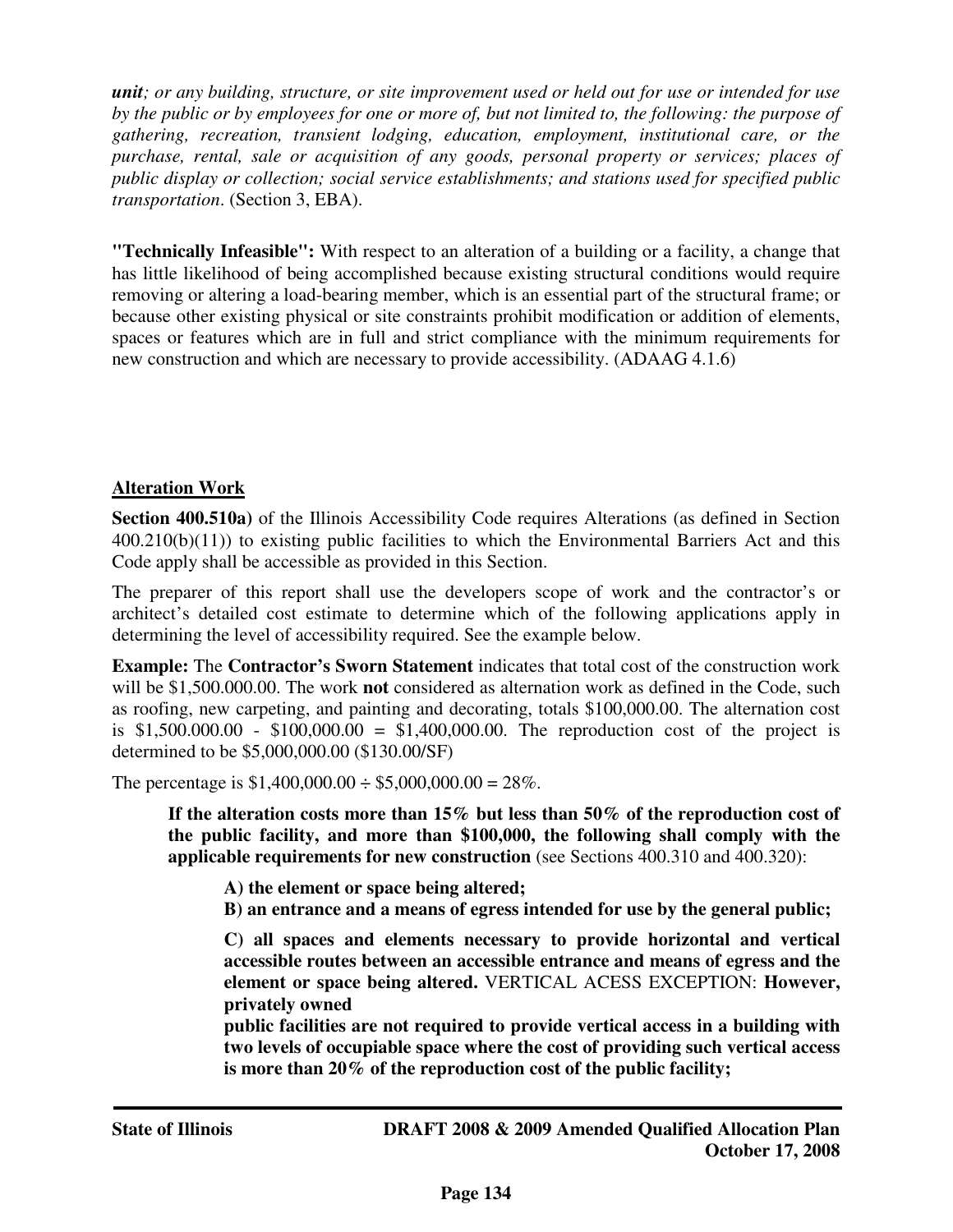***unit**; or any building, structure, or site improvement used or held out for use or intended for use by the public or by employees for one or more of, but not limited to, the following: the purpose of gathering, recreation, transient lodging, education, employment, institutional care, or the purchase, rental, sale or acquisition of any goods, personal property or services; places of public display or collection; social service establishments; and stations used for specified public transportation*. (Section 3, EBA).

**"Technically Infeasible":** With respect to an alteration of a building or a facility, a change that has little likelihood of being accomplished because existing structural conditions would require removing or altering a load-bearing member, which is an essential part of the structural frame; or because other existing physical or site constraints prohibit modification or addition of elements, spaces or features which are in full and strict compliance with the minimum requirements for new construction and which are necessary to provide accessibility. (ADAAG 4.1.6)

**Alteration Work**

**Section 400.510a)** of the Illinois Accessibility Code requires Alterations (as defined in Section 400.210(b)(11)) to existing public facilities to which the Environmental Barriers Act and this Code apply shall be accessible as provided in this Section.

The preparer of this report shall use the developers scope of work and the contractor's or architect's detailed cost estimate to determine which of the following applications apply in determining the level of accessibility required. See the example below.

**Example:** The **Contractor's Sworn Statement** indicates that total cost of the construction work will be $1,500.000.00. The work **not** considered as alternation work as defined in the Code, such as roofing, new carpeting, and painting and decorating, totals $100,000.00. The alternation cost is $1,500.000.00 - $100,000.00 = $1,400,000.00. The reproduction cost of the project is determined to be $5,000,000.00 ($130.00/SF)

The percentage is $1,400,000.00 ÷ $5,000,000.00 = 28%.

> **If the alteration costs more than 15% but less than 50% of the reproduction cost of the public facility, and more than $100,000, the following shall comply with the applicable requirements for new construction** (see Sections 400.310 and 400.320):
>
> > **A) the element or space being altered;**
> > **B) an entrance and a means of egress intended for use by the general public;**
> >
> > **C) all spaces and elements necessary to provide horizontal and vertical accessible routes between an accessible entrance and means of egress and the element or space being altered.** VERTICAL ACESS EXCEPTION: **However, privately owned public facilities are not required to provide vertical access in a building with two levels of occupiable space where the cost of providing such vertical access is more than 20% of the reproduction cost of the public facility;**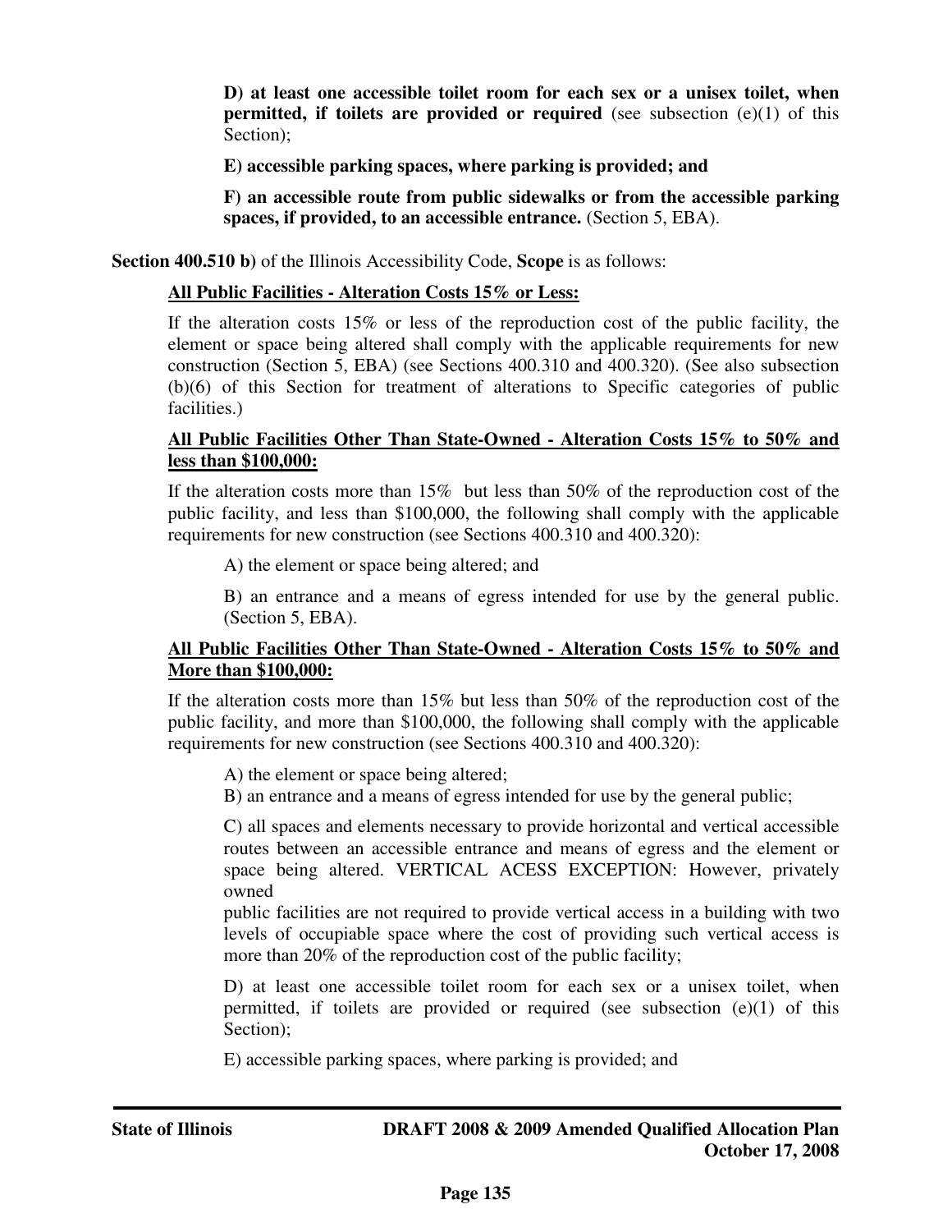**D) at least one accessible toilet room for each sex or a unisex toilet, when permitted, if toilets are provided or required** (see subsection (e)(1) of this Section);

**E) accessible parking spaces, where parking is provided; and**

**F) an accessible route from public sidewalks or from the accessible parking spaces, if provided, to an accessible entrance.** (Section 5, EBA).

**Section 400.510 b)** of the Illinois Accessibility Code, **Scope** is as follows:

**All Public Facilities - Alteration Costs 15% or Less:**

If the alteration costs 15% or less of the reproduction cost of the public facility, the element or space being altered shall comply with the applicable requirements for new construction (Section 5, EBA) (see Sections 400.310 and 400.320). (See also subsection (b)(6) of this Section for treatment of alterations to Specific categories of public facilities.)

**All Public Facilities Other Than State-Owned - Alteration Costs 15% to 50% and less than $100,000:**

If the alteration costs more than 15% but less than 50% of the reproduction cost of the public facility, and less than $100,000, the following shall comply with the applicable requirements for new construction (see Sections 400.310 and 400.320):

A) the element or space being altered; and

B) an entrance and a means of egress intended for use by the general public. (Section 5, EBA).

**All Public Facilities Other Than State-Owned - Alteration Costs 15% to 50% and More than $100,000:**

If the alteration costs more than 15% but less than 50% of the reproduction cost of the public facility, and more than $100,000, the following shall comply with the applicable requirements for new construction (see Sections 400.310 and 400.320):

A) the element or space being altered;

B) an entrance and a means of egress intended for use by the general public;

C) all spaces and elements necessary to provide horizontal and vertical accessible routes between an accessible entrance and means of egress and the element or space being altered. VERTICAL ACESS EXCEPTION: However, privately owned public facilities are not required to provide vertical access in a building with two levels of occupiable space where the cost of providing such vertical access is more than 20% of the reproduction cost of the public facility;

D) at least one accessible toilet room for each sex or a unisex toilet, when permitted, if toilets are provided or required (see subsection (e)(1) of this Section);

E) accessible parking spaces, where parking is provided; and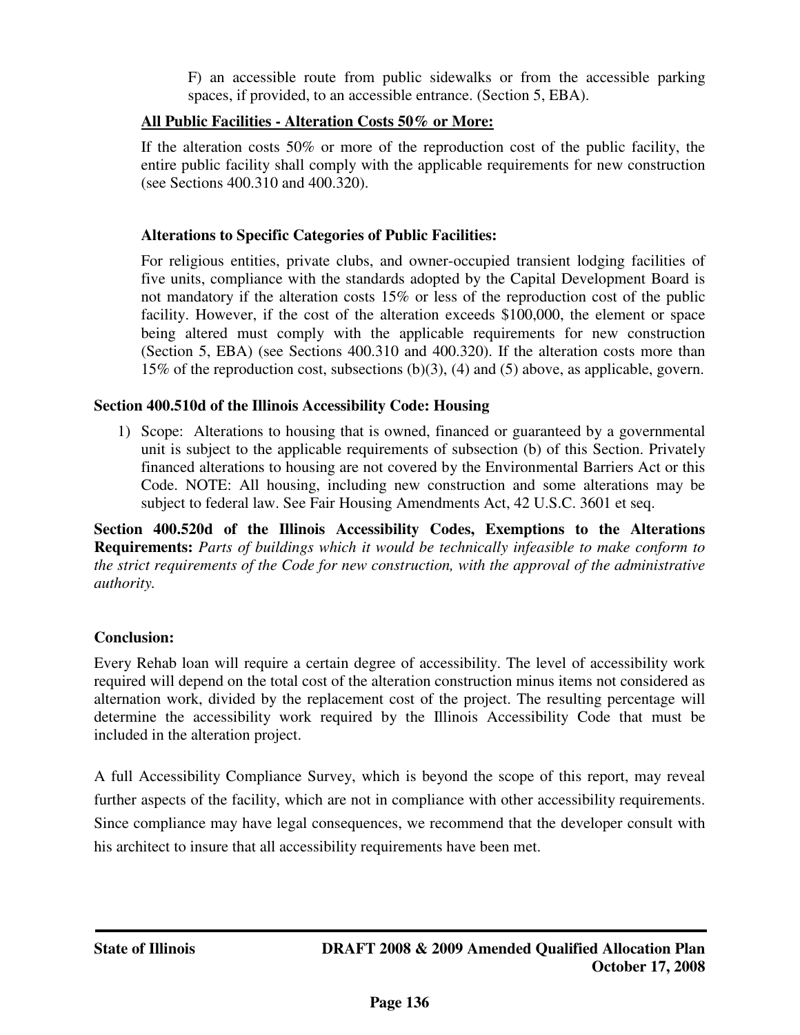F) an accessible route from public sidewalks or from the accessible parking spaces, if provided, to an accessible entrance. (Section 5, EBA).

**All Public Facilities - Alteration Costs 50% or More:**

If the alteration costs 50% or more of the reproduction cost of the public facility, the entire public facility shall comply with the applicable requirements for new construction (see Sections 400.310 and 400.320).

**Alterations to Specific Categories of Public Facilities:**

For religious entities, private clubs, and owner-occupied transient lodging facilities of five units, compliance with the standards adopted by the Capital Development Board is not mandatory if the alteration costs 15% or less of the reproduction cost of the public facility. However, if the cost of the alteration exceeds $100,000, the element or space being altered must comply with the applicable requirements for new construction (Section 5, EBA) (see Sections 400.310 and 400.320). If the alteration costs more than 15% of the reproduction cost, subsections (b)(3), (4) and (5) above, as applicable, govern.

**Section 400.510d of the Illinois Accessibility Code: Housing**

1) Scope: Alterations to housing that is owned, financed or guaranteed by a governmental unit is subject to the applicable requirements of subsection (b) of this Section. Privately financed alterations to housing are not covered by the Environmental Barriers Act or this Code. NOTE: All housing, including new construction and some alterations may be subject to federal law. See Fair Housing Amendments Act, 42 U.S.C. 3601 et seq.

**Section 400.520d of the Illinois Accessibility Codes, Exemptions to the Alterations Requirements:** *Parts of buildings which it would be technically infeasible to make conform to the strict requirements of the Code for new construction, with the approval of the administrative authority.*

**Conclusion:**

Every Rehab loan will require a certain degree of accessibility. The level of accessibility work required will depend on the total cost of the alteration construction minus items not considered as alternation work, divided by the replacement cost of the project. The resulting percentage will determine the accessibility work required by the Illinois Accessibility Code that must be included in the alteration project.

A full Accessibility Compliance Survey, which is beyond the scope of this report, may reveal further aspects of the facility, which are not in compliance with other accessibility requirements. Since compliance may have legal consequences, we recommend that the developer consult with his architect to insure that all accessibility requirements have been met.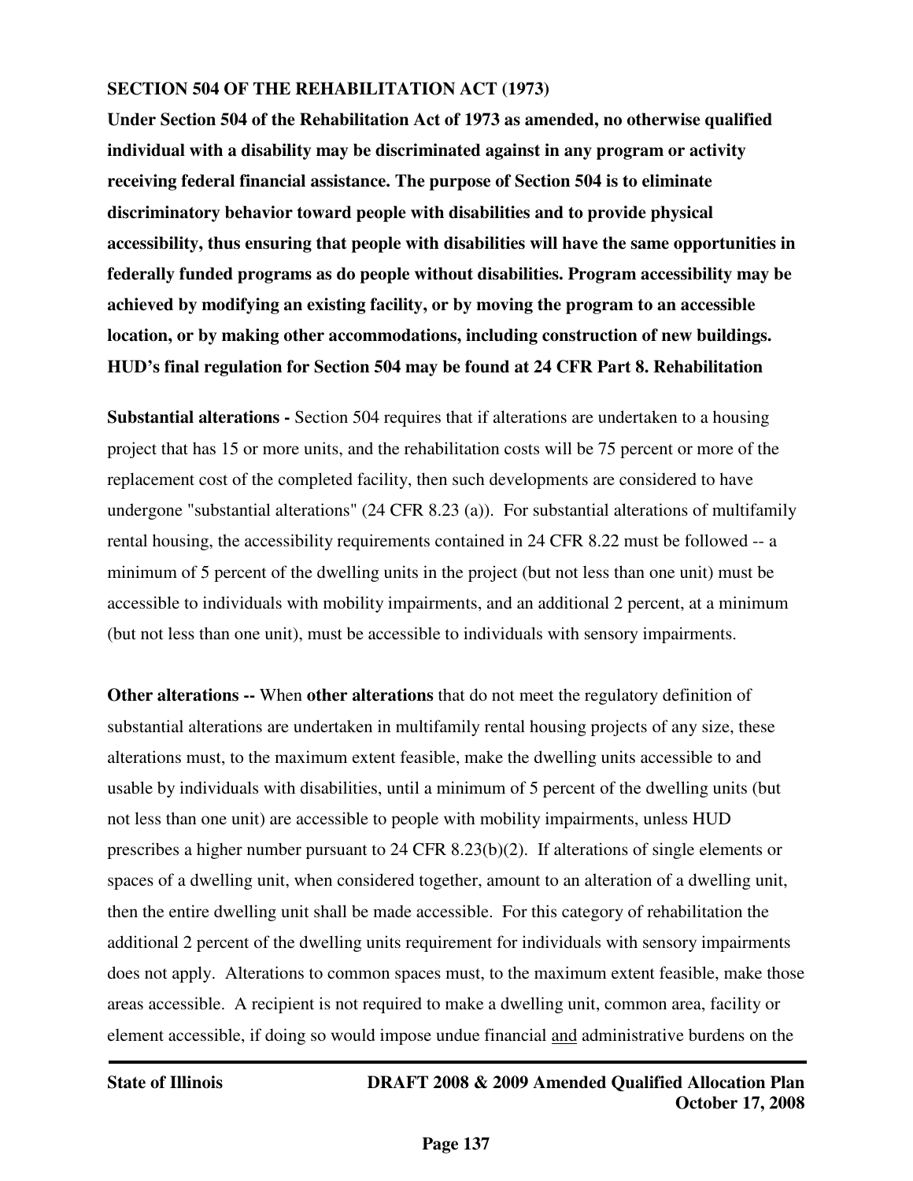**SECTION 504 OF THE REHABILITATION ACT (1973)**

**Under Section 504 of the Rehabilitation Act of 1973 as amended, no otherwise qualified individual with a disability may be discriminated against in any program or activity receiving federal financial assistance. The purpose of Section 504 is to eliminate discriminatory behavior toward people with disabilities and to provide physical accessibility, thus ensuring that people with disabilities will have the same opportunities in federally funded programs as do people without disabilities. Program accessibility may be achieved by modifying an existing facility, or by moving the program to an accessible location, or by making other accommodations, including construction of new buildings. HUD's final regulation for Section 504 may be found at 24 CFR Part 8. Rehabilitation**

**Substantial alterations -** Section 504 requires that if alterations are undertaken to a housing project that has 15 or more units, and the rehabilitation costs will be 75 percent or more of the replacement cost of the completed facility, then such developments are considered to have undergone "substantial alterations" (24 CFR 8.23 (a)). For substantial alterations of multifamily rental housing, the accessibility requirements contained in 24 CFR 8.22 must be followed -- a minimum of 5 percent of the dwelling units in the project (but not less than one unit) must be accessible to individuals with mobility impairments, and an additional 2 percent, at a minimum (but not less than one unit), must be accessible to individuals with sensory impairments.

**Other alterations --** When **other alterations** that do not meet the regulatory definition of substantial alterations are undertaken in multifamily rental housing projects of any size, these alterations must, to the maximum extent feasible, make the dwelling units accessible to and usable by individuals with disabilities, until a minimum of 5 percent of the dwelling units (but not less than one unit) are accessible to people with mobility impairments, unless HUD prescribes a higher number pursuant to 24 CFR 8.23(b)(2). If alterations of single elements or spaces of a dwelling unit, when considered together, amount to an alteration of a dwelling unit, then the entire dwelling unit shall be made accessible. For this category of rehabilitation the additional 2 percent of the dwelling units requirement for individuals with sensory impairments does not apply. Alterations to common spaces must, to the maximum extent feasible, make those areas accessible. A recipient is not required to make a dwelling unit, common area, facility or element accessible, if doing so would impose undue financial and administrative burdens on the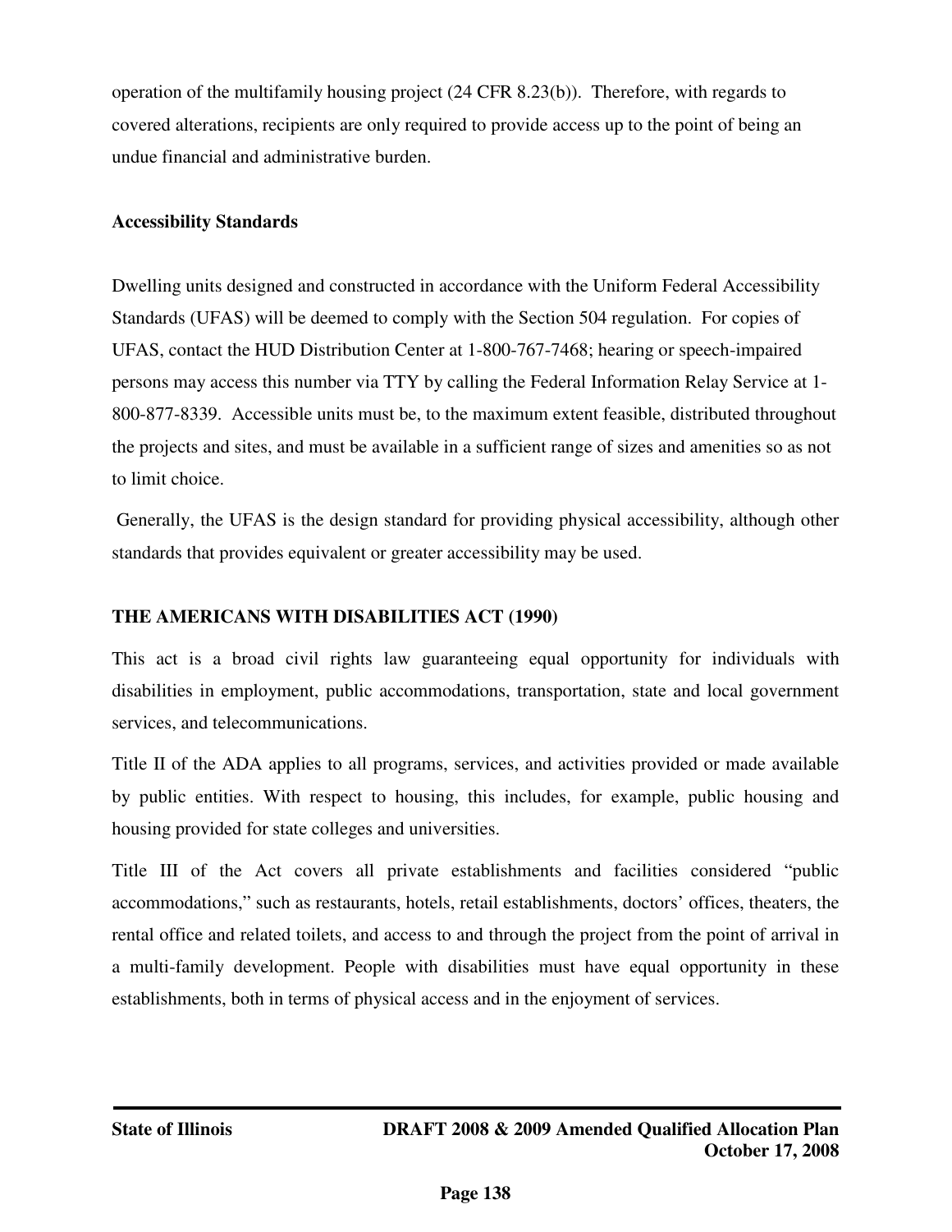operation of the multifamily housing project (24 CFR 8.23(b)). Therefore, with regards to covered alterations, recipients are only required to provide access up to the point of being an undue financial and administrative burden.

**Accessibility Standards**

Dwelling units designed and constructed in accordance with the Uniform Federal Accessibility Standards (UFAS) will be deemed to comply with the Section 504 regulation. For copies of UFAS, contact the HUD Distribution Center at 1-800-767-7468; hearing or speech-impaired persons may access this number via TTY by calling the Federal Information Relay Service at 1-800-877-8339. Accessible units must be, to the maximum extent feasible, distributed throughout the projects and sites, and must be available in a sufficient range of sizes and amenities so as not to limit choice.

Generally, the UFAS is the design standard for providing physical accessibility, although other standards that provides equivalent or greater accessibility may be used.

**THE AMERICANS WITH DISABILITIES ACT (1990)**

This act is a broad civil rights law guaranteeing equal opportunity for individuals with disabilities in employment, public accommodations, transportation, state and local government services, and telecommunications.

Title II of the ADA applies to all programs, services, and activities provided or made available by public entities. With respect to housing, this includes, for example, public housing and housing provided for state colleges and universities.

Title III of the Act covers all private establishments and facilities considered "public accommodations," such as restaurants, hotels, retail establishments, doctors' offices, theaters, the rental office and related toilets, and access to and through the project from the point of arrival in a multi-family development. People with disabilities must have equal opportunity in these establishments, both in terms of physical access and in the enjoyment of services.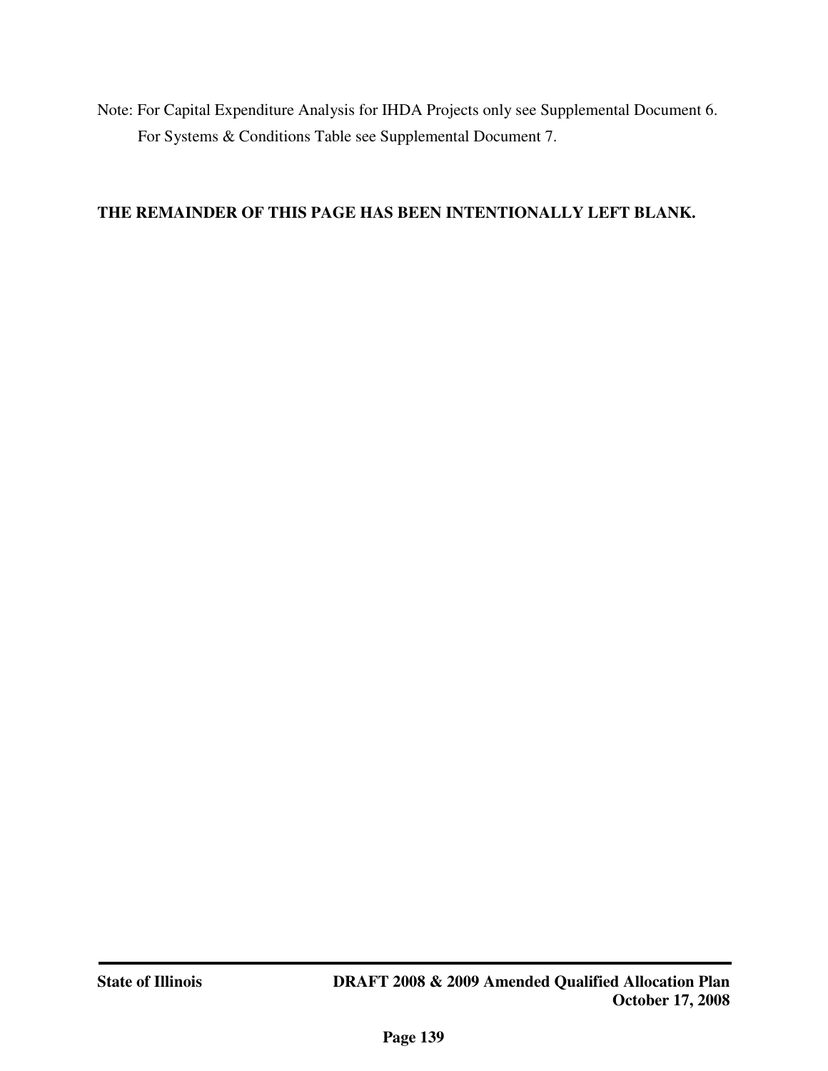Note: For Capital Expenditure Analysis for IHDA Projects only see Supplemental Document 6.
For Systems & Conditions Table see Supplemental Document 7.

**THE REMAINDER OF THIS PAGE HAS BEEN INTENTIONALLY LEFT BLANK.**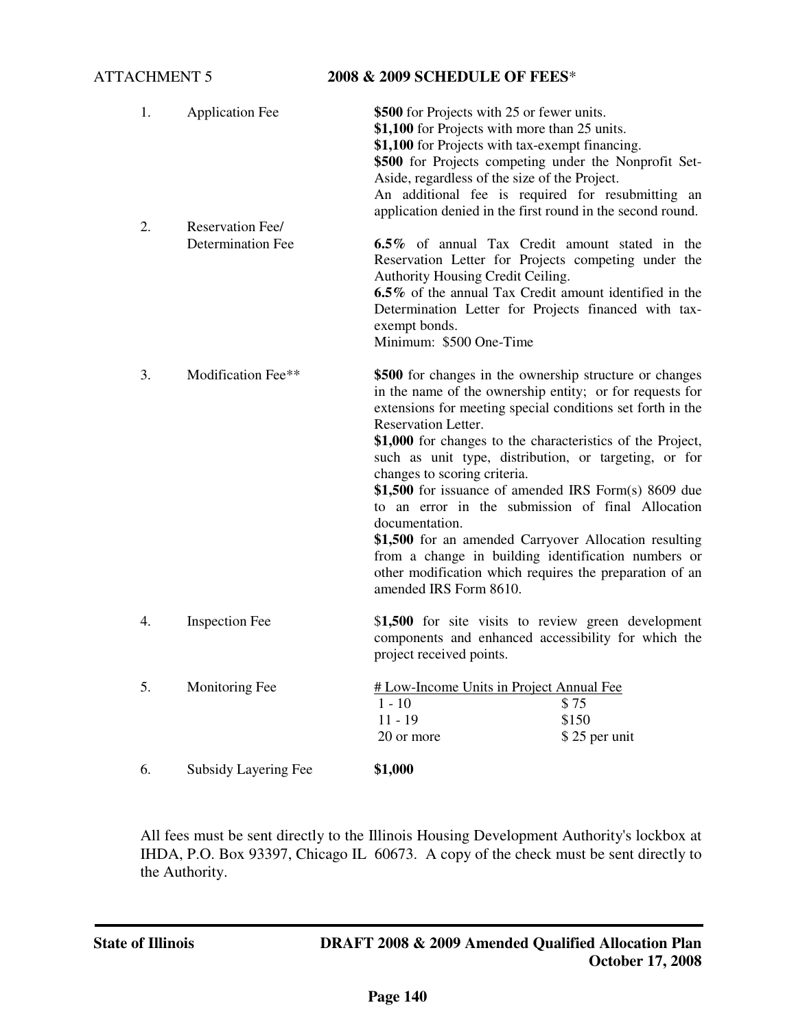ATTACHMENT 5

## 2008 & 2009 SCHEDULE OF FEES*

| No. | Fee | Amount |
|---|---|---|
| 1. | Application Fee | **$500** for Projects with 25 or fewer units.<br>**$1,100** for Projects with more than 25 units.<br>**$1,100** for Projects with tax-exempt financing.<br>**$500** for Projects competing under the Nonprofit Set-Aside, regardless of the size of the Project.<br>An additional fee is required for resubmitting an application denied in the first round in the second round. |
| 2. | Reservation Fee/ Determination Fee | **6.5%** of annual Tax Credit amount stated in the Reservation Letter for Projects competing under the Authority Housing Credit Ceiling.<br>**6.5%** of the annual Tax Credit amount identified in the Determination Letter for Projects financed with tax-exempt bonds.<br>Minimum: $500 One-Time |
| 3. | Modification Fee** | **$500** for changes in the ownership structure or changes in the name of the ownership entity; or for requests for extensions for meeting special conditions set forth in the Reservation Letter.<br>**$1,000** for changes to the characteristics of the Project, such as unit type, distribution, or targeting, or for changes to scoring criteria.<br>**$1,500** for issuance of amended IRS Form(s) 8609 due to an error in the submission of final Allocation documentation.<br>**$1,500** for an amended Carryover Allocation resulting from a change in building identification numbers or other modification which requires the preparation of an amended IRS Form 8610. |
| 4. | Inspection Fee | $**1,500** for site visits to review green development components and enhanced accessibility for which the project received points. |
| 5. | Monitoring Fee | See table below |
| 6. | Subsidy Layering Fee | **$1,000** |

Monitoring Fee:

| # Low-Income Units in Project | Annual Fee |
|---|---|
| 1 - 10 | $ 75 |
| 11 - 19 | $150 |
| 20 or more | $ 25 per unit |

All fees must be sent directly to the Illinois Housing Development Authority's lockbox at IHDA, P.O. Box 93397, Chicago IL 60673. A copy of the check must be sent directly to the Authority.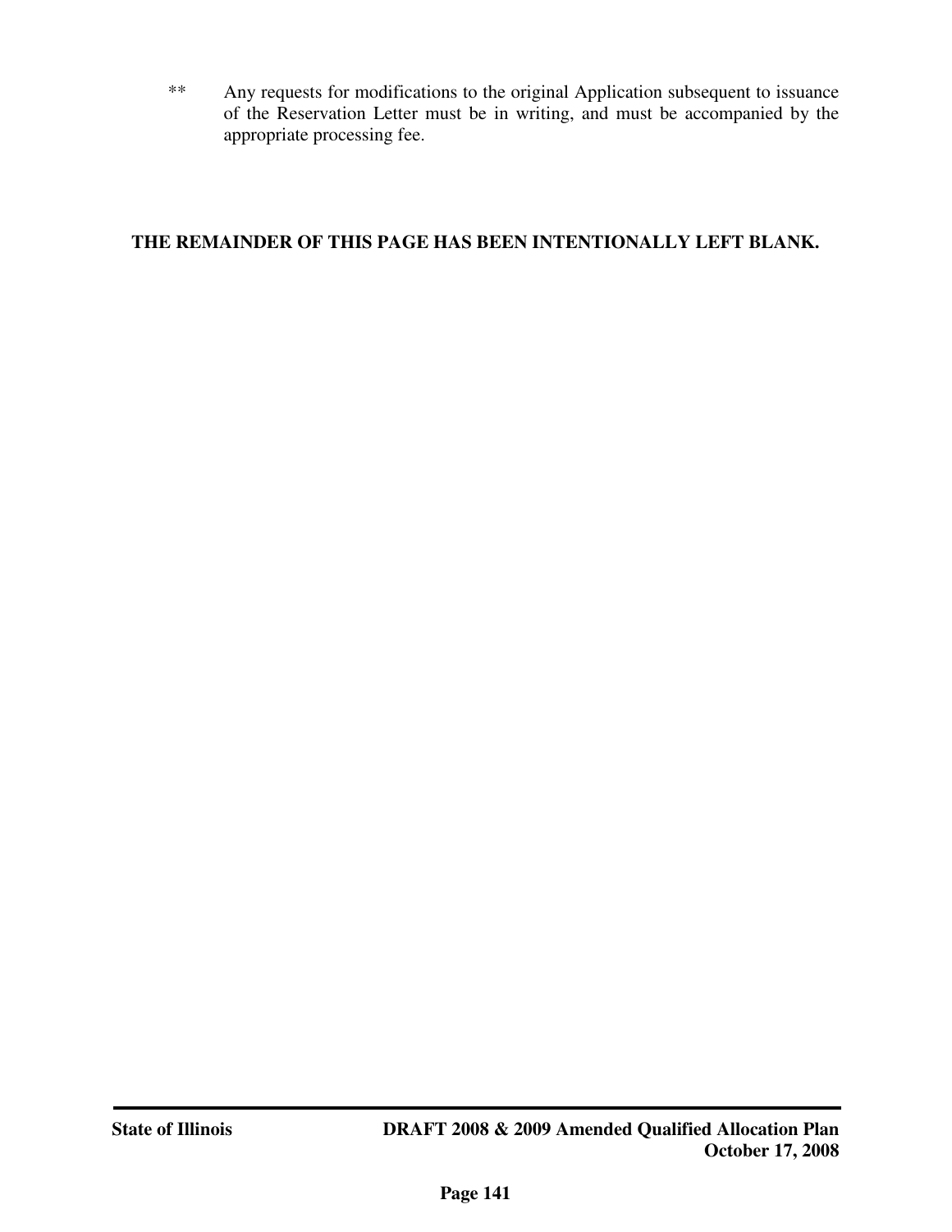** Any requests for modifications to the original Application subsequent to issuance of the Reservation Letter must be in writing, and must be accompanied by the appropriate processing fee.

**THE REMAINDER OF THIS PAGE HAS BEEN INTENTIONALLY LEFT BLANK.**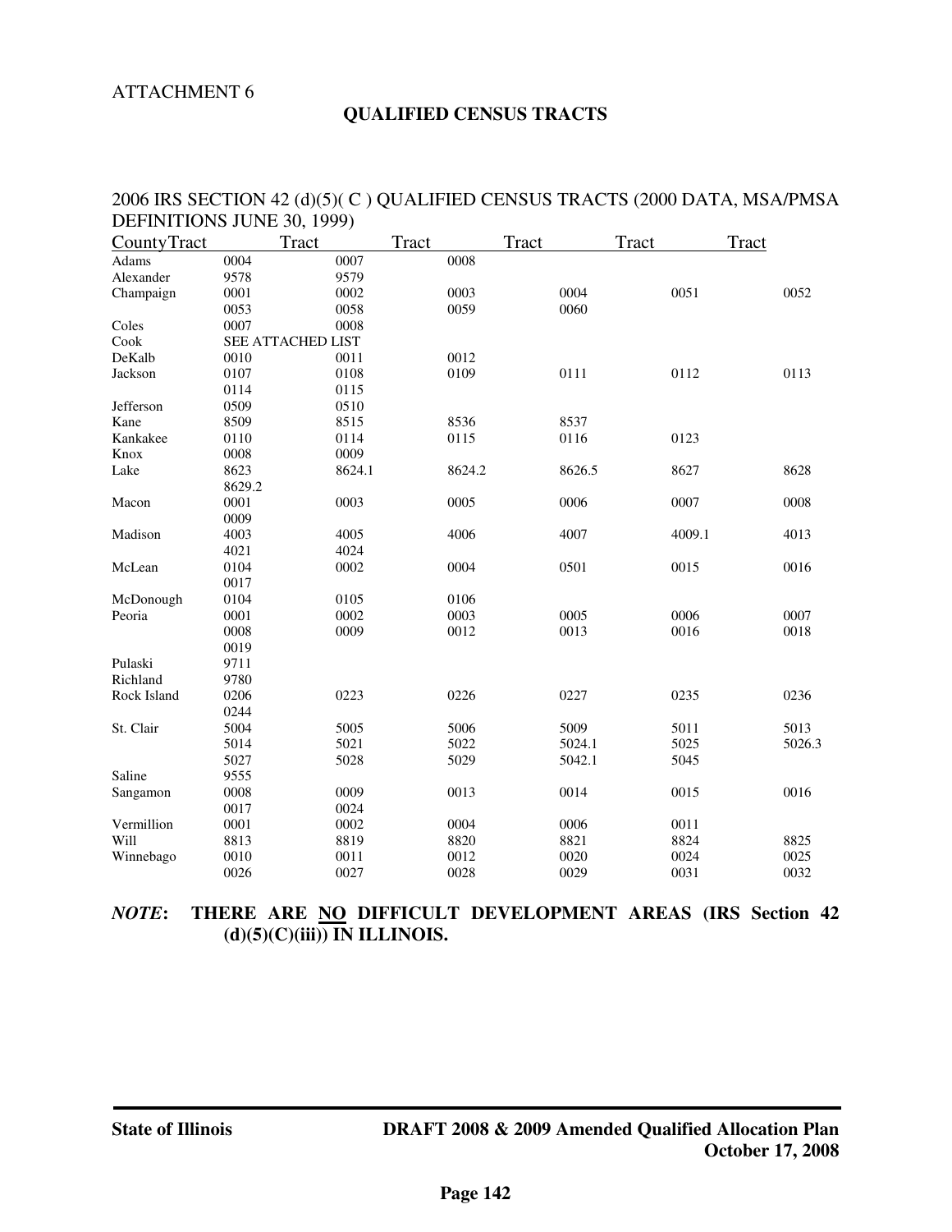ATTACHMENT 6

## QUALIFIED CENSUS TRACTS

2006 IRS SECTION 42 (d)(5)( C ) QUALIFIED CENSUS TRACTS (2000 DATA, MSA/PMSA DEFINITIONS JUNE 30, 1999)

| County | Tract | Tract | Tract | Tract | Tract | Tract |
|---|---|---|---|---|---|---|
| Adams | 0004 | 0007 | 0008 | | | |
| Alexander | 9578 | 9579 | | | | |
| Champaign | 0001 | 0002 | 0003 | 0004 | 0051 | 0052 |
| | 0053 | 0058 | 0059 | 0060 | | |
| Coles | 0007 | 0008 | | | | |
| Cook | SEE ATTACHED LIST | | | | | |
| DeKalb | 0010 | 0011 | 0012 | | | |
| Jackson | 0107 | 0108 | 0109 | 0111 | 0112 | 0113 |
| | 0114 | 0115 | | | | |
| Jefferson | 0509 | 0510 | | | | |
| Kane | 8509 | 8515 | 8536 | 8537 | | |
| Kankakee | 0110 | 0114 | 0115 | 0116 | 0123 | |
| Knox | 0008 | 0009 | | | | |
| Lake | 8623 | 8624.1 | 8624.2 | 8626.5 | 8627 | 8628 |
| | 8629.2 | | | | | |
| Macon | 0001 | 0003 | 0005 | 0006 | 0007 | 0008 |
| | 0009 | | | | | |
| Madison | 4003 | 4005 | 4006 | 4007 | 4009.1 | 4013 |
| | 4021 | 4024 | | | | |
| McLean | 0104 | 0002 | 0004 | 0501 | 0015 | 0016 |
| | 0017 | | | | | |
| McDonough | 0104 | 0105 | 0106 | | | |
| Peoria | 0001 | 0002 | 0003 | 0005 | 0006 | 0007 |
| | 0008 | 0009 | 0012 | 0013 | 0016 | 0018 |
| | 0019 | | | | | |
| Pulaski | 9711 | | | | | |
| Richland | 9780 | | | | | |
| Rock Island | 0206 | 0223 | 0226 | 0227 | 0235 | 0236 |
| | 0244 | | | | | |
| St. Clair | 5004 | 5005 | 5006 | 5009 | 5011 | 5013 |
| | 5014 | 5021 | 5022 | 5024.1 | 5025 | 5026.3 |
| | 5027 | 5028 | 5029 | 5042.1 | 5045 | |
| Saline | 9555 | | | | | |
| Sangamon | 0008 | 0009 | 0013 | 0014 | 0015 | 0016 |
| | 0017 | 0024 | | | | |
| Vermillion | 0001 | 0002 | 0004 | 0006 | 0011 | |
| Will | 8813 | 8819 | 8820 | 8821 | 8824 | 8825 |
| Winnebago | 0010 | 0011 | 0012 | 0020 | 0024 | 0025 |
| | 0026 | 0027 | 0028 | 0029 | 0031 | 0032 |

***NOTE*: THERE ARE NO DIFFICULT DEVELOPMENT AREAS (IRS Section 42 (d)(5)(C)(iii)) IN ILLINOIS.**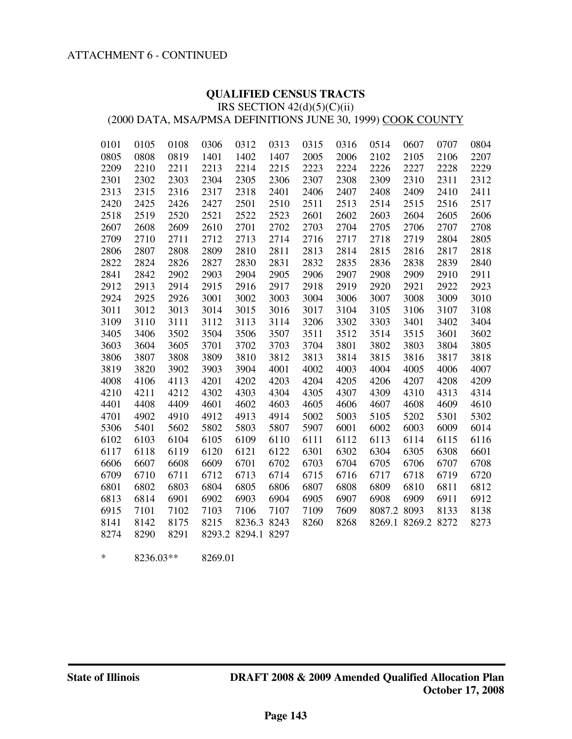ATTACHMENT 6 - CONTINUED

**QUALIFIED CENSUS TRACTS**

IRS SECTION 42(d)(5)(C)(ii)

(2000 DATA, MSA/PMSA DEFINITIONS JUNE 30, 1999) COOK COUNTY

| | | | | | | | | | | | |
|---|---|---|---|---|---|---|---|---|---|---|---|
| 0101 | 0105 | 0108 | 0306 | 0312 | 0313 | 0315 | 0316 | 0514 | 0607 | 0707 | 0804 |
| 0805 | 0808 | 0819 | 1401 | 1402 | 1407 | 2005 | 2006 | 2102 | 2105 | 2106 | 2207 |
| 2209 | 2210 | 2211 | 2213 | 2214 | 2215 | 2223 | 2224 | 2226 | 2227 | 2228 | 2229 |
| 2301 | 2302 | 2303 | 2304 | 2305 | 2306 | 2307 | 2308 | 2309 | 2310 | 2311 | 2312 |
| 2313 | 2315 | 2316 | 2317 | 2318 | 2401 | 2406 | 2407 | 2408 | 2409 | 2410 | 2411 |
| 2420 | 2425 | 2426 | 2427 | 2501 | 2510 | 2511 | 2513 | 2514 | 2515 | 2516 | 2517 |
| 2518 | 2519 | 2520 | 2521 | 2522 | 2523 | 2601 | 2602 | 2603 | 2604 | 2605 | 2606 |
| 2607 | 2608 | 2609 | 2610 | 2701 | 2702 | 2703 | 2704 | 2705 | 2706 | 2707 | 2708 |
| 2709 | 2710 | 2711 | 2712 | 2713 | 2714 | 2716 | 2717 | 2718 | 2719 | 2804 | 2805 |
| 2806 | 2807 | 2808 | 2809 | 2810 | 2811 | 2813 | 2814 | 2815 | 2816 | 2817 | 2818 |
| 2822 | 2824 | 2826 | 2827 | 2830 | 2831 | 2832 | 2835 | 2836 | 2838 | 2839 | 2840 |
| 2841 | 2842 | 2902 | 2903 | 2904 | 2905 | 2906 | 2907 | 2908 | 2909 | 2910 | 2911 |
| 2912 | 2913 | 2914 | 2915 | 2916 | 2917 | 2918 | 2919 | 2920 | 2921 | 2922 | 2923 |
| 2924 | 2925 | 2926 | 3001 | 3002 | 3003 | 3004 | 3006 | 3007 | 3008 | 3009 | 3010 |
| 3011 | 3012 | 3013 | 3014 | 3015 | 3016 | 3017 | 3104 | 3105 | 3106 | 3107 | 3108 |
| 3109 | 3110 | 3111 | 3112 | 3113 | 3114 | 3206 | 3302 | 3303 | 3401 | 3402 | 3404 |
| 3405 | 3406 | 3502 | 3504 | 3506 | 3507 | 3511 | 3512 | 3514 | 3515 | 3601 | 3602 |
| 3603 | 3604 | 3605 | 3701 | 3702 | 3703 | 3704 | 3801 | 3802 | 3803 | 3804 | 3805 |
| 3806 | 3807 | 3808 | 3809 | 3810 | 3812 | 3813 | 3814 | 3815 | 3816 | 3817 | 3818 |
| 3819 | 3820 | 3902 | 3903 | 3904 | 4001 | 4002 | 4003 | 4004 | 4005 | 4006 | 4007 |
| 4008 | 4106 | 4113 | 4201 | 4202 | 4203 | 4204 | 4205 | 4206 | 4207 | 4208 | 4209 |
| 4210 | 4211 | 4212 | 4302 | 4303 | 4304 | 4305 | 4307 | 4309 | 4310 | 4313 | 4314 |
| 4401 | 4408 | 4409 | 4601 | 4602 | 4603 | 4605 | 4606 | 4607 | 4608 | 4609 | 4610 |
| 4701 | 4902 | 4910 | 4912 | 4913 | 4914 | 5002 | 5003 | 5105 | 5202 | 5301 | 5302 |
| 5306 | 5401 | 5602 | 5802 | 5803 | 5807 | 5907 | 6001 | 6002 | 6003 | 6009 | 6014 |
| 6102 | 6103 | 6104 | 6105 | 6109 | 6110 | 6111 | 6112 | 6113 | 6114 | 6115 | 6116 |
| 6117 | 6118 | 6119 | 6120 | 6121 | 6122 | 6301 | 6302 | 6304 | 6305 | 6308 | 6601 |
| 6606 | 6607 | 6608 | 6609 | 6701 | 6702 | 6703 | 6704 | 6705 | 6706 | 6707 | 6708 |
| 6709 | 6710 | 6711 | 6712 | 6713 | 6714 | 6715 | 6716 | 6717 | 6718 | 6719 | 6720 |
| 6801 | 6802 | 6803 | 6804 | 6805 | 6806 | 6807 | 6808 | 6809 | 6810 | 6811 | 6812 |
| 6813 | 6814 | 6901 | 6902 | 6903 | 6904 | 6905 | 6907 | 6908 | 6909 | 6911 | 6912 |
| 6915 | 7101 | 7102 | 7103 | 7106 | 7107 | 7109 | 7609 | 8087.2 | 8093 | 8133 | 8138 |
| 8141 | 8142 | 8175 | 8215 | 8236.3 | 8243 | 8260 | 8268 | 8269.1 | 8269.2 | 8272 | 8273 |
| 8274 | 8290 | 8291 | 8293.2 | 8294.1 | 8297 | | | | | | |

* 8236.03** 8269.01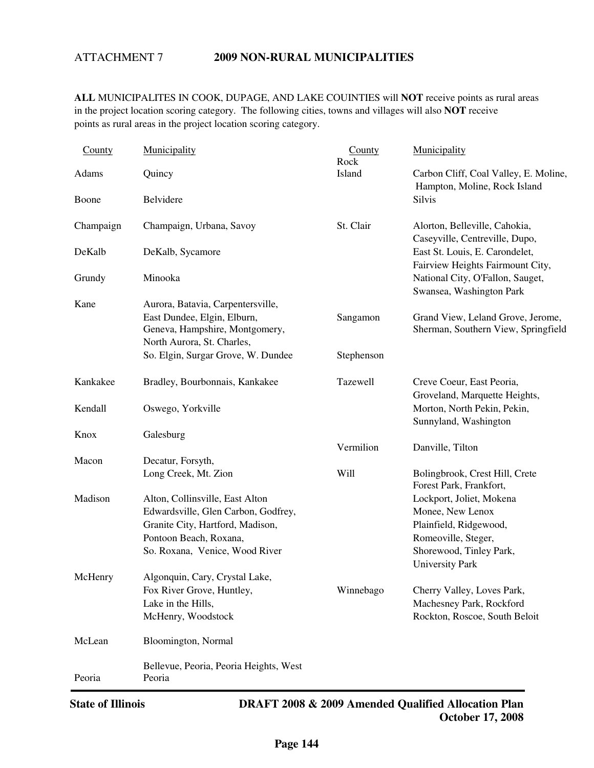ATTACHMENT 7 **2009 NON-RURAL MUNICIPALITIES**

**ALL** MUNICIPALITES IN COOK, DUPAGE, AND LAKE COUNTIES will **NOT** receive points as rural areas in the project location scoring category. The following cities, towns and villages will also **NOT** receive points as rural areas in the project location scoring category.

| County | Municipality |
|---|---|
| Adams | Quincy |
| Boone | Belvidere |
| Champaign | Champaign, Urbana, Savoy |
| DeKalb | DeKalb, Sycamore |
| Grundy | Minooka |
| Kane | Aurora, Batavia, Carpentersville, East Dundee, Elgin, Elburn, Geneva, Hampshire, Montgomery, North Aurora, St. Charles, So. Elgin, Surgar Grove, W. Dundee |
| Kankakee | Bradley, Bourbonnais, Kankakee |
| Kendall | Oswego, Yorkville |
| Knox | Galesburg |
| Macon | Decatur, Forsyth, Long Creek, Mt. Zion |
| Madison | Alton, Collinsville, East Alton Edwardsville, Glen Carbon, Godfrey, Granite City, Hartford, Madison, Pontoon Beach, Roxana, So. Roxana, Venice, Wood River |
| McHenry | Algonquin, Cary, Crystal Lake, Fox River Grove, Huntley, Lake in the Hills, McHenry, Woodstock |
| McLean | Bloomington, Normal |
| Peoria | Bellevue, Peoria, Peoria Heights, West Peoria |
| Rock Island | Carbon Cliff, Coal Valley, E. Moline, Hampton, Moline, Rock Island Silvis |
| St. Clair | Alorton, Belleville, Cahokia, Caseyville, Centreville, Dupo, East St. Louis, E. Carondelet, Fairview Heights Fairmount City, National City, O'Fallon, Sauget, Swansea, Washington Park |
| Sangamon | Grand View, Leland Grove, Jerome, Sherman, Southern View, Springfield |
| Stephenson | |
| Tazewell | Creve Coeur, East Peoria, Groveland, Marquette Heights, Morton, North Pekin, Pekin, Sunnyland, Washington |
| Vermilion | Danville, Tilton |
| Will | Bolingbrook, Crest Hill, Crete Forest Park, Frankfort, Lockport, Joliet, Mokena Monee, New Lenox Plainfield, Ridgewood, Romeoville, Steger, Shorewood, Tinley Park, University Park |
| Winnebago | Cherry Valley, Loves Park, Machesney Park, Rockford Rockton, Roscoe, South Beloit |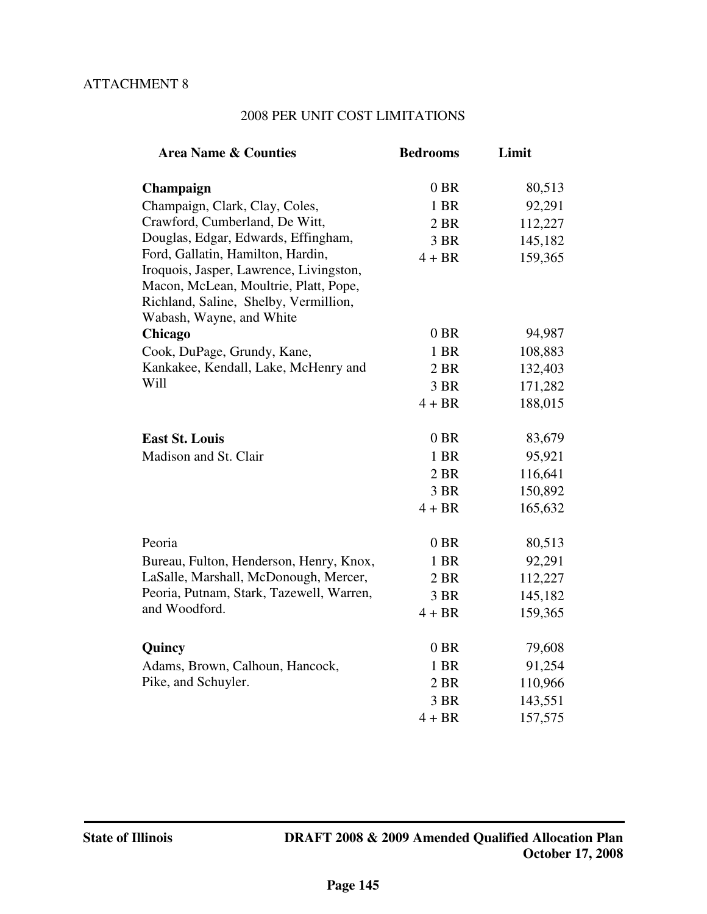ATTACHMENT 8

## 2008 PER UNIT COST LIMITATIONS

| Area Name & Counties | Bedrooms | Limit |
|---|---|---|
| **Champaign** | 0 BR | 80,513 |
| Champaign, Clark, Clay, Coles, Crawford, Cumberland, De Witt, Douglas, Edgar, Edwards, Effingham, Ford, Gallatin, Hamilton, Hardin, Iroquois, Jasper, Lawrence, Livingston, Macon, McLean, Moultrie, Platt, Pope, Richland, Saline, Shelby, Vermillion, Wabash, Wayne, and White | 1 BR | 92,291 |
| | 2 BR | 112,227 |
| | 3 BR | 145,182 |
| | 4 + BR | 159,365 |
| **Chicago** | 0 BR | 94,987 |
| Cook, DuPage, Grundy, Kane, Kankakee, Kendall, Lake, McHenry and Will | 1 BR | 108,883 |
| | 2 BR | 132,403 |
| | 3 BR | 171,282 |
| | 4 + BR | 188,015 |
| **East St. Louis** | 0 BR | 83,679 |
| Madison and St. Clair | 1 BR | 95,921 |
| | 2 BR | 116,641 |
| | 3 BR | 150,892 |
| | 4 + BR | 165,632 |
| Peoria | 0 BR | 80,513 |
| Bureau, Fulton, Henderson, Henry, Knox, LaSalle, Marshall, McDonough, Mercer, Peoria, Putnam, Stark, Tazewell, Warren, and Woodford. | 1 BR | 92,291 |
| | 2 BR | 112,227 |
| | 3 BR | 145,182 |
| | 4 + BR | 159,365 |
| **Quincy** | 0 BR | 79,608 |
| Adams, Brown, Calhoun, Hancock, Pike, and Schuyler. | 1 BR | 91,254 |
| | 2 BR | 110,966 |
| | 3 BR | 143,551 |
| | 4 + BR | 157,575 |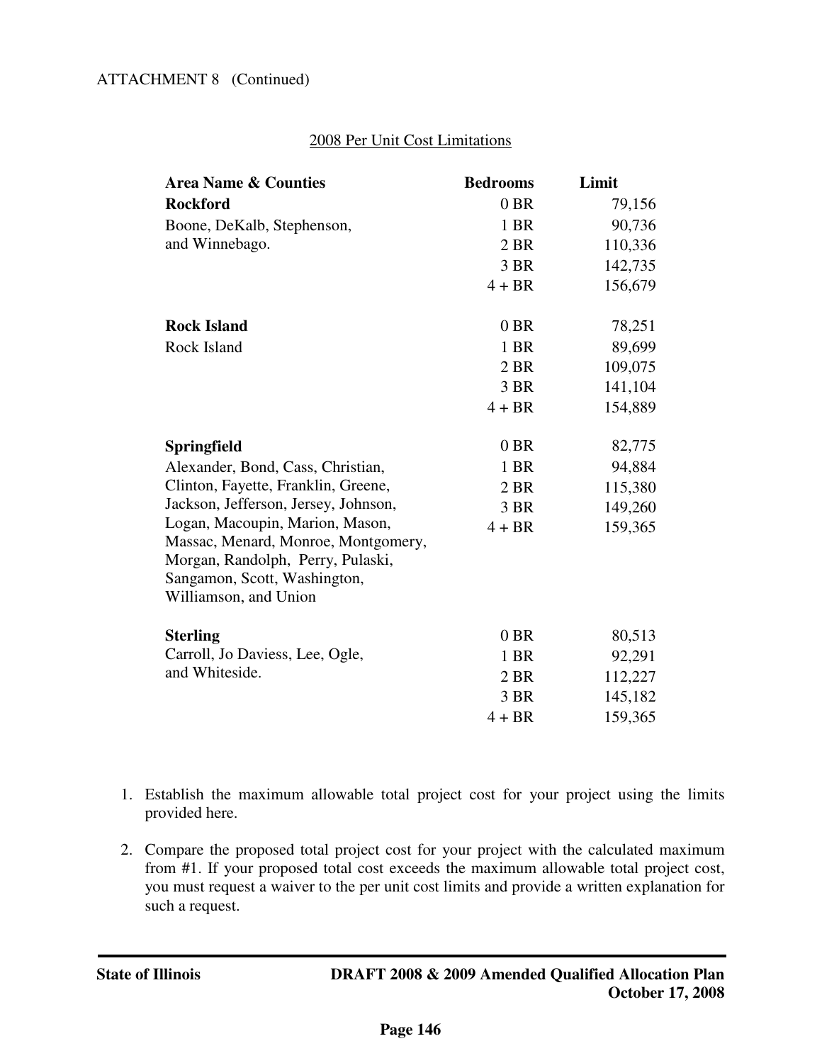ATTACHMENT 8 (Continued)

2008 Per Unit Cost Limitations

| Area Name & Counties | Bedrooms | Limit |
|---|---|---|
| **Rockford** | 0 BR | 79,156 |
| Boone, DeKalb, Stephenson, | 1 BR | 90,736 |
| and Winnebago. | 2 BR | 110,336 |
| | 3 BR | 142,735 |
| | 4 + BR | 156,679 |
| **Rock Island** | 0 BR | 78,251 |
| Rock Island | 1 BR | 89,699 |
| | 2 BR | 109,075 |
| | 3 BR | 141,104 |
| | 4 + BR | 154,889 |
| **Springfield** | 0 BR | 82,775 |
| Alexander, Bond, Cass, Christian, | 1 BR | 94,884 |
| Clinton, Fayette, Franklin, Greene, | 2 BR | 115,380 |
| Jackson, Jefferson, Jersey, Johnson, | 3 BR | 149,260 |
| Logan, Macoupin, Marion, Mason, | 4 + BR | 159,365 |
| Massac, Menard, Monroe, Montgomery, | | |
| Morgan, Randolph, Perry, Pulaski, | | |
| Sangamon, Scott, Washington, | | |
| Williamson, and Union | | |
| **Sterling** | 0 BR | 80,513 |
| Carroll, Jo Daviess, Lee, Ogle, | 1 BR | 92,291 |
| and Whiteside. | 2 BR | 112,227 |
| | 3 BR | 145,182 |
| | 4 + BR | 159,365 |

1. Establish the maximum allowable total project cost for your project using the limits provided here.

2. Compare the proposed total project cost for your project with the calculated maximum from #1. If your proposed total cost exceeds the maximum allowable total project cost, you must request a waiver to the per unit cost limits and provide a written explanation for such a request.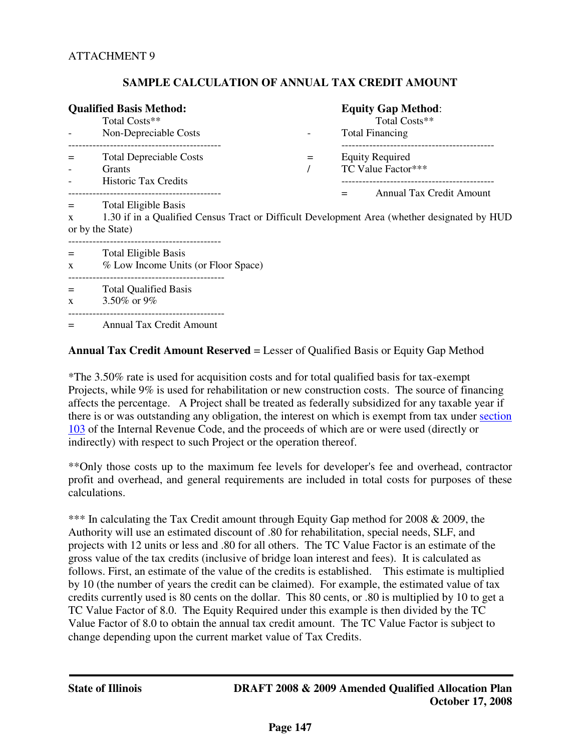ATTACHMENT 9

## SAMPLE CALCULATION OF ANNUAL TAX CREDIT AMOUNT

**Qualified Basis Method:**

```
        Total Costs**
-       Non-Depreciable Costs
--------------------------------------------
=       Total Depreciable Costs
-       Grants
-       Historic Tax Credits
--------------------------------------------
=       Total Eligible Basis
x       1.30 if in a Qualified Census Tract or Difficult Development Area (whether designated by HUD or by the State)
--------------------------------------------
=       Total Eligible Basis
x       % Low Income Units (or Floor Space)
--------------------------------------------
=       Total Qualified Basis
x       3.50% or 9%
--------------------------------------------
=       Annual Tax Credit Amount
```

**Equity Gap Method**:

```
        Total Costs**
-       Total Financing
--------------------------------------------
=       Equity Required
/       TC Value Factor***
--------------------------------------------
=       Annual Tax Credit Amount
```

**Annual Tax Credit Amount Reserved** = Lesser of Qualified Basis or Equity Gap Method

*The 3.50% rate is used for acquisition costs and for total qualified basis for tax-exempt Projects, while 9% is used for rehabilitation or new construction costs. The source of financing affects the percentage. A Project shall be treated as federally subsidized for any taxable year if there is or was outstanding any obligation, the interest on which is exempt from tax under section 103 of the Internal Revenue Code, and the proceeds of which are or were used (directly or indirectly) with respect to such Project or the operation thereof.

**Only those costs up to the maximum fee levels for developer's fee and overhead, contractor profit and overhead, and general requirements are included in total costs for purposes of these calculations.

*** In calculating the Tax Credit amount through Equity Gap method for 2008 & 2009, the Authority will use an estimated discount of .80 for rehabilitation, special needs, SLF, and projects with 12 units or less and .80 for all others. The TC Value Factor is an estimate of the gross value of the tax credits (inclusive of bridge loan interest and fees). It is calculated as follows. First, an estimate of the value of the credits is established. This estimate is multiplied by 10 (the number of years the credit can be claimed). For example, the estimated value of tax credits currently used is 80 cents on the dollar. This 80 cents, or .80 is multiplied by 10 to get a TC Value Factor of 8.0. The Equity Required under this example is then divided by the TC Value Factor of 8.0 to obtain the annual tax credit amount. The TC Value Factor is subject to change depending upon the current market value of Tax Credits.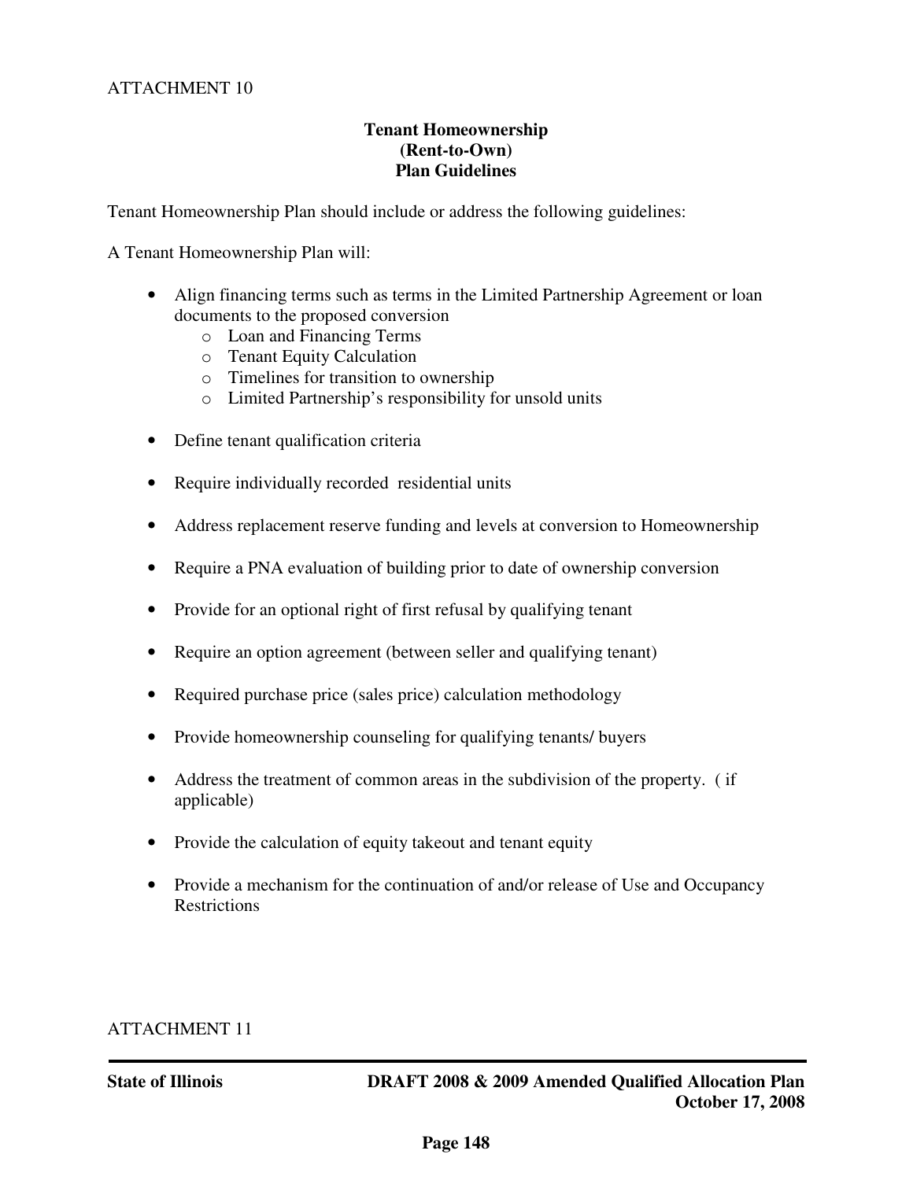ATTACHMENT 10

**Tenant Homeownership**
**(Rent-to-Own)**
**Plan Guidelines**

Tenant Homeownership Plan should include or address the following guidelines:

A Tenant Homeownership Plan will:

- Align financing terms such as terms in the Limited Partnership Agreement or loan documents to the proposed conversion
  - Loan and Financing Terms
  - Tenant Equity Calculation
  - Timelines for transition to ownership
  - Limited Partnership's responsibility for unsold units

- Define tenant qualification criteria

- Require individually recorded residential units

- Address replacement reserve funding and levels at conversion to Homeownership

- Require a PNA evaluation of building prior to date of ownership conversion

- Provide for an optional right of first refusal by qualifying tenant

- Require an option agreement (between seller and qualifying tenant)

- Required purchase price (sales price) calculation methodology

- Provide homeownership counseling for qualifying tenants/ buyers

- Address the treatment of common areas in the subdivision of the property. ( if applicable)

- Provide the calculation of equity takeout and tenant equity

- Provide a mechanism for the continuation of and/or release of Use and Occupancy Restrictions

ATTACHMENT 11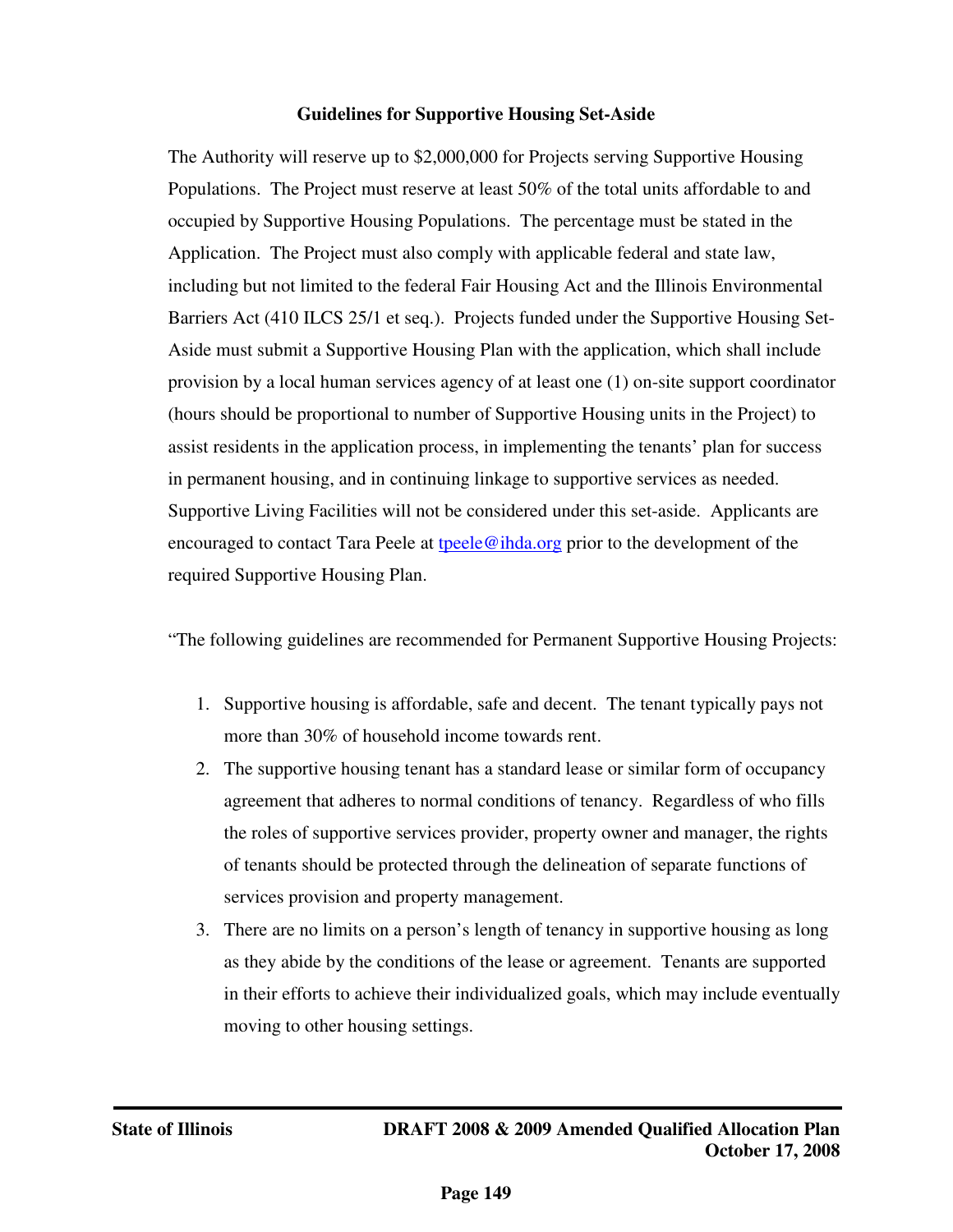**Guidelines for Supportive Housing Set-Aside**

The Authority will reserve up to $2,000,000 for Projects serving Supportive Housing Populations. The Project must reserve at least 50% of the total units affordable to and occupied by Supportive Housing Populations. The percentage must be stated in the Application. The Project must also comply with applicable federal and state law, including but not limited to the federal Fair Housing Act and the Illinois Environmental Barriers Act (410 ILCS 25/1 et seq.). Projects funded under the Supportive Housing Set-Aside must submit a Supportive Housing Plan with the application, which shall include provision by a local human services agency of at least one (1) on-site support coordinator (hours should be proportional to number of Supportive Housing units in the Project) to assist residents in the application process, in implementing the tenants' plan for success in permanent housing, and in continuing linkage to supportive services as needed. Supportive Living Facilities will not be considered under this set-aside. Applicants are encouraged to contact Tara Peele at tpeele@ihda.org prior to the development of the required Supportive Housing Plan.

"The following guidelines are recommended for Permanent Supportive Housing Projects:

1. Supportive housing is affordable, safe and decent. The tenant typically pays not more than 30% of household income towards rent.
2. The supportive housing tenant has a standard lease or similar form of occupancy agreement that adheres to normal conditions of tenancy. Regardless of who fills the roles of supportive services provider, property owner and manager, the rights of tenants should be protected through the delineation of separate functions of services provision and property management.
3. There are no limits on a person's length of tenancy in supportive housing as long as they abide by the conditions of the lease or agreement. Tenants are supported in their efforts to achieve their individualized goals, which may include eventually moving to other housing settings.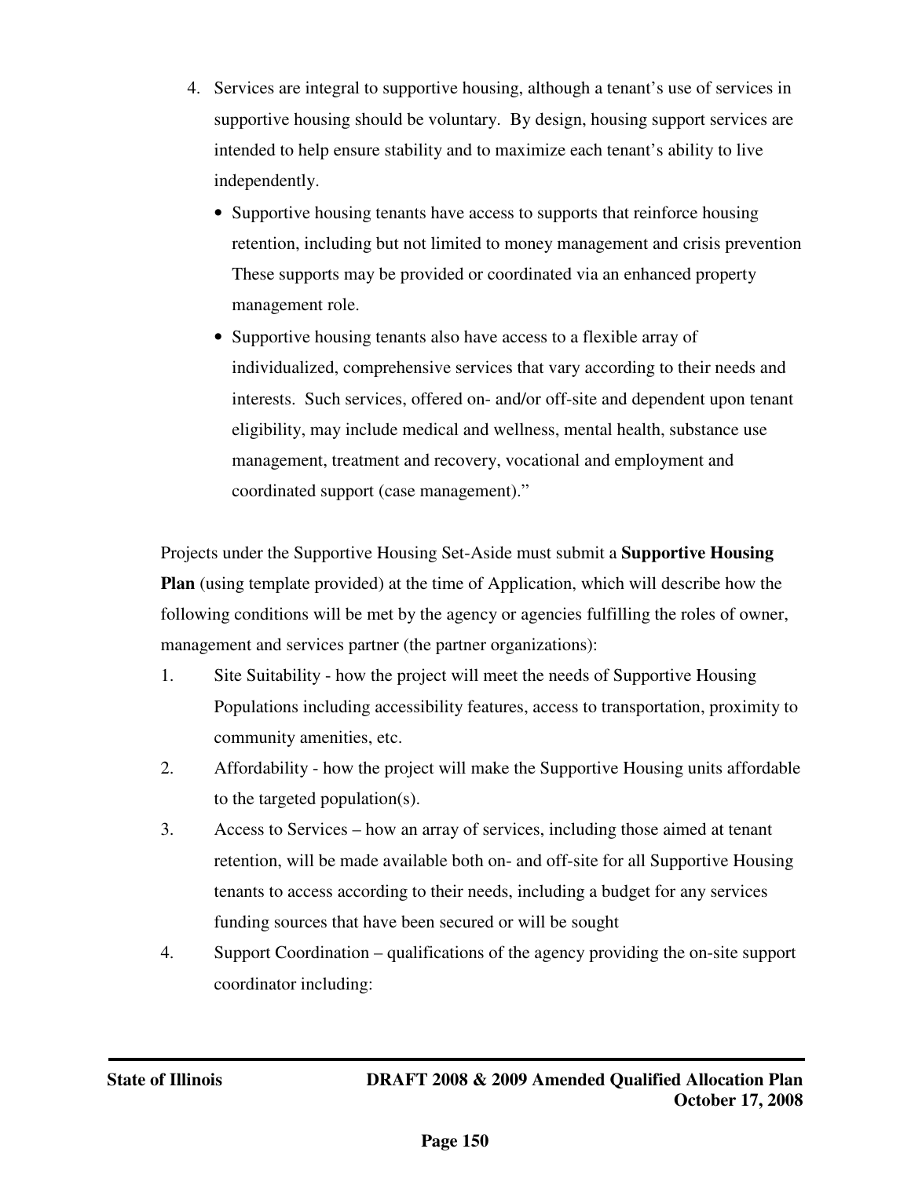4. Services are integral to supportive housing, although a tenant's use of services in supportive housing should be voluntary. By design, housing support services are intended to help ensure stability and to maximize each tenant's ability to live independently.
   - Supportive housing tenants have access to supports that reinforce housing retention, including but not limited to money management and crisis prevention These supports may be provided or coordinated via an enhanced property management role.
   - Supportive housing tenants also have access to a flexible array of individualized, comprehensive services that vary according to their needs and interests. Such services, offered on- and/or off-site and dependent upon tenant eligibility, may include medical and wellness, mental health, substance use management, treatment and recovery, vocational and employment and coordinated support (case management)."

Projects under the Supportive Housing Set-Aside must submit a **Supportive Housing Plan** (using template provided) at the time of Application, which will describe how the following conditions will be met by the agency or agencies fulfilling the roles of owner, management and services partner (the partner organizations):

1. Site Suitability - how the project will meet the needs of Supportive Housing Populations including accessibility features, access to transportation, proximity to community amenities, etc.
2. Affordability - how the project will make the Supportive Housing units affordable to the targeted population(s).
3. Access to Services – how an array of services, including those aimed at tenant retention, will be made available both on- and off-site for all Supportive Housing tenants to access according to their needs, including a budget for any services funding sources that have been secured or will be sought
4. Support Coordination – qualifications of the agency providing the on-site support coordinator including: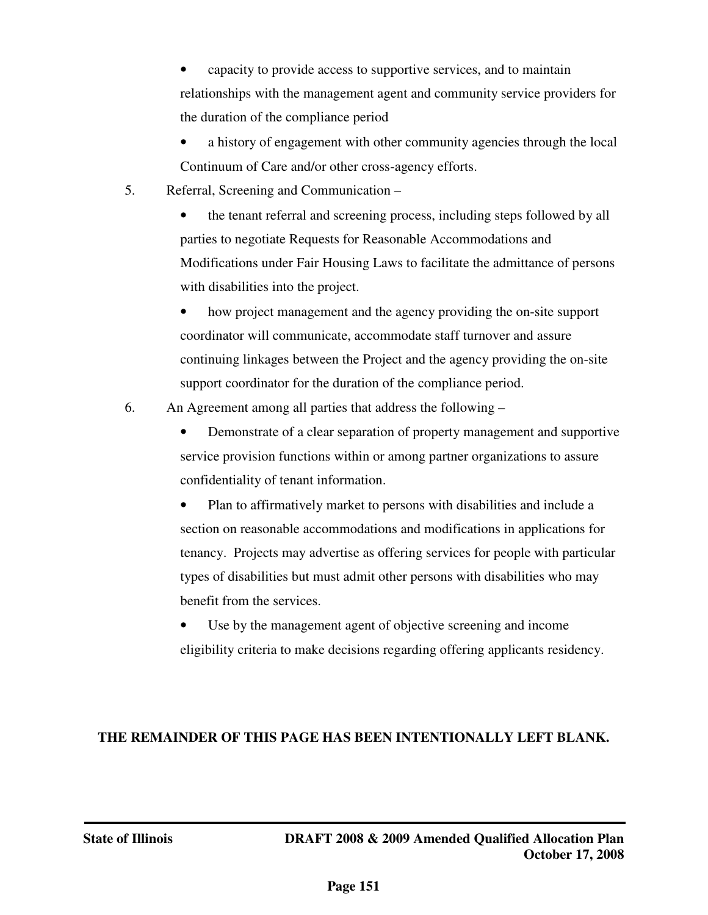- capacity to provide access to supportive services, and to maintain relationships with the management agent and community service providers for the duration of the compliance period
- a history of engagement with other community agencies through the local Continuum of Care and/or other cross-agency efforts.

5. Referral, Screening and Communication –
   - the tenant referral and screening process, including steps followed by all parties to negotiate Requests for Reasonable Accommodations and Modifications under Fair Housing Laws to facilitate the admittance of persons with disabilities into the project.
   - how project management and the agency providing the on-site support coordinator will communicate, accommodate staff turnover and assure continuing linkages between the Project and the agency providing the on-site support coordinator for the duration of the compliance period.

6. An Agreement among all parties that address the following –
   - Demonstrate of a clear separation of property management and supportive service provision functions within or among partner organizations to assure confidentiality of tenant information.
   - Plan to affirmatively market to persons with disabilities and include a section on reasonable accommodations and modifications in applications for tenancy. Projects may advertise as offering services for people with particular types of disabilities but must admit other persons with disabilities who may benefit from the services.
   - Use by the management agent of objective screening and income eligibility criteria to make decisions regarding offering applicants residency.

**THE REMAINDER OF THIS PAGE HAS BEEN INTENTIONALLY LEFT BLANK.**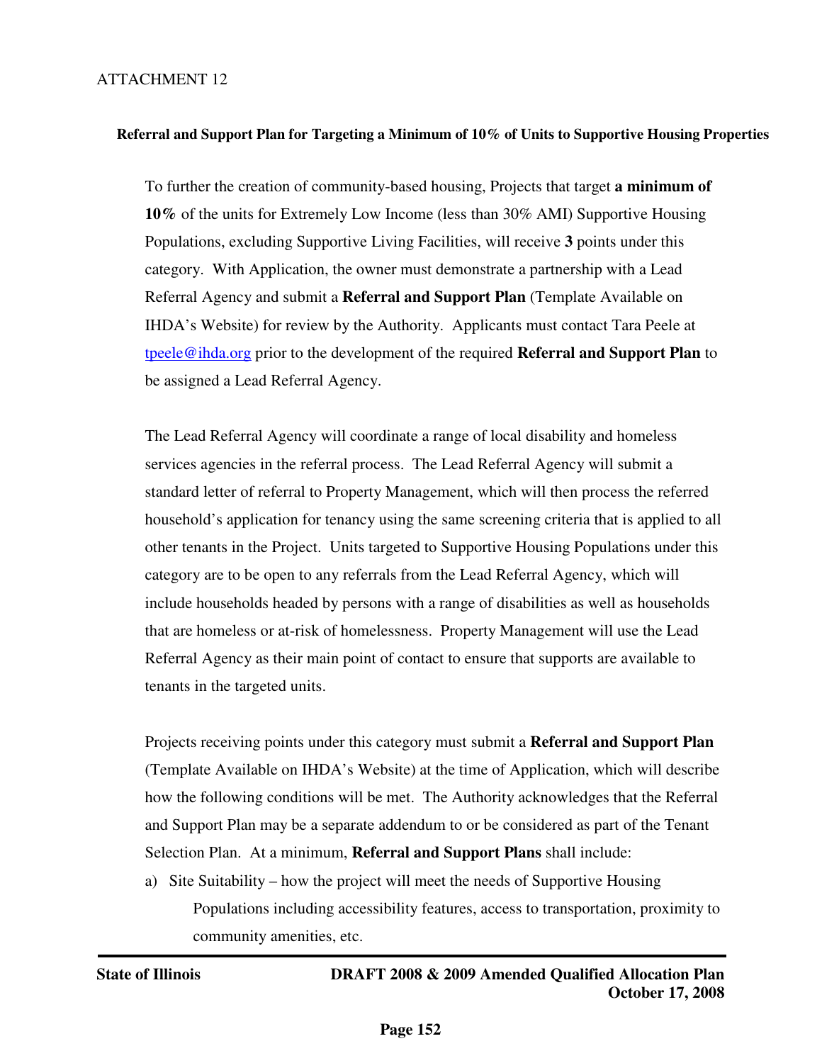ATTACHMENT 12

### Referral and Support Plan for Targeting a Minimum of 10% of Units to Supportive Housing Properties

To further the creation of community-based housing, Projects that target **a minimum of 10%** of the units for Extremely Low Income (less than 30% AMI) Supportive Housing Populations, excluding Supportive Living Facilities, will receive **3** points under this category. With Application, the owner must demonstrate a partnership with a Lead Referral Agency and submit a **Referral and Support Plan** (Template Available on IHDA's Website) for review by the Authority. Applicants must contact Tara Peele at tpeele@ihda.org prior to the development of the required **Referral and Support Plan** to be assigned a Lead Referral Agency.

The Lead Referral Agency will coordinate a range of local disability and homeless services agencies in the referral process. The Lead Referral Agency will submit a standard letter of referral to Property Management, which will then process the referred household's application for tenancy using the same screening criteria that is applied to all other tenants in the Project. Units targeted to Supportive Housing Populations under this category are to be open to any referrals from the Lead Referral Agency, which will include households headed by persons with a range of disabilities as well as households that are homeless or at-risk of homelessness. Property Management will use the Lead Referral Agency as their main point of contact to ensure that supports are available to tenants in the targeted units.

Projects receiving points under this category must submit a **Referral and Support Plan** (Template Available on IHDA's Website) at the time of Application, which will describe how the following conditions will be met. The Authority acknowledges that the Referral and Support Plan may be a separate addendum to or be considered as part of the Tenant Selection Plan. At a minimum, **Referral and Support Plans** shall include:

a) Site Suitability – how the project will meet the needs of Supportive Housing Populations including accessibility features, access to transportation, proximity to community amenities, etc.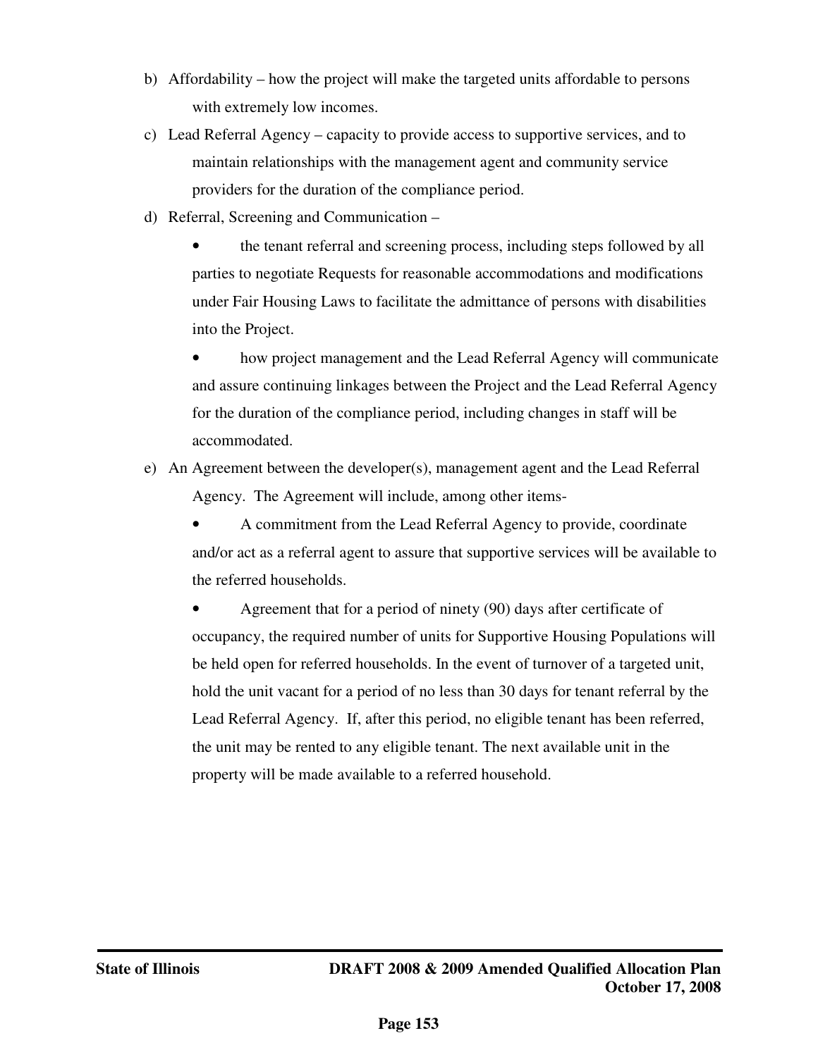b) Affordability – how the project will make the targeted units affordable to persons with extremely low incomes.

c) Lead Referral Agency – capacity to provide access to supportive services, and to maintain relationships with the management agent and community service providers for the duration of the compliance period.

d) Referral, Screening and Communication –

   - the tenant referral and screening process, including steps followed by all parties to negotiate Requests for reasonable accommodations and modifications under Fair Housing Laws to facilitate the admittance of persons with disabilities into the Project.

   - how project management and the Lead Referral Agency will communicate and assure continuing linkages between the Project and the Lead Referral Agency for the duration of the compliance period, including changes in staff will be accommodated.

e) An Agreement between the developer(s), management agent and the Lead Referral Agency. The Agreement will include, among other items-

   - A commitment from the Lead Referral Agency to provide, coordinate and/or act as a referral agent to assure that supportive services will be available to the referred households.

   - Agreement that for a period of ninety (90) days after certificate of occupancy, the required number of units for Supportive Housing Populations will be held open for referred households. In the event of turnover of a targeted unit, hold the unit vacant for a period of no less than 30 days for tenant referral by the Lead Referral Agency. If, after this period, no eligible tenant has been referred, the unit may be rented to any eligible tenant. The next available unit in the property will be made available to a referred household.